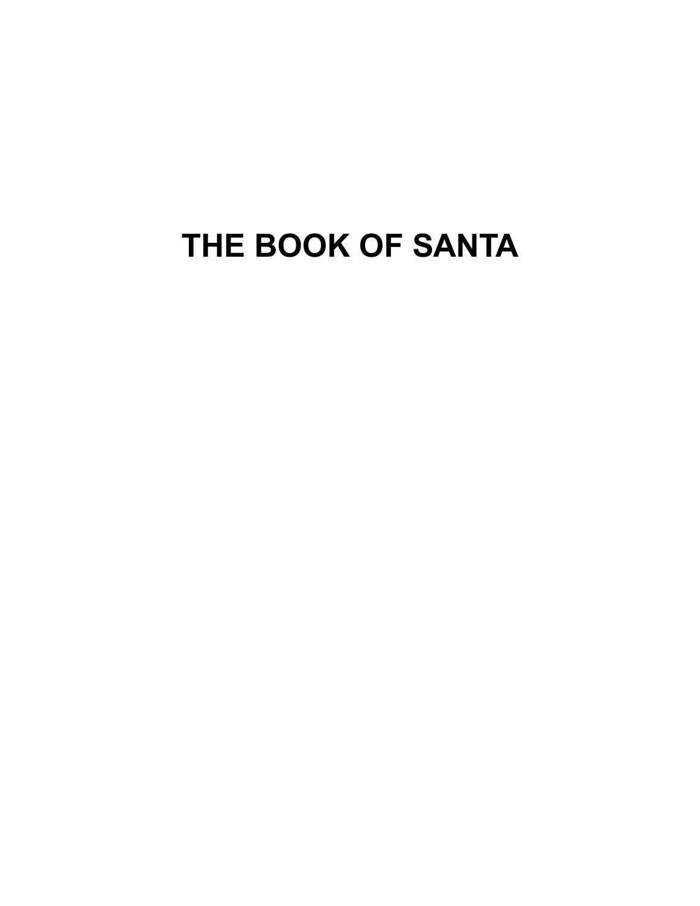# THE BOOK OF SANTA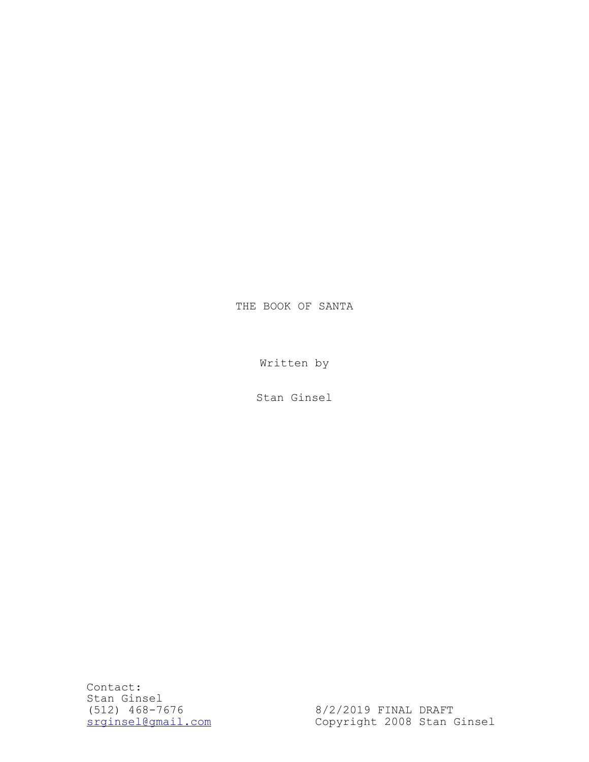# THE BOOK OF SANTA

Written by

Stan Ginsel

Contact:
Stan Ginsel
(512) 468-7676
srginsel@gmail.com

8/2/2019 FINAL DRAFT
Copyright 2008 Stan Ginsel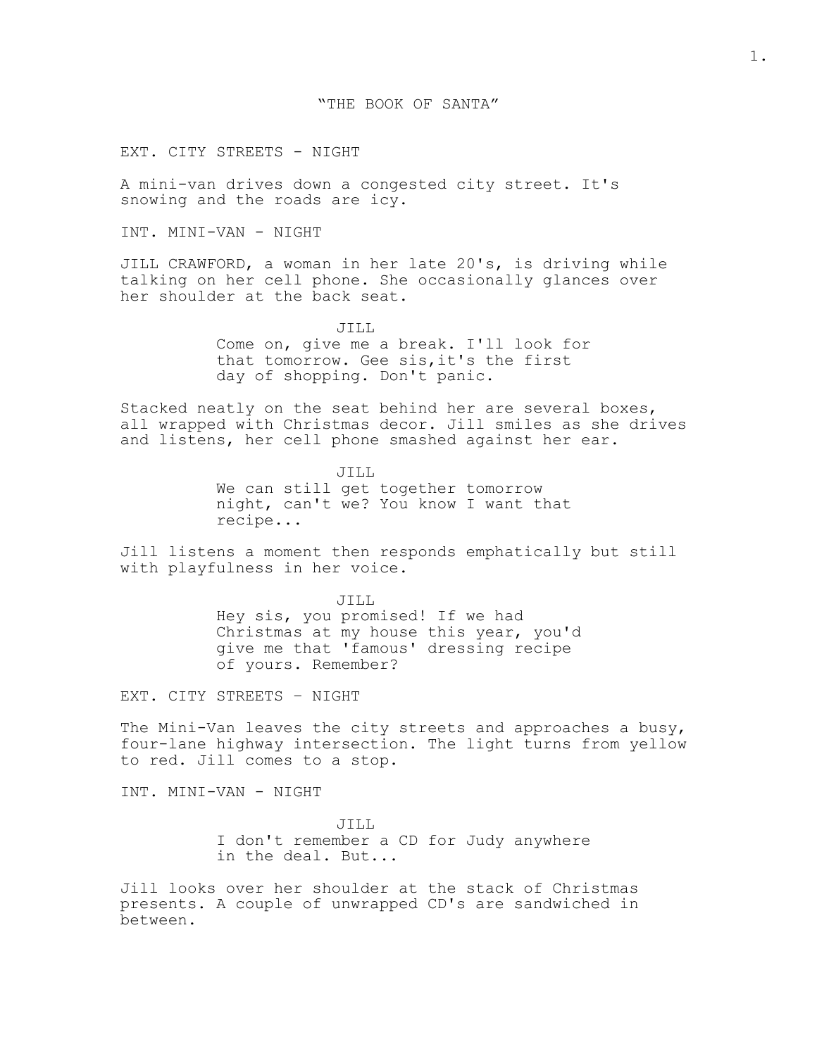"THE BOOK OF SANTA"

EXT. CITY STREETS - NIGHT

A mini-van drives down a congested city street. It's snowing and the roads are icy.

INT. MINI-VAN - NIGHT

JILL CRAWFORD, a woman in her late 20's, is driving while talking on her cell phone. She occasionally glances over her shoulder at the back seat.

JILL
Come on, give me a break. I'll look for that tomorrow. Gee sis,it's the first day of shopping. Don't panic.

Stacked neatly on the seat behind her are several boxes, all wrapped with Christmas decor. Jill smiles as she drives and listens, her cell phone smashed against her ear.

JILL
We can still get together tomorrow night, can't we? You know I want that recipe...

Jill listens a moment then responds emphatically but still with playfulness in her voice.

JILL
Hey sis, you promised! If we had Christmas at my house this year, you'd give me that 'famous' dressing recipe of yours. Remember?

EXT. CITY STREETS – NIGHT

The Mini-Van leaves the city streets and approaches a busy, four-lane highway intersection. The light turns from yellow to red. Jill comes to a stop.

INT. MINI-VAN - NIGHT

JILL
I don't remember a CD for Judy anywhere in the deal. But...

Jill looks over her shoulder at the stack of Christmas presents. A couple of unwrapped CD's are sandwiched in between.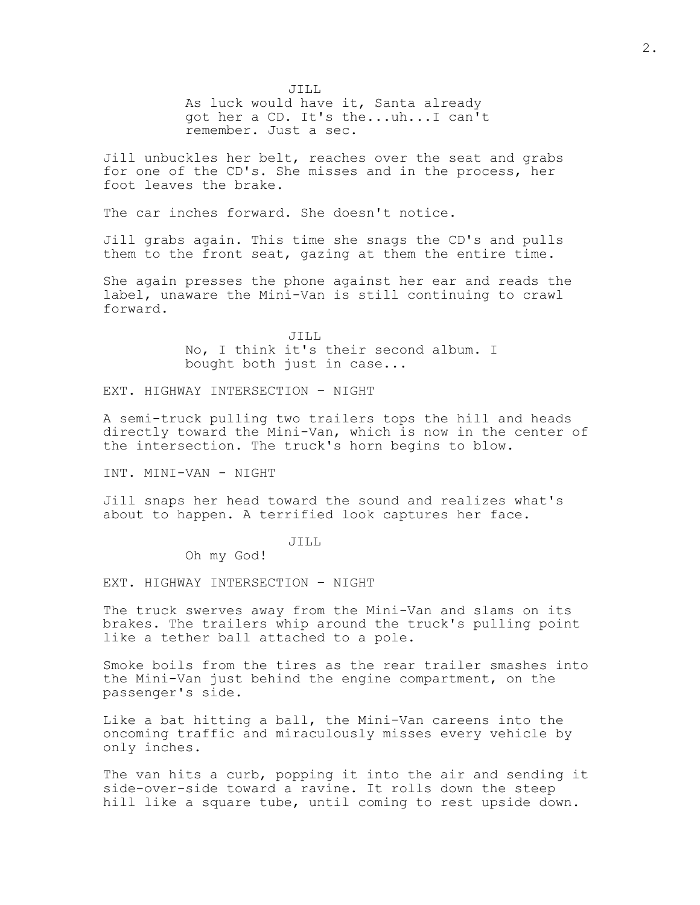JILL
As luck would have it, Santa already got her a CD. It's the...uh...I can't remember. Just a sec.

Jill unbuckles her belt, reaches over the seat and grabs for one of the CD's. She misses and in the process, her foot leaves the brake.

The car inches forward. She doesn't notice.

Jill grabs again. This time she snags the CD's and pulls them to the front seat, gazing at them the entire time.

She again presses the phone against her ear and reads the label, unaware the Mini-Van is still continuing to crawl forward.

JILL
No, I think it's their second album. I bought both just in case...

EXT. HIGHWAY INTERSECTION - NIGHT

A semi-truck pulling two trailers tops the hill and heads directly toward the Mini-Van, which is now in the center of the intersection. The truck's horn begins to blow.

INT. MINI-VAN - NIGHT

Jill snaps her head toward the sound and realizes what's about to happen. A terrified look captures her face.

JILL
Oh my God!

EXT. HIGHWAY INTERSECTION - NIGHT

The truck swerves away from the Mini-Van and slams on its brakes. The trailers whip around the truck's pulling point like a tether ball attached to a pole.

Smoke boils from the tires as the rear trailer smashes into the Mini-Van just behind the engine compartment, on the passenger's side.

Like a bat hitting a ball, the Mini-Van careens into the oncoming traffic and miraculously misses every vehicle by only inches.

The van hits a curb, popping it into the air and sending it side-over-side toward a ravine. It rolls down the steep hill like a square tube, until coming to rest upside down.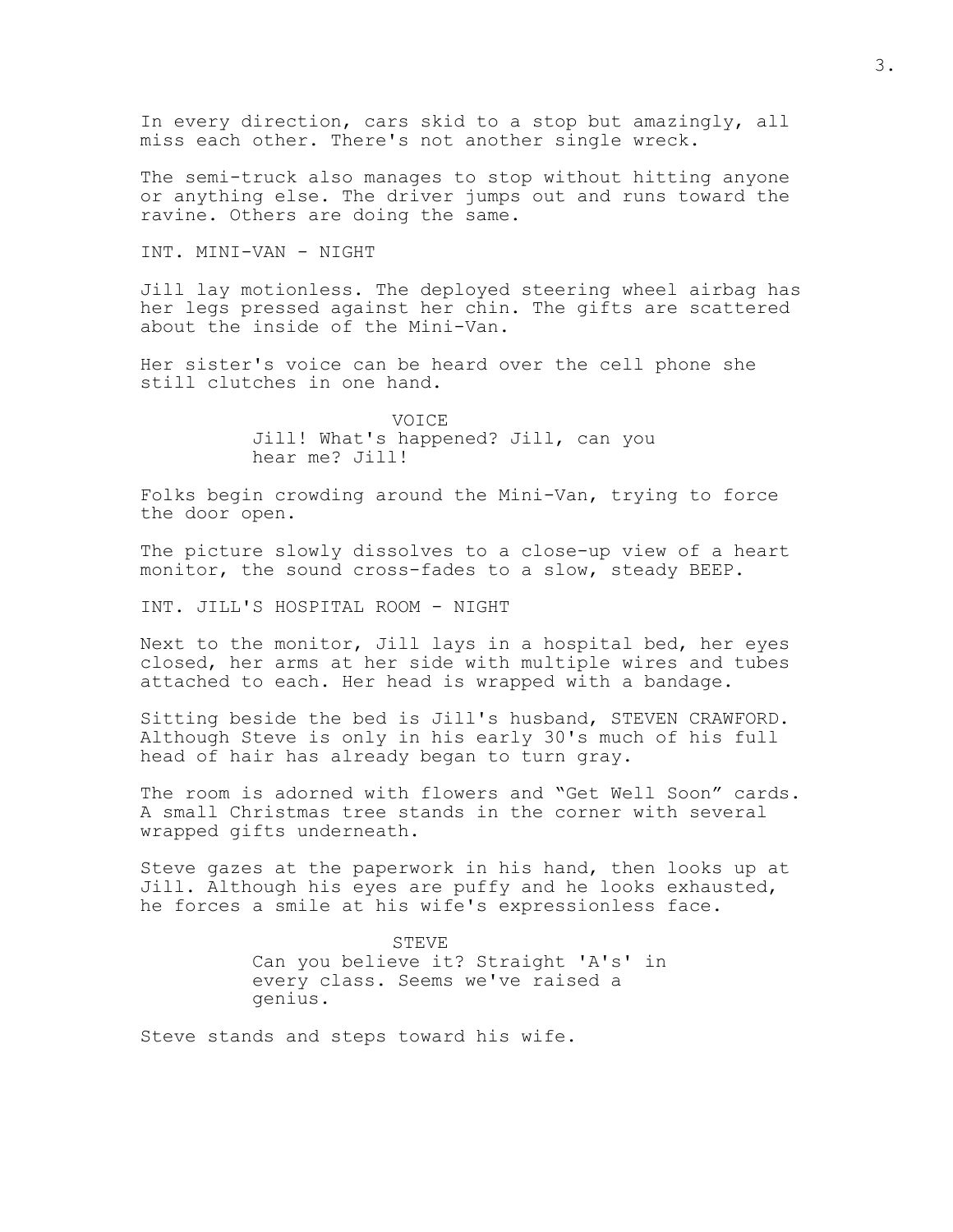In every direction, cars skid to a stop but amazingly, all miss each other. There's not another single wreck.

The semi-truck also manages to stop without hitting anyone or anything else. The driver jumps out and runs toward the ravine. Others are doing the same.

INT. MINI-VAN - NIGHT

Jill lay motionless. The deployed steering wheel airbag has her legs pressed against her chin. The gifts are scattered about the inside of the Mini-Van.

Her sister's voice can be heard over the cell phone she still clutches in one hand.

VOICE
Jill! What's happened? Jill, can you hear me? Jill!

Folks begin crowding around the Mini-Van, trying to force the door open.

The picture slowly dissolves to a close-up view of a heart monitor, the sound cross-fades to a slow, steady BEEP.

INT. JILL'S HOSPITAL ROOM - NIGHT

Next to the monitor, Jill lays in a hospital bed, her eyes closed, her arms at her side with multiple wires and tubes attached to each. Her head is wrapped with a bandage.

Sitting beside the bed is Jill's husband, STEVEN CRAWFORD. Although Steve is only in his early 30's much of his full head of hair has already began to turn gray.

The room is adorned with flowers and "Get Well Soon" cards. A small Christmas tree stands in the corner with several wrapped gifts underneath.

Steve gazes at the paperwork in his hand, then looks up at Jill. Although his eyes are puffy and he looks exhausted, he forces a smile at his wife's expressionless face.

STEVE
Can you believe it? Straight 'A's' in every class. Seems we've raised a genius.

Steve stands and steps toward his wife.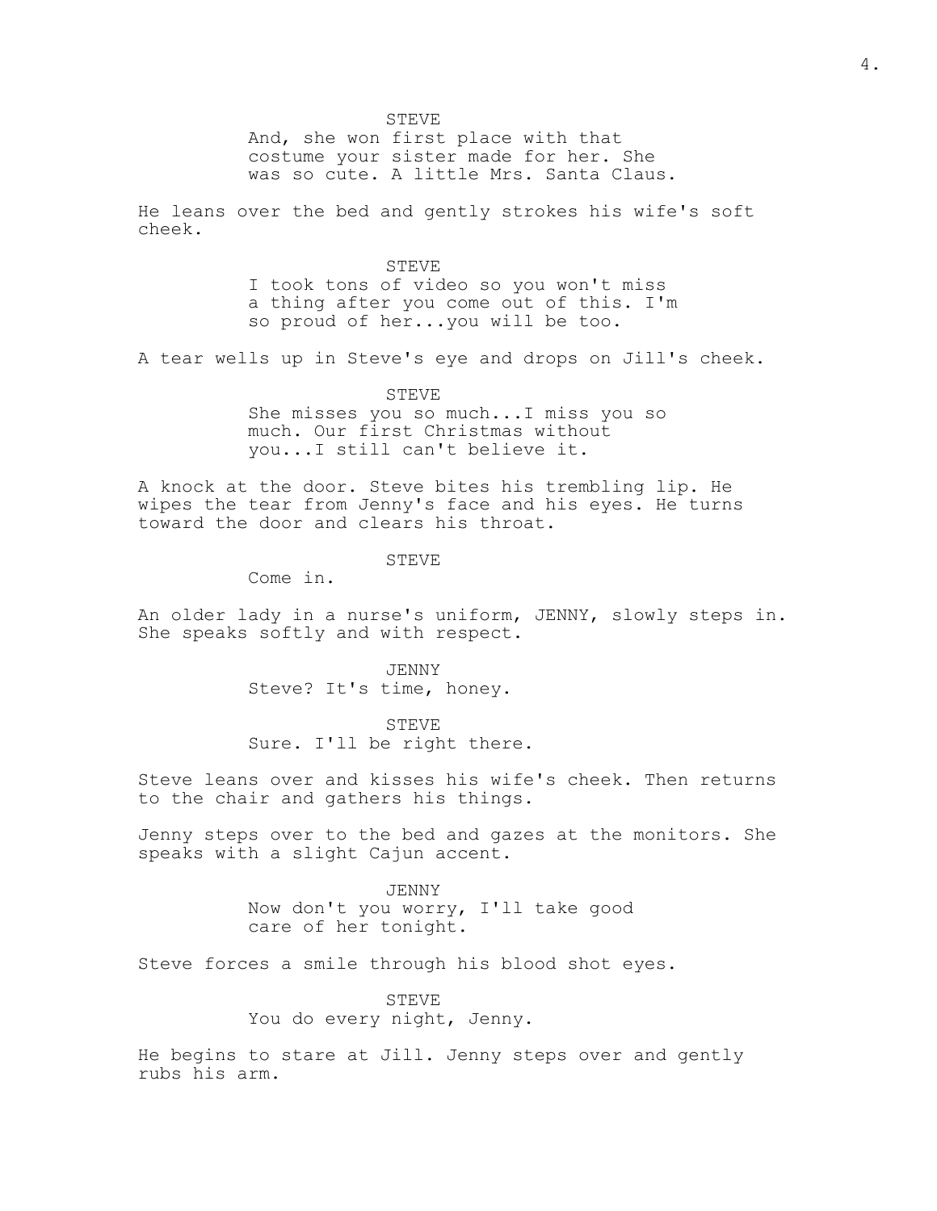STEVE

And, she won first place with that costume your sister made for her. She was so cute. A little Mrs. Santa Claus.

He leans over the bed and gently strokes his wife's soft cheek.

STEVE

I took tons of video so you won't miss a thing after you come out of this. I'm so proud of her...you will be too.

A tear wells up in Steve's eye and drops on Jill's cheek.

STEVE

She misses you so much...I miss you so much. Our first Christmas without you...I still can't believe it.

A knock at the door. Steve bites his trembling lip. He wipes the tear from Jenny's face and his eyes. He turns toward the door and clears his throat.

STEVE

Come in.

An older lady in a nurse's uniform, JENNY, slowly steps in. She speaks softly and with respect.

JENNY

Steve? It's time, honey.

STEVE

Sure. I'll be right there.

Steve leans over and kisses his wife's cheek. Then returns to the chair and gathers his things.

Jenny steps over to the bed and gazes at the monitors. She speaks with a slight Cajun accent.

JENNY

Now don't you worry, I'll take good care of her tonight.

Steve forces a smile through his blood shot eyes.

STEVE

You do every night, Jenny.

He begins to stare at Jill. Jenny steps over and gently rubs his arm.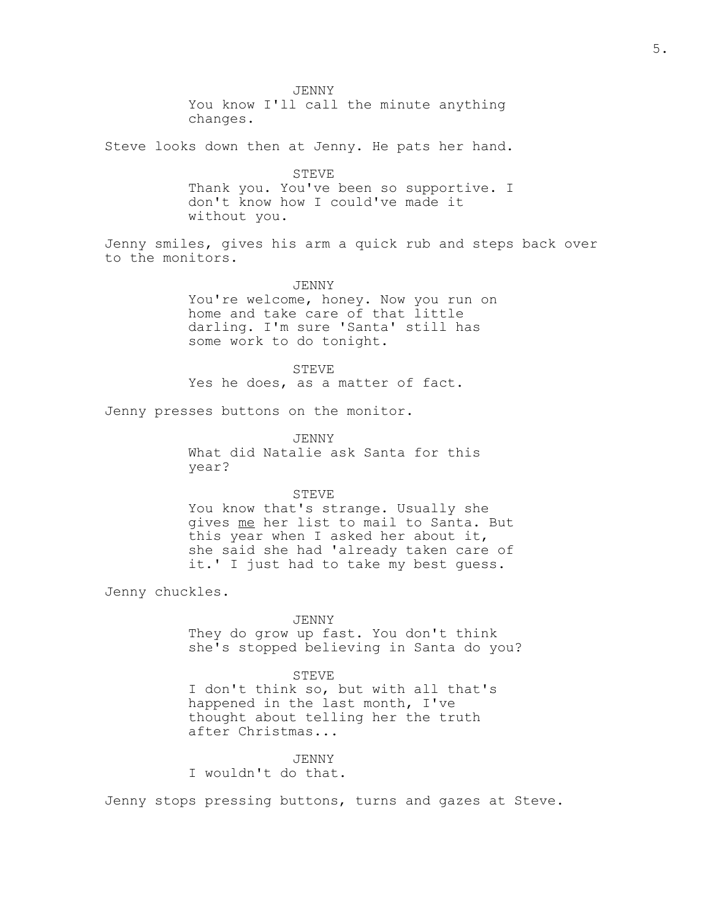JENNY
You know I'll call the minute anything changes.

Steve looks down then at Jenny. He pats her hand.

STEVE
Thank you. You've been so supportive. I don't know how I could've made it without you.

Jenny smiles, gives his arm a quick rub and steps back over to the monitors.

JENNY
You're welcome, honey. Now you run on home and take care of that little darling. I'm sure 'Santa' still has some work to do tonight.

STEVE
Yes he does, as a matter of fact.

Jenny presses buttons on the monitor.

JENNY
What did Natalie ask Santa for this year?

STEVE
You know that's strange. Usually she gives <u>me</u> her list to mail to Santa. But this year when I asked her about it, she said she had 'already taken care of it.' I just had to take my best guess.

Jenny chuckles.

JENNY
They do grow up fast. You don't think she's stopped believing in Santa do you?

STEVE
I don't think so, but with all that's happened in the last month, I've thought about telling her the truth after Christmas...

JENNY
I wouldn't do that.

Jenny stops pressing buttons, turns and gazes at Steve.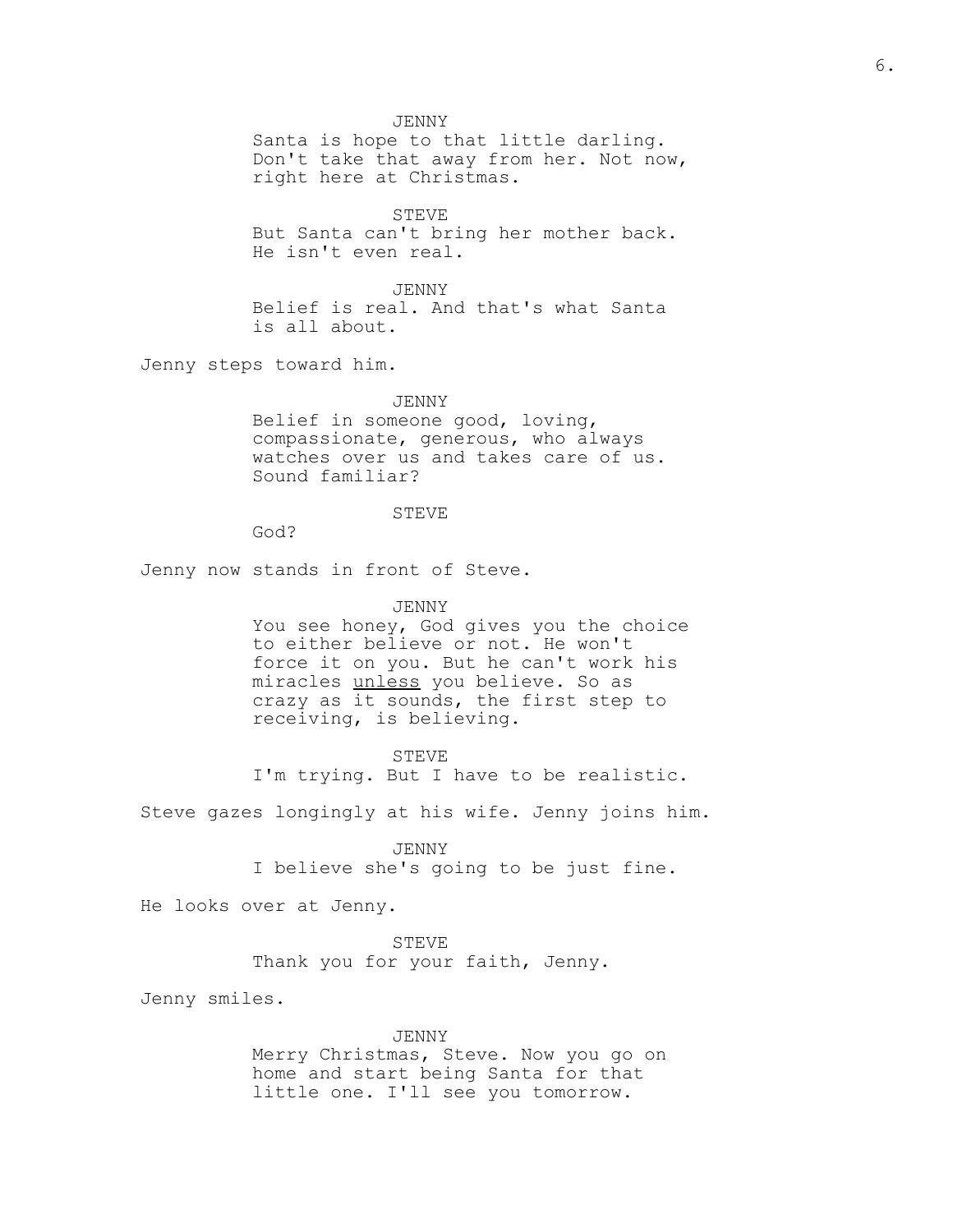JENNY
Santa is hope to that little darling. Don't take that away from her. Not now, right here at Christmas.

STEVE
But Santa can't bring her mother back. He isn't even real.

JENNY
Belief is real. And that's what Santa is all about.

Jenny steps toward him.

JENNY
Belief in someone good, loving, compassionate, generous, who always watches over us and takes care of us. Sound familiar?

STEVE
God?

Jenny now stands in front of Steve.

JENNY
You see honey, God gives you the choice to either believe or not. He won't force it on you. But he can't work his miracles <u>unless</u> you believe. So as crazy as it sounds, the first step to receiving, is believing.

STEVE
I'm trying. But I have to be realistic.

Steve gazes longingly at his wife. Jenny joins him.

JENNY
I believe she's going to be just fine.

He looks over at Jenny.

STEVE
Thank you for your faith, Jenny.

Jenny smiles.

JENNY
Merry Christmas, Steve. Now you go on home and start being Santa for that little one. I'll see you tomorrow.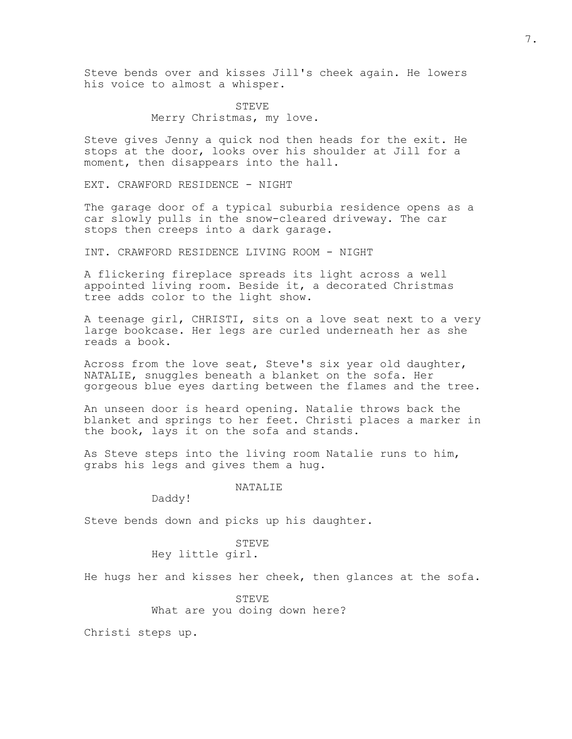Steve bends over and kisses Jill's cheek again. He lowers his voice to almost a whisper.

STEVE
Merry Christmas, my love.

Steve gives Jenny a quick nod then heads for the exit. He stops at the door, looks over his shoulder at Jill for a moment, then disappears into the hall.

EXT. CRAWFORD RESIDENCE - NIGHT

The garage door of a typical suburbia residence opens as a car slowly pulls in the snow-cleared driveway. The car stops then creeps into a dark garage.

INT. CRAWFORD RESIDENCE LIVING ROOM - NIGHT

A flickering fireplace spreads its light across a well appointed living room. Beside it, a decorated Christmas tree adds color to the light show.

A teenage girl, CHRISTI, sits on a love seat next to a very large bookcase. Her legs are curled underneath her as she reads a book.

Across from the love seat, Steve's six year old daughter, NATALIE, snuggles beneath a blanket on the sofa. Her gorgeous blue eyes darting between the flames and the tree.

An unseen door is heard opening. Natalie throws back the blanket and springs to her feet. Christi places a marker in the book, lays it on the sofa and stands.

As Steve steps into the living room Natalie runs to him, grabs his legs and gives them a hug.

NATALIE
Daddy!

Steve bends down and picks up his daughter.

STEVE
Hey little girl.

He hugs her and kisses her cheek, then glances at the sofa.

STEVE
What are you doing down here?

Christi steps up.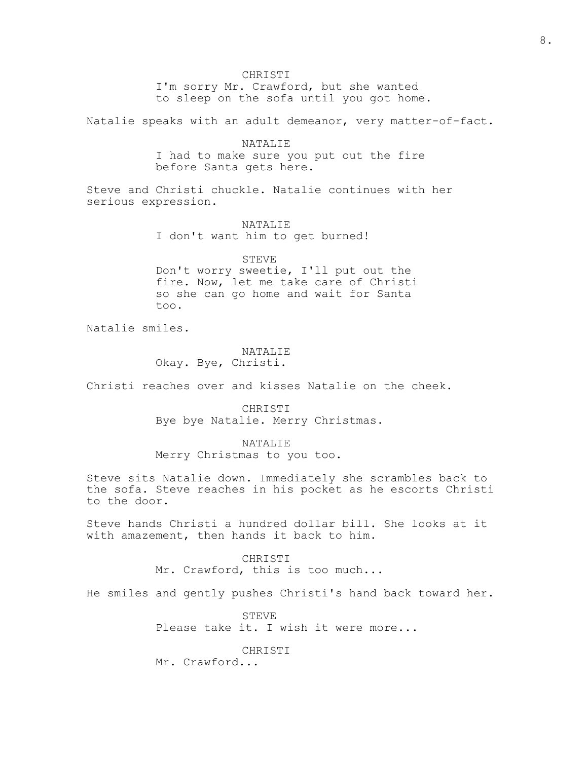CHRISTI
I'm sorry Mr. Crawford, but she wanted to sleep on the sofa until you got home.

Natalie speaks with an adult demeanor, very matter-of-fact.

NATALIE
I had to make sure you put out the fire before Santa gets here.

Steve and Christi chuckle. Natalie continues with her serious expression.

NATALIE
I don't want him to get burned!

STEVE
Don't worry sweetie, I'll put out the fire. Now, let me take care of Christi so she can go home and wait for Santa too.

Natalie smiles.

NATALIE
Okay. Bye, Christi.

Christi reaches over and kisses Natalie on the cheek.

CHRISTI
Bye bye Natalie. Merry Christmas.

NATALIE
Merry Christmas to you too.

Steve sits Natalie down. Immediately she scrambles back to the sofa. Steve reaches in his pocket as he escorts Christi to the door.

Steve hands Christi a hundred dollar bill. She looks at it with amazement, then hands it back to him.

CHRISTI
Mr. Crawford, this is too much...

He smiles and gently pushes Christi's hand back toward her.

STEVE
Please take it. I wish it were more...

CHRISTI
Mr. Crawford...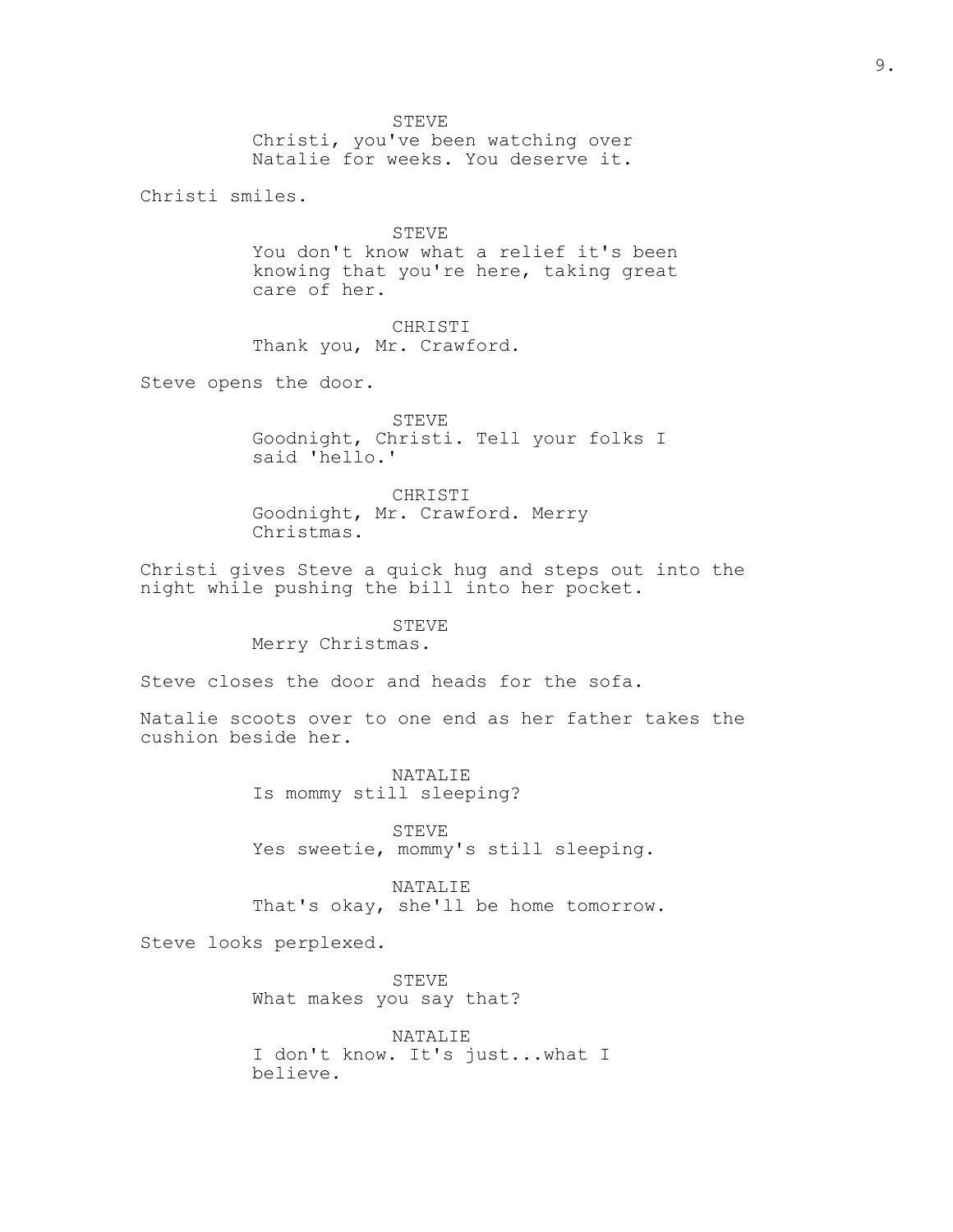STEVE
Christi, you've been watching over Natalie for weeks. You deserve it.

Christi smiles.

STEVE
You don't know what a relief it's been knowing that you're here, taking great care of her.

CHRISTI
Thank you, Mr. Crawford.

Steve opens the door.

STEVE
Goodnight, Christi. Tell your folks I said 'hello.'

CHRISTI
Goodnight, Mr. Crawford. Merry Christmas.

Christi gives Steve a quick hug and steps out into the night while pushing the bill into her pocket.

STEVE
Merry Christmas.

Steve closes the door and heads for the sofa.

Natalie scoots over to one end as her father takes the cushion beside her.

NATALIE
Is mommy still sleeping?

STEVE
Yes sweetie, mommy's still sleeping.

NATALIE
That's okay, she'll be home tomorrow.

Steve looks perplexed.

STEVE
What makes you say that?

NATALIE
I don't know. It's just...what I believe.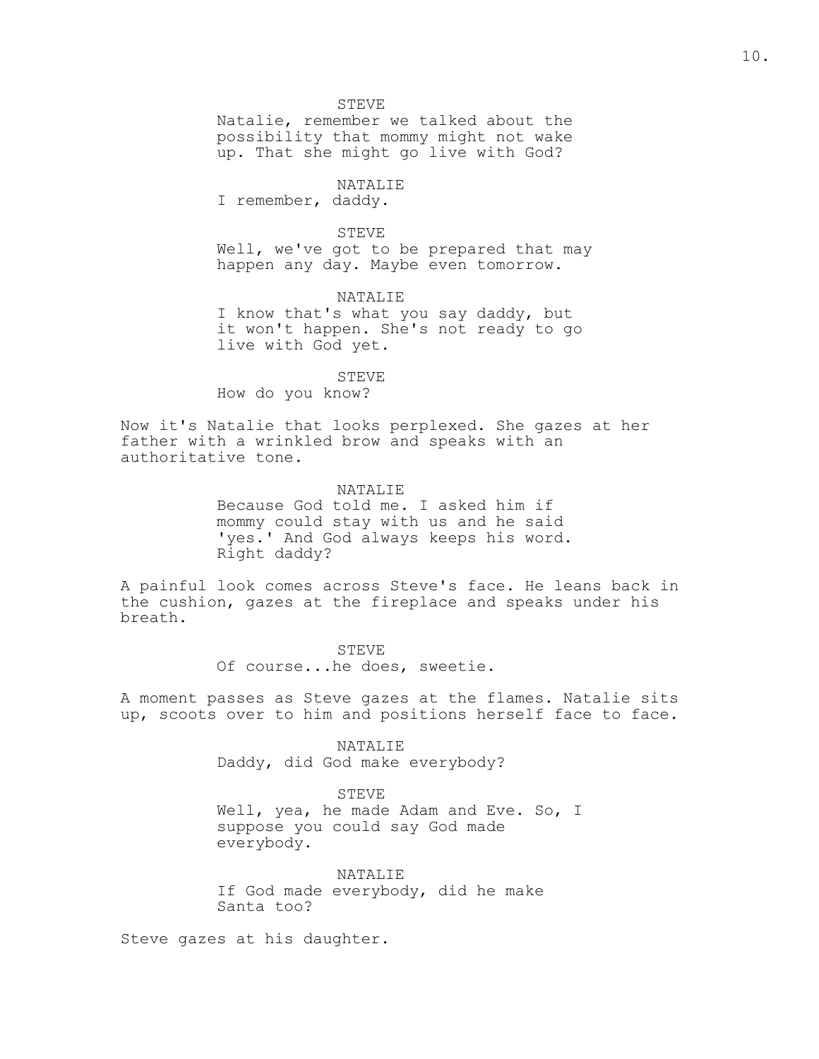STEVE

Natalie, remember we talked about the possibility that mommy might not wake up. That she might go live with God?

NATALIE

I remember, daddy.

STEVE

Well, we've got to be prepared that may happen any day. Maybe even tomorrow.

NATALIE

I know that's what you say daddy, but it won't happen. She's not ready to go live with God yet.

STEVE

How do you know?

Now it's Natalie that looks perplexed. She gazes at her father with a wrinkled brow and speaks with an authoritative tone.

NATALIE

Because God told me. I asked him if mommy could stay with us and he said 'yes.' And God always keeps his word. Right daddy?

A painful look comes across Steve's face. He leans back in the cushion, gazes at the fireplace and speaks under his breath.

STEVE

Of course...he does, sweetie.

A moment passes as Steve gazes at the flames. Natalie sits up, scoots over to him and positions herself face to face.

NATALIE

Daddy, did God make everybody?

STEVE

Well, yea, he made Adam and Eve. So, I suppose you could say God made everybody.

NATALIE

If God made everybody, did he make Santa too?

Steve gazes at his daughter.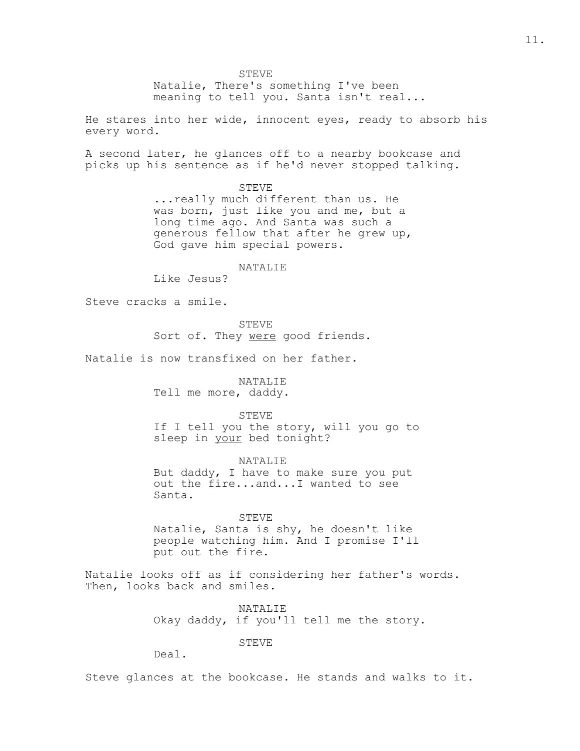STEVE

Natalie, There's something I've been meaning to tell you. Santa isn't real...

He stares into her wide, innocent eyes, ready to absorb his every word.

A second later, he glances off to a nearby bookcase and picks up his sentence as if he'd never stopped talking.

STEVE

...really much different than us. He was born, just like you and me, but a long time ago. And Santa was such a generous fellow that after he grew up, God gave him special powers.

NATALIE

Like Jesus?

Steve cracks a smile.

STEVE

Sort of. They <u>were</u> good friends.

Natalie is now transfixed on her father.

NATALIE

Tell me more, daddy.

STEVE

If I tell you the story, will you go to sleep in <u>your</u> bed tonight?

NATALIE

But daddy, I have to make sure you put out the fire...and...I wanted to see Santa.

STEVE

Natalie, Santa is shy, he doesn't like people watching him. And I promise I'll put out the fire.

Natalie looks off as if considering her father's words. Then, looks back and smiles.

NATALIE

Okay daddy, if you'll tell me the story.

STEVE

Deal.

Steve glances at the bookcase. He stands and walks to it.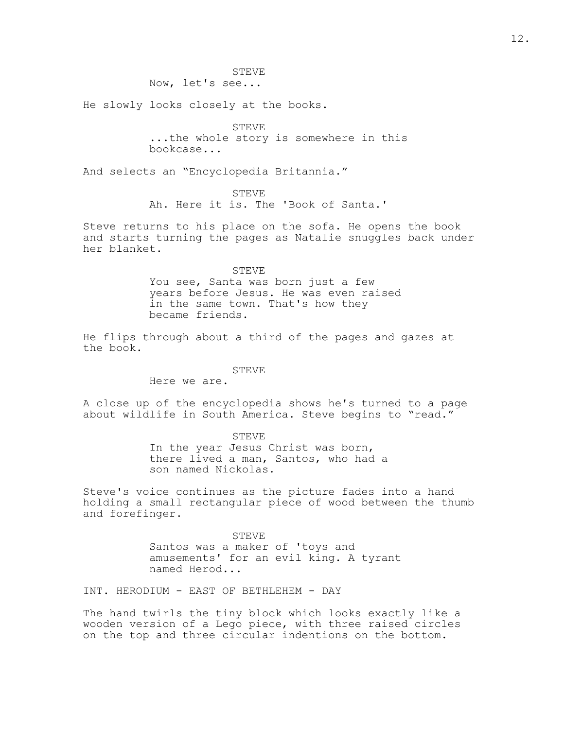STEVE
Now, let's see...

He slowly looks closely at the books.

STEVE
...the whole story is somewhere in this bookcase...

And selects an "Encyclopedia Britannia."

STEVE
Ah. Here it is. The 'Book of Santa.'

Steve returns to his place on the sofa. He opens the book and starts turning the pages as Natalie snuggles back under her blanket.

STEVE
You see, Santa was born just a few years before Jesus. He was even raised in the same town. That's how they became friends.

He flips through about a third of the pages and gazes at the book.

STEVE
Here we are.

A close up of the encyclopedia shows he's turned to a page about wildlife in South America. Steve begins to "read."

STEVE
In the year Jesus Christ was born, there lived a man, Santos, who had a son named Nickolas.

Steve's voice continues as the picture fades into a hand holding a small rectangular piece of wood between the thumb and forefinger.

STEVE
Santos was a maker of 'toys and amusements' for an evil king. A tyrant named Herod...

INT. HERODIUM - EAST OF BETHLEHEM - DAY

The hand twirls the tiny block which looks exactly like a wooden version of a Lego piece, with three raised circles on the top and three circular indentions on the bottom.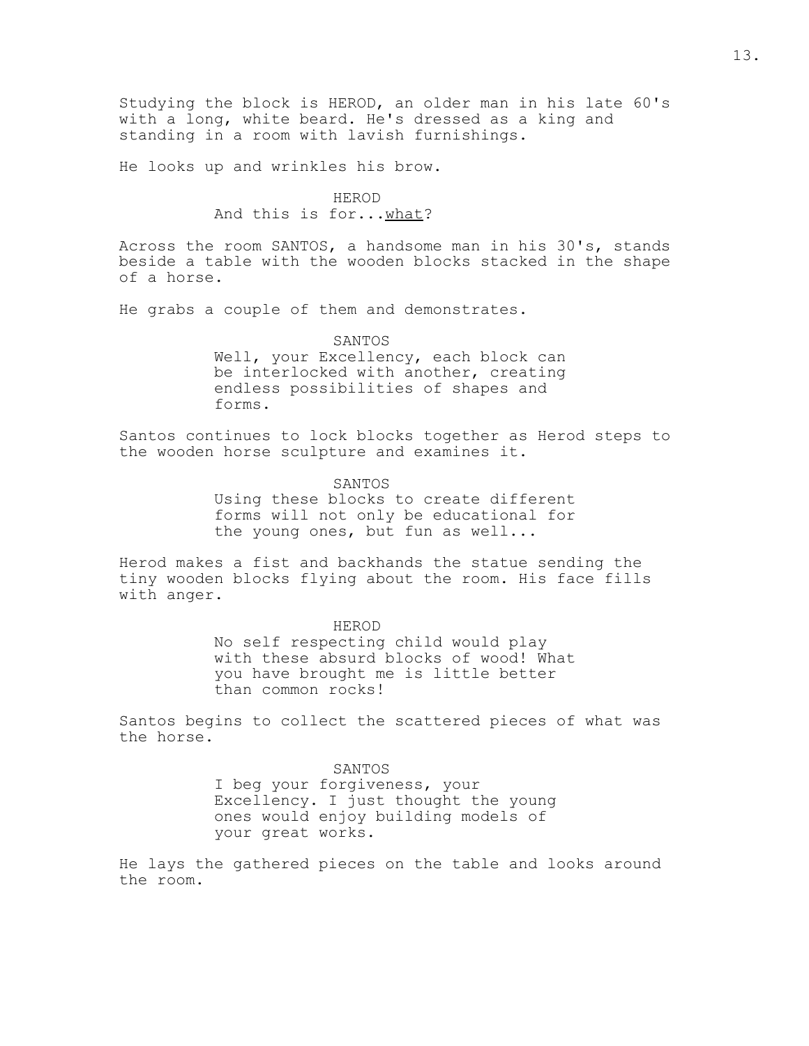Studying the block is HEROD, an older man in his late 60's with a long, white beard. He's dressed as a king and standing in a room with lavish furnishings.

He looks up and wrinkles his brow.

HEROD
And this is for...<u>what</u>?

Across the room SANTOS, a handsome man in his 30's, stands beside a table with the wooden blocks stacked in the shape of a horse.

He grabs a couple of them and demonstrates.

SANTOS
Well, your Excellency, each block can be interlocked with another, creating endless possibilities of shapes and forms.

Santos continues to lock blocks together as Herod steps to the wooden horse sculpture and examines it.

SANTOS
Using these blocks to create different forms will not only be educational for the young ones, but fun as well...

Herod makes a fist and backhands the statue sending the tiny wooden blocks flying about the room. His face fills with anger.

HEROD
No self respecting child would play with these absurd blocks of wood! What you have brought me is little better than common rocks!

Santos begins to collect the scattered pieces of what was the horse.

SANTOS
I beg your forgiveness, your Excellency. I just thought the young ones would enjoy building models of your great works.

He lays the gathered pieces on the table and looks around the room.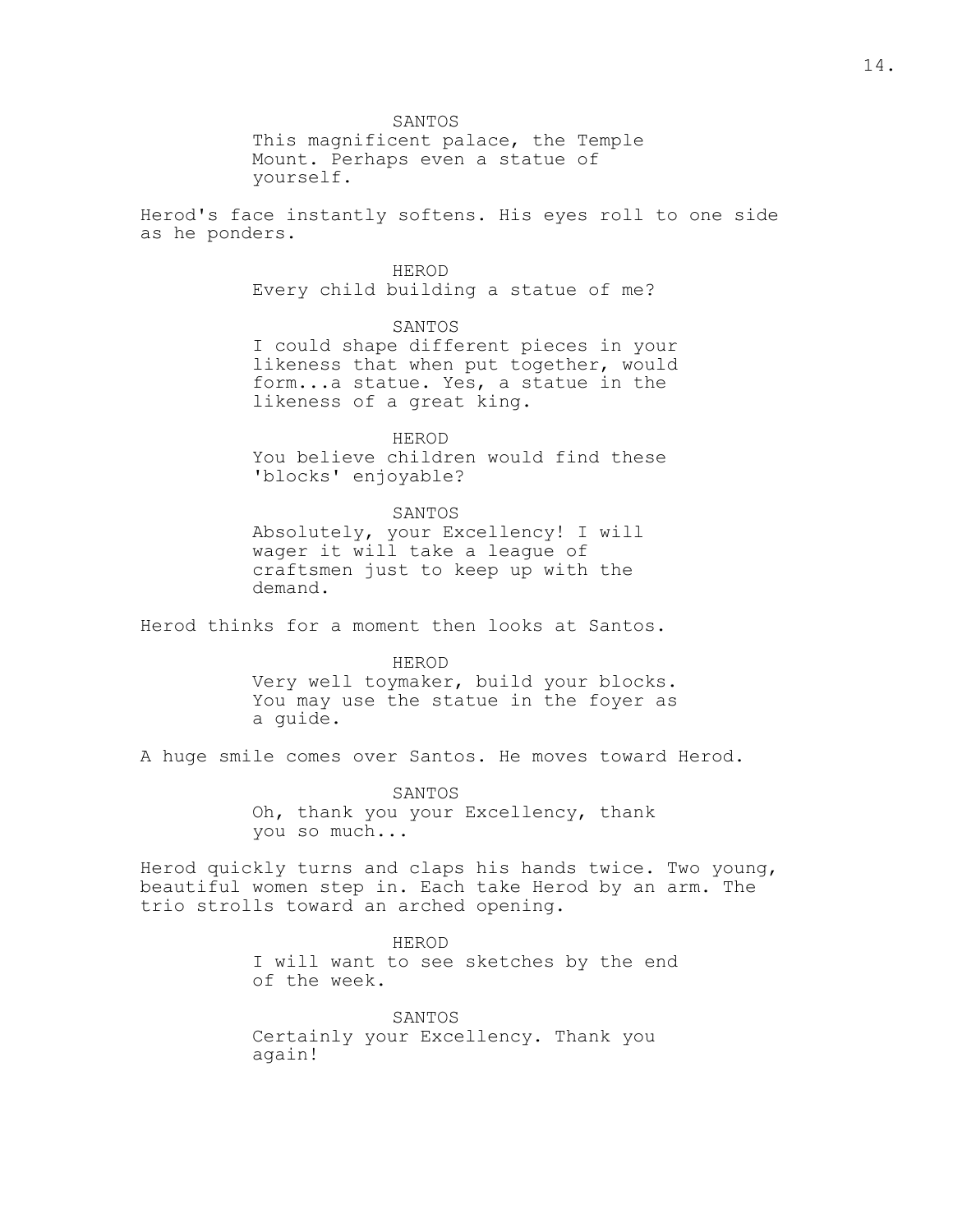SANTOS

This magnificent palace, the Temple Mount. Perhaps even a statue of yourself.

Herod's face instantly softens. His eyes roll to one side as he ponders.

HEROD

Every child building a statue of me?

SANTOS

I could shape different pieces in your likeness that when put together, would form...a statue. Yes, a statue in the likeness of a great king.

HEROD

You believe children would find these 'blocks' enjoyable?

SANTOS

Absolutely, your Excellency! I will wager it will take a league of craftsmen just to keep up with the demand.

Herod thinks for a moment then looks at Santos.

HEROD

Very well toymaker, build your blocks. You may use the statue in the foyer as a guide.

A huge smile comes over Santos. He moves toward Herod.

SANTOS

Oh, thank you your Excellency, thank you so much...

Herod quickly turns and claps his hands twice. Two young, beautiful women step in. Each take Herod by an arm. The trio strolls toward an arched opening.

HEROD

I will want to see sketches by the end of the week.

SANTOS

Certainly your Excellency. Thank you again!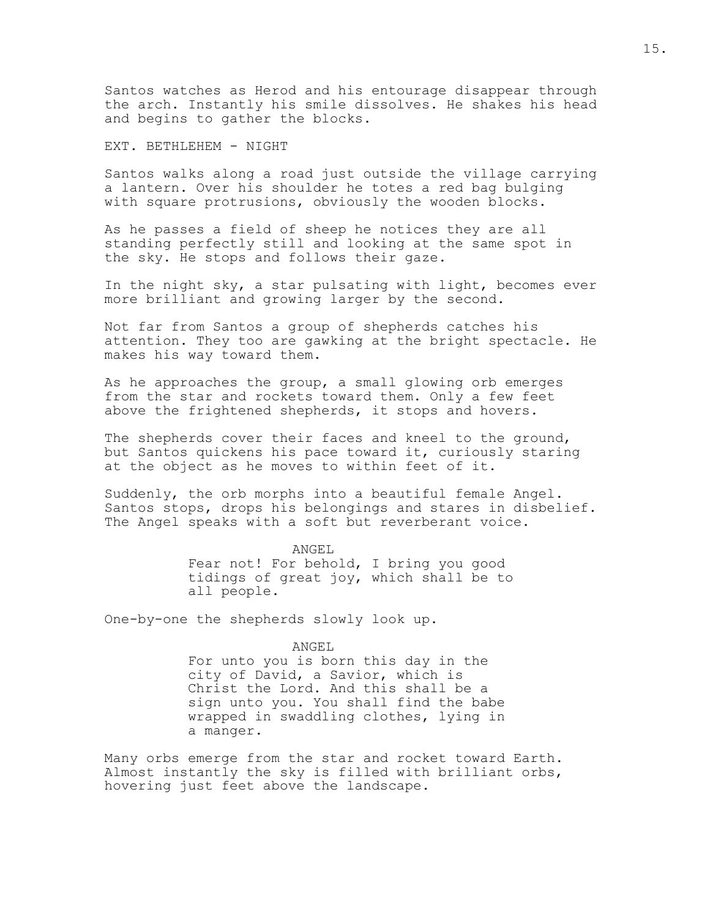Santos watches as Herod and his entourage disappear through the arch. Instantly his smile dissolves. He shakes his head and begins to gather the blocks.

EXT. BETHLEHEM - NIGHT

Santos walks along a road just outside the village carrying a lantern. Over his shoulder he totes a red bag bulging with square protrusions, obviously the wooden blocks.

As he passes a field of sheep he notices they are all standing perfectly still and looking at the same spot in the sky. He stops and follows their gaze.

In the night sky, a star pulsating with light, becomes ever more brilliant and growing larger by the second.

Not far from Santos a group of shepherds catches his attention. They too are gawking at the bright spectacle. He makes his way toward them.

As he approaches the group, a small glowing orb emerges from the star and rockets toward them. Only a few feet above the frightened shepherds, it stops and hovers.

The shepherds cover their faces and kneel to the ground, but Santos quickens his pace toward it, curiously staring at the object as he moves to within feet of it.

Suddenly, the orb morphs into a beautiful female Angel. Santos stops, drops his belongings and stares in disbelief. The Angel speaks with a soft but reverberant voice.

ANGEL

Fear not! For behold, I bring you good tidings of great joy, which shall be to all people.

One-by-one the shepherds slowly look up.

ANGEL

For unto you is born this day in the city of David, a Savior, which is Christ the Lord. And this shall be a sign unto you. You shall find the babe wrapped in swaddling clothes, lying in a manger.

Many orbs emerge from the star and rocket toward Earth. Almost instantly the sky is filled with brilliant orbs, hovering just feet above the landscape.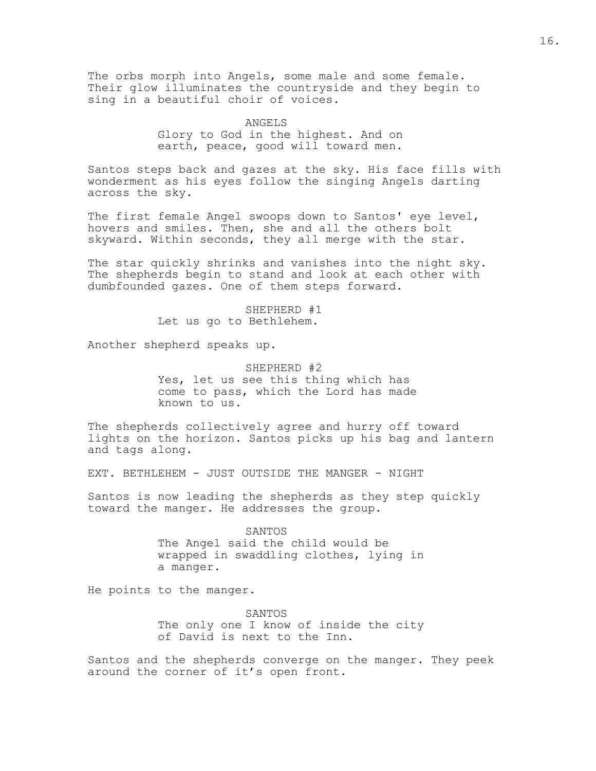The orbs morph into Angels, some male and some female. Their glow illuminates the countryside and they begin to sing in a beautiful choir of voices.

ANGELS
Glory to God in the highest. And on earth, peace, good will toward men.

Santos steps back and gazes at the sky. His face fills with wonderment as his eyes follow the singing Angels darting across the sky.

The first female Angel swoops down to Santos' eye level, hovers and smiles. Then, she and all the others bolt skyward. Within seconds, they all merge with the star.

The star quickly shrinks and vanishes into the night sky. The shepherds begin to stand and look at each other with dumbfounded gazes. One of them steps forward.

SHEPHERD #1
Let us go to Bethlehem.

Another shepherd speaks up.

SHEPHERD #2
Yes, let us see this thing which has come to pass, which the Lord has made known to us.

The shepherds collectively agree and hurry off toward lights on the horizon. Santos picks up his bag and lantern and tags along.

EXT. BETHLEHEM - JUST OUTSIDE THE MANGER - NIGHT

Santos is now leading the shepherds as they step quickly toward the manger. He addresses the group.

SANTOS
The Angel said the child would be wrapped in swaddling clothes, lying in a manger.

He points to the manger.

SANTOS
The only one I know of inside the city of David is next to the Inn.

Santos and the shepherds converge on the manger. They peek around the corner of it’s open front.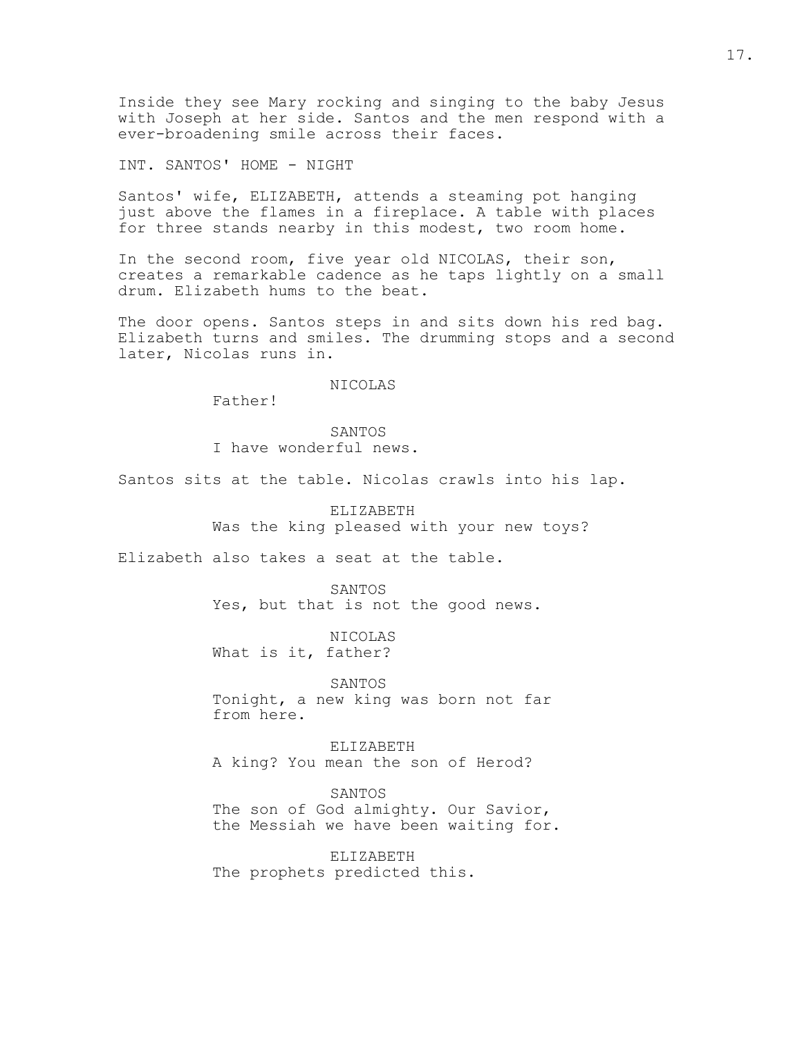Inside they see Mary rocking and singing to the baby Jesus with Joseph at her side. Santos and the men respond with a ever-broadening smile across their faces.

INT. SANTOS' HOME - NIGHT

Santos' wife, ELIZABETH, attends a steaming pot hanging just above the flames in a fireplace. A table with places for three stands nearby in this modest, two room home.

In the second room, five year old NICOLAS, their son, creates a remarkable cadence as he taps lightly on a small drum. Elizabeth hums to the beat.

The door opens. Santos steps in and sits down his red bag. Elizabeth turns and smiles. The drumming stops and a second later, Nicolas runs in.

NICOLAS
Father!

SANTOS
I have wonderful news.

Santos sits at the table. Nicolas crawls into his lap.

ELIZABETH
Was the king pleased with your new toys?

Elizabeth also takes a seat at the table.

SANTOS
Yes, but that is not the good news.

NICOLAS
What is it, father?

SANTOS
Tonight, a new king was born not far from here.

ELIZABETH
A king? You mean the son of Herod?

SANTOS
The son of God almighty. Our Savior, the Messiah we have been waiting for.

ELIZABETH
The prophets predicted this.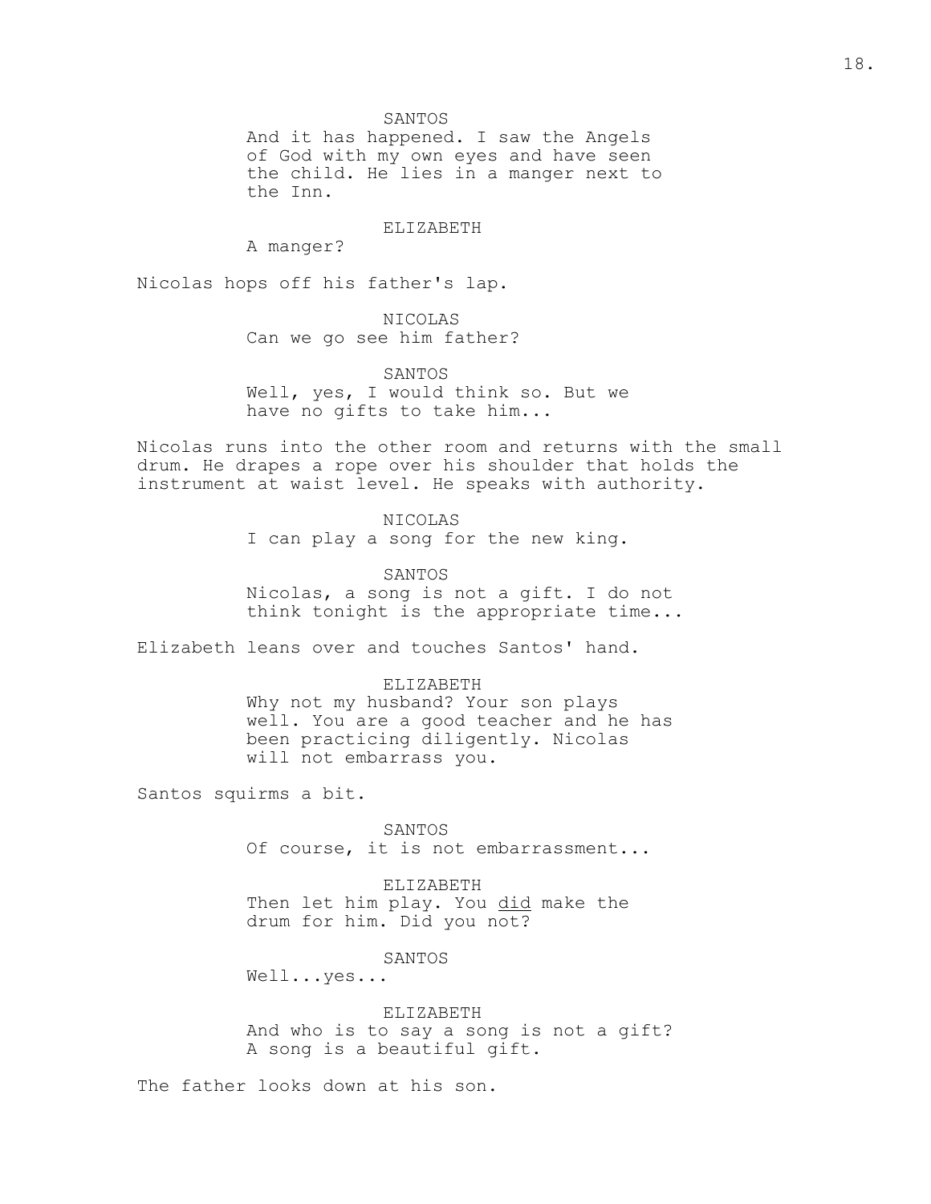SANTOS
And it has happened. I saw the Angels of God with my own eyes and have seen the child. He lies in a manger next to the Inn.

ELIZABETH
A manger?

Nicolas hops off his father's lap.

NICOLAS
Can we go see him father?

SANTOS
Well, yes, I would think so. But we have no gifts to take him...

Nicolas runs into the other room and returns with the small drum. He drapes a rope over his shoulder that holds the instrument at waist level. He speaks with authority.

NICOLAS
I can play a song for the new king.

SANTOS
Nicolas, a song is not a gift. I do not think tonight is the appropriate time...

Elizabeth leans over and touches Santos' hand.

ELIZABETH
Why not my husband? Your son plays well. You are a good teacher and he has been practicing diligently. Nicolas will not embarrass you.

Santos squirms a bit.

SANTOS
Of course, it is not embarrassment...

ELIZABETH
Then let him play. You <u>did</u> make the drum for him. Did you not?

SANTOS
Well...yes...

ELIZABETH
And who is to say a song is not a gift? A song is a beautiful gift.

The father looks down at his son.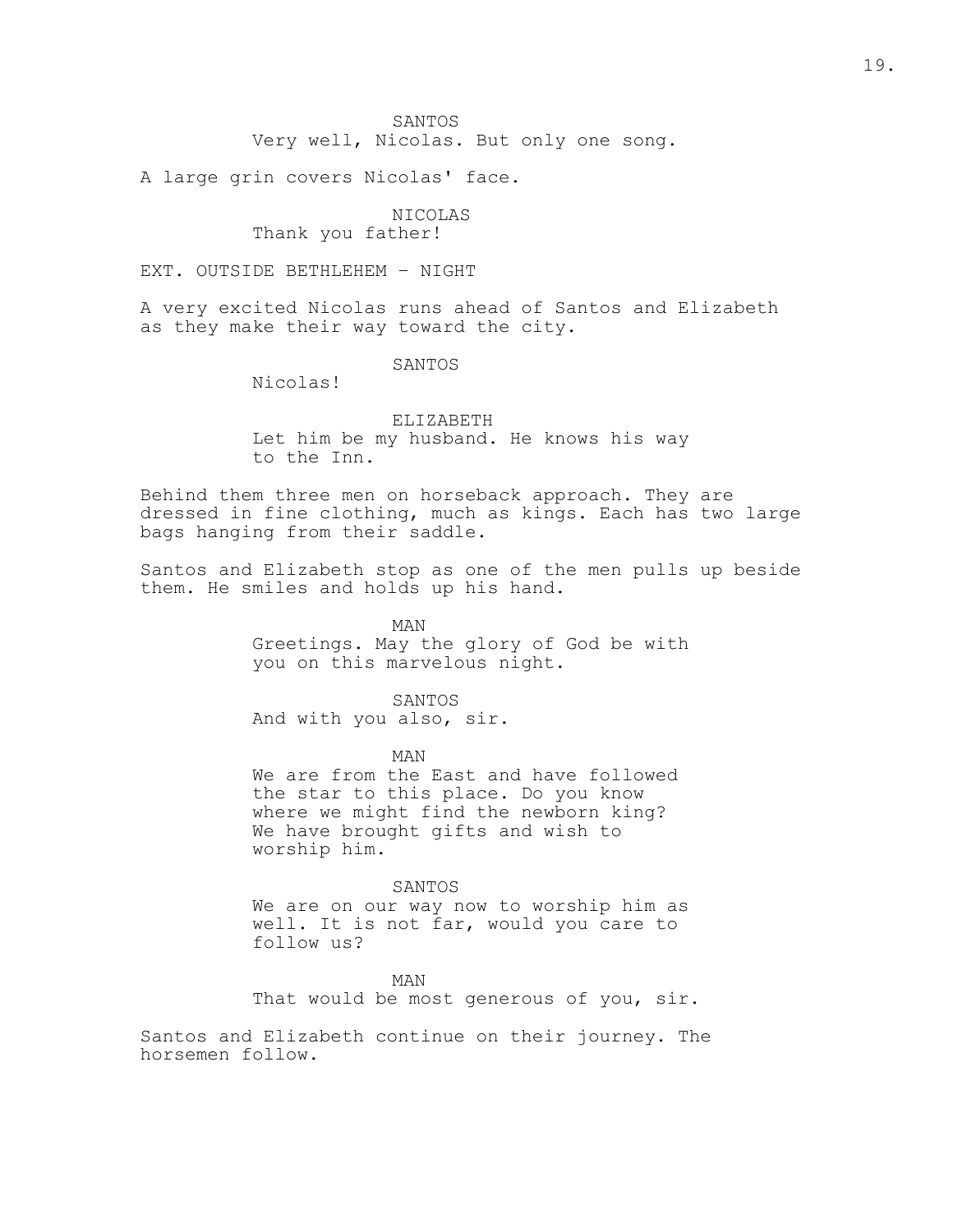SANTOS
Very well, Nicolas. But only one song.

A large grin covers Nicolas' face.

NICOLAS
Thank you father!

EXT. OUTSIDE BETHLEHEM - NIGHT

A very excited Nicolas runs ahead of Santos and Elizabeth as they make their way toward the city.

SANTOS
Nicolas!

ELIZABETH
Let him be my husband. He knows his way to the Inn.

Behind them three men on horseback approach. They are dressed in fine clothing, much as kings. Each has two large bags hanging from their saddle.

Santos and Elizabeth stop as one of the men pulls up beside them. He smiles and holds up his hand.

MAN
Greetings. May the glory of God be with you on this marvelous night.

SANTOS
And with you also, sir.

MAN
We are from the East and have followed the star to this place. Do you know where we might find the newborn king? We have brought gifts and wish to worship him.

SANTOS
We are on our way now to worship him as well. It is not far, would you care to follow us?

MAN
That would be most generous of you, sir.

Santos and Elizabeth continue on their journey. The horsemen follow.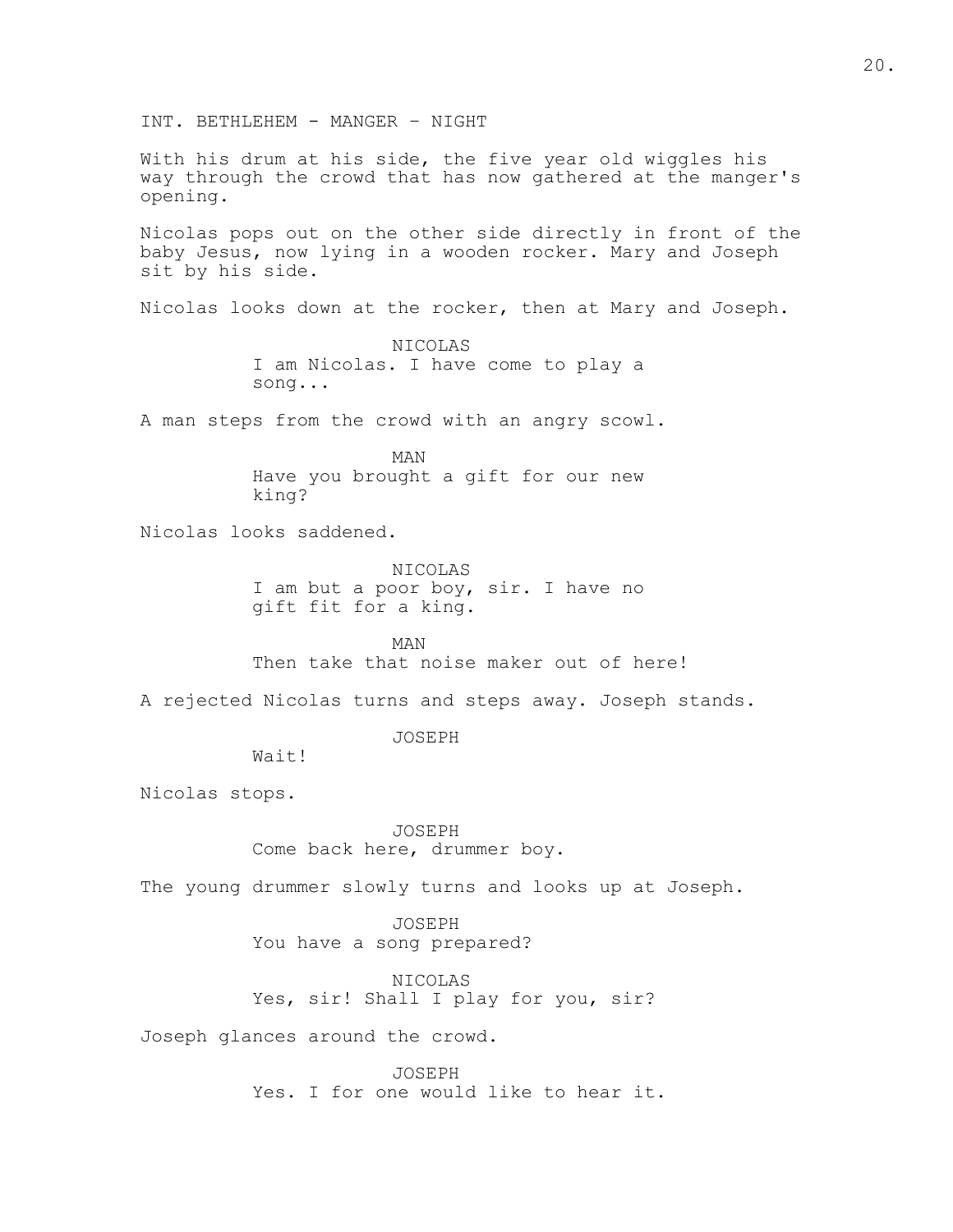INT. BETHLEHEM - MANGER – NIGHT

With his drum at his side, the five year old wiggles his way through the crowd that has now gathered at the manger's opening.

Nicolas pops out on the other side directly in front of the baby Jesus, now lying in a wooden rocker. Mary and Joseph sit by his side.

Nicolas looks down at the rocker, then at Mary and Joseph.

NICOLAS
I am Nicolas. I have come to play a song...

A man steps from the crowd with an angry scowl.

MAN
Have you brought a gift for our new king?

Nicolas looks saddened.

NICOLAS
I am but a poor boy, sir. I have no gift fit for a king.

MAN
Then take that noise maker out of here!

A rejected Nicolas turns and steps away. Joseph stands.

JOSEPH
Wait!

Nicolas stops.

JOSEPH
Come back here, drummer boy.

The young drummer slowly turns and looks up at Joseph.

JOSEPH
You have a song prepared?

NICOLAS
Yes, sir! Shall I play for you, sir?

Joseph glances around the crowd.

JOSEPH
Yes. I for one would like to hear it.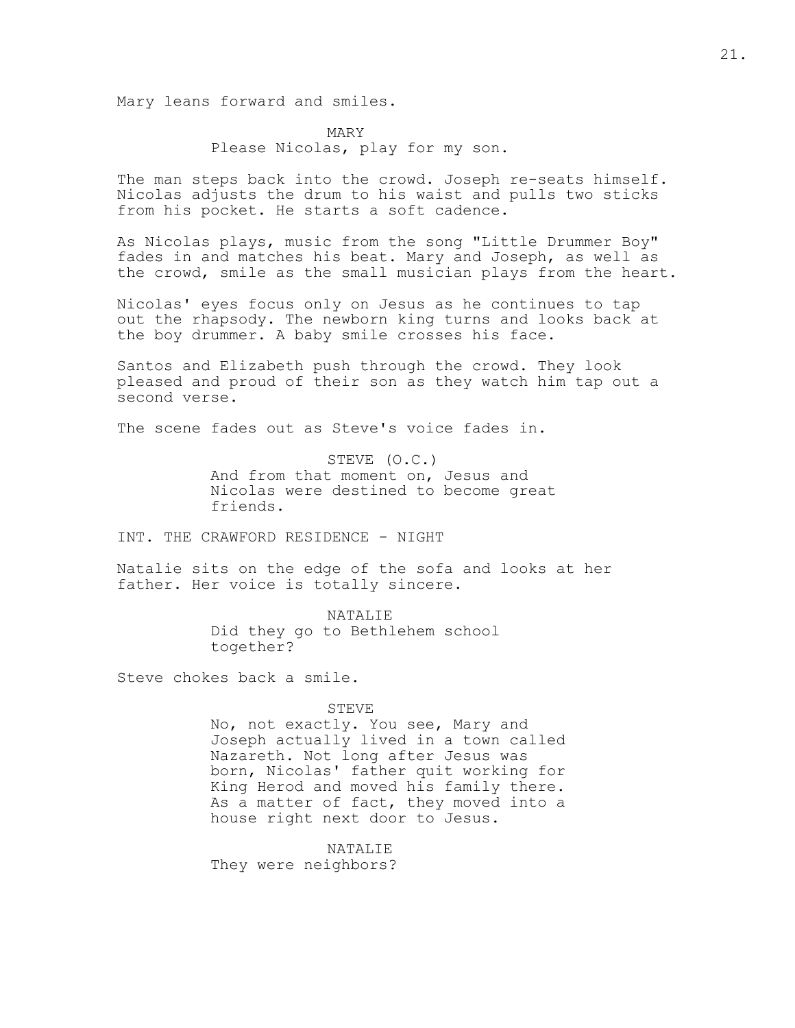Mary leans forward and smiles.

MARY
Please Nicolas, play for my son.

The man steps back into the crowd. Joseph re-seats himself. Nicolas adjusts the drum to his waist and pulls two sticks from his pocket. He starts a soft cadence.

As Nicolas plays, music from the song "Little Drummer Boy" fades in and matches his beat. Mary and Joseph, as well as the crowd, smile as the small musician plays from the heart.

Nicolas' eyes focus only on Jesus as he continues to tap out the rhapsody. The newborn king turns and looks back at the boy drummer. A baby smile crosses his face.

Santos and Elizabeth push through the crowd. They look pleased and proud of their son as they watch him tap out a second verse.

The scene fades out as Steve's voice fades in.

STEVE (O.C.)
And from that moment on, Jesus and Nicolas were destined to become great friends.

INT. THE CRAWFORD RESIDENCE - NIGHT

Natalie sits on the edge of the sofa and looks at her father. Her voice is totally sincere.

NATALIE
Did they go to Bethlehem school together?

Steve chokes back a smile.

STEVE
No, not exactly. You see, Mary and Joseph actually lived in a town called Nazareth. Not long after Jesus was born, Nicolas' father quit working for King Herod and moved his family there. As a matter of fact, they moved into a house right next door to Jesus.

NATALIE
They were neighbors?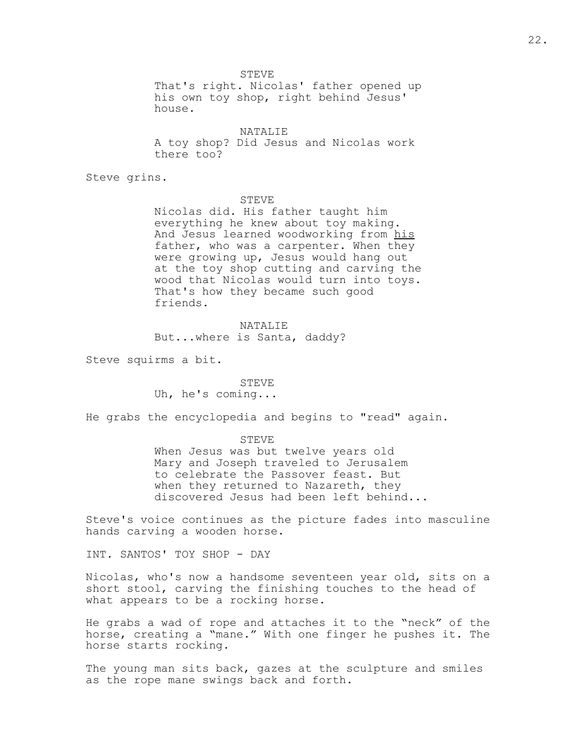STEVE
That's right. Nicolas' father opened up his own toy shop, right behind Jesus' house.

NATALIE
A toy shop? Did Jesus and Nicolas work there too?

Steve grins.

STEVE
Nicolas did. His father taught him everything he knew about toy making. And Jesus learned woodworking from <u>his</u> father, who was a carpenter. When they were growing up, Jesus would hang out at the toy shop cutting and carving the wood that Nicolas would turn into toys. That's how they became such good friends.

NATALIE
But...where is Santa, daddy?

Steve squirms a bit.

STEVE
Uh, he's coming...

He grabs the encyclopedia and begins to "read" again.

STEVE
When Jesus was but twelve years old Mary and Joseph traveled to Jerusalem to celebrate the Passover feast. But when they returned to Nazareth, they discovered Jesus had been left behind...

Steve's voice continues as the picture fades into masculine hands carving a wooden horse.

INT. SANTOS' TOY SHOP - DAY

Nicolas, who's now a handsome seventeen year old, sits on a short stool, carving the finishing touches to the head of what appears to be a rocking horse.

He grabs a wad of rope and attaches it to the “neck” of the horse, creating a “mane.” With one finger he pushes it. The horse starts rocking.

The young man sits back, gazes at the sculpture and smiles as the rope mane swings back and forth.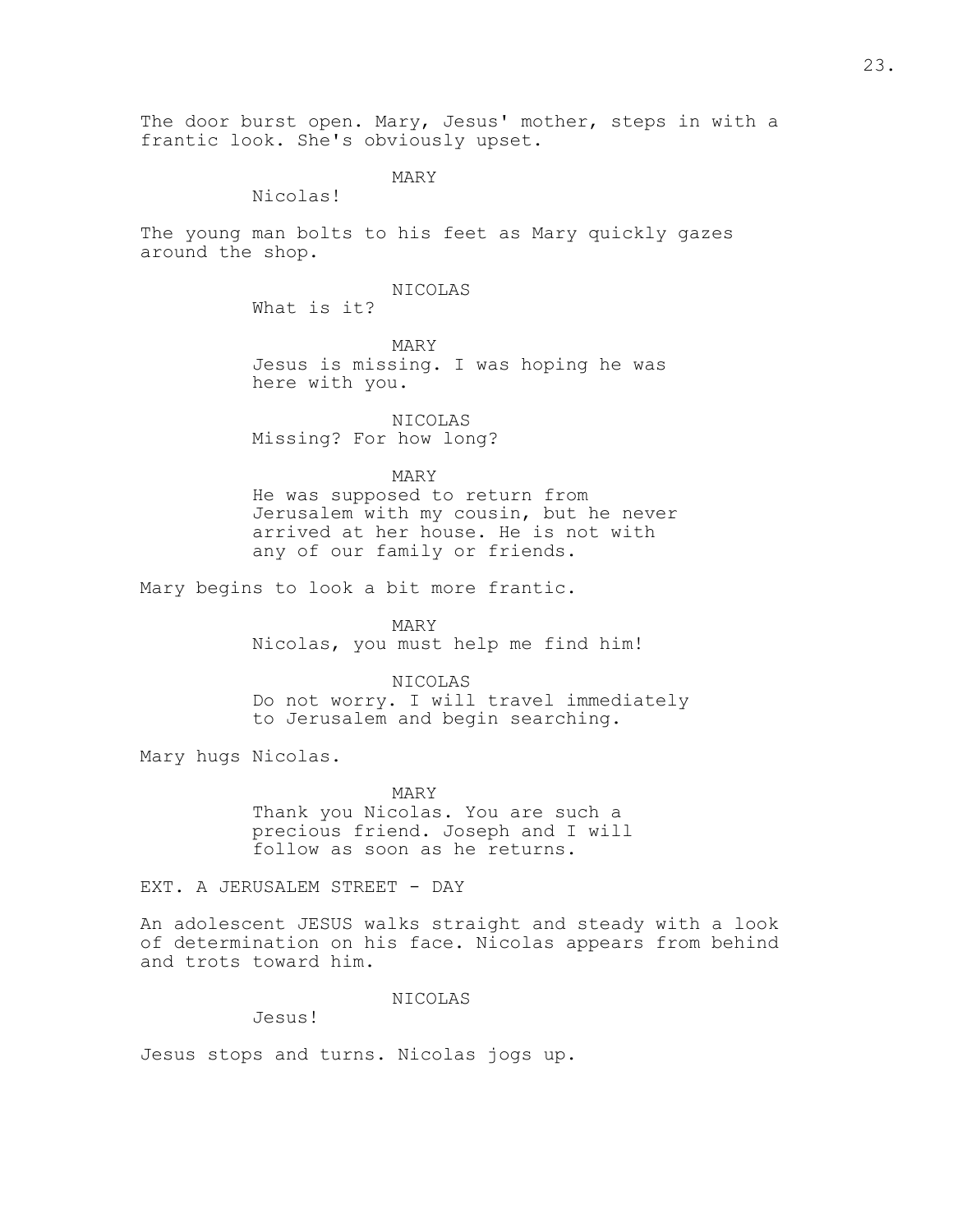The door burst open. Mary, Jesus' mother, steps in with a frantic look. She's obviously upset.

MARY

Nicolas!

The young man bolts to his feet as Mary quickly gazes around the shop.

NICOLAS

What is it?

MARY

Jesus is missing. I was hoping he was here with you.

NICOLAS

Missing? For how long?

MARY

He was supposed to return from Jerusalem with my cousin, but he never arrived at her house. He is not with any of our family or friends.

Mary begins to look a bit more frantic.

MARY

Nicolas, you must help me find him!

NICOLAS

Do not worry. I will travel immediately to Jerusalem and begin searching.

Mary hugs Nicolas.

MARY

Thank you Nicolas. You are such a precious friend. Joseph and I will follow as soon as he returns.

EXT. A JERUSALEM STREET - DAY

An adolescent JESUS walks straight and steady with a look of determination on his face. Nicolas appears from behind and trots toward him.

NICOLAS

Jesus!

Jesus stops and turns. Nicolas jogs up.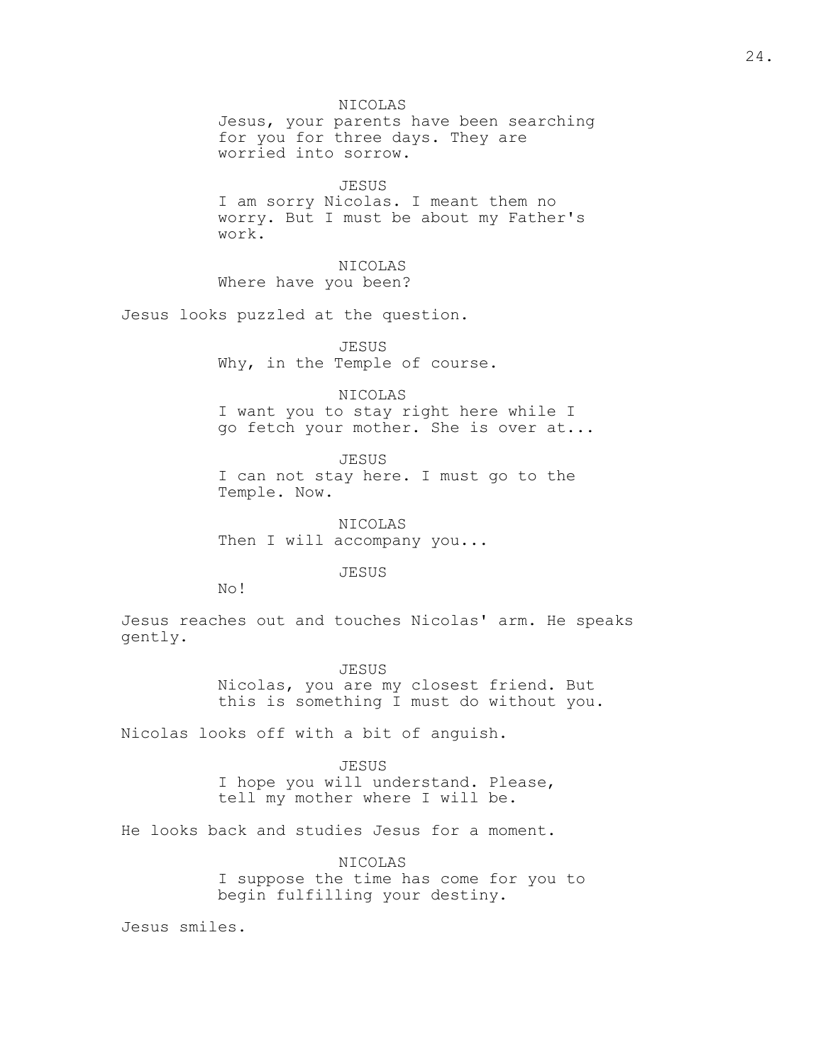NICOLAS
Jesus, your parents have been searching for you for three days. They are worried into sorrow.

JESUS
I am sorry Nicolas. I meant them no worry. But I must be about my Father's work.

NICOLAS
Where have you been?

Jesus looks puzzled at the question.

JESUS
Why, in the Temple of course.

NICOLAS
I want you to stay right here while I go fetch your mother. She is over at...

JESUS
I can not stay here. I must go to the Temple. Now.

NICOLAS
Then I will accompany you...

JESUS
No!

Jesus reaches out and touches Nicolas' arm. He speaks gently.

JESUS
Nicolas, you are my closest friend. But this is something I must do without you.

Nicolas looks off with a bit of anguish.

JESUS
I hope you will understand. Please, tell my mother where I will be.

He looks back and studies Jesus for a moment.

NICOLAS
I suppose the time has come for you to begin fulfilling your destiny.

Jesus smiles.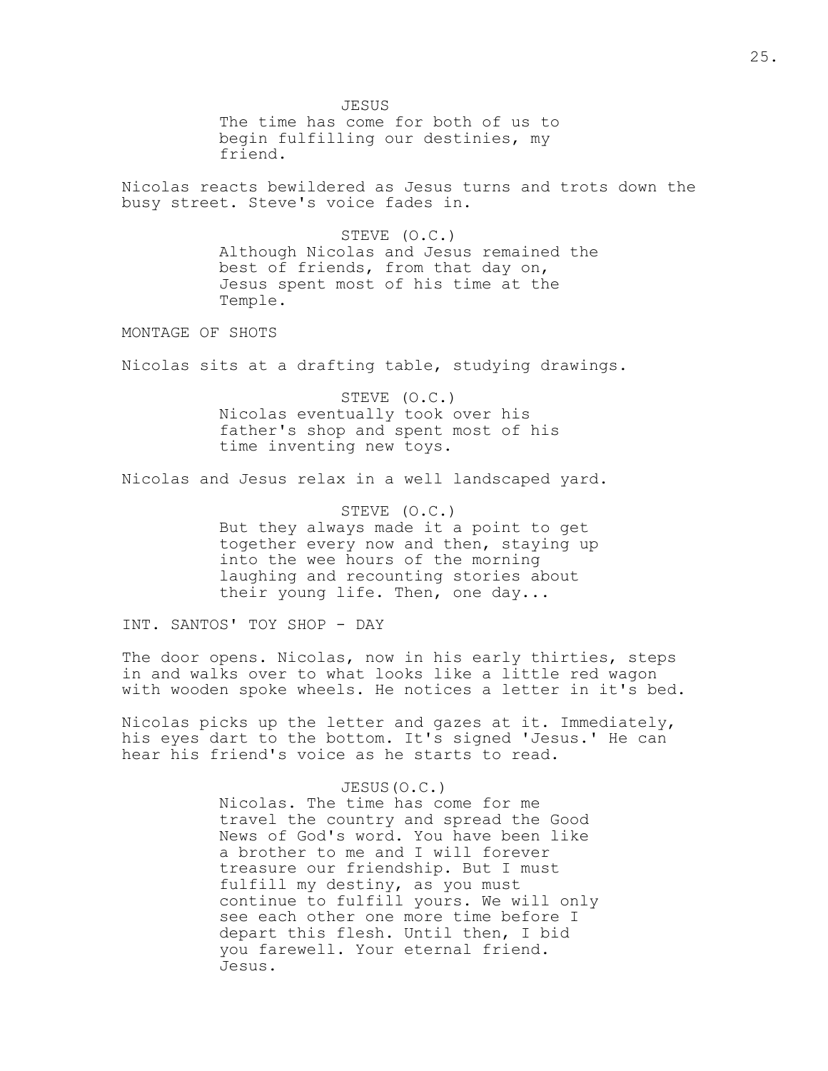JESUS

The time has come for both of us to begin fulfilling our destinies, my friend.

Nicolas reacts bewildered as Jesus turns and trots down the busy street. Steve's voice fades in.

STEVE (O.C.)

Although Nicolas and Jesus remained the best of friends, from that day on, Jesus spent most of his time at the Temple.

MONTAGE OF SHOTS

Nicolas sits at a drafting table, studying drawings.

STEVE (O.C.)

Nicolas eventually took over his father's shop and spent most of his time inventing new toys.

Nicolas and Jesus relax in a well landscaped yard.

STEVE (O.C.)

But they always made it a point to get together every now and then, staying up into the wee hours of the morning laughing and recounting stories about their young life. Then, one day...

INT. SANTOS' TOY SHOP - DAY

The door opens. Nicolas, now in his early thirties, steps in and walks over to what looks like a little red wagon with wooden spoke wheels. He notices a letter in it's bed.

Nicolas picks up the letter and gazes at it. Immediately, his eyes dart to the bottom. It's signed 'Jesus.' He can hear his friend's voice as he starts to read.

JESUS(O.C.)

Nicolas. The time has come for me travel the country and spread the Good News of God's word. You have been like a brother to me and I will forever treasure our friendship. But I must fulfill my destiny, as you must continue to fulfill yours. We will only see each other one more time before I depart this flesh. Until then, I bid you farewell. Your eternal friend. Jesus.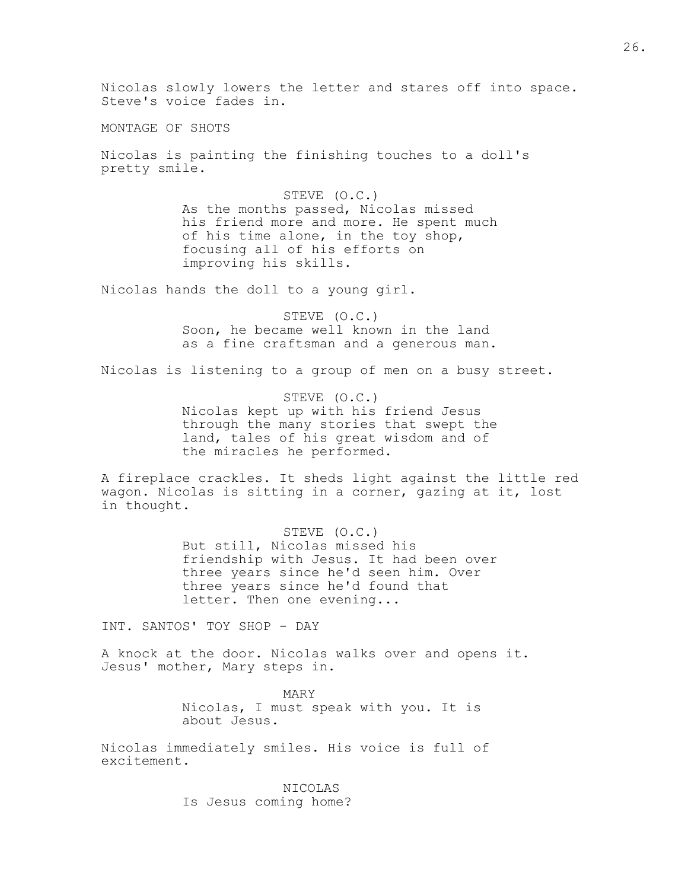Nicolas slowly lowers the letter and stares off into space. Steve's voice fades in.

MONTAGE OF SHOTS

Nicolas is painting the finishing touches to a doll's pretty smile.

STEVE (O.C.)
As the months passed, Nicolas missed his friend more and more. He spent much of his time alone, in the toy shop, focusing all of his efforts on improving his skills.

Nicolas hands the doll to a young girl.

STEVE (O.C.)
Soon, he became well known in the land as a fine craftsman and a generous man.

Nicolas is listening to a group of men on a busy street.

STEVE (O.C.)
Nicolas kept up with his friend Jesus through the many stories that swept the land, tales of his great wisdom and of the miracles he performed.

A fireplace crackles. It sheds light against the little red wagon. Nicolas is sitting in a corner, gazing at it, lost in thought.

STEVE (O.C.)
But still, Nicolas missed his friendship with Jesus. It had been over three years since he'd seen him. Over three years since he'd found that letter. Then one evening...

INT. SANTOS' TOY SHOP - DAY

A knock at the door. Nicolas walks over and opens it. Jesus' mother, Mary steps in.

MARY
Nicolas, I must speak with you. It is about Jesus.

Nicolas immediately smiles. His voice is full of excitement.

NICOLAS
Is Jesus coming home?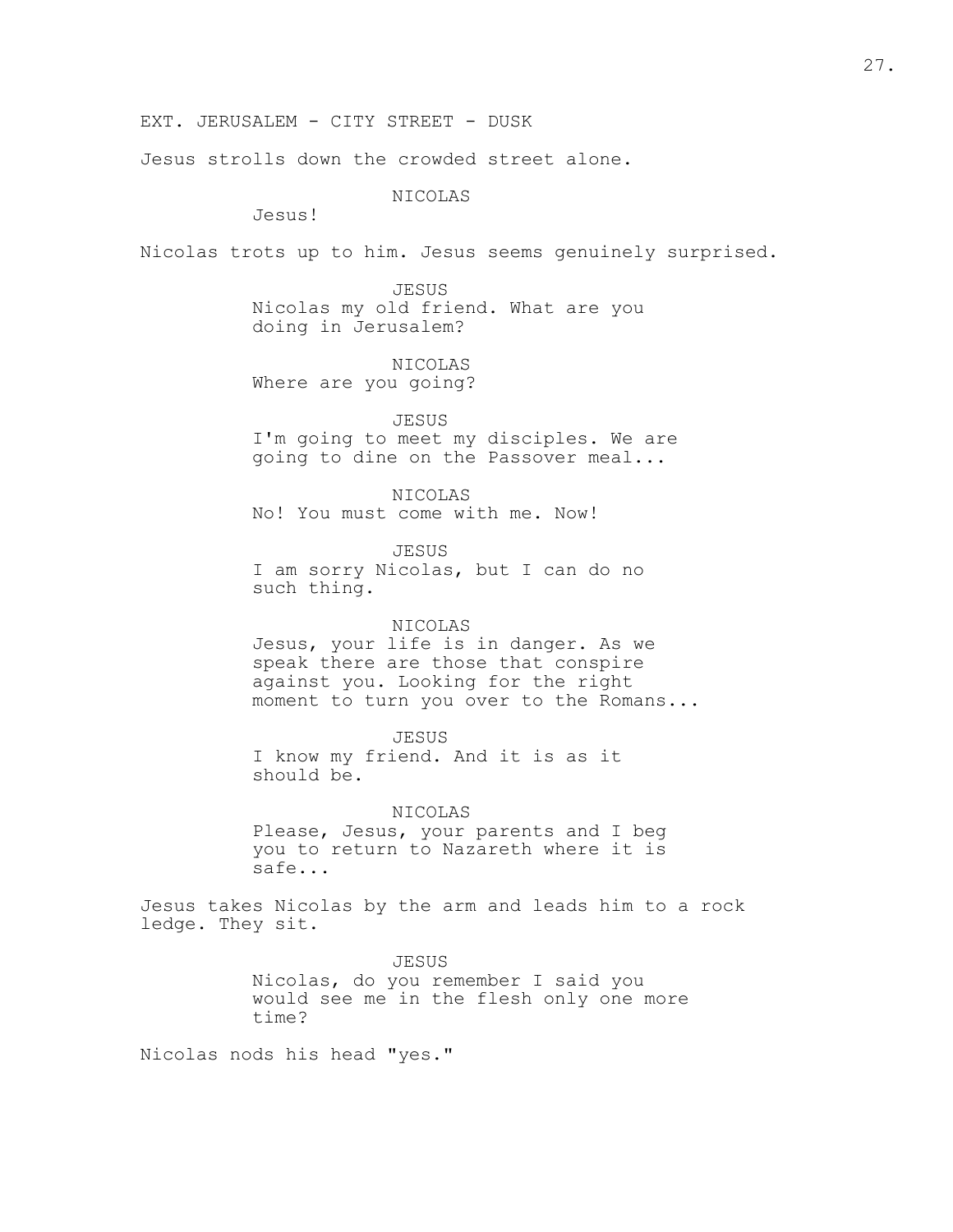EXT. JERUSALEM - CITY STREET - DUSK

Jesus strolls down the crowded street alone.

NICOLAS
Jesus!

Nicolas trots up to him. Jesus seems genuinely surprised.

JESUS
Nicolas my old friend. What are you doing in Jerusalem?

NICOLAS
Where are you going?

JESUS
I'm going to meet my disciples. We are going to dine on the Passover meal...

NICOLAS
No! You must come with me. Now!

JESUS
I am sorry Nicolas, but I can do no such thing.

NICOLAS
Jesus, your life is in danger. As we speak there are those that conspire against you. Looking for the right moment to turn you over to the Romans...

JESUS
I know my friend. And it is as it should be.

NICOLAS
Please, Jesus, your parents and I beg you to return to Nazareth where it is safe...

Jesus takes Nicolas by the arm and leads him to a rock ledge. They sit.

JESUS
Nicolas, do you remember I said you would see me in the flesh only one more time?

Nicolas nods his head "yes."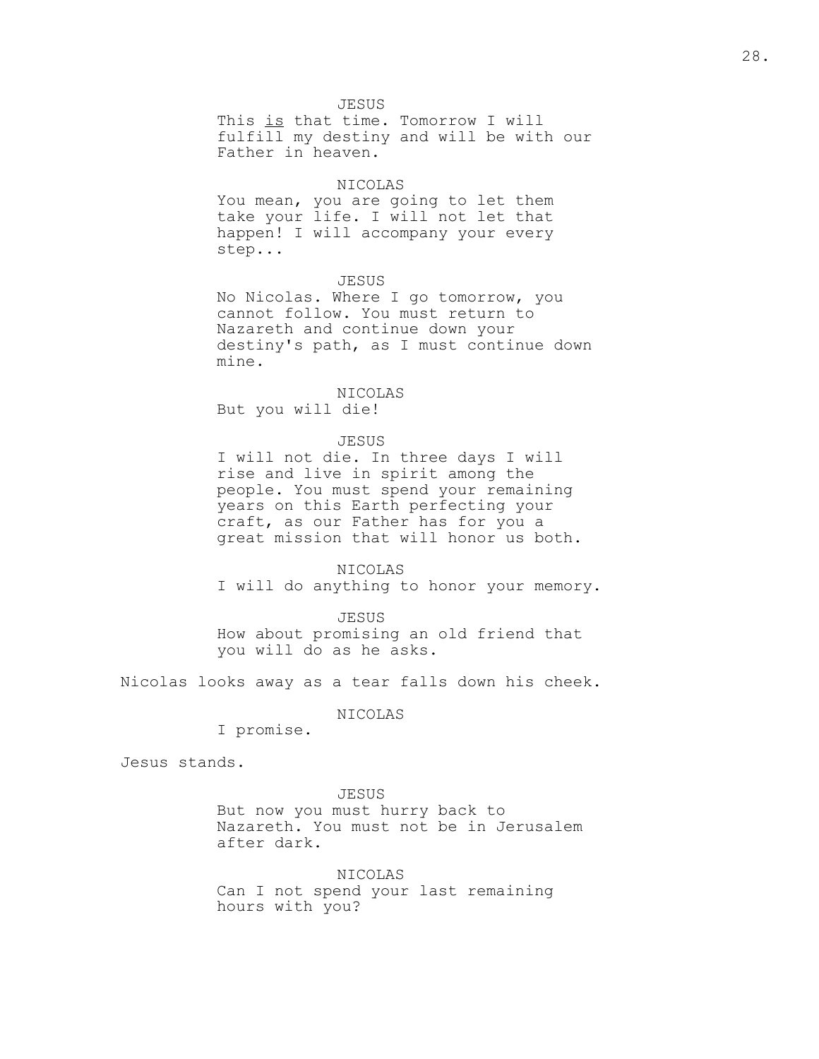JESUS

This <u>is</u> that time. Tomorrow I will fulfill my destiny and will be with our Father in heaven.

NICOLAS

You mean, you are going to let them take your life. I will not let that happen! I will accompany your every step...

JESUS

No Nicolas. Where I go tomorrow, you cannot follow. You must return to Nazareth and continue down your destiny's path, as I must continue down mine.

NICOLAS

But you will die!

JESUS

I will not die. In three days I will rise and live in spirit among the people. You must spend your remaining years on this Earth perfecting your craft, as our Father has for you a great mission that will honor us both.

NICOLAS

I will do anything to honor your memory.

JESUS

How about promising an old friend that you will do as he asks.

Nicolas looks away as a tear falls down his cheek.

NICOLAS

I promise.

Jesus stands.

JESUS

But now you must hurry back to Nazareth. You must not be in Jerusalem after dark.

NICOLAS

Can I not spend your last remaining hours with you?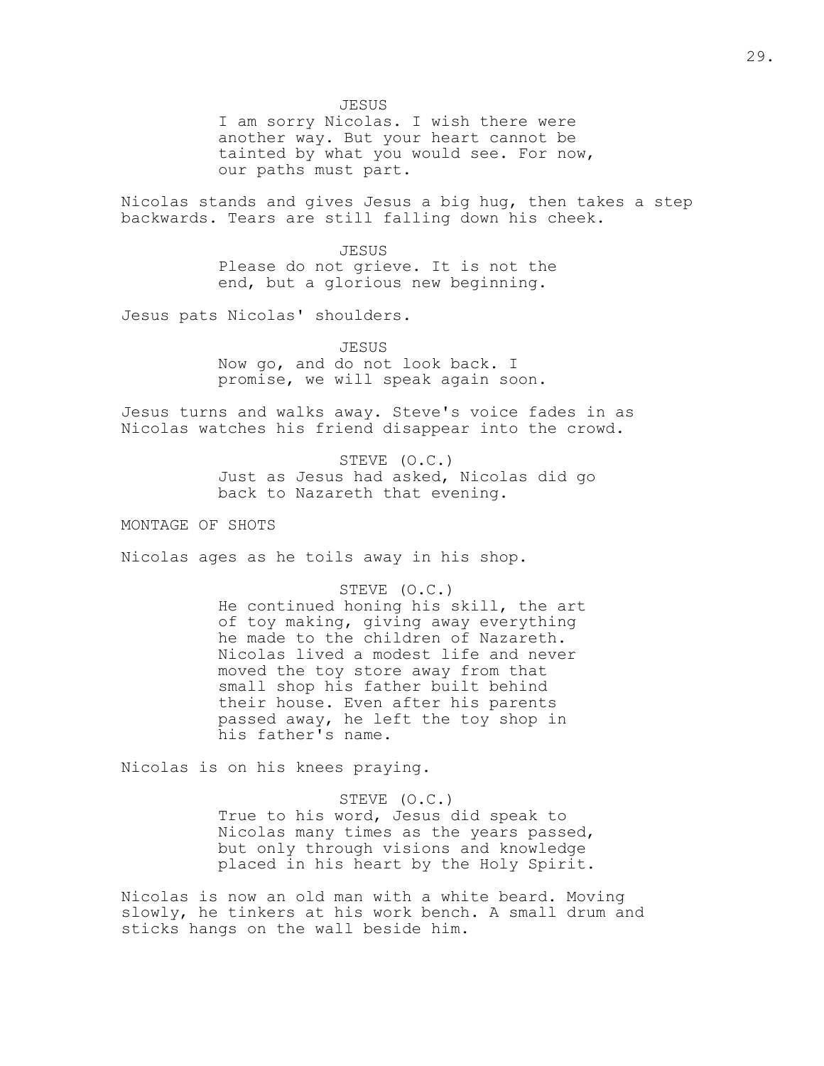JESUS

I am sorry Nicolas. I wish there were another way. But your heart cannot be tainted by what you would see. For now, our paths must part.

Nicolas stands and gives Jesus a big hug, then takes a step backwards. Tears are still falling down his cheek.

JESUS

Please do not grieve. It is not the end, but a glorious new beginning.

Jesus pats Nicolas' shoulders.

JESUS

Now go, and do not look back. I promise, we will speak again soon.

Jesus turns and walks away. Steve's voice fades in as Nicolas watches his friend disappear into the crowd.

STEVE (O.C.)

Just as Jesus had asked, Nicolas did go back to Nazareth that evening.

MONTAGE OF SHOTS

Nicolas ages as he toils away in his shop.

STEVE (O.C.)

He continued honing his skill, the art of toy making, giving away everything he made to the children of Nazareth. Nicolas lived a modest life and never moved the toy store away from that small shop his father built behind their house. Even after his parents passed away, he left the toy shop in his father's name.

Nicolas is on his knees praying.

STEVE (O.C.)

True to his word, Jesus did speak to Nicolas many times as the years passed, but only through visions and knowledge placed in his heart by the Holy Spirit.

Nicolas is now an old man with a white beard. Moving slowly, he tinkers at his work bench. A small drum and sticks hangs on the wall beside him.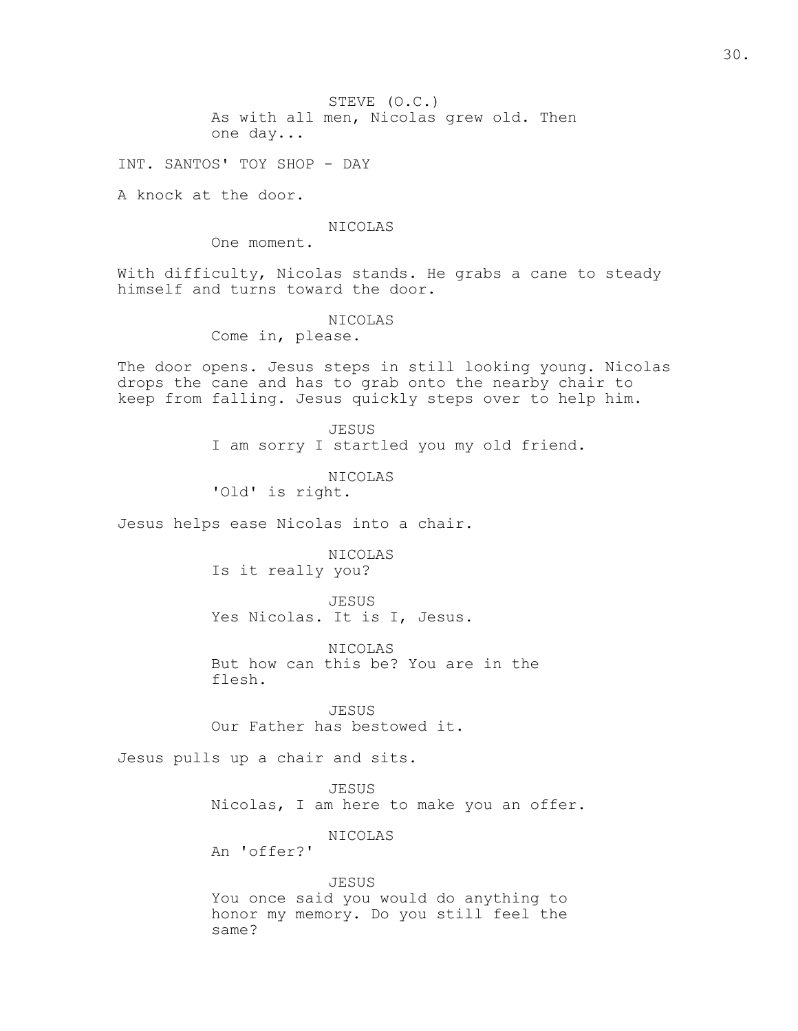STEVE (O.C.)
As with all men, Nicolas grew old. Then one day...

INT. SANTOS' TOY SHOP - DAY

A knock at the door.

NICOLAS
One moment.

With difficulty, Nicolas stands. He grabs a cane to steady himself and turns toward the door.

NICOLAS
Come in, please.

The door opens. Jesus steps in still looking young. Nicolas drops the cane and has to grab onto the nearby chair to keep from falling. Jesus quickly steps over to help him.

JESUS
I am sorry I startled you my old friend.

NICOLAS
'Old' is right.

Jesus helps ease Nicolas into a chair.

NICOLAS
Is it really you?

JESUS
Yes Nicolas. It is I, Jesus.

NICOLAS
But how can this be? You are in the flesh.

JESUS
Our Father has bestowed it.

Jesus pulls up a chair and sits.

JESUS
Nicolas, I am here to make you an offer.

NICOLAS
An 'offer?'

JESUS
You once said you would do anything to honor my memory. Do you still feel the same?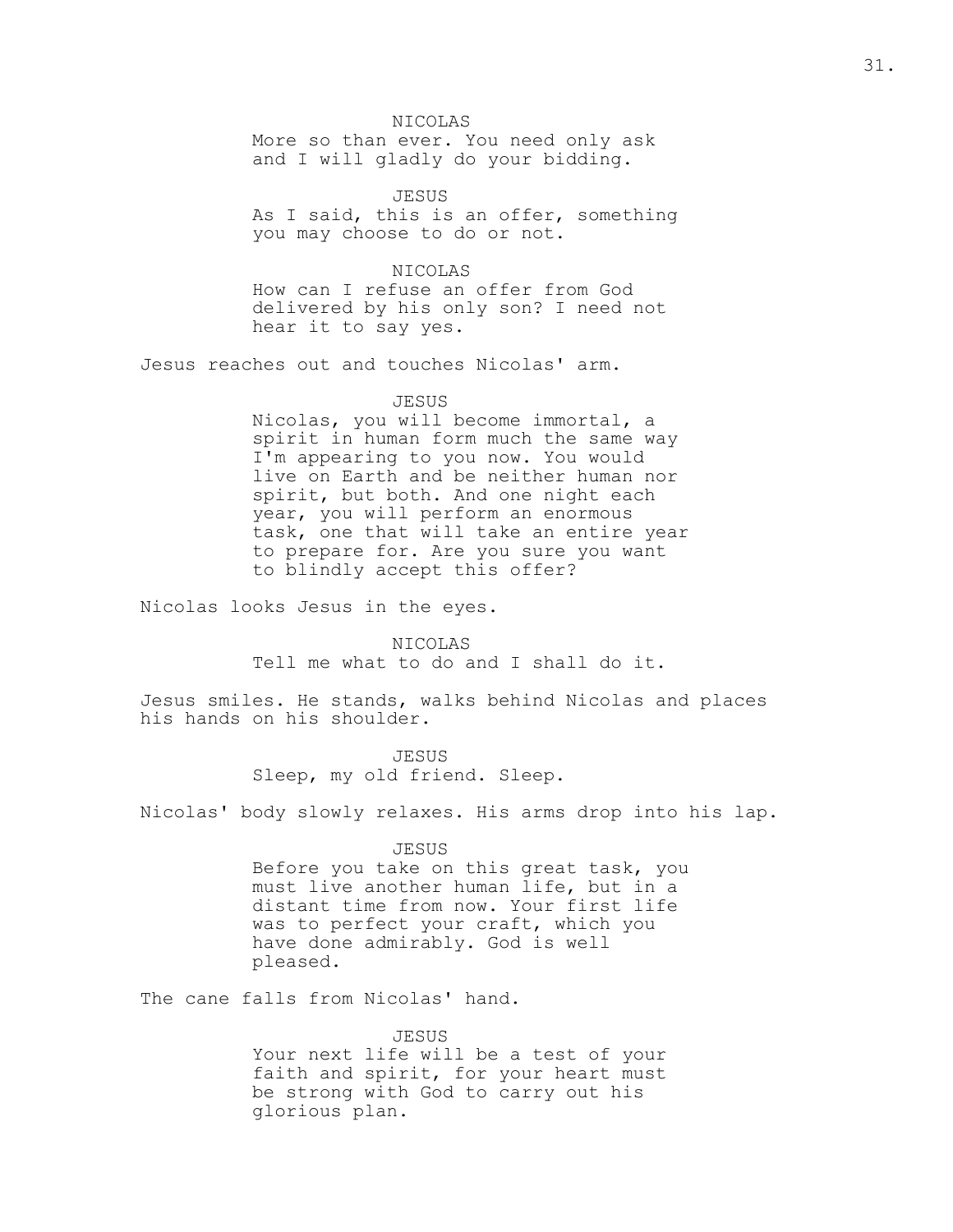NICOLAS
More so than ever. You need only ask and I will gladly do your bidding.

JESUS
As I said, this is an offer, something you may choose to do or not.

NICOLAS
How can I refuse an offer from God delivered by his only son? I need not hear it to say yes.

Jesus reaches out and touches Nicolas' arm.

JESUS
Nicolas, you will become immortal, a spirit in human form much the same way I'm appearing to you now. You would live on Earth and be neither human nor spirit, but both. And one night each year, you will perform an enormous task, one that will take an entire year to prepare for. Are you sure you want to blindly accept this offer?

Nicolas looks Jesus in the eyes.

NICOLAS
Tell me what to do and I shall do it.

Jesus smiles. He stands, walks behind Nicolas and places his hands on his shoulder.

JESUS
Sleep, my old friend. Sleep.

Nicolas' body slowly relaxes. His arms drop into his lap.

JESUS
Before you take on this great task, you must live another human life, but in a distant time from now. Your first life was to perfect your craft, which you have done admirably. God is well pleased.

The cane falls from Nicolas' hand.

JESUS
Your next life will be a test of your faith and spirit, for your heart must be strong with God to carry out his glorious plan.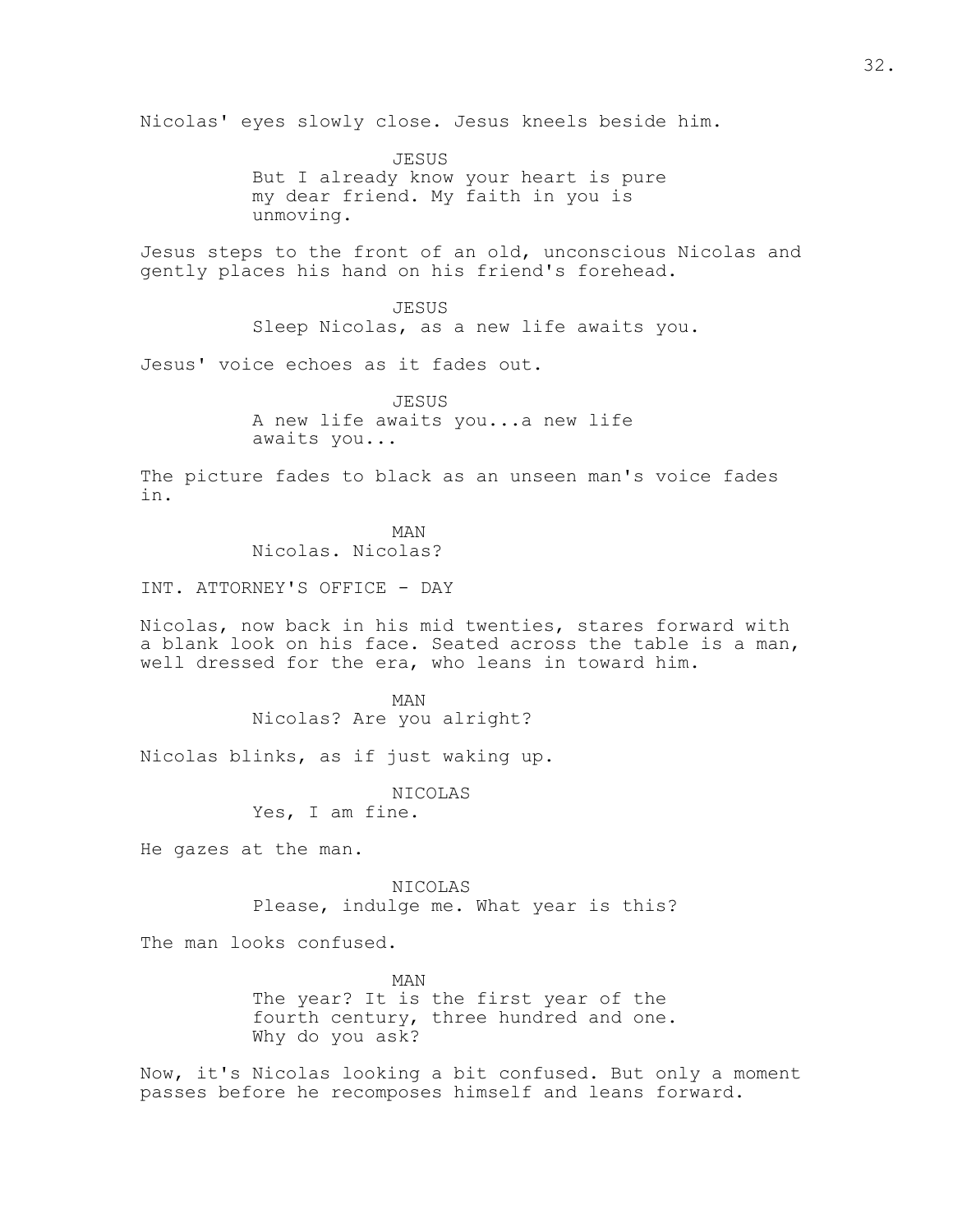Nicolas' eyes slowly close. Jesus kneels beside him.

JESUS
But I already know your heart is pure my dear friend. My faith in you is unmoving.

Jesus steps to the front of an old, unconscious Nicolas and gently places his hand on his friend's forehead.

JESUS
Sleep Nicolas, as a new life awaits you.

Jesus' voice echoes as it fades out.

JESUS
A new life awaits you...a new life awaits you...

The picture fades to black as an unseen man's voice fades in.

MAN
Nicolas. Nicolas?

INT. ATTORNEY'S OFFICE - DAY

Nicolas, now back in his mid twenties, stares forward with a blank look on his face. Seated across the table is a man, well dressed for the era, who leans in toward him.

MAN
Nicolas? Are you alright?

Nicolas blinks, as if just waking up.

NICOLAS
Yes, I am fine.

He gazes at the man.

NICOLAS
Please, indulge me. What year is this?

The man looks confused.

MAN
The year? It is the first year of the fourth century, three hundred and one. Why do you ask?

Now, it's Nicolas looking a bit confused. But only a moment passes before he recomposes himself and leans forward.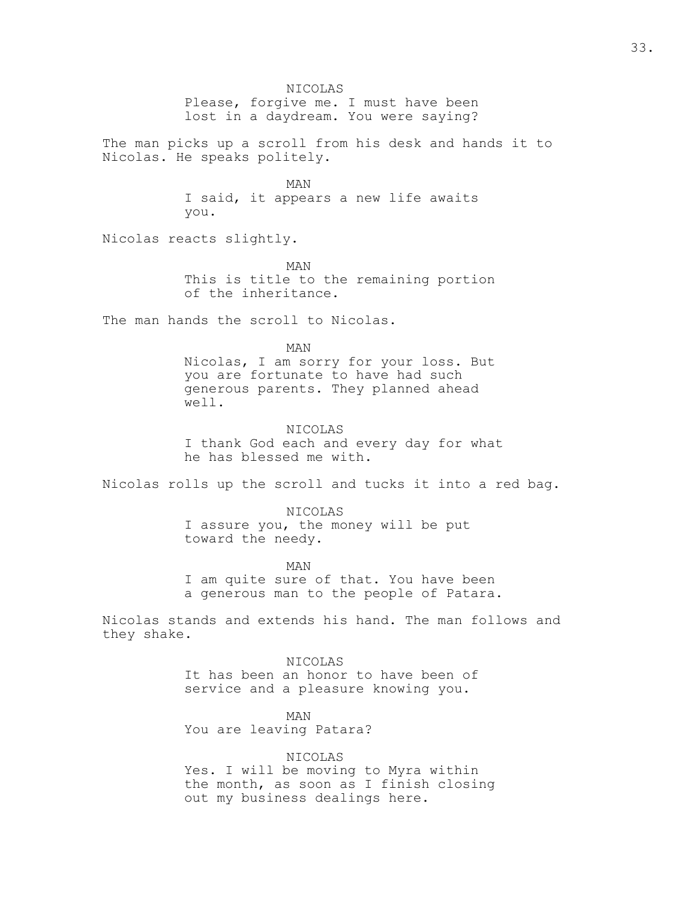NICOLAS
Please, forgive me. I must have been lost in a daydream. You were saying?

The man picks up a scroll from his desk and hands it to Nicolas. He speaks politely.

MAN
I said, it appears a new life awaits you.

Nicolas reacts slightly.

MAN
This is title to the remaining portion of the inheritance.

The man hands the scroll to Nicolas.

MAN
Nicolas, I am sorry for your loss. But you are fortunate to have had such generous parents. They planned ahead well.

NICOLAS
I thank God each and every day for what he has blessed me with.

Nicolas rolls up the scroll and tucks it into a red bag.

NICOLAS
I assure you, the money will be put toward the needy.

MAN
I am quite sure of that. You have been a generous man to the people of Patara.

Nicolas stands and extends his hand. The man follows and they shake.

NICOLAS
It has been an honor to have been of service and a pleasure knowing you.

MAN
You are leaving Patara?

NICOLAS
Yes. I will be moving to Myra within the month, as soon as I finish closing out my business dealings here.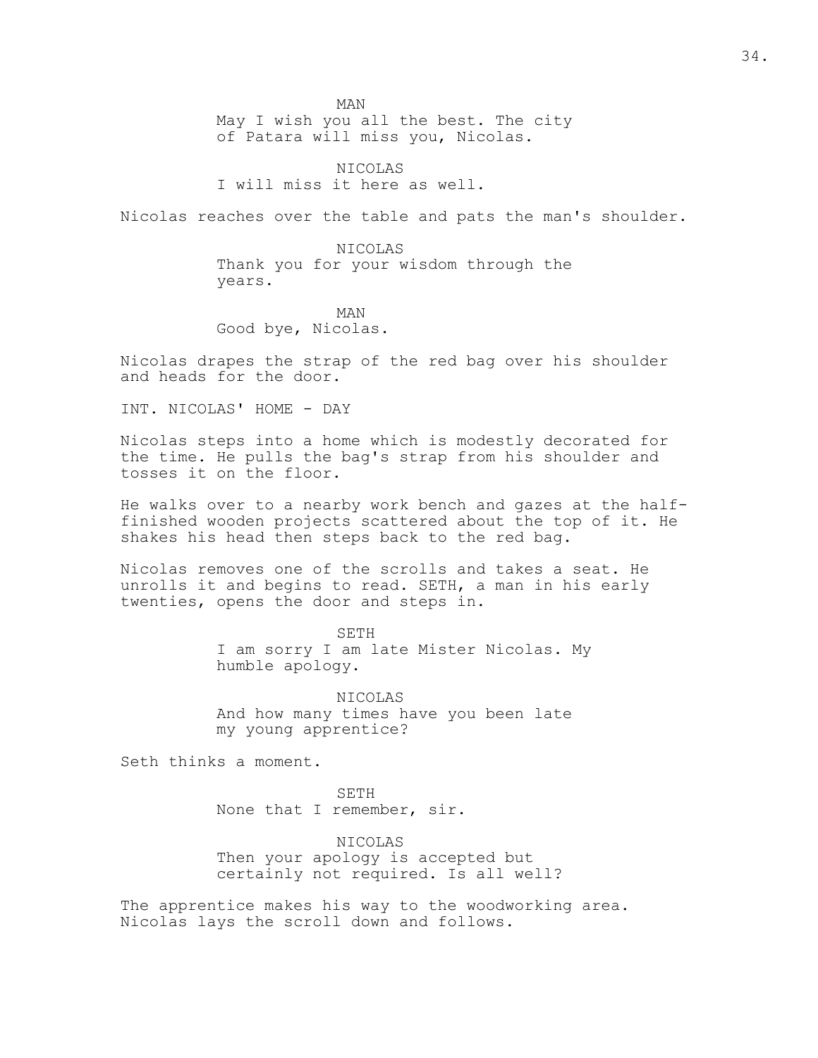MAN
May I wish you all the best. The city of Patara will miss you, Nicolas.

NICOLAS
I will miss it here as well.

Nicolas reaches over the table and pats the man's shoulder.

NICOLAS
Thank you for your wisdom through the years.

MAN
Good bye, Nicolas.

Nicolas drapes the strap of the red bag over his shoulder and heads for the door.

INT. NICOLAS' HOME - DAY

Nicolas steps into a home which is modestly decorated for the time. He pulls the bag's strap from his shoulder and tosses it on the floor.

He walks over to a nearby work bench and gazes at the half-finished wooden projects scattered about the top of it. He shakes his head then steps back to the red bag.

Nicolas removes one of the scrolls and takes a seat. He unrolls it and begins to read. SETH, a man in his early twenties, opens the door and steps in.

SETH
I am sorry I am late Mister Nicolas. My humble apology.

NICOLAS
And how many times have you been late my young apprentice?

Seth thinks a moment.

SETH
None that I remember, sir.

NICOLAS
Then your apology is accepted but certainly not required. Is all well?

The apprentice makes his way to the woodworking area. Nicolas lays the scroll down and follows.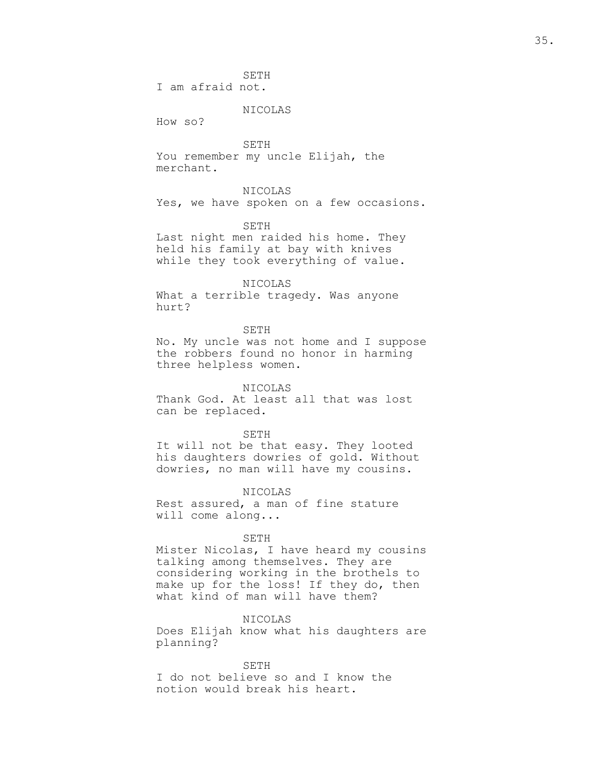SETH
I am afraid not.

NICOLAS
How so?

SETH
You remember my uncle Elijah, the merchant.

NICOLAS
Yes, we have spoken on a few occasions.

SETH
Last night men raided his home. They held his family at bay with knives while they took everything of value.

NICOLAS
What a terrible tragedy. Was anyone hurt?

SETH
No. My uncle was not home and I suppose the robbers found no honor in harming three helpless women.

NICOLAS
Thank God. At least all that was lost can be replaced.

SETH
It will not be that easy. They looted his daughters dowries of gold. Without dowries, no man will have my cousins.

NICOLAS
Rest assured, a man of fine stature will come along...

SETH
Mister Nicolas, I have heard my cousins talking among themselves. They are considering working in the brothels to make up for the loss! If they do, then what kind of man will have them?

NICOLAS
Does Elijah know what his daughters are planning?

SETH
I do not believe so and I know the notion would break his heart.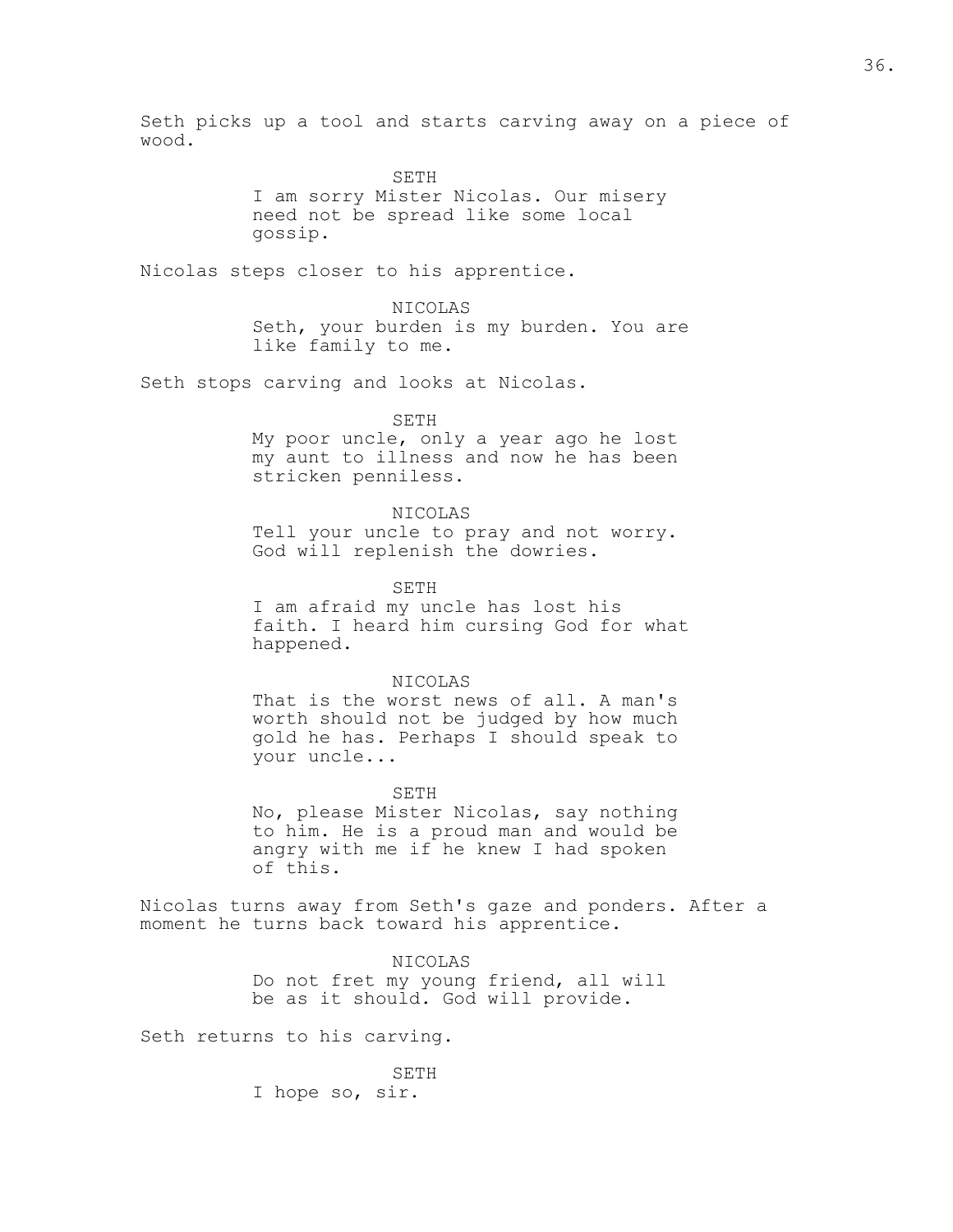Seth picks up a tool and starts carving away on a piece of wood.

SETH
I am sorry Mister Nicolas. Our misery need not be spread like some local gossip.

Nicolas steps closer to his apprentice.

NICOLAS
Seth, your burden is my burden. You are like family to me.

Seth stops carving and looks at Nicolas.

SETH
My poor uncle, only a year ago he lost my aunt to illness and now he has been stricken penniless.

NICOLAS
Tell your uncle to pray and not worry. God will replenish the dowries.

SETH
I am afraid my uncle has lost his faith. I heard him cursing God for what happened.

NICOLAS
That is the worst news of all. A man's worth should not be judged by how much gold he has. Perhaps I should speak to your uncle...

SETH
No, please Mister Nicolas, say nothing to him. He is a proud man and would be angry with me if he knew I had spoken of this.

Nicolas turns away from Seth's gaze and ponders. After a moment he turns back toward his apprentice.

NICOLAS
Do not fret my young friend, all will be as it should. God will provide.

Seth returns to his carving.

SETH
I hope so, sir.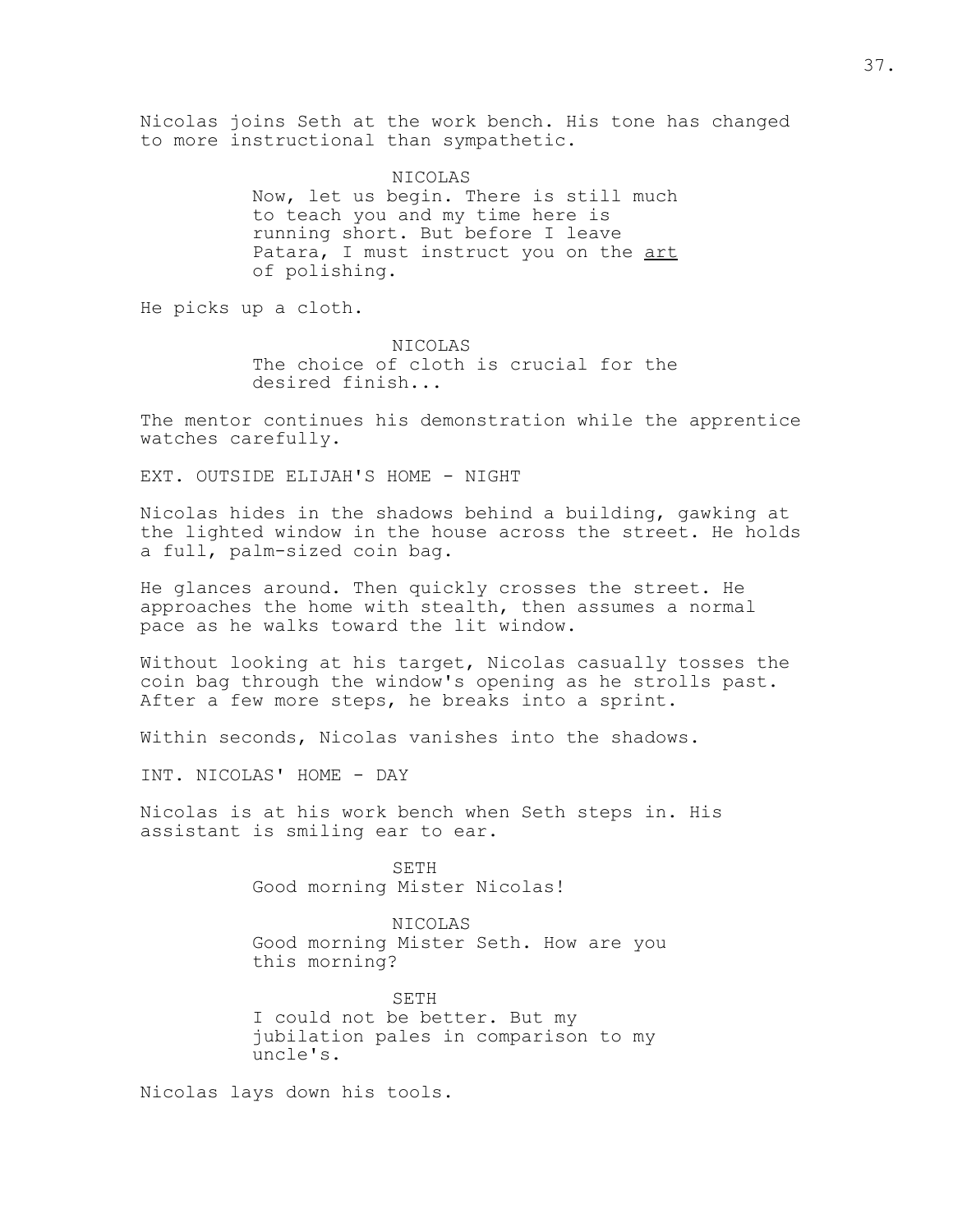Nicolas joins Seth at the work bench. His tone has changed to more instructional than sympathetic.

NICOLAS
Now, let us begin. There is still much to teach you and my time here is running short. But before I leave Patara, I must instruct you on the <u>art</u> of polishing.

He picks up a cloth.

NICOLAS
The choice of cloth is crucial for the desired finish...

The mentor continues his demonstration while the apprentice watches carefully.

EXT. OUTSIDE ELIJAH'S HOME - NIGHT

Nicolas hides in the shadows behind a building, gawking at the lighted window in the house across the street. He holds a full, palm-sized coin bag.

He glances around. Then quickly crosses the street. He approaches the home with stealth, then assumes a normal pace as he walks toward the lit window.

Without looking at his target, Nicolas casually tosses the coin bag through the window's opening as he strolls past. After a few more steps, he breaks into a sprint.

Within seconds, Nicolas vanishes into the shadows.

INT. NICOLAS' HOME - DAY

Nicolas is at his work bench when Seth steps in. His assistant is smiling ear to ear.

SETH
Good morning Mister Nicolas!

NICOLAS
Good morning Mister Seth. How are you this morning?

SETH
I could not be better. But my jubilation pales in comparison to my uncle's.

Nicolas lays down his tools.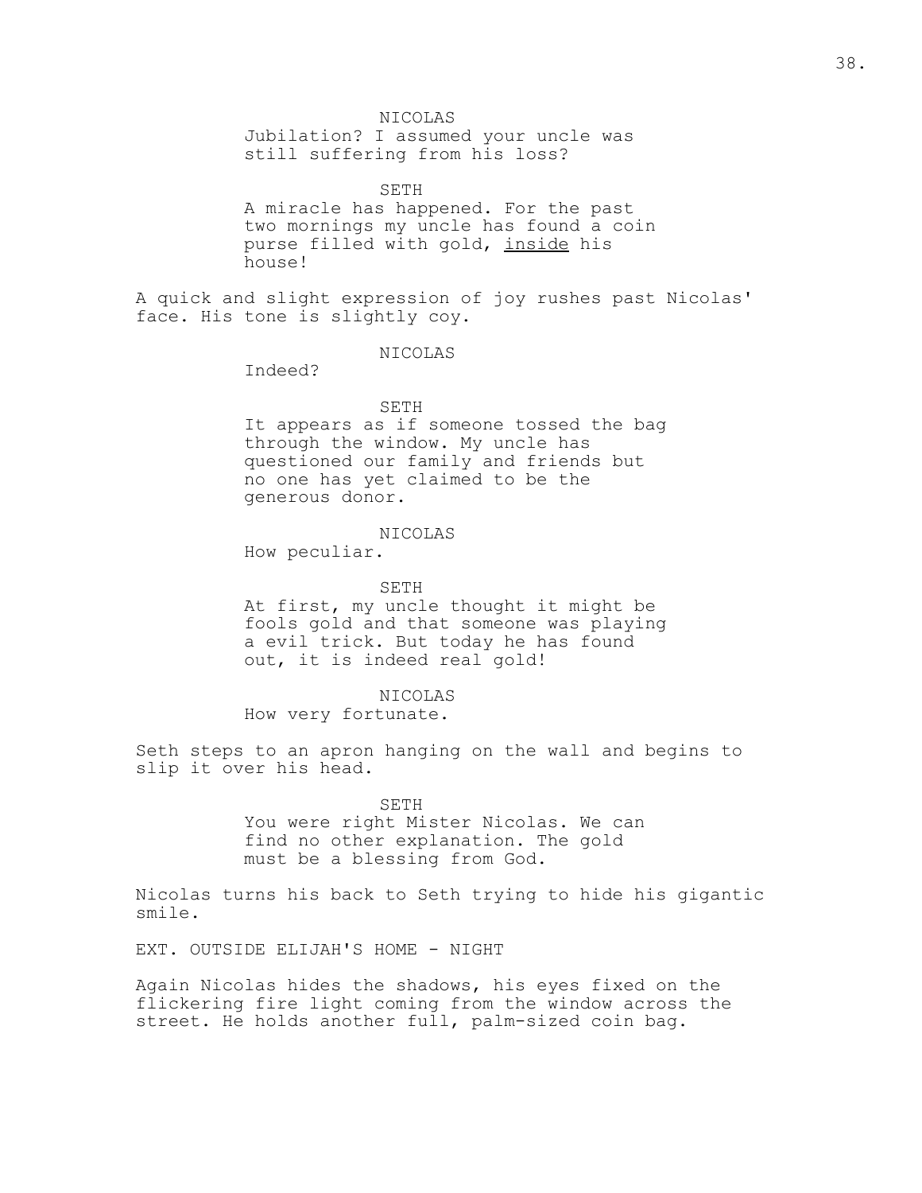NICOLAS
Jubilation? I assumed your uncle was still suffering from his loss?

SETH
A miracle has happened. For the past two mornings my uncle has found a coin purse filled with gold, <u>inside</u> his house!

A quick and slight expression of joy rushes past Nicolas' face. His tone is slightly coy.

NICOLAS
Indeed?

SETH
It appears as if someone tossed the bag through the window. My uncle has questioned our family and friends but no one has yet claimed to be the generous donor.

NICOLAS
How peculiar.

SETH
At first, my uncle thought it might be fools gold and that someone was playing a evil trick. But today he has found out, it is indeed real gold!

NICOLAS
How very fortunate.

Seth steps to an apron hanging on the wall and begins to slip it over his head.

SETH
You were right Mister Nicolas. We can find no other explanation. The gold must be a blessing from God.

Nicolas turns his back to Seth trying to hide his gigantic smile.

EXT. OUTSIDE ELIJAH'S HOME - NIGHT

Again Nicolas hides the shadows, his eyes fixed on the flickering fire light coming from the window across the street. He holds another full, palm-sized coin bag.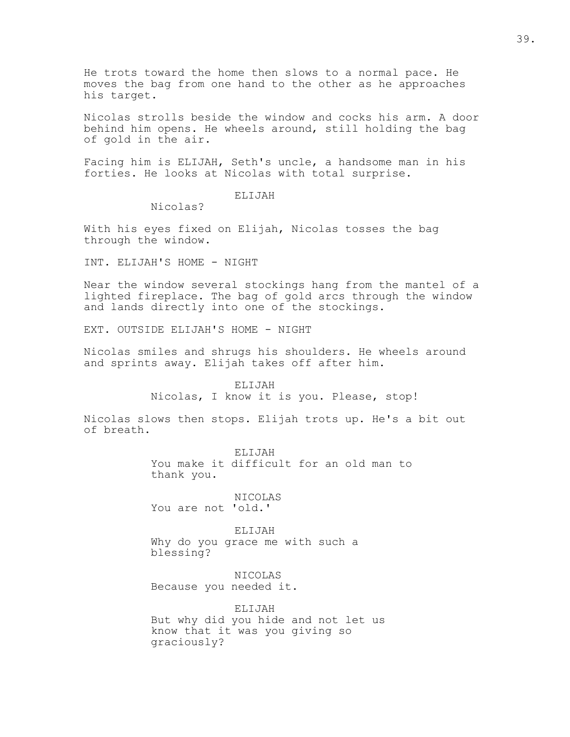He trots toward the home then slows to a normal pace. He moves the bag from one hand to the other as he approaches his target.

Nicolas strolls beside the window and cocks his arm. A door behind him opens. He wheels around, still holding the bag of gold in the air.

Facing him is ELIJAH, Seth's uncle, a handsome man in his forties. He looks at Nicolas with total surprise.

ELIJAH
Nicolas?

With his eyes fixed on Elijah, Nicolas tosses the bag through the window.

INT. ELIJAH'S HOME - NIGHT

Near the window several stockings hang from the mantel of a lighted fireplace. The bag of gold arcs through the window and lands directly into one of the stockings.

EXT. OUTSIDE ELIJAH'S HOME - NIGHT

Nicolas smiles and shrugs his shoulders. He wheels around and sprints away. Elijah takes off after him.

ELIJAH
Nicolas, I know it is you. Please, stop!

Nicolas slows then stops. Elijah trots up. He's a bit out of breath.

ELIJAH
You make it difficult for an old man to thank you.

NICOLAS
You are not 'old.'

ELIJAH
Why do you grace me with such a blessing?

NICOLAS
Because you needed it.

ELIJAH
But why did you hide and not let us know that it was you giving so graciously?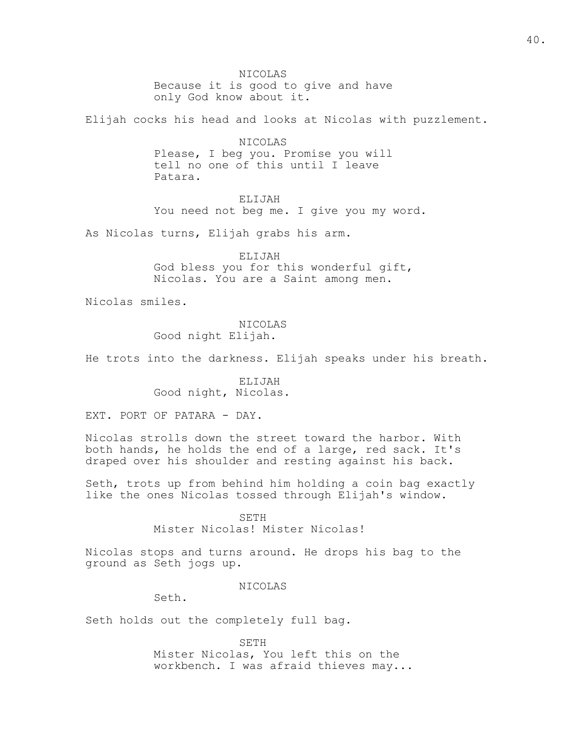NICOLAS
Because it is good to give and have only God know about it.

Elijah cocks his head and looks at Nicolas with puzzlement.

NICOLAS
Please, I beg you. Promise you will tell no one of this until I leave Patara.

ELIJAH
You need not beg me. I give you my word.

As Nicolas turns, Elijah grabs his arm.

ELIJAH
God bless you for this wonderful gift, Nicolas. You are a Saint among men.

Nicolas smiles.

NICOLAS
Good night Elijah.

He trots into the darkness. Elijah speaks under his breath.

ELIJAH
Good night, Nicolas.

EXT. PORT OF PATARA - DAY.

Nicolas strolls down the street toward the harbor. With both hands, he holds the end of a large, red sack. It's draped over his shoulder and resting against his back.

Seth, trots up from behind him holding a coin bag exactly like the ones Nicolas tossed through Elijah's window.

SETH
Mister Nicolas! Mister Nicolas!

Nicolas stops and turns around. He drops his bag to the ground as Seth jogs up.

NICOLAS
Seth.

Seth holds out the completely full bag.

SETH
Mister Nicolas, You left this on the workbench. I was afraid thieves may...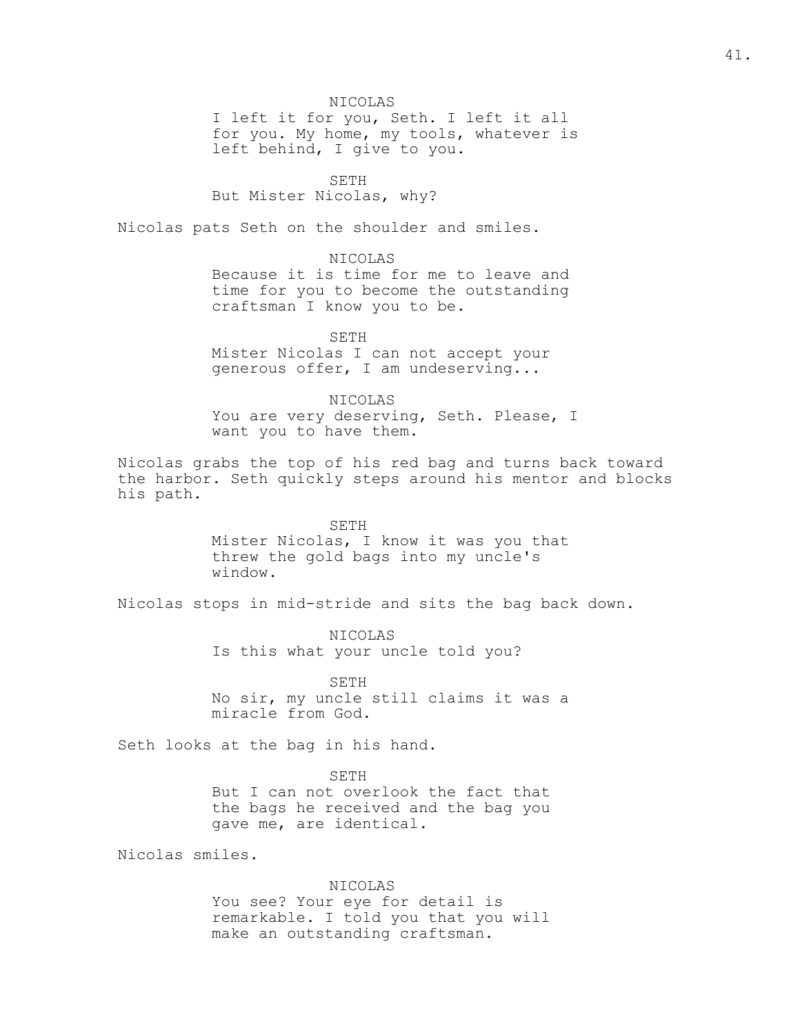NICOLAS
I left it for you, Seth. I left it all for you. My home, my tools, whatever is left behind, I give to you.

SETH
But Mister Nicolas, why?

Nicolas pats Seth on the shoulder and smiles.

NICOLAS
Because it is time for me to leave and time for you to become the outstanding craftsman I know you to be.

SETH
Mister Nicolas I can not accept your generous offer, I am undeserving...

NICOLAS
You are very deserving, Seth. Please, I want you to have them.

Nicolas grabs the top of his red bag and turns back toward the harbor. Seth quickly steps around his mentor and blocks his path.

SETH
Mister Nicolas, I know it was you that threw the gold bags into my uncle's window.

Nicolas stops in mid-stride and sits the bag back down.

NICOLAS
Is this what your uncle told you?

SETH
No sir, my uncle still claims it was a miracle from God.

Seth looks at the bag in his hand.

SETH
But I can not overlook the fact that the bags he received and the bag you gave me, are identical.

Nicolas smiles.

NICOLAS
You see? Your eye for detail is remarkable. I told you that you will make an outstanding craftsman.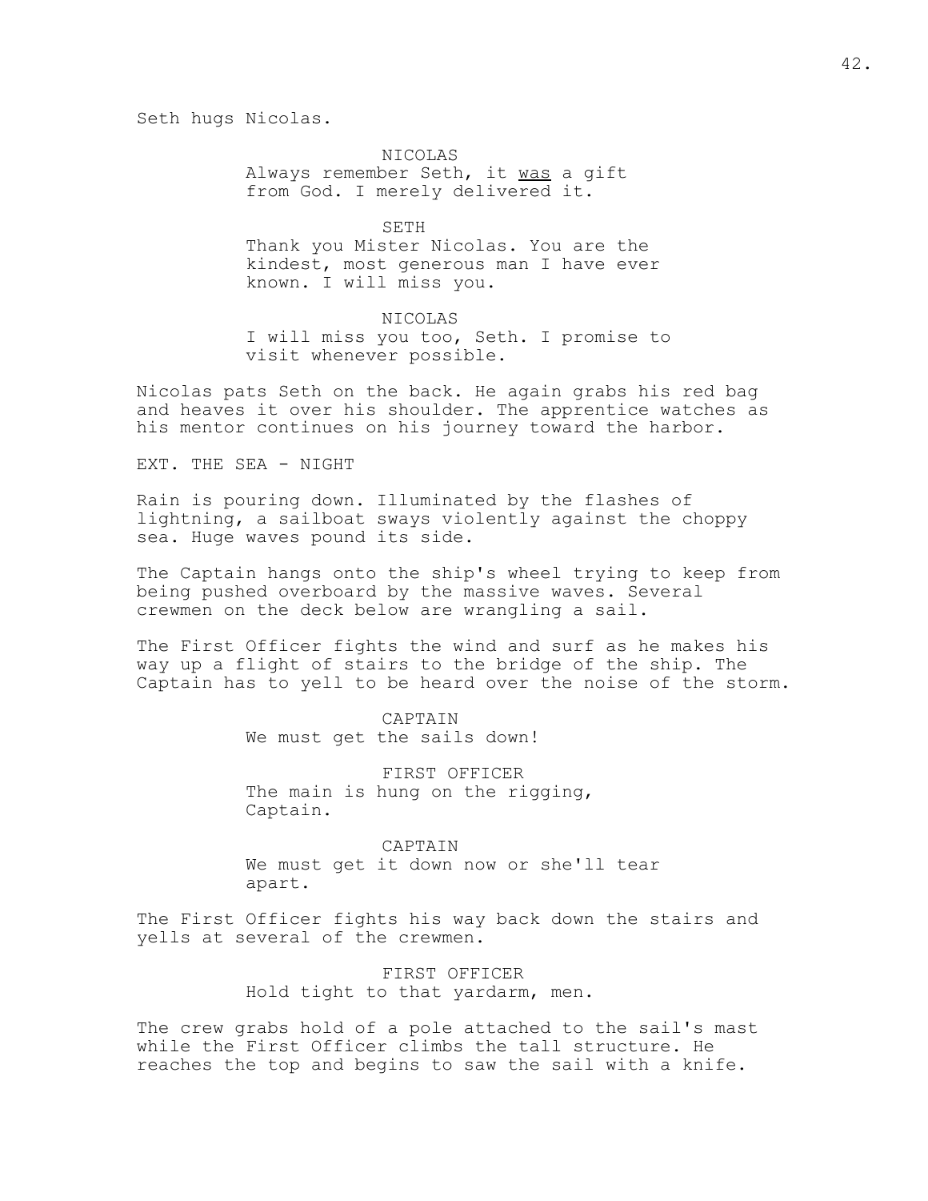Seth hugs Nicolas.

NICOLAS
Always remember Seth, it <u>was</u> a gift from God. I merely delivered it.

SETH
Thank you Mister Nicolas. You are the kindest, most generous man I have ever known. I will miss you.

NICOLAS
I will miss you too, Seth. I promise to visit whenever possible.

Nicolas pats Seth on the back. He again grabs his red bag and heaves it over his shoulder. The apprentice watches as his mentor continues on his journey toward the harbor.

EXT. THE SEA - NIGHT

Rain is pouring down. Illuminated by the flashes of lightning, a sailboat sways violently against the choppy sea. Huge waves pound its side.

The Captain hangs onto the ship's wheel trying to keep from being pushed overboard by the massive waves. Several crewmen on the deck below are wrangling a sail.

The First Officer fights the wind and surf as he makes his way up a flight of stairs to the bridge of the ship. The Captain has to yell to be heard over the noise of the storm.

CAPTAIN
We must get the sails down!

FIRST OFFICER
The main is hung on the rigging, Captain.

CAPTAIN
We must get it down now or she'll tear apart.

The First Officer fights his way back down the stairs and yells at several of the crewmen.

FIRST OFFICER
Hold tight to that yardarm, men.

The crew grabs hold of a pole attached to the sail's mast while the First Officer climbs the tall structure. He reaches the top and begins to saw the sail with a knife.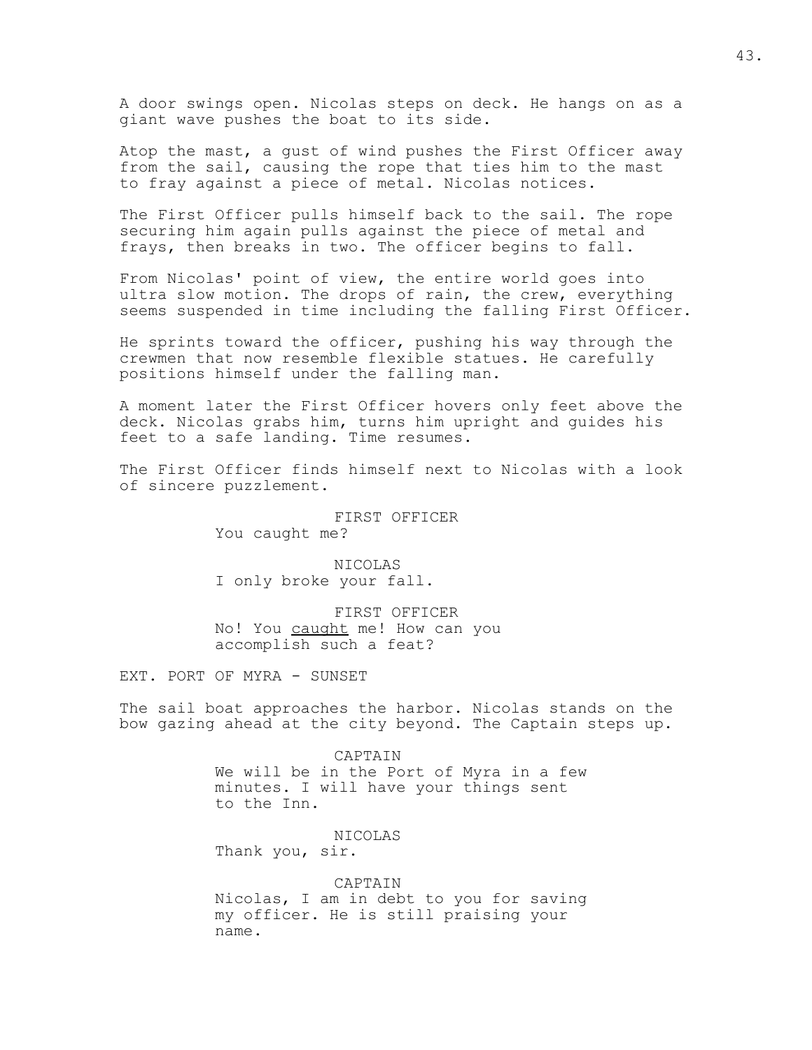A door swings open. Nicolas steps on deck. He hangs on as a giant wave pushes the boat to its side.

Atop the mast, a gust of wind pushes the First Officer away from the sail, causing the rope that ties him to the mast to fray against a piece of metal. Nicolas notices.

The First Officer pulls himself back to the sail. The rope securing him again pulls against the piece of metal and frays, then breaks in two. The officer begins to fall.

From Nicolas' point of view, the entire world goes into ultra slow motion. The drops of rain, the crew, everything seems suspended in time including the falling First Officer.

He sprints toward the officer, pushing his way through the crewmen that now resemble flexible statues. He carefully positions himself under the falling man.

A moment later the First Officer hovers only feet above the deck. Nicolas grabs him, turns him upright and guides his feet to a safe landing. Time resumes.

The First Officer finds himself next to Nicolas with a look of sincere puzzlement.

FIRST OFFICER
You caught me?

NICOLAS
I only broke your fall.

FIRST OFFICER
No! You <u>caught</u> me! How can you accomplish such a feat?

EXT. PORT OF MYRA - SUNSET

The sail boat approaches the harbor. Nicolas stands on the bow gazing ahead at the city beyond. The Captain steps up.

CAPTAIN
We will be in the Port of Myra in a few minutes. I will have your things sent to the Inn.

NICOLAS
Thank you, sir.

CAPTAIN
Nicolas, I am in debt to you for saving my officer. He is still praising your name.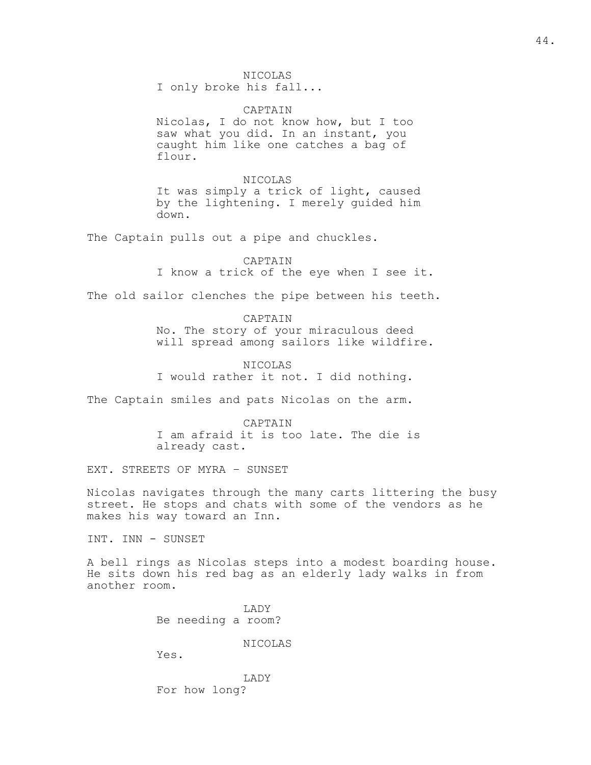NICOLAS
I only broke his fall...

CAPTAIN
Nicolas, I do not know how, but I too saw what you did. In an instant, you caught him like one catches a bag of flour.

NICOLAS
It was simply a trick of light, caused by the lightening. I merely guided him down.

The Captain pulls out a pipe and chuckles.

CAPTAIN
I know a trick of the eye when I see it.

The old sailor clenches the pipe between his teeth.

CAPTAIN
No. The story of your miraculous deed will spread among sailors like wildfire.

NICOLAS
I would rather it not. I did nothing.

The Captain smiles and pats Nicolas on the arm.

CAPTAIN
I am afraid it is too late. The die is already cast.

EXT. STREETS OF MYRA - SUNSET

Nicolas navigates through the many carts littering the busy street. He stops and chats with some of the vendors as he makes his way toward an Inn.

INT. INN - SUNSET

A bell rings as Nicolas steps into a modest boarding house. He sits down his red bag as an elderly lady walks in from another room.

LADY
Be needing a room?

NICOLAS
Yes.

LADY
For how long?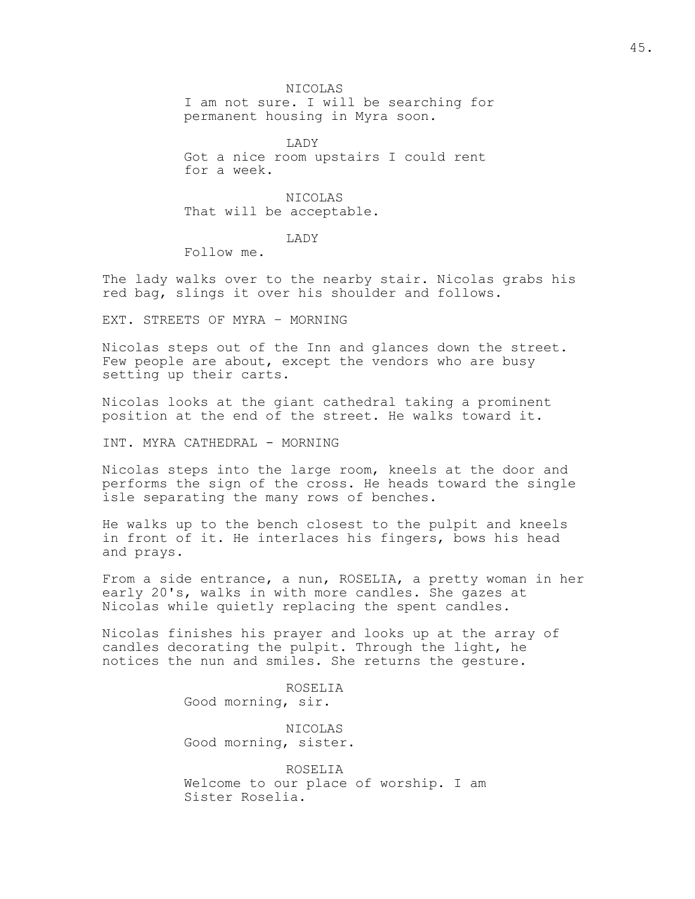NICOLAS
I am not sure. I will be searching for permanent housing in Myra soon.

LADY
Got a nice room upstairs I could rent for a week.

NICOLAS
That will be acceptable.

LADY
Follow me.

The lady walks over to the nearby stair. Nicolas grabs his red bag, slings it over his shoulder and follows.

EXT. STREETS OF MYRA – MORNING

Nicolas steps out of the Inn and glances down the street. Few people are about, except the vendors who are busy setting up their carts.

Nicolas looks at the giant cathedral taking a prominent position at the end of the street. He walks toward it.

INT. MYRA CATHEDRAL - MORNING

Nicolas steps into the large room, kneels at the door and performs the sign of the cross. He heads toward the single isle separating the many rows of benches.

He walks up to the bench closest to the pulpit and kneels in front of it. He interlaces his fingers, bows his head and prays.

From a side entrance, a nun, ROSELIA, a pretty woman in her early 20's, walks in with more candles. She gazes at Nicolas while quietly replacing the spent candles.

Nicolas finishes his prayer and looks up at the array of candles decorating the pulpit. Through the light, he notices the nun and smiles. She returns the gesture.

ROSELIA
Good morning, sir.

NICOLAS
Good morning, sister.

ROSELIA
Welcome to our place of worship. I am Sister Roselia.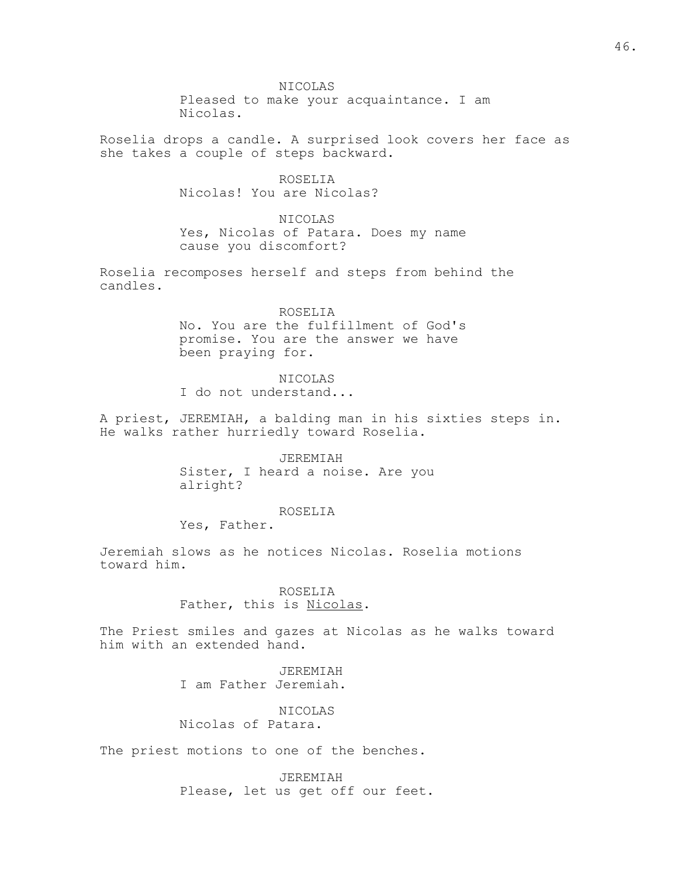NICOLAS
Pleased to make your acquaintance. I am Nicolas.

Roselia drops a candle. A surprised look covers her face as she takes a couple of steps backward.

ROSELIA
Nicolas! You are Nicolas?

NICOLAS
Yes, Nicolas of Patara. Does my name cause you discomfort?

Roselia recomposes herself and steps from behind the candles.

ROSELIA
No. You are the fulfillment of God's promise. You are the answer we have been praying for.

NICOLAS
I do not understand...

A priest, JEREMIAH, a balding man in his sixties steps in. He walks rather hurriedly toward Roselia.

JEREMIAH
Sister, I heard a noise. Are you alright?

ROSELIA
Yes, Father.

Jeremiah slows as he notices Nicolas. Roselia motions toward him.

ROSELIA
Father, this is <u>Nicolas</u>.

The Priest smiles and gazes at Nicolas as he walks toward him with an extended hand.

JEREMIAH
I am Father Jeremiah.

NICOLAS
Nicolas of Patara.

The priest motions to one of the benches.

JEREMIAH
Please, let us get off our feet.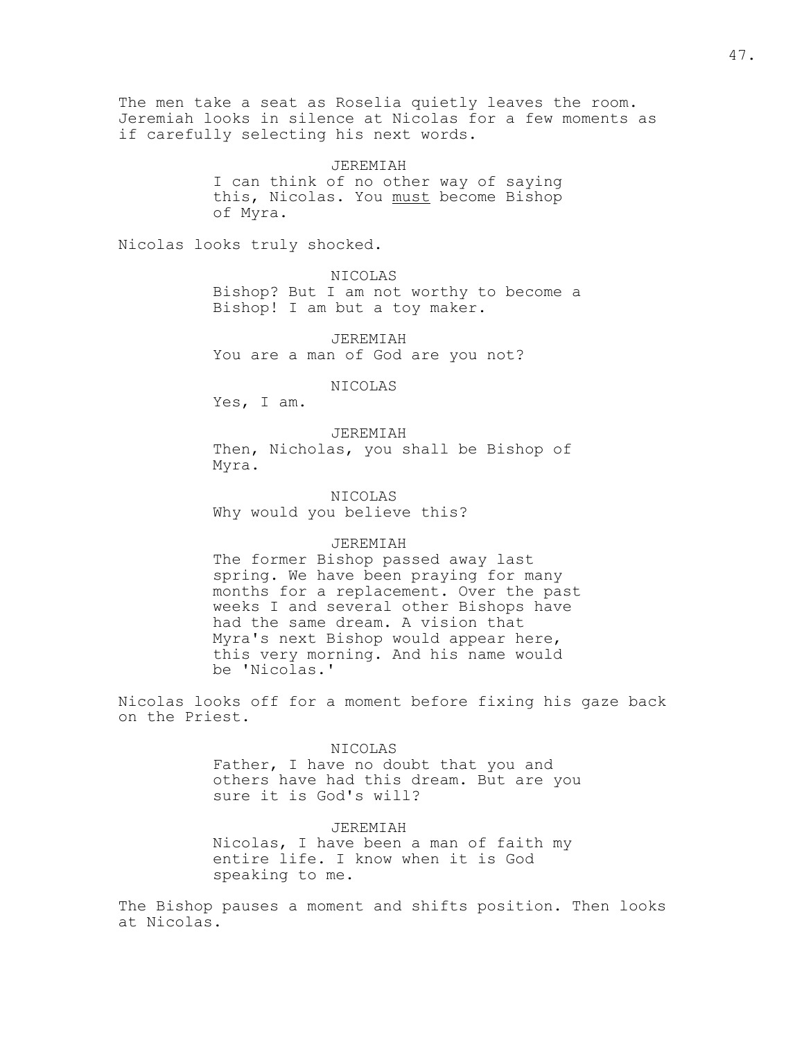The men take a seat as Roselia quietly leaves the room. Jeremiah looks in silence at Nicolas for a few moments as if carefully selecting his next words.

JEREMIAH
I can think of no other way of saying this, Nicolas. You <u>must</u> become Bishop of Myra.

Nicolas looks truly shocked.

NICOLAS
Bishop? But I am not worthy to become a Bishop! I am but a toy maker.

JEREMIAH
You are a man of God are you not?

NICOLAS
Yes, I am.

JEREMIAH
Then, Nicholas, you shall be Bishop of Myra.

NICOLAS
Why would you believe this?

JEREMIAH
The former Bishop passed away last spring. We have been praying for many months for a replacement. Over the past weeks I and several other Bishops have had the same dream. A vision that Myra's next Bishop would appear here, this very morning. And his name would be 'Nicolas.'

Nicolas looks off for a moment before fixing his gaze back on the Priest.

NICOLAS
Father, I have no doubt that you and others have had this dream. But are you sure it is God's will?

JEREMIAH
Nicolas, I have been a man of faith my entire life. I know when it is God speaking to me.

The Bishop pauses a moment and shifts position. Then looks at Nicolas.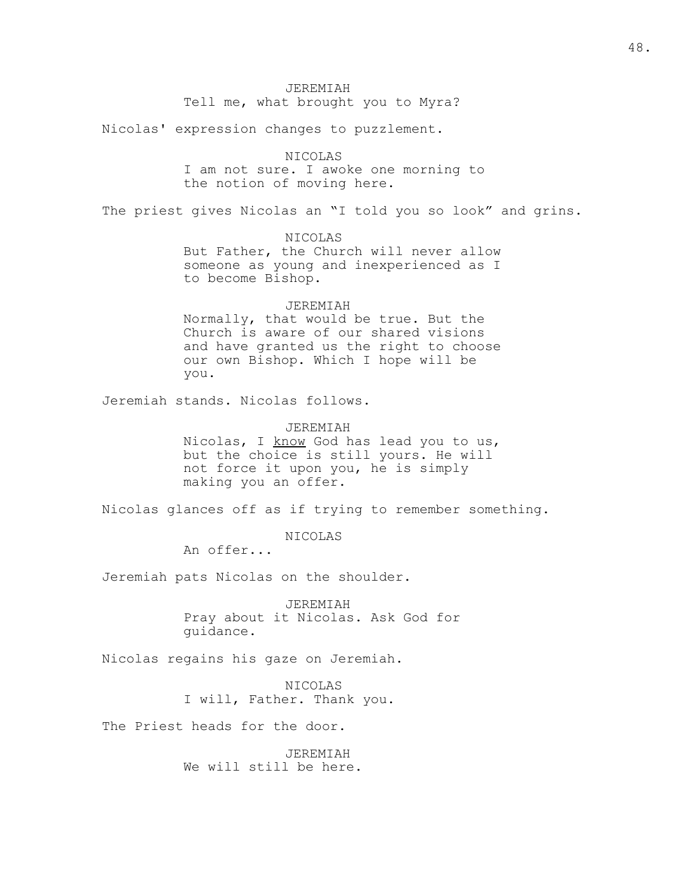JEREMIAH
Tell me, what brought you to Myra?

Nicolas' expression changes to puzzlement.

NICOLAS
I am not sure. I awoke one morning to the notion of moving here.

The priest gives Nicolas an "I told you so look" and grins.

NICOLAS
But Father, the Church will never allow someone as young and inexperienced as I to become Bishop.

JEREMIAH
Normally, that would be true. But the Church is aware of our shared visions and have granted us the right to choose our own Bishop. Which I hope will be you.

Jeremiah stands. Nicolas follows.

JEREMIAH
Nicolas, I <u>know</u> God has lead you to us, but the choice is still yours. He will not force it upon you, he is simply making you an offer.

Nicolas glances off as if trying to remember something.

NICOLAS
An offer...

Jeremiah pats Nicolas on the shoulder.

JEREMIAH
Pray about it Nicolas. Ask God for guidance.

Nicolas regains his gaze on Jeremiah.

NICOLAS
I will, Father. Thank you.

The Priest heads for the door.

JEREMIAH
We will still be here.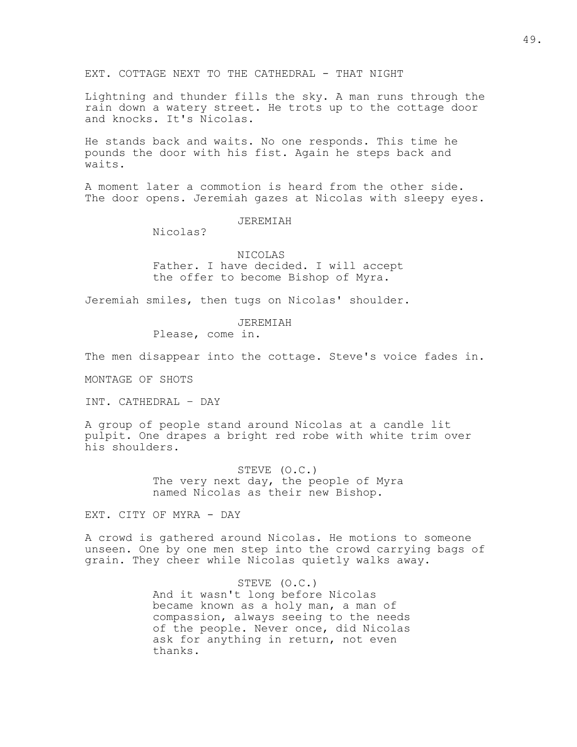EXT. COTTAGE NEXT TO THE CATHEDRAL - THAT NIGHT

Lightning and thunder fills the sky. A man runs through the rain down a watery street. He trots up to the cottage door and knocks. It's Nicolas.

He stands back and waits. No one responds. This time he pounds the door with his fist. Again he steps back and waits.

A moment later a commotion is heard from the other side. The door opens. Jeremiah gazes at Nicolas with sleepy eyes.

JEREMIAH
Nicolas?

NICOLAS
Father. I have decided. I will accept the offer to become Bishop of Myra.

Jeremiah smiles, then tugs on Nicolas' shoulder.

JEREMIAH
Please, come in.

The men disappear into the cottage. Steve's voice fades in.

MONTAGE OF SHOTS

INT. CATHEDRAL – DAY

A group of people stand around Nicolas at a candle lit pulpit. One drapes a bright red robe with white trim over his shoulders.

STEVE (O.C.)
The very next day, the people of Myra named Nicolas as their new Bishop.

EXT. CITY OF MYRA - DAY

A crowd is gathered around Nicolas. He motions to someone unseen. One by one men step into the crowd carrying bags of grain. They cheer while Nicolas quietly walks away.

STEVE (O.C.)
And it wasn't long before Nicolas became known as a holy man, a man of compassion, always seeing to the needs of the people. Never once, did Nicolas ask for anything in return, not even thanks.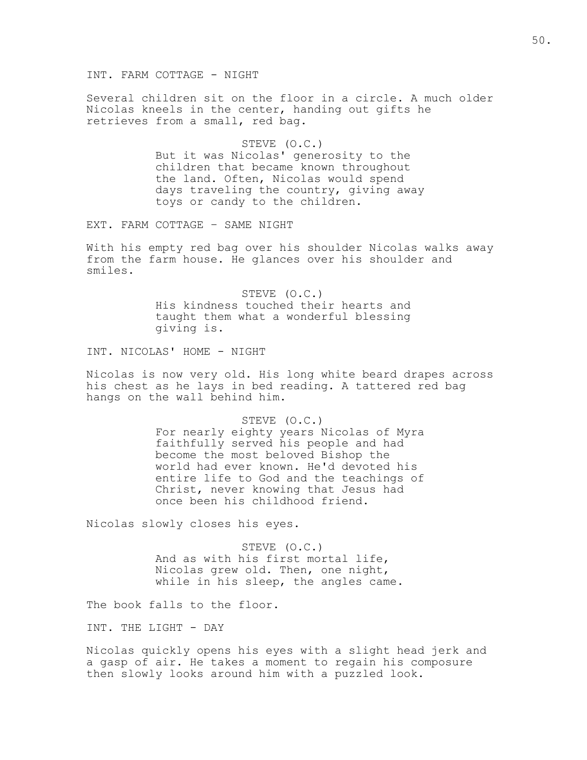INT. FARM COTTAGE - NIGHT

Several children sit on the floor in a circle. A much older Nicolas kneels in the center, handing out gifts he retrieves from a small, red bag.

STEVE (O.C.)
But it was Nicolas' generosity to the children that became known throughout the land. Often, Nicolas would spend days traveling the country, giving away toys or candy to the children.

EXT. FARM COTTAGE – SAME NIGHT

With his empty red bag over his shoulder Nicolas walks away from the farm house. He glances over his shoulder and smiles.

STEVE (O.C.)
His kindness touched their hearts and taught them what a wonderful blessing giving is.

INT. NICOLAS' HOME - NIGHT

Nicolas is now very old. His long white beard drapes across his chest as he lays in bed reading. A tattered red bag hangs on the wall behind him.

STEVE (O.C.)
For nearly eighty years Nicolas of Myra faithfully served his people and had become the most beloved Bishop the world had ever known. He'd devoted his entire life to God and the teachings of Christ, never knowing that Jesus had once been his childhood friend.

Nicolas slowly closes his eyes.

STEVE (O.C.)
And as with his first mortal life, Nicolas grew old. Then, one night, while in his sleep, the angles came.

The book falls to the floor.

INT. THE LIGHT - DAY

Nicolas quickly opens his eyes with a slight head jerk and a gasp of air. He takes a moment to regain his composure then slowly looks around him with a puzzled look.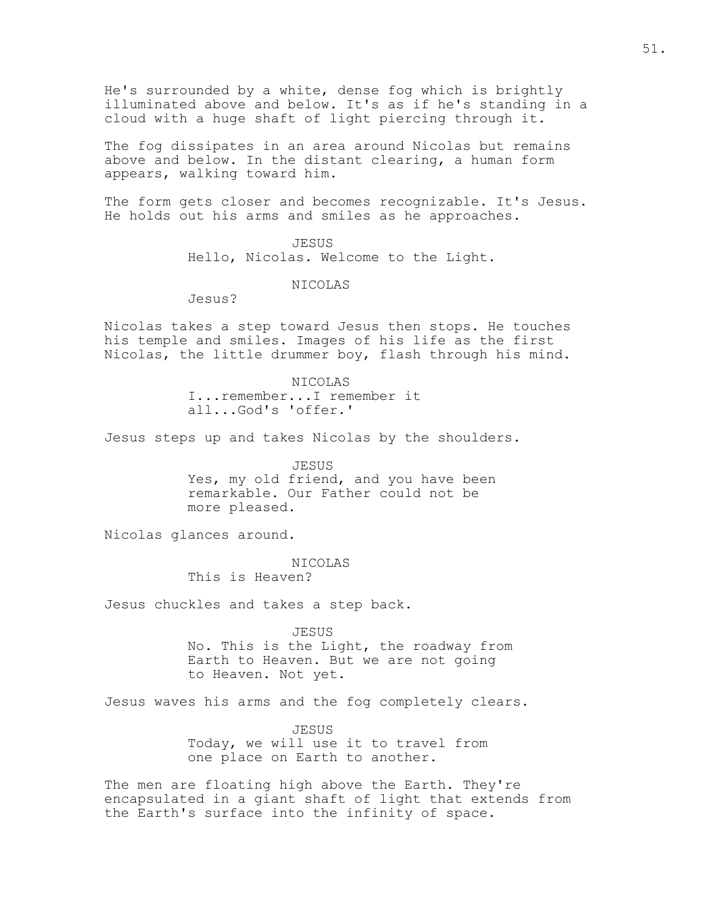He's surrounded by a white, dense fog which is brightly illuminated above and below. It's as if he's standing in a cloud with a huge shaft of light piercing through it.

The fog dissipates in an area around Nicolas but remains above and below. In the distant clearing, a human form appears, walking toward him.

The form gets closer and becomes recognizable. It's Jesus. He holds out his arms and smiles as he approaches.

JESUS
Hello, Nicolas. Welcome to the Light.

NICOLAS
Jesus?

Nicolas takes a step toward Jesus then stops. He touches his temple and smiles. Images of his life as the first Nicolas, the little drummer boy, flash through his mind.

NICOLAS
I...remember...I remember it all...God's 'offer.'

Jesus steps up and takes Nicolas by the shoulders.

JESUS
Yes, my old friend, and you have been remarkable. Our Father could not be more pleased.

Nicolas glances around.

NICOLAS
This is Heaven?

Jesus chuckles and takes a step back.

JESUS
No. This is the Light, the roadway from Earth to Heaven. But we are not going to Heaven. Not yet.

Jesus waves his arms and the fog completely clears.

JESUS
Today, we will use it to travel from one place on Earth to another.

The men are floating high above the Earth. They're encapsulated in a giant shaft of light that extends from the Earth's surface into the infinity of space.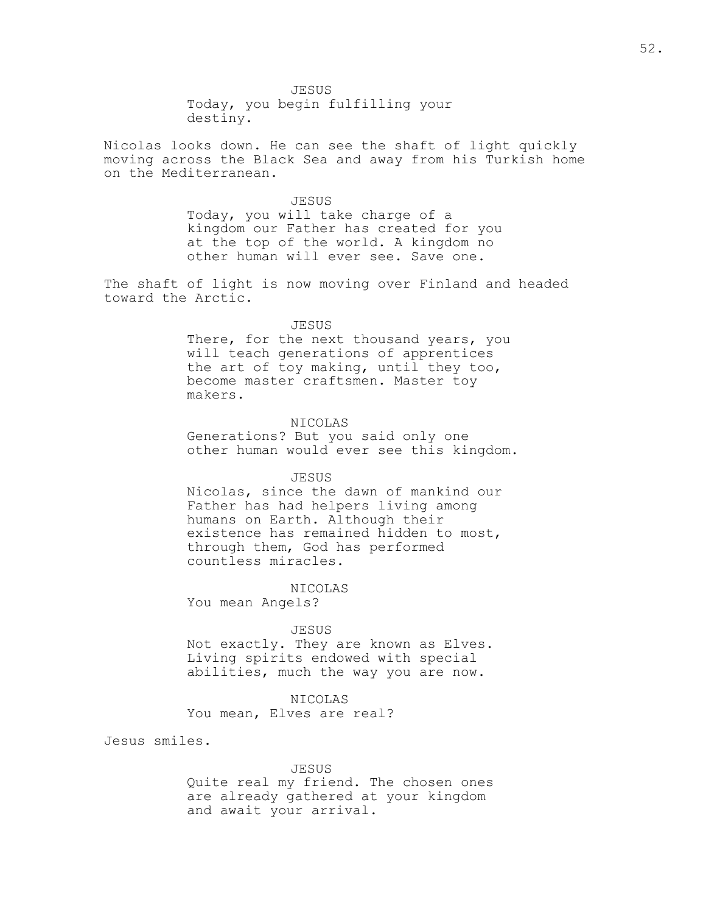JESUS

Today, you begin fulfilling your destiny.

Nicolas looks down. He can see the shaft of light quickly moving across the Black Sea and away from his Turkish home on the Mediterranean.

JESUS

Today, you will take charge of a kingdom our Father has created for you at the top of the world. A kingdom no other human will ever see. Save one.

The shaft of light is now moving over Finland and headed toward the Arctic.

JESUS

There, for the next thousand years, you will teach generations of apprentices the art of toy making, until they too, become master craftsmen. Master toy makers.

NICOLAS

Generations? But you said only one other human would ever see this kingdom.

JESUS

Nicolas, since the dawn of mankind our Father has had helpers living among humans on Earth. Although their existence has remained hidden to most, through them, God has performed countless miracles.

NICOLAS

You mean Angels?

JESUS

Not exactly. They are known as Elves. Living spirits endowed with special abilities, much the way you are now.

NICOLAS

You mean, Elves are real?

Jesus smiles.

JESUS

Quite real my friend. The chosen ones are already gathered at your kingdom and await your arrival.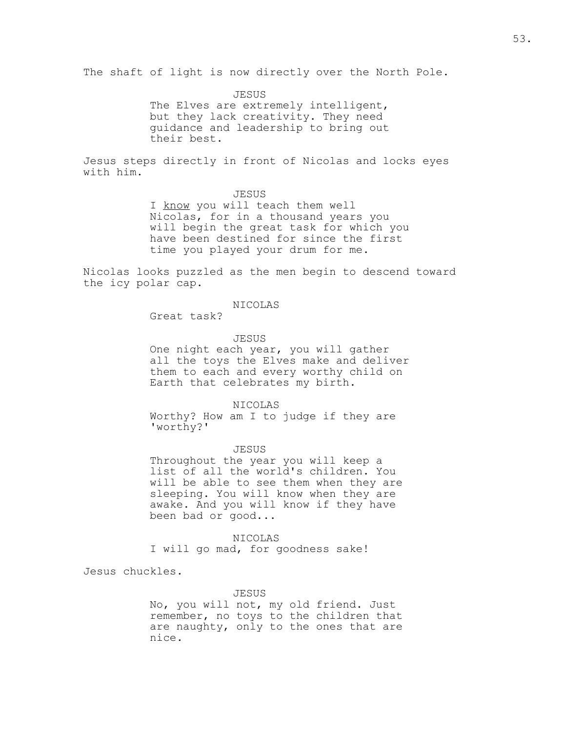The shaft of light is now directly over the North Pole.

JESUS
The Elves are extremely intelligent, but they lack creativity. They need guidance and leadership to bring out their best.

Jesus steps directly in front of Nicolas and locks eyes with him.

JESUS
I <u>know</u> you will teach them well Nicolas, for in a thousand years you will begin the great task for which you have been destined for since the first time you played your drum for me.

Nicolas looks puzzled as the men begin to descend toward the icy polar cap.

NICOLAS
Great task?

JESUS
One night each year, you will gather all the toys the Elves make and deliver them to each and every worthy child on Earth that celebrates my birth.

NICOLAS
Worthy? How am I to judge if they are 'worthy?'

JESUS
Throughout the year you will keep a list of all the world's children. You will be able to see them when they are sleeping. You will know when they are awake. And you will know if they have been bad or good...

NICOLAS
I will go mad, for goodness sake!

Jesus chuckles.

JESUS
No, you will not, my old friend. Just remember, no toys to the children that are naughty, only to the ones that are nice.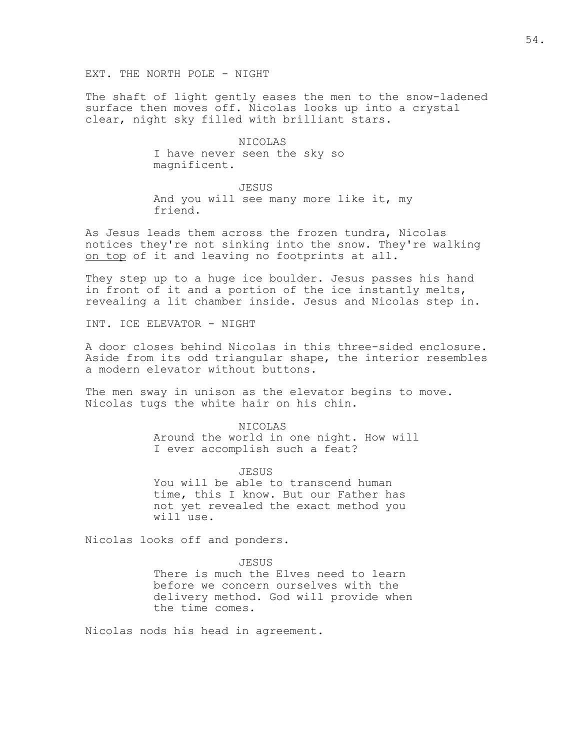EXT. THE NORTH POLE - NIGHT

The shaft of light gently eases the men to the snow-ladened surface then moves off. Nicolas looks up into a crystal clear, night sky filled with brilliant stars.

NICOLAS
I have never seen the sky so magnificent.

JESUS
And you will see many more like it, my friend.

As Jesus leads them across the frozen tundra, Nicolas notices they're not sinking into the snow. They're walking <u>on top</u> of it and leaving no footprints at all.

They step up to a huge ice boulder. Jesus passes his hand in front of it and a portion of the ice instantly melts, revealing a lit chamber inside. Jesus and Nicolas step in.

INT. ICE ELEVATOR - NIGHT

A door closes behind Nicolas in this three-sided enclosure. Aside from its odd triangular shape, the interior resembles a modern elevator without buttons.

The men sway in unison as the elevator begins to move. Nicolas tugs the white hair on his chin.

NICOLAS
Around the world in one night. How will I ever accomplish such a feat?

JESUS
You will be able to transcend human time, this I know. But our Father has not yet revealed the exact method you will use.

Nicolas looks off and ponders.

JESUS
There is much the Elves need to learn before we concern ourselves with the delivery method. God will provide when the time comes.

Nicolas nods his head in agreement.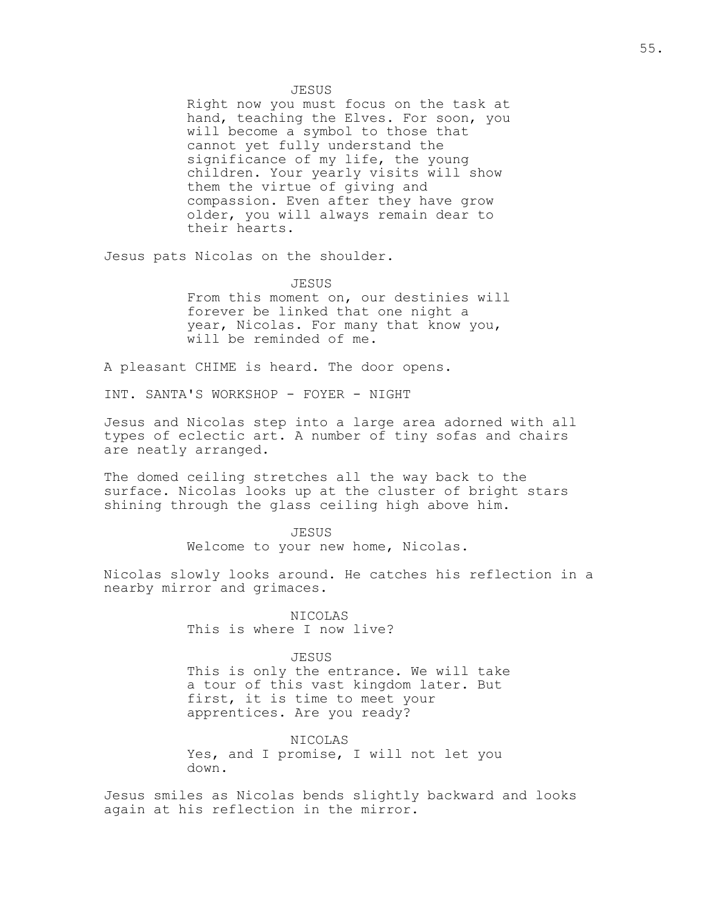JESUS

Right now you must focus on the task at hand, teaching the Elves. For soon, you will become a symbol to those that cannot yet fully understand the significance of my life, the young children. Your yearly visits will show them the virtue of giving and compassion. Even after they have grow older, you will always remain dear to their hearts.

Jesus pats Nicolas on the shoulder.

JESUS

From this moment on, our destinies will forever be linked that one night a year, Nicolas. For many that know you, will be reminded of me.

A pleasant CHIME is heard. The door opens.

INT. SANTA'S WORKSHOP - FOYER - NIGHT

Jesus and Nicolas step into a large area adorned with all types of eclectic art. A number of tiny sofas and chairs are neatly arranged.

The domed ceiling stretches all the way back to the surface. Nicolas looks up at the cluster of bright stars shining through the glass ceiling high above him.

JESUS

Welcome to your new home, Nicolas.

Nicolas slowly looks around. He catches his reflection in a nearby mirror and grimaces.

NICOLAS

This is where I now live?

JESUS

This is only the entrance. We will take a tour of this vast kingdom later. But first, it is time to meet your apprentices. Are you ready?

NICOLAS

Yes, and I promise, I will not let you down.

Jesus smiles as Nicolas bends slightly backward and looks again at his reflection in the mirror.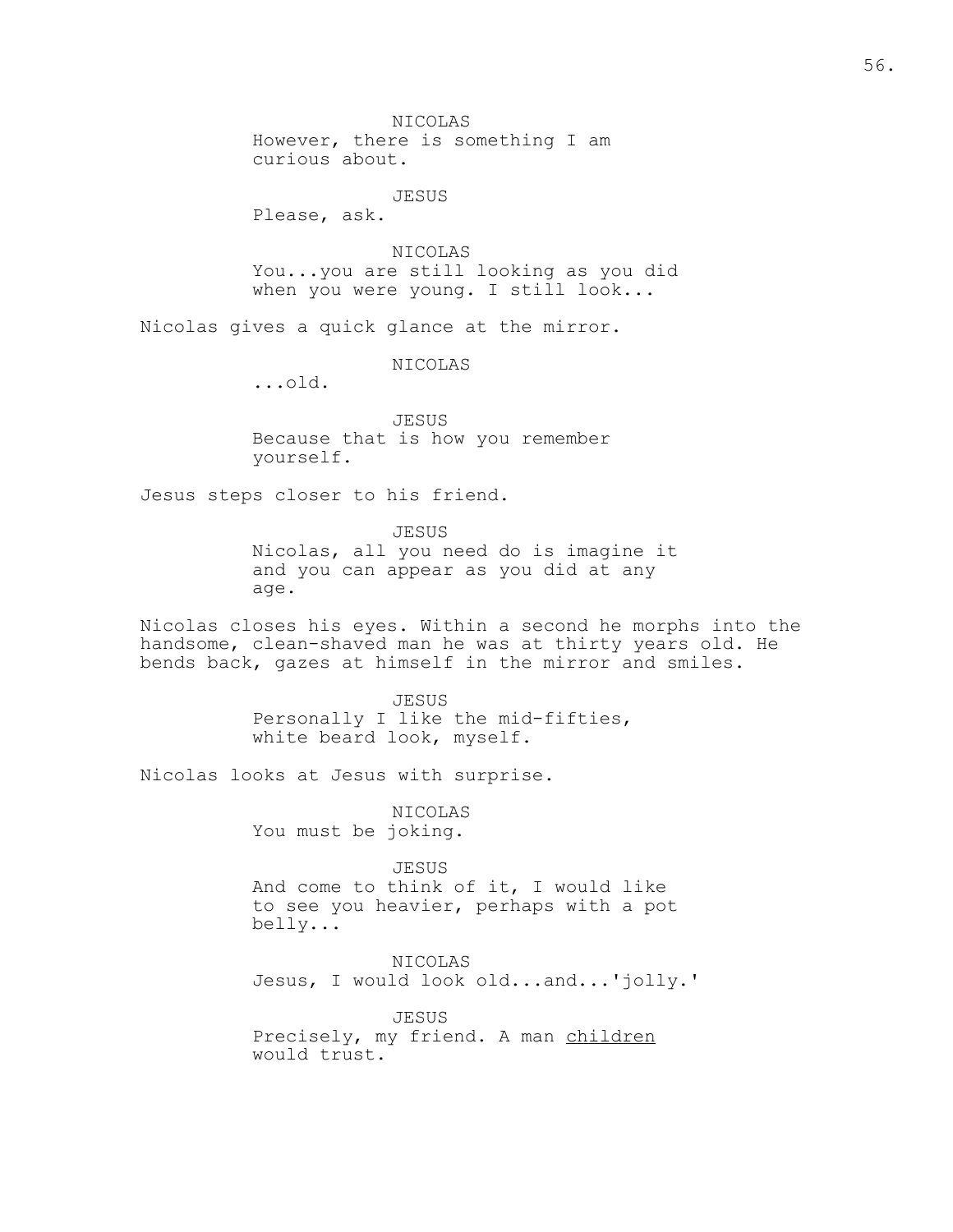NICOLAS
However, there is something I am curious about.

JESUS
Please, ask.

NICOLAS
You...you are still looking as you did when you were young. I still look...

Nicolas gives a quick glance at the mirror.

NICOLAS
...old.

JESUS
Because that is how you remember yourself.

Jesus steps closer to his friend.

JESUS
Nicolas, all you need do is imagine it and you can appear as you did at any age.

Nicolas closes his eyes. Within a second he morphs into the handsome, clean-shaved man he was at thirty years old. He bends back, gazes at himself in the mirror and smiles.

JESUS
Personally I like the mid-fifties, white beard look, myself.

Nicolas looks at Jesus with surprise.

NICOLAS
You must be joking.

JESUS
And come to think of it, I would like to see you heavier, perhaps with a pot belly...

NICOLAS
Jesus, I would look old...and...'jolly.'

JESUS
Precisely, my friend. A man <u>children</u> would trust.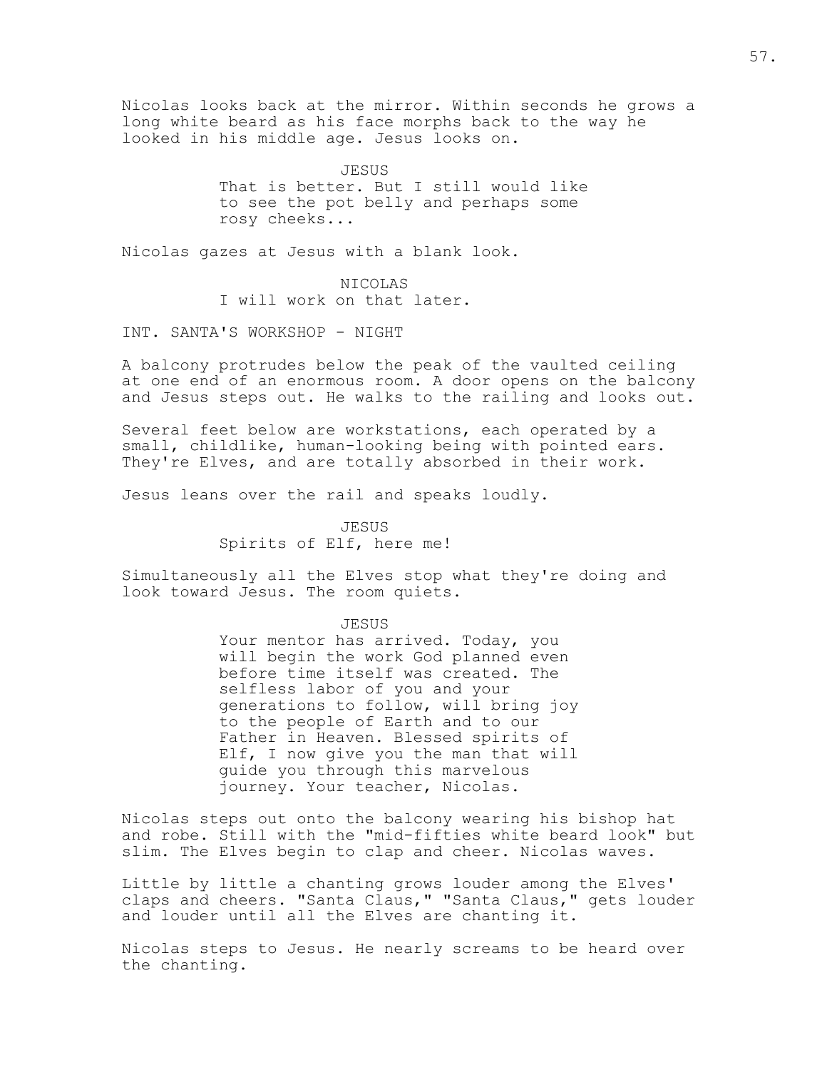Nicolas looks back at the mirror. Within seconds he grows a long white beard as his face morphs back to the way he looked in his middle age. Jesus looks on.

JESUS
That is better. But I still would like to see the pot belly and perhaps some rosy cheeks...

Nicolas gazes at Jesus with a blank look.

NICOLAS
I will work on that later.

INT. SANTA'S WORKSHOP - NIGHT

A balcony protrudes below the peak of the vaulted ceiling at one end of an enormous room. A door opens on the balcony and Jesus steps out. He walks to the railing and looks out.

Several feet below are workstations, each operated by a small, childlike, human-looking being with pointed ears. They're Elves, and are totally absorbed in their work.

Jesus leans over the rail and speaks loudly.

JESUS
Spirits of Elf, here me!

Simultaneously all the Elves stop what they're doing and look toward Jesus. The room quiets.

JESUS
Your mentor has arrived. Today, you will begin the work God planned even before time itself was created. The selfless labor of you and your generations to follow, will bring joy to the people of Earth and to our Father in Heaven. Blessed spirits of Elf, I now give you the man that will guide you through this marvelous journey. Your teacher, Nicolas.

Nicolas steps out onto the balcony wearing his bishop hat and robe. Still with the "mid-fifties white beard look" but slim. The Elves begin to clap and cheer. Nicolas waves.

Little by little a chanting grows louder among the Elves' claps and cheers. "Santa Claus," "Santa Claus," gets louder and louder until all the Elves are chanting it.

Nicolas steps to Jesus. He nearly screams to be heard over the chanting.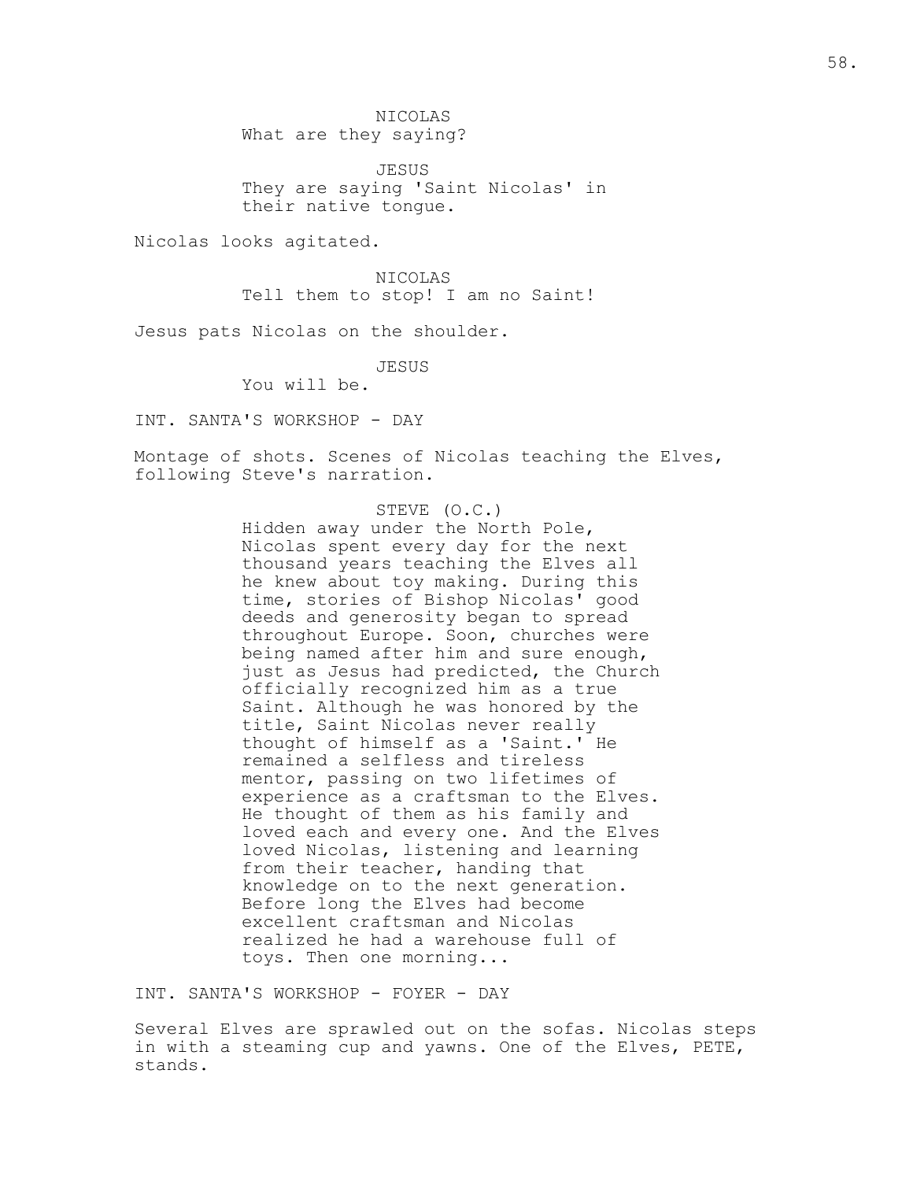NICOLAS
What are they saying?

JESUS
They are saying 'Saint Nicolas' in their native tongue.

Nicolas looks agitated.

NICOLAS
Tell them to stop! I am no Saint!

Jesus pats Nicolas on the shoulder.

JESUS
You will be.

INT. SANTA'S WORKSHOP - DAY

Montage of shots. Scenes of Nicolas teaching the Elves, following Steve's narration.

STEVE (O.C.)
Hidden away under the North Pole, Nicolas spent every day for the next thousand years teaching the Elves all he knew about toy making. During this time, stories of Bishop Nicolas' good deeds and generosity began to spread throughout Europe. Soon, churches were being named after him and sure enough, just as Jesus had predicted, the Church officially recognized him as a true Saint. Although he was honored by the title, Saint Nicolas never really thought of himself as a 'Saint.' He remained a selfless and tireless mentor, passing on two lifetimes of experience as a craftsman to the Elves. He thought of them as his family and loved each and every one. And the Elves loved Nicolas, listening and learning from their teacher, handing that knowledge on to the next generation. Before long the Elves had become excellent craftsman and Nicolas realized he had a warehouse full of toys. Then one morning...

INT. SANTA'S WORKSHOP - FOYER - DAY

Several Elves are sprawled out on the sofas. Nicolas steps in with a steaming cup and yawns. One of the Elves, PETE, stands.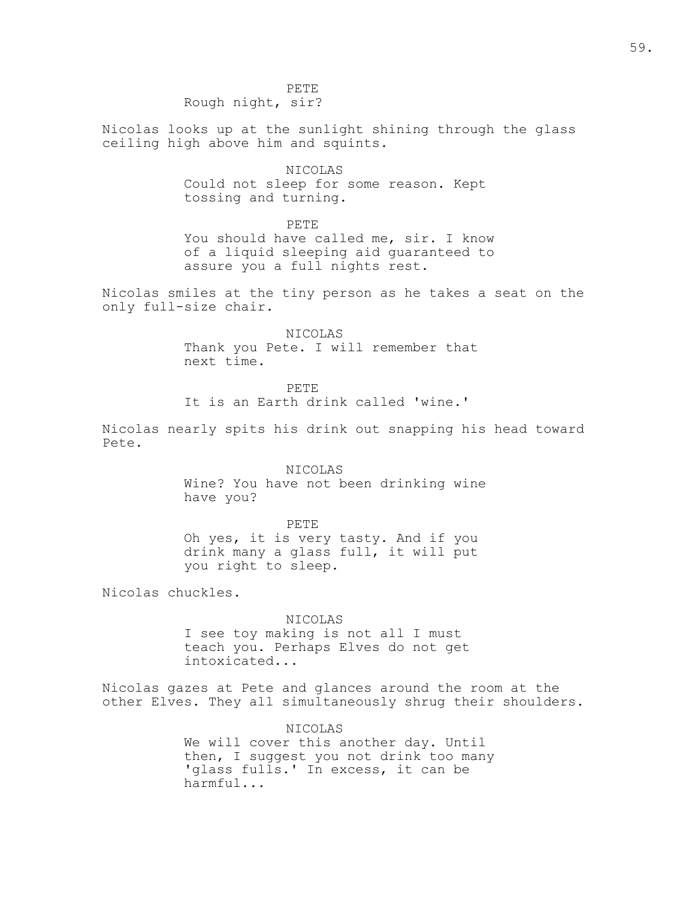PETE
Rough night, sir?

Nicolas looks up at the sunlight shining through the glass ceiling high above him and squints.

NICOLAS
Could not sleep for some reason. Kept tossing and turning.

PETE
You should have called me, sir. I know of a liquid sleeping aid guaranteed to assure you a full nights rest.

Nicolas smiles at the tiny person as he takes a seat on the only full-size chair.

NICOLAS
Thank you Pete. I will remember that next time.

PETE
It is an Earth drink called 'wine.'

Nicolas nearly spits his drink out snapping his head toward Pete.

NICOLAS
Wine? You have not been drinking wine have you?

PETE
Oh yes, it is very tasty. And if you drink many a glass full, it will put you right to sleep.

Nicolas chuckles.

NICOLAS
I see toy making is not all I must teach you. Perhaps Elves do not get intoxicated...

Nicolas gazes at Pete and glances around the room at the other Elves. They all simultaneously shrug their shoulders.

NICOLAS
We will cover this another day. Until then, I suggest you not drink too many 'glass fulls.' In excess, it can be harmful...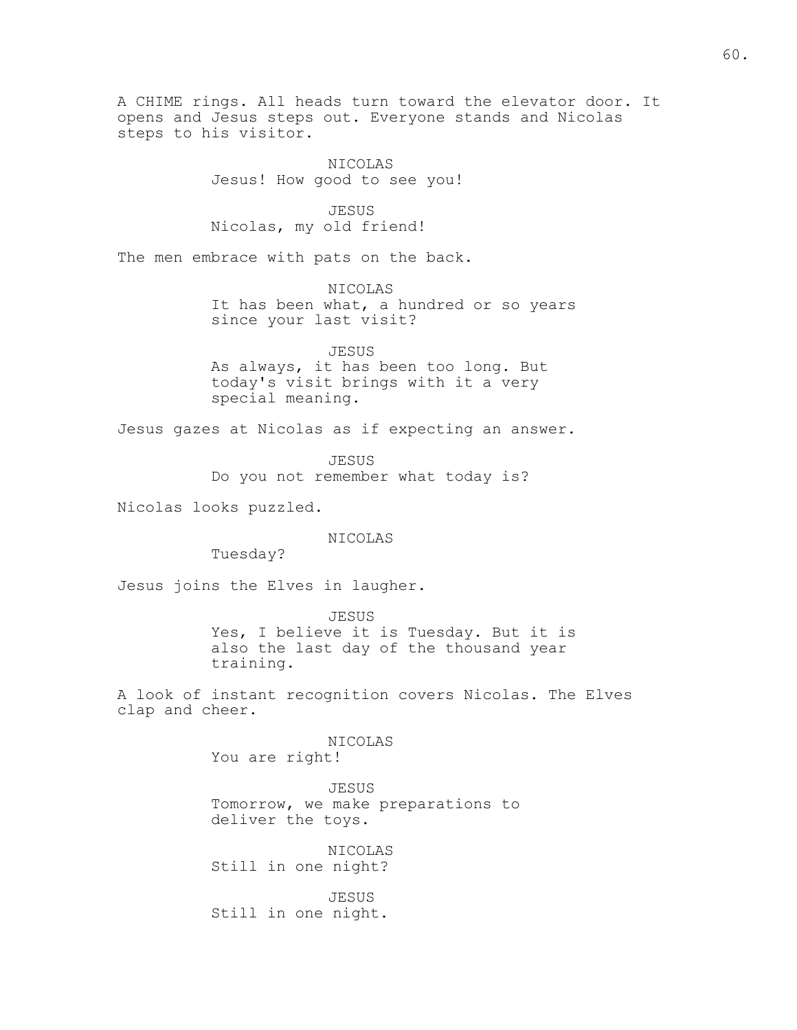A CHIME rings. All heads turn toward the elevator door. It opens and Jesus steps out. Everyone stands and Nicolas steps to his visitor.

NICOLAS
Jesus! How good to see you!

JESUS
Nicolas, my old friend!

The men embrace with pats on the back.

NICOLAS
It has been what, a hundred or so years since your last visit?

JESUS
As always, it has been too long. But today's visit brings with it a very special meaning.

Jesus gazes at Nicolas as if expecting an answer.

JESUS
Do you not remember what today is?

Nicolas looks puzzled.

NICOLAS
Tuesday?

Jesus joins the Elves in laugher.

JESUS
Yes, I believe it is Tuesday. But it is also the last day of the thousand year training.

A look of instant recognition covers Nicolas. The Elves clap and cheer.

NICOLAS
You are right!

JESUS
Tomorrow, we make preparations to deliver the toys.

NICOLAS
Still in one night?

JESUS
Still in one night.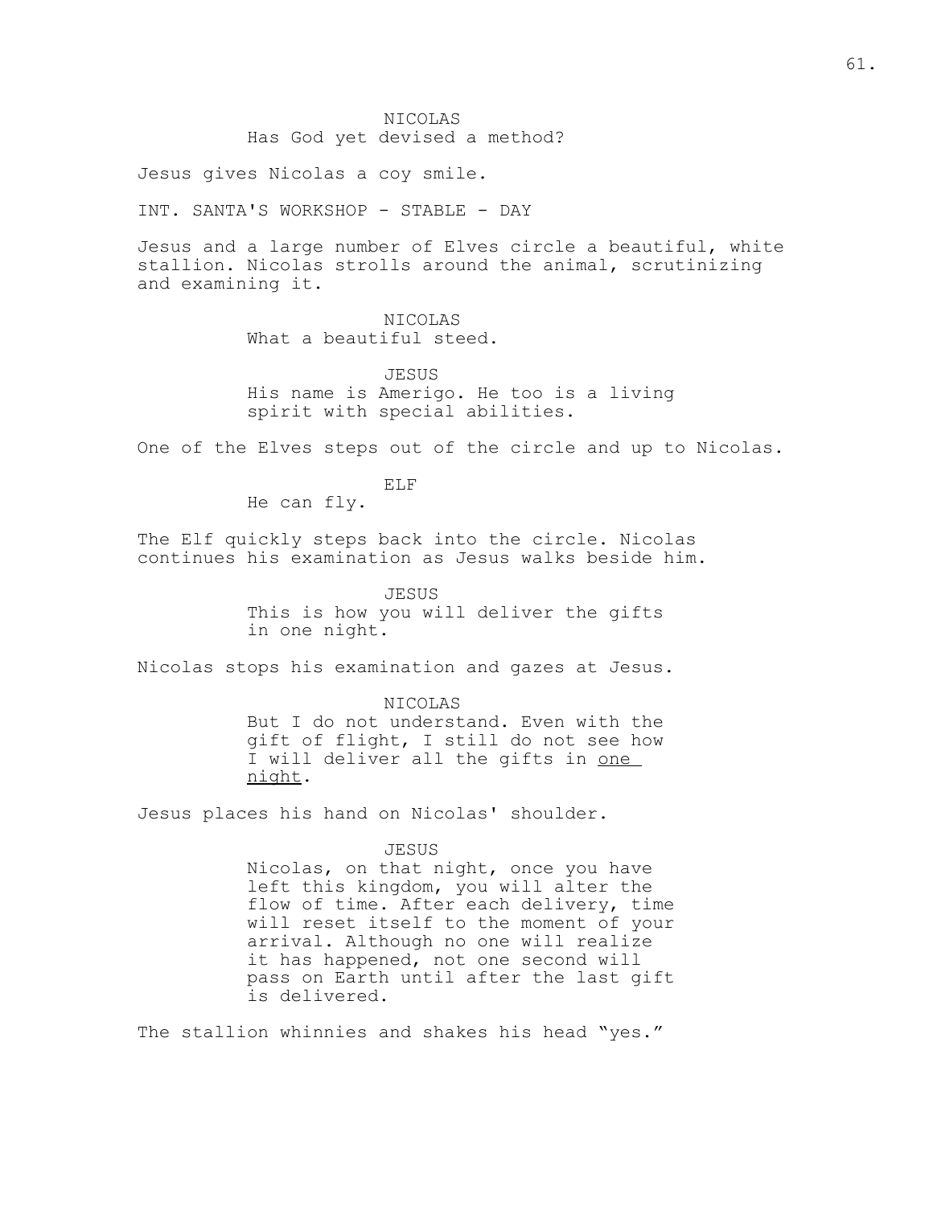NICOLAS
Has God yet devised a method?

Jesus gives Nicolas a coy smile.

INT. SANTA'S WORKSHOP - STABLE - DAY

Jesus and a large number of Elves circle a beautiful, white stallion. Nicolas strolls around the animal, scrutinizing and examining it.

NICOLAS
What a beautiful steed.

JESUS
His name is Amerigo. He too is a living spirit with special abilities.

One of the Elves steps out of the circle and up to Nicolas.

ELF
He can fly.

The Elf quickly steps back into the circle. Nicolas continues his examination as Jesus walks beside him.

JESUS
This is how you will deliver the gifts in one night.

Nicolas stops his examination and gazes at Jesus.

NICOLAS
But I do not understand. Even with the gift of flight, I still do not see how I will deliver all the gifts in <u>one night</u>.

Jesus places his hand on Nicolas' shoulder.

JESUS
Nicolas, on that night, once you have left this kingdom, you will alter the flow of time. After each delivery, time will reset itself to the moment of your arrival. Although no one will realize it has happened, not one second will pass on Earth until after the last gift is delivered.

The stallion whinnies and shakes his head “yes.”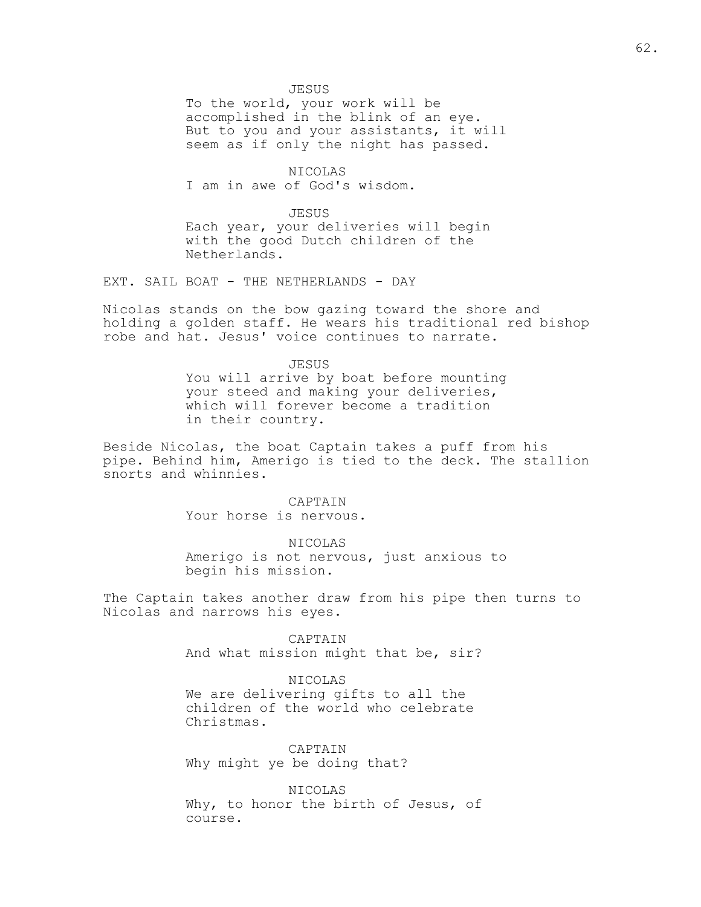JESUS

To the world, your work will be accomplished in the blink of an eye. But to you and your assistants, it will seem as if only the night has passed.

NICOLAS

I am in awe of God's wisdom.

JESUS

Each year, your deliveries will begin with the good Dutch children of the Netherlands.

EXT. SAIL BOAT - THE NETHERLANDS - DAY

Nicolas stands on the bow gazing toward the shore and holding a golden staff. He wears his traditional red bishop robe and hat. Jesus' voice continues to narrate.

JESUS

You will arrive by boat before mounting your steed and making your deliveries, which will forever become a tradition in their country.

Beside Nicolas, the boat Captain takes a puff from his pipe. Behind him, Amerigo is tied to the deck. The stallion snorts and whinnies.

CAPTAIN

Your horse is nervous.

NICOLAS

Amerigo is not nervous, just anxious to begin his mission.

The Captain takes another draw from his pipe then turns to Nicolas and narrows his eyes.

CAPTAIN

And what mission might that be, sir?

NICOLAS

We are delivering gifts to all the children of the world who celebrate Christmas.

CAPTAIN

Why might ye be doing that?

NICOLAS

Why, to honor the birth of Jesus, of course.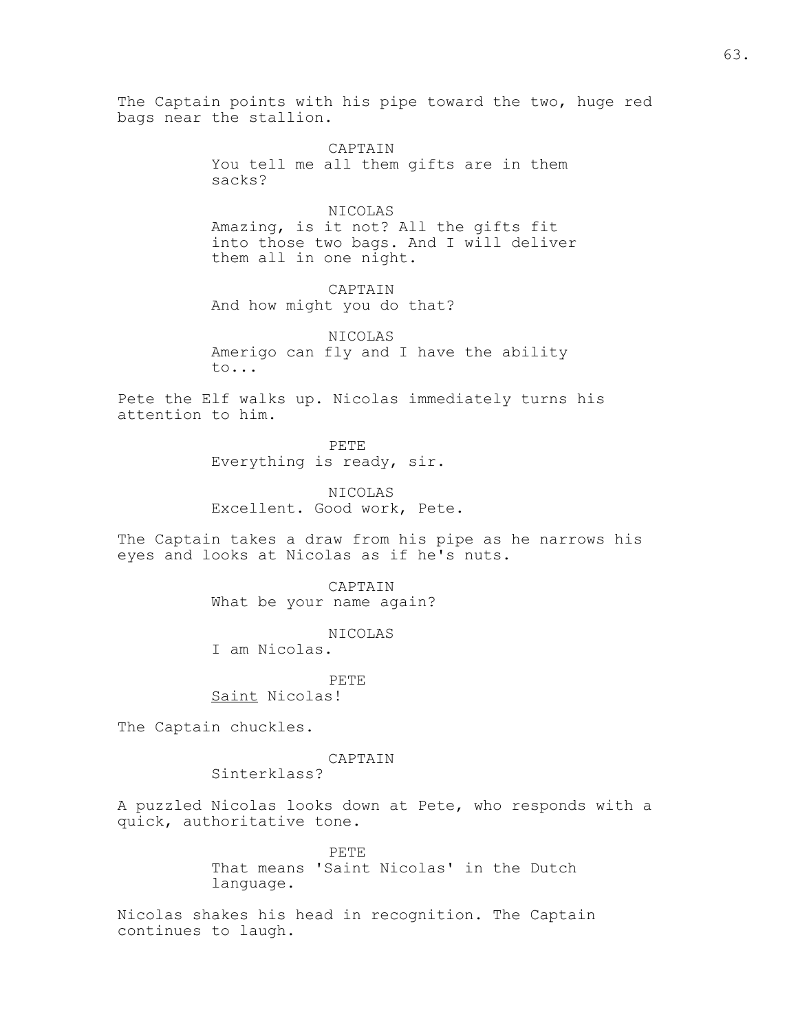The Captain points with his pipe toward the two, huge red bags near the stallion.

CAPTAIN
You tell me all them gifts are in them sacks?

NICOLAS
Amazing, is it not? All the gifts fit into those two bags. And I will deliver them all in one night.

CAPTAIN
And how might you do that?

NICOLAS
Amerigo can fly and I have the ability to...

Pete the Elf walks up. Nicolas immediately turns his attention to him.

PETE
Everything is ready, sir.

NICOLAS
Excellent. Good work, Pete.

The Captain takes a draw from his pipe as he narrows his eyes and looks at Nicolas as if he's nuts.

CAPTAIN
What be your name again?

NICOLAS
I am Nicolas.

PETE
<u>Saint</u> Nicolas!

The Captain chuckles.

CAPTAIN
Sinterklass?

A puzzled Nicolas looks down at Pete, who responds with a quick, authoritative tone.

PETE
That means 'Saint Nicolas' in the Dutch language.

Nicolas shakes his head in recognition. The Captain continues to laugh.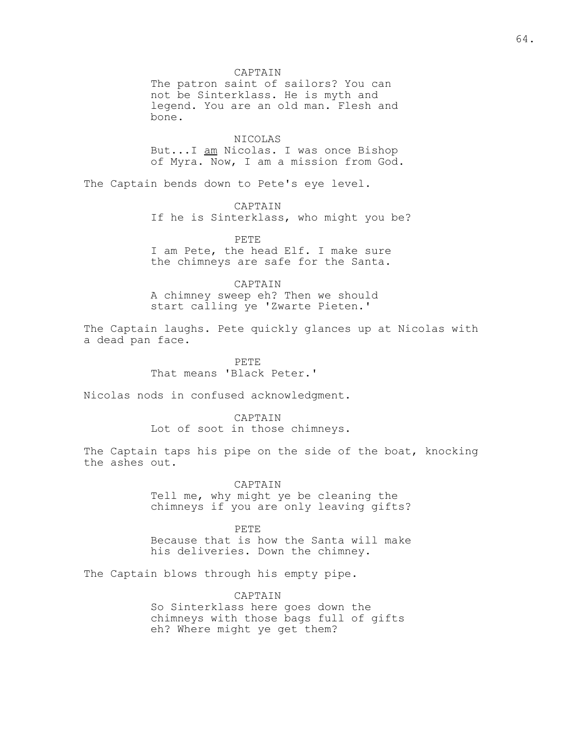CAPTAIN
The patron saint of sailors? You can not be Sinterklass. He is myth and legend. You are an old man. Flesh and bone.

NICOLAS
But...I <u>am</u> Nicolas. I was once Bishop of Myra. Now, I am a mission from God.

The Captain bends down to Pete's eye level.

CAPTAIN
If he is Sinterklass, who might you be?

PETE
I am Pete, the head Elf. I make sure the chimneys are safe for the Santa.

CAPTAIN
A chimney sweep eh? Then we should start calling ye 'Zwarte Pieten.'

The Captain laughs. Pete quickly glances up at Nicolas with a dead pan face.

PETE
That means 'Black Peter.'

Nicolas nods in confused acknowledgment.

CAPTAIN
Lot of soot in those chimneys.

The Captain taps his pipe on the side of the boat, knocking the ashes out.

CAPTAIN
Tell me, why might ye be cleaning the chimneys if you are only leaving gifts?

PETE
Because that is how the Santa will make his deliveries. Down the chimney.

The Captain blows through his empty pipe.

CAPTAIN
So Sinterklass here goes down the chimneys with those bags full of gifts eh? Where might ye get them?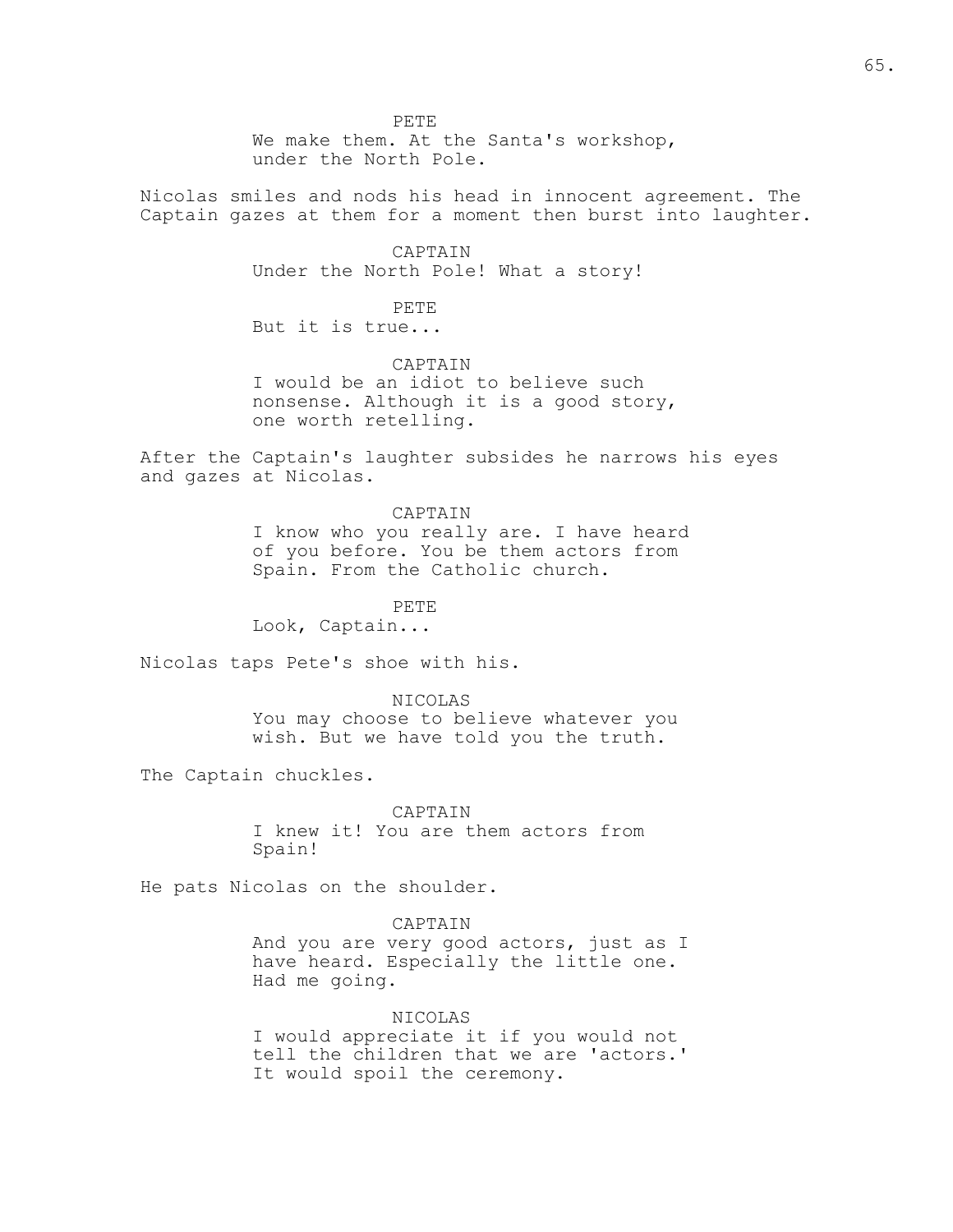PETE
We make them. At the Santa's workshop, under the North Pole.

Nicolas smiles and nods his head in innocent agreement. The Captain gazes at them for a moment then burst into laughter.

CAPTAIN
Under the North Pole! What a story!

PETE
But it is true...

CAPTAIN
I would be an idiot to believe such nonsense. Although it is a good story, one worth retelling.

After the Captain's laughter subsides he narrows his eyes and gazes at Nicolas.

CAPTAIN
I know who you really are. I have heard of you before. You be them actors from Spain. From the Catholic church.

PETE
Look, Captain...

Nicolas taps Pete's shoe with his.

NICOLAS
You may choose to believe whatever you wish. But we have told you the truth.

The Captain chuckles.

CAPTAIN
I knew it! You are them actors from Spain!

He pats Nicolas on the shoulder.

CAPTAIN
And you are very good actors, just as I have heard. Especially the little one. Had me going.

NICOLAS
I would appreciate it if you would not tell the children that we are 'actors.' It would spoil the ceremony.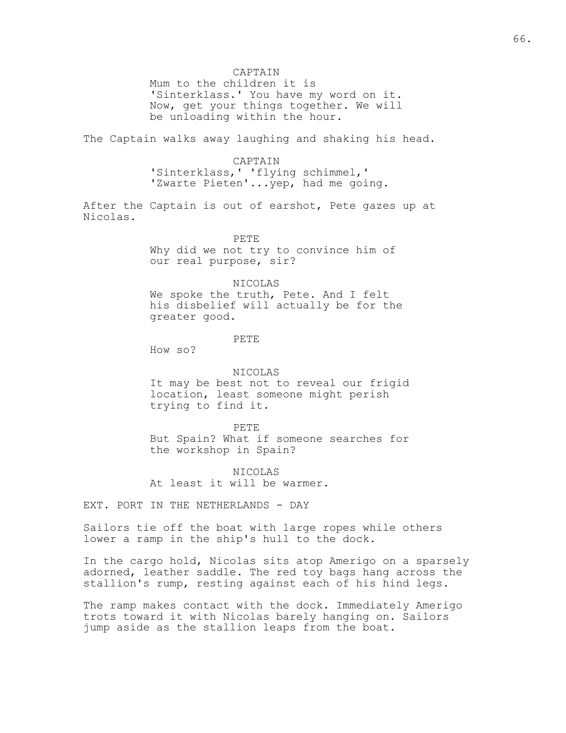CAPTAIN

Mum to the children it is 'Sinterklass.' You have my word on it. Now, get your things together. We will be unloading within the hour.

The Captain walks away laughing and shaking his head.

CAPTAIN

'Sinterklass,' 'flying schimmel,' 'Zwarte Pieten'...yep, had me going.

After the Captain is out of earshot, Pete gazes up at Nicolas.

PETE

Why did we not try to convince him of our real purpose, sir?

NICOLAS

We spoke the truth, Pete. And I felt his disbelief will actually be for the greater good.

PETE

How so?

NICOLAS

It may be best not to reveal our frigid location, least someone might perish trying to find it.

PETE

But Spain? What if someone searches for the workshop in Spain?

NICOLAS

At least it will be warmer.

EXT. PORT IN THE NETHERLANDS - DAY

Sailors tie off the boat with large ropes while others lower a ramp in the ship's hull to the dock.

In the cargo hold, Nicolas sits atop Amerigo on a sparsely adorned, leather saddle. The red toy bags hang across the stallion's rump, resting against each of his hind legs.

The ramp makes contact with the dock. Immediately Amerigo trots toward it with Nicolas barely hanging on. Sailors jump aside as the stallion leaps from the boat.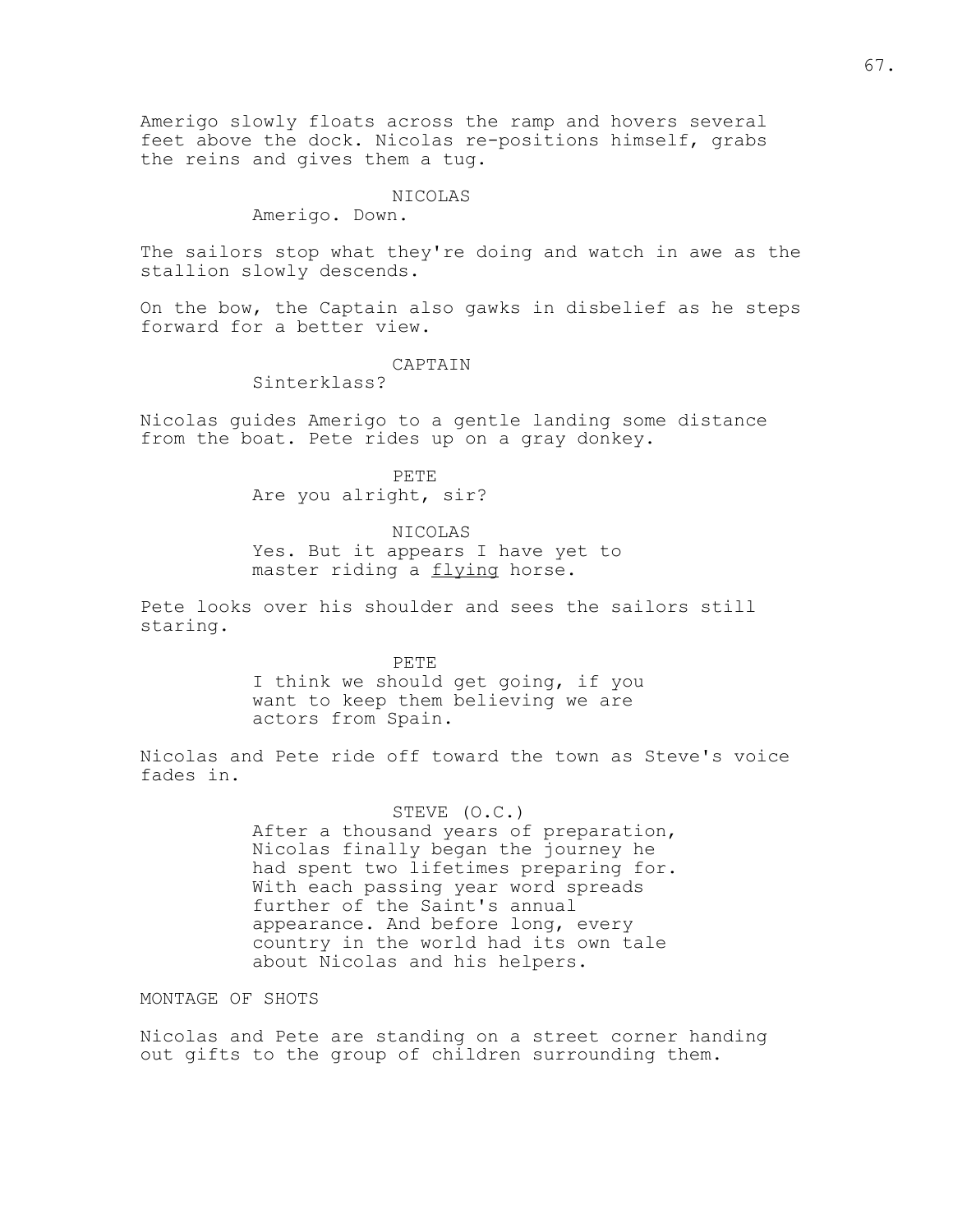Amerigo slowly floats across the ramp and hovers several feet above the dock. Nicolas re-positions himself, grabs the reins and gives them a tug.

NICOLAS
Amerigo. Down.

The sailors stop what they're doing and watch in awe as the stallion slowly descends.

On the bow, the Captain also gawks in disbelief as he steps forward for a better view.

CAPTAIN
Sinterklass?

Nicolas guides Amerigo to a gentle landing some distance from the boat. Pete rides up on a gray donkey.

PETE
Are you alright, sir?

NICOLAS
Yes. But it appears I have yet to master riding a flying horse.

Pete looks over his shoulder and sees the sailors still staring.

PETE
I think we should get going, if you want to keep them believing we are actors from Spain.

Nicolas and Pete ride off toward the town as Steve's voice fades in.

STEVE (O.C.)
After a thousand years of preparation, Nicolas finally began the journey he had spent two lifetimes preparing for. With each passing year word spreads further of the Saint's annual appearance. And before long, every country in the world had its own tale about Nicolas and his helpers.

MONTAGE OF SHOTS

Nicolas and Pete are standing on a street corner handing out gifts to the group of children surrounding them.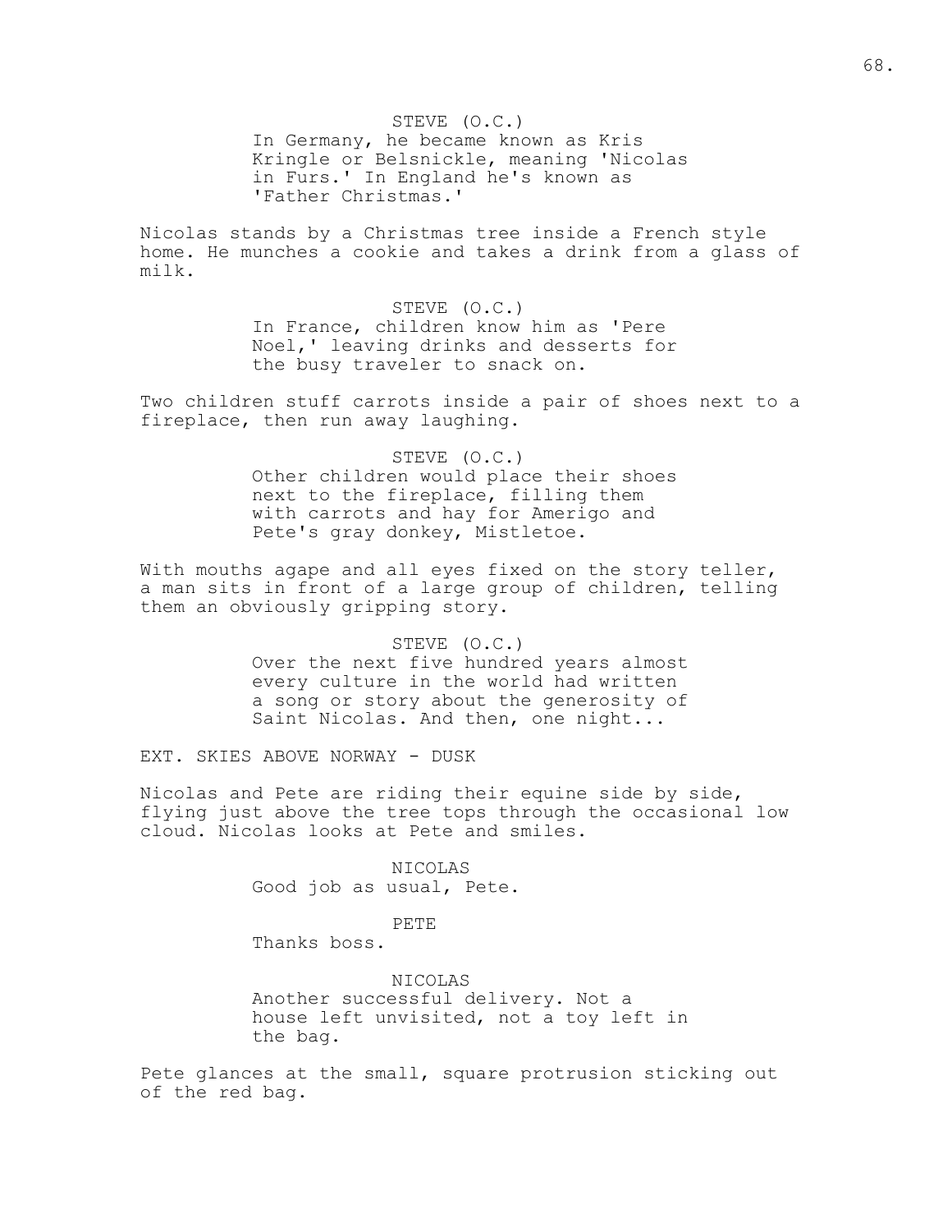STEVE (O.C.)
In Germany, he became known as Kris Kringle or Belsnickle, meaning 'Nicolas in Furs.' In England he's known as 'Father Christmas.'

Nicolas stands by a Christmas tree inside a French style home. He munches a cookie and takes a drink from a glass of milk.

STEVE (O.C.)
In France, children know him as 'Pere Noel,' leaving drinks and desserts for the busy traveler to snack on.

Two children stuff carrots inside a pair of shoes next to a fireplace, then run away laughing.

STEVE (O.C.)
Other children would place their shoes next to the fireplace, filling them with carrots and hay for Amerigo and Pete's gray donkey, Mistletoe.

With mouths agape and all eyes fixed on the story teller, a man sits in front of a large group of children, telling them an obviously gripping story.

STEVE (O.C.)
Over the next five hundred years almost every culture in the world had written a song or story about the generosity of Saint Nicolas. And then, one night...

EXT. SKIES ABOVE NORWAY - DUSK

Nicolas and Pete are riding their equine side by side, flying just above the tree tops through the occasional low cloud. Nicolas looks at Pete and smiles.

NICOLAS
Good job as usual, Pete.

PETE
Thanks boss.

NICOLAS
Another successful delivery. Not a house left unvisited, not a toy left in the bag.

Pete glances at the small, square protrusion sticking out of the red bag.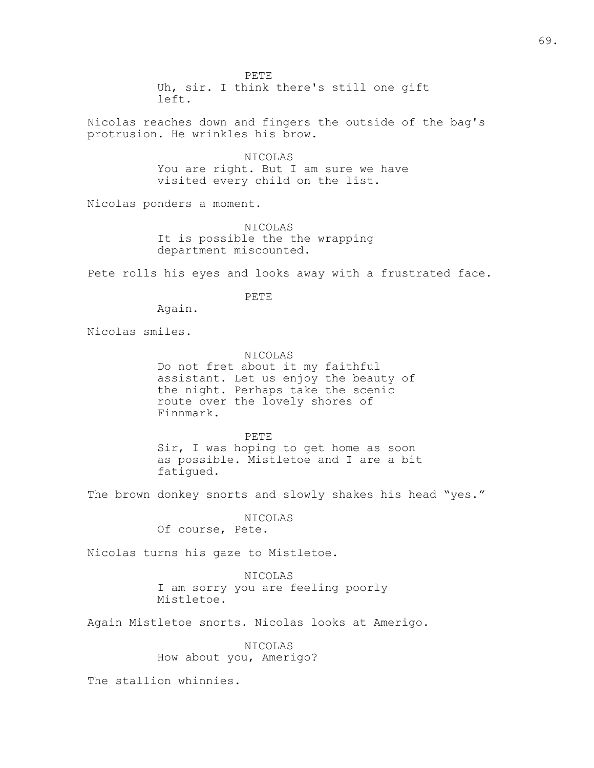PETE

Uh, sir. I think there's still one gift left.

Nicolas reaches down and fingers the outside of the bag's protrusion. He wrinkles his brow.

NICOLAS

You are right. But I am sure we have visited every child on the list.

Nicolas ponders a moment.

NICOLAS

It is possible the the wrapping department miscounted.

Pete rolls his eyes and looks away with a frustrated face.

PETE

Again.

Nicolas smiles.

NICOLAS

Do not fret about it my faithful assistant. Let us enjoy the beauty of the night. Perhaps take the scenic route over the lovely shores of Finnmark.

PETE

Sir, I was hoping to get home as soon as possible. Mistletoe and I are a bit fatigued.

The brown donkey snorts and slowly shakes his head "yes."

NICOLAS

Of course, Pete.

Nicolas turns his gaze to Mistletoe.

NICOLAS

I am sorry you are feeling poorly Mistletoe.

Again Mistletoe snorts. Nicolas looks at Amerigo.

NICOLAS

How about you, Amerigo?

The stallion whinnies.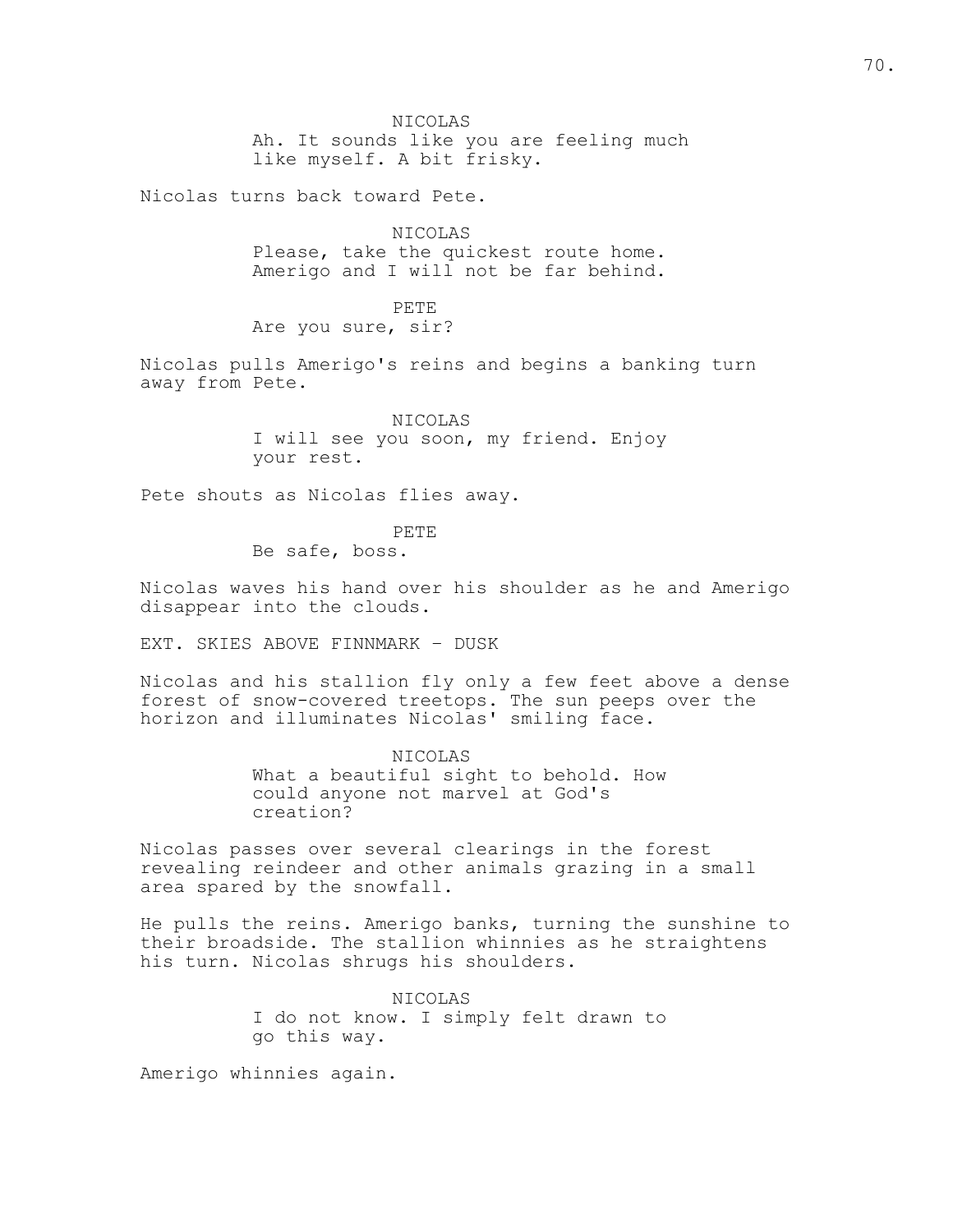NICOLAS
Ah. It sounds like you are feeling much like myself. A bit frisky.

Nicolas turns back toward Pete.

NICOLAS
Please, take the quickest route home. Amerigo and I will not be far behind.

PETE
Are you sure, sir?

Nicolas pulls Amerigo's reins and begins a banking turn away from Pete.

NICOLAS
I will see you soon, my friend. Enjoy your rest.

Pete shouts as Nicolas flies away.

PETE
Be safe, boss.

Nicolas waves his hand over his shoulder as he and Amerigo disappear into the clouds.

EXT. SKIES ABOVE FINNMARK - DUSK

Nicolas and his stallion fly only a few feet above a dense forest of snow-covered treetops. The sun peeps over the horizon and illuminates Nicolas' smiling face.

NICOLAS
What a beautiful sight to behold. How could anyone not marvel at God's creation?

Nicolas passes over several clearings in the forest revealing reindeer and other animals grazing in a small area spared by the snowfall.

He pulls the reins. Amerigo banks, turning the sunshine to their broadside. The stallion whinnies as he straightens his turn. Nicolas shrugs his shoulders.

NICOLAS
I do not know. I simply felt drawn to go this way.

Amerigo whinnies again.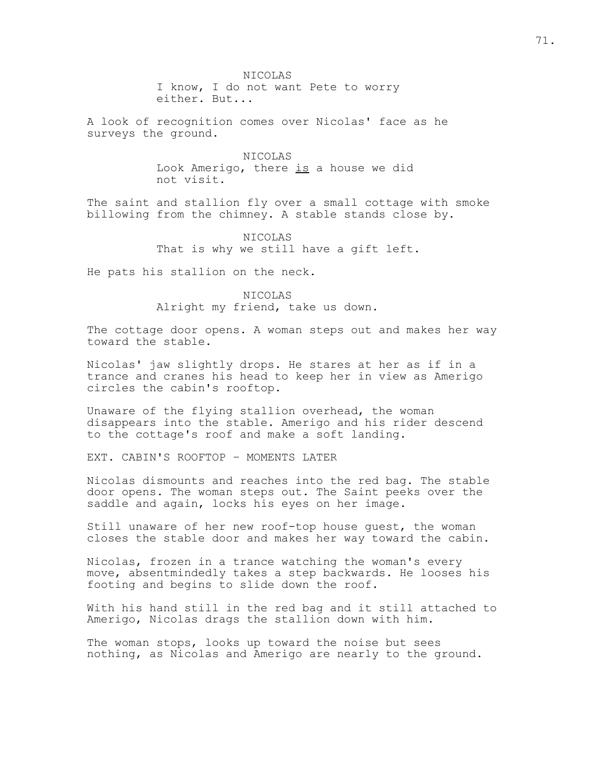NICOLAS

I know, I do not want Pete to worry either. But...

A look of recognition comes over Nicolas' face as he surveys the ground.

NICOLAS

Look Amerigo, there <u>is</u> a house we did not visit.

The saint and stallion fly over a small cottage with smoke billowing from the chimney. A stable stands close by.

NICOLAS

That is why we still have a gift left.

He pats his stallion on the neck.

NICOLAS

Alright my friend, take us down.

The cottage door opens. A woman steps out and makes her way toward the stable.

Nicolas' jaw slightly drops. He stares at her as if in a trance and cranes his head to keep her in view as Amerigo circles the cabin's rooftop.

Unaware of the flying stallion overhead, the woman disappears into the stable. Amerigo and his rider descend to the cottage's roof and make a soft landing.

EXT. CABIN'S ROOFTOP - MOMENTS LATER

Nicolas dismounts and reaches into the red bag. The stable door opens. The woman steps out. The Saint peeks over the saddle and again, locks his eyes on her image.

Still unaware of her new roof-top house guest, the woman closes the stable door and makes her way toward the cabin.

Nicolas, frozen in a trance watching the woman's every move, absentmindedly takes a step backwards. He looses his footing and begins to slide down the roof.

With his hand still in the red bag and it still attached to Amerigo, Nicolas drags the stallion down with him.

The woman stops, looks up toward the noise but sees nothing, as Nicolas and Amerigo are nearly to the ground.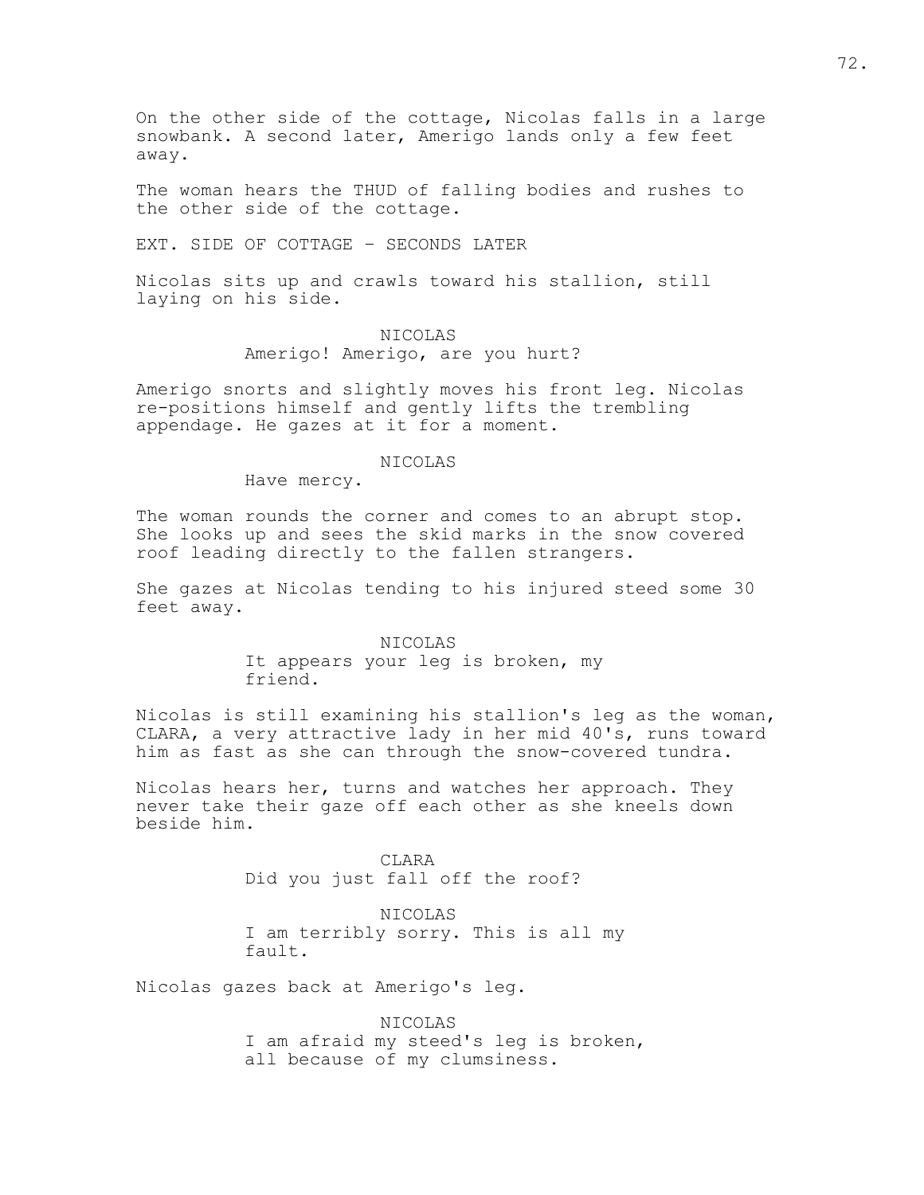On the other side of the cottage, Nicolas falls in a large snowbank. A second later, Amerigo lands only a few feet away.

The woman hears the THUD of falling bodies and rushes to the other side of the cottage.

EXT. SIDE OF COTTAGE - SECONDS LATER

Nicolas sits up and crawls toward his stallion, still laying on his side.

NICOLAS
Amerigo! Amerigo, are you hurt?

Amerigo snorts and slightly moves his front leg. Nicolas re-positions himself and gently lifts the trembling appendage. He gazes at it for a moment.

NICOLAS
Have mercy.

The woman rounds the corner and comes to an abrupt stop. She looks up and sees the skid marks in the snow covered roof leading directly to the fallen strangers.

She gazes at Nicolas tending to his injured steed some 30 feet away.

NICOLAS
It appears your leg is broken, my friend.

Nicolas is still examining his stallion's leg as the woman, CLARA, a very attractive lady in her mid 40's, runs toward him as fast as she can through the snow-covered tundra.

Nicolas hears her, turns and watches her approach. They never take their gaze off each other as she kneels down beside him.

CLARA
Did you just fall off the roof?

NICOLAS
I am terribly sorry. This is all my fault.

Nicolas gazes back at Amerigo's leg.

NICOLAS
I am afraid my steed's leg is broken, all because of my clumsiness.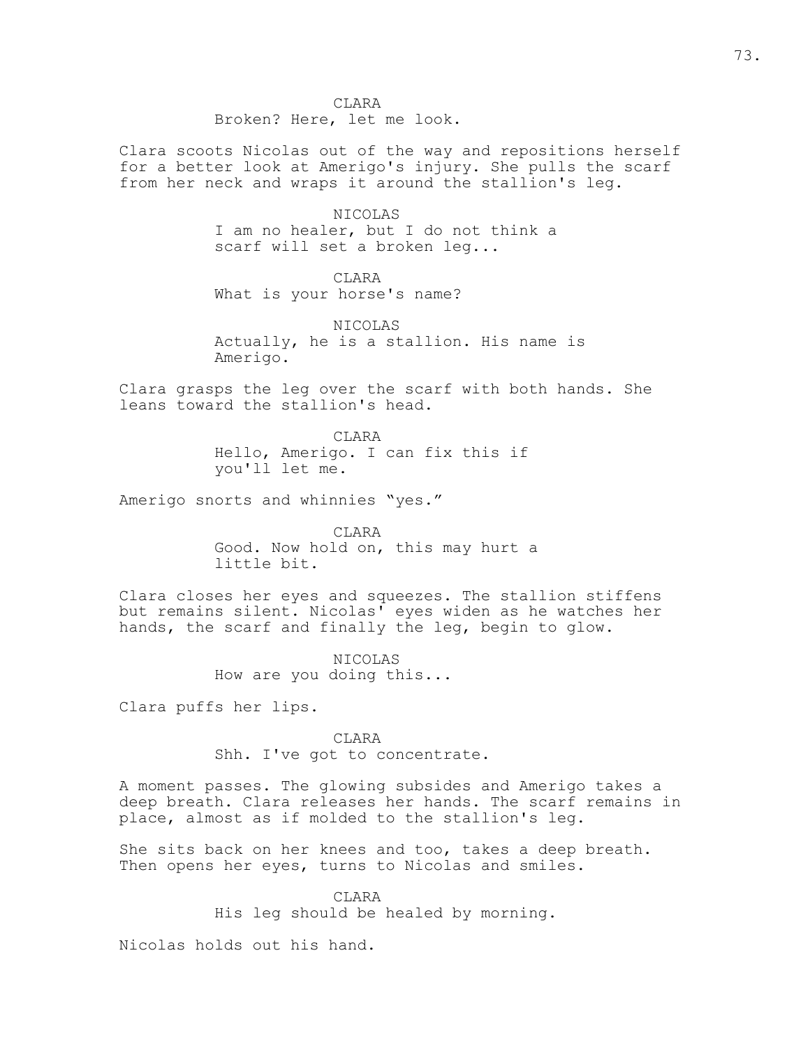CLARA
Broken? Here, let me look.

Clara scoots Nicolas out of the way and repositions herself for a better look at Amerigo's injury. She pulls the scarf from her neck and wraps it around the stallion's leg.

NICOLAS
I am no healer, but I do not think a scarf will set a broken leg...

CLARA
What is your horse's name?

NICOLAS
Actually, he is a stallion. His name is Amerigo.

Clara grasps the leg over the scarf with both hands. She leans toward the stallion's head.

CLARA
Hello, Amerigo. I can fix this if you'll let me.

Amerigo snorts and whinnies "yes."

CLARA
Good. Now hold on, this may hurt a little bit.

Clara closes her eyes and squeezes. The stallion stiffens but remains silent. Nicolas' eyes widen as he watches her hands, the scarf and finally the leg, begin to glow.

NICOLAS
How are you doing this...

Clara puffs her lips.

CLARA
Shh. I've got to concentrate.

A moment passes. The glowing subsides and Amerigo takes a deep breath. Clara releases her hands. The scarf remains in place, almost as if molded to the stallion's leg.

She sits back on her knees and too, takes a deep breath. Then opens her eyes, turns to Nicolas and smiles.

CLARA
His leg should be healed by morning.

Nicolas holds out his hand.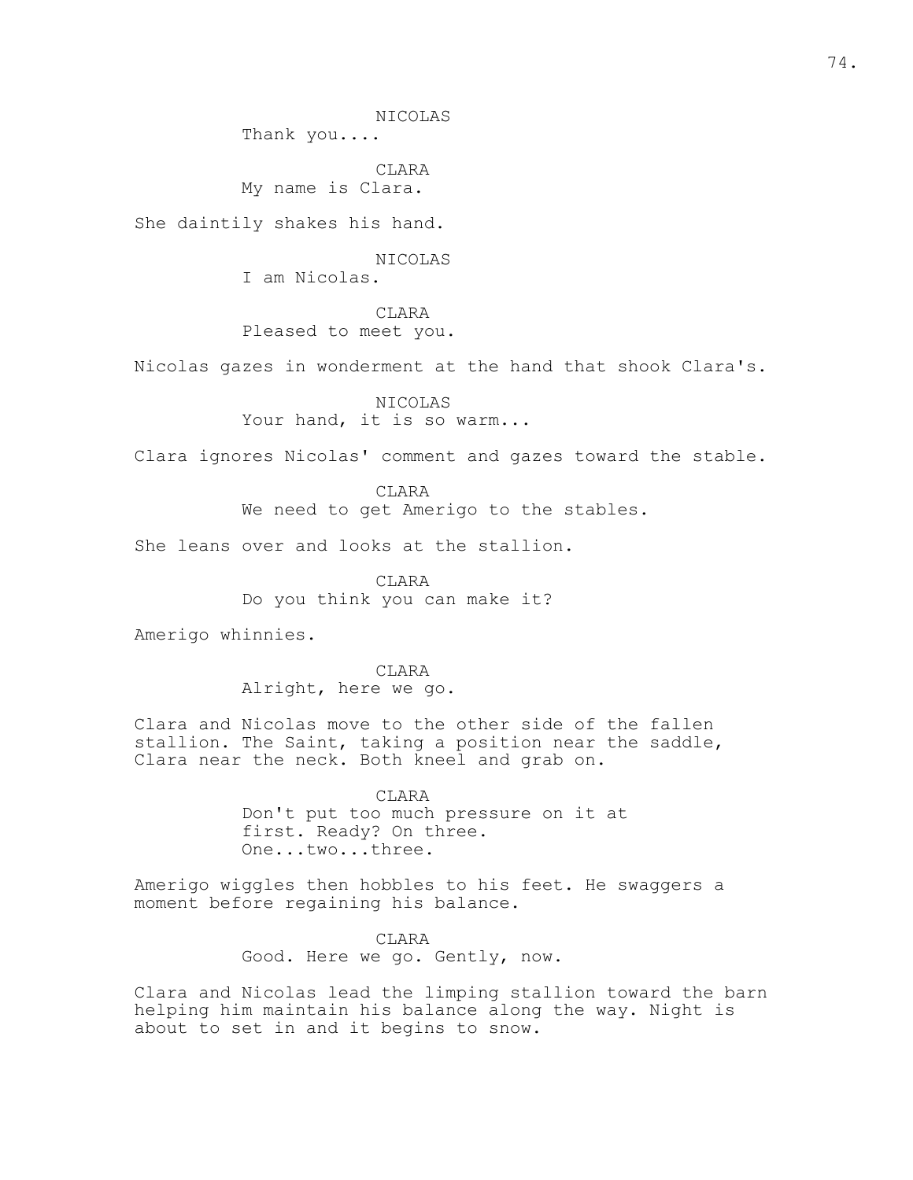NICOLAS
Thank you....

CLARA
My name is Clara.

She daintily shakes his hand.

NICOLAS
I am Nicolas.

CLARA
Pleased to meet you.

Nicolas gazes in wonderment at the hand that shook Clara's.

NICOLAS
Your hand, it is so warm...

Clara ignores Nicolas' comment and gazes toward the stable.

CLARA
We need to get Amerigo to the stables.

She leans over and looks at the stallion.

CLARA
Do you think you can make it?

Amerigo whinnies.

CLARA
Alright, here we go.

Clara and Nicolas move to the other side of the fallen stallion. The Saint, taking a position near the saddle, Clara near the neck. Both kneel and grab on.

CLARA
Don't put too much pressure on it at first. Ready? On three.
One...two...three.

Amerigo wiggles then hobbles to his feet. He swaggers a moment before regaining his balance.

CLARA
Good. Here we go. Gently, now.

Clara and Nicolas lead the limping stallion toward the barn helping him maintain his balance along the way. Night is about to set in and it begins to snow.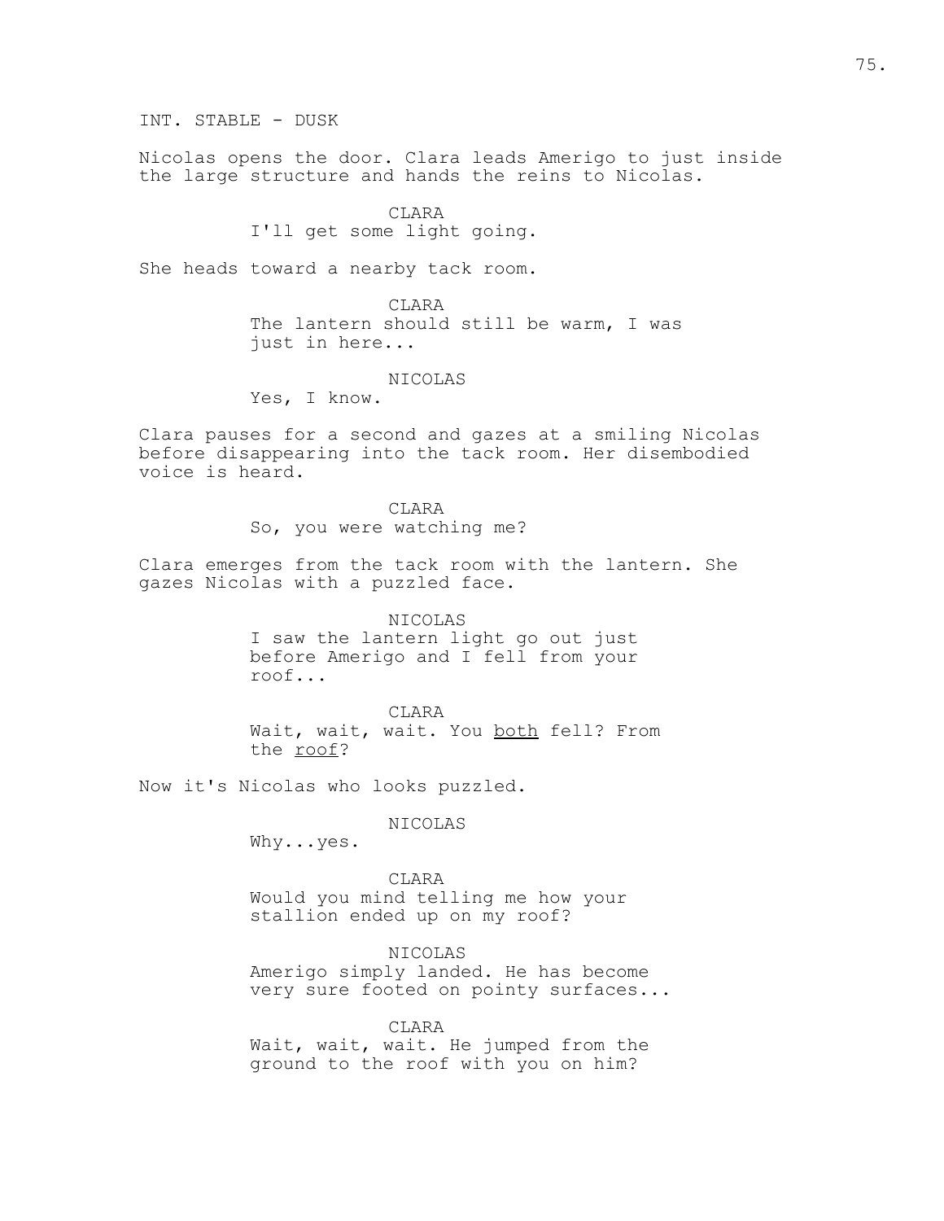INT. STABLE - DUSK

Nicolas opens the door. Clara leads Amerigo to just inside the large structure and hands the reins to Nicolas.

CLARA
I'll get some light going.

She heads toward a nearby tack room.

CLARA
The lantern should still be warm, I was just in here...

NICOLAS
Yes, I know.

Clara pauses for a second and gazes at a smiling Nicolas before disappearing into the tack room. Her disembodied voice is heard.

CLARA
So, you were watching me?

Clara emerges from the tack room with the lantern. She gazes Nicolas with a puzzled face.

NICOLAS
I saw the lantern light go out just before Amerigo and I fell from your roof...

CLARA
Wait, wait, wait. You <u>both</u> fell? From the <u>roof</u>?

Now it's Nicolas who looks puzzled.

NICOLAS
Why...yes.

CLARA
Would you mind telling me how your stallion ended up on my roof?

NICOLAS
Amerigo simply landed. He has become very sure footed on pointy surfaces...

CLARA
Wait, wait, wait. He jumped from the ground to the roof with you on him?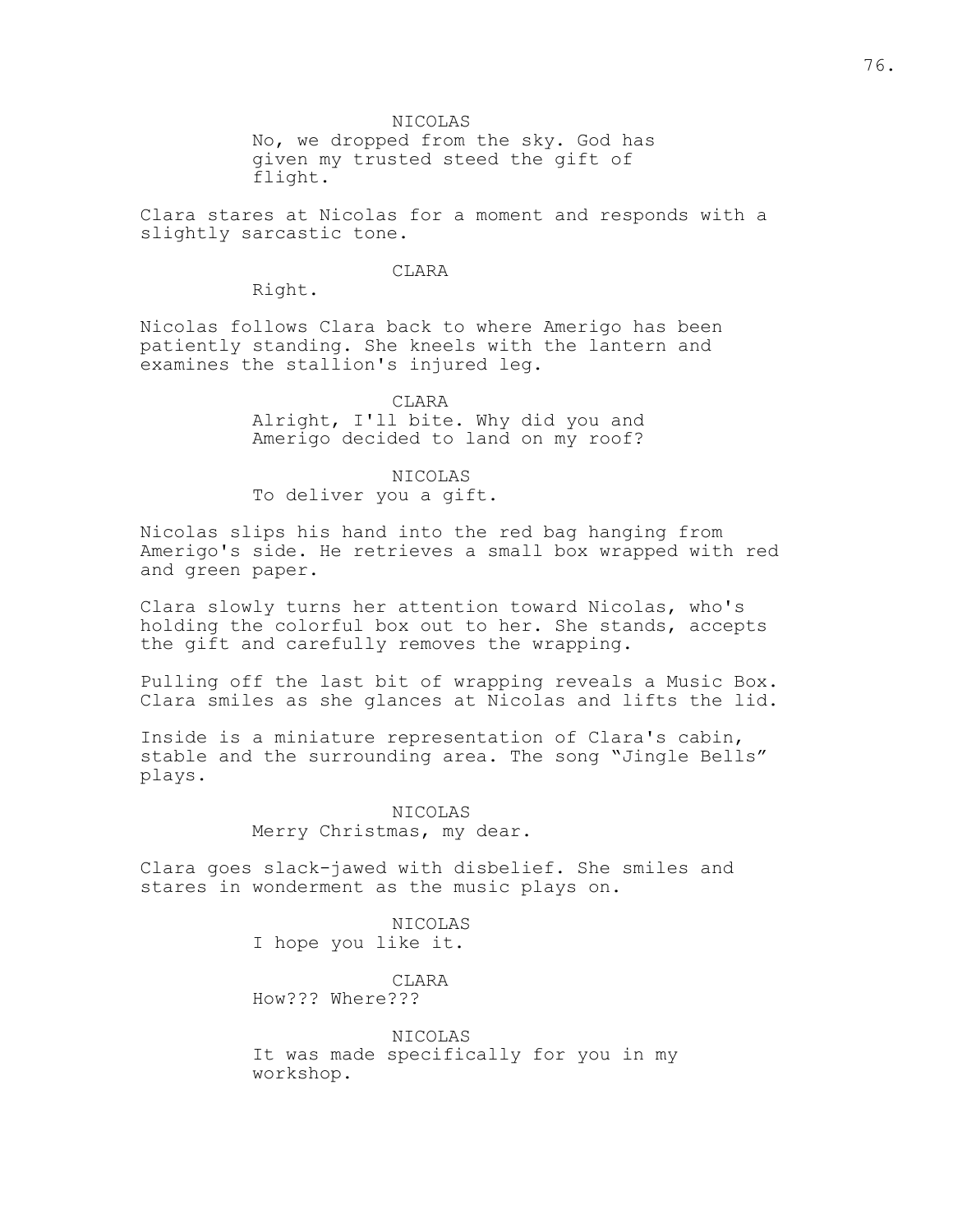NICOLAS

No, we dropped from the sky. God has given my trusted steed the gift of flight.

Clara stares at Nicolas for a moment and responds with a slightly sarcastic tone.

CLARA

Right.

Nicolas follows Clara back to where Amerigo has been patiently standing. She kneels with the lantern and examines the stallion's injured leg.

CLARA

Alright, I'll bite. Why did you and Amerigo decided to land on my roof?

NICOLAS

To deliver you a gift.

Nicolas slips his hand into the red bag hanging from Amerigo's side. He retrieves a small box wrapped with red and green paper.

Clara slowly turns her attention toward Nicolas, who's holding the colorful box out to her. She stands, accepts the gift and carefully removes the wrapping.

Pulling off the last bit of wrapping reveals a Music Box. Clara smiles as she glances at Nicolas and lifts the lid.

Inside is a miniature representation of Clara's cabin, stable and the surrounding area. The song "Jingle Bells" plays.

NICOLAS

Merry Christmas, my dear.

Clara goes slack-jawed with disbelief. She smiles and stares in wonderment as the music plays on.

NICOLAS

I hope you like it.

CLARA

How??? Where???

NICOLAS

It was made specifically for you in my workshop.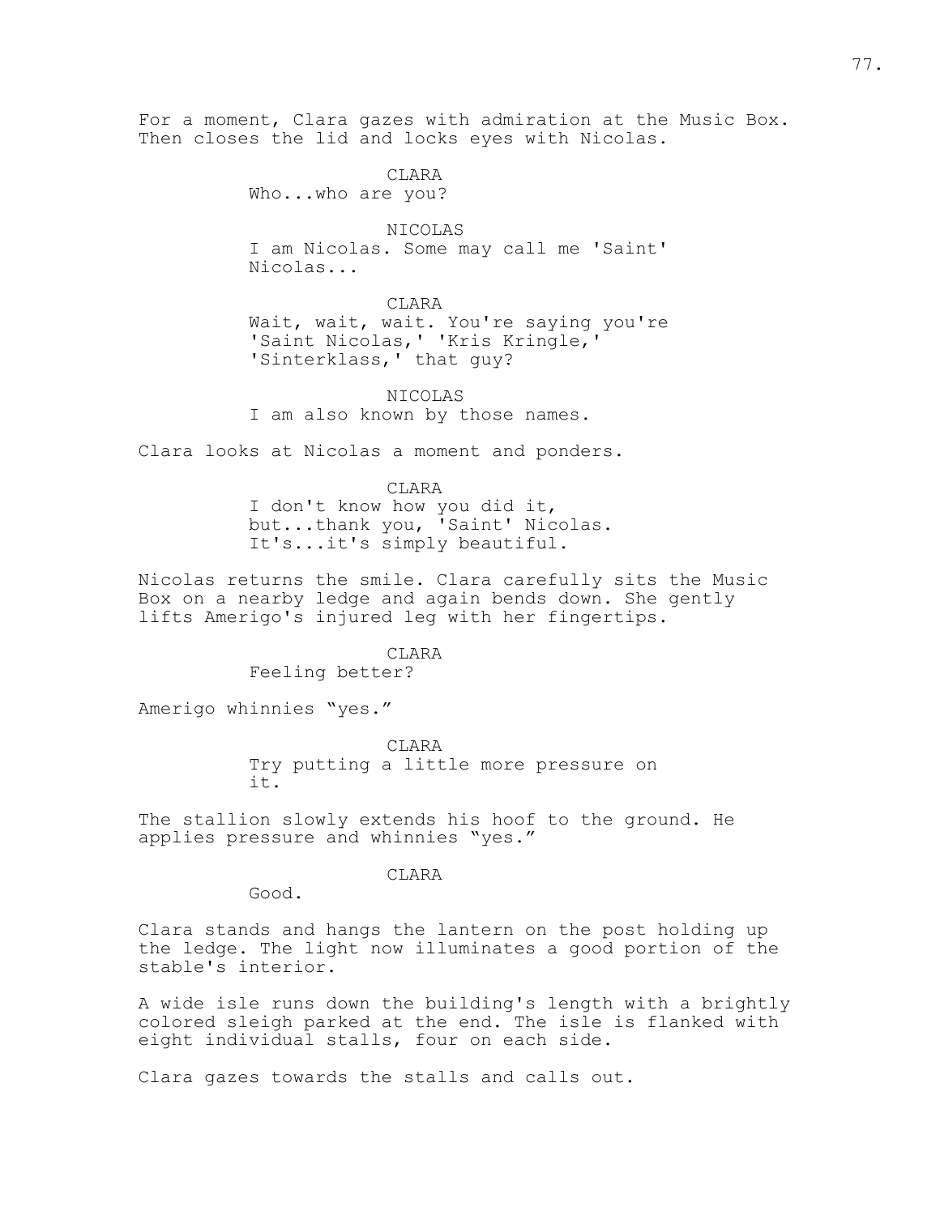For a moment, Clara gazes with admiration at the Music Box. Then closes the lid and locks eyes with Nicolas.

CLARA
Who...who are you?

NICOLAS
I am Nicolas. Some may call me 'Saint' Nicolas...

CLARA
Wait, wait, wait. You're saying you're 'Saint Nicolas,' 'Kris Kringle,' 'Sinterklass,' that guy?

NICOLAS
I am also known by those names.

Clara looks at Nicolas a moment and ponders.

CLARA
I don't know how you did it, but...thank you, 'Saint' Nicolas. It's...it's simply beautiful.

Nicolas returns the smile. Clara carefully sits the Music Box on a nearby ledge and again bends down. She gently lifts Amerigo's injured leg with her fingertips.

CLARA
Feeling better?

Amerigo whinnies "yes."

CLARA
Try putting a little more pressure on it.

The stallion slowly extends his hoof to the ground. He applies pressure and whinnies "yes."

CLARA
Good.

Clara stands and hangs the lantern on the post holding up the ledge. The light now illuminates a good portion of the stable's interior.

A wide isle runs down the building's length with a brightly colored sleigh parked at the end. The isle is flanked with eight individual stalls, four on each side.

Clara gazes towards the stalls and calls out.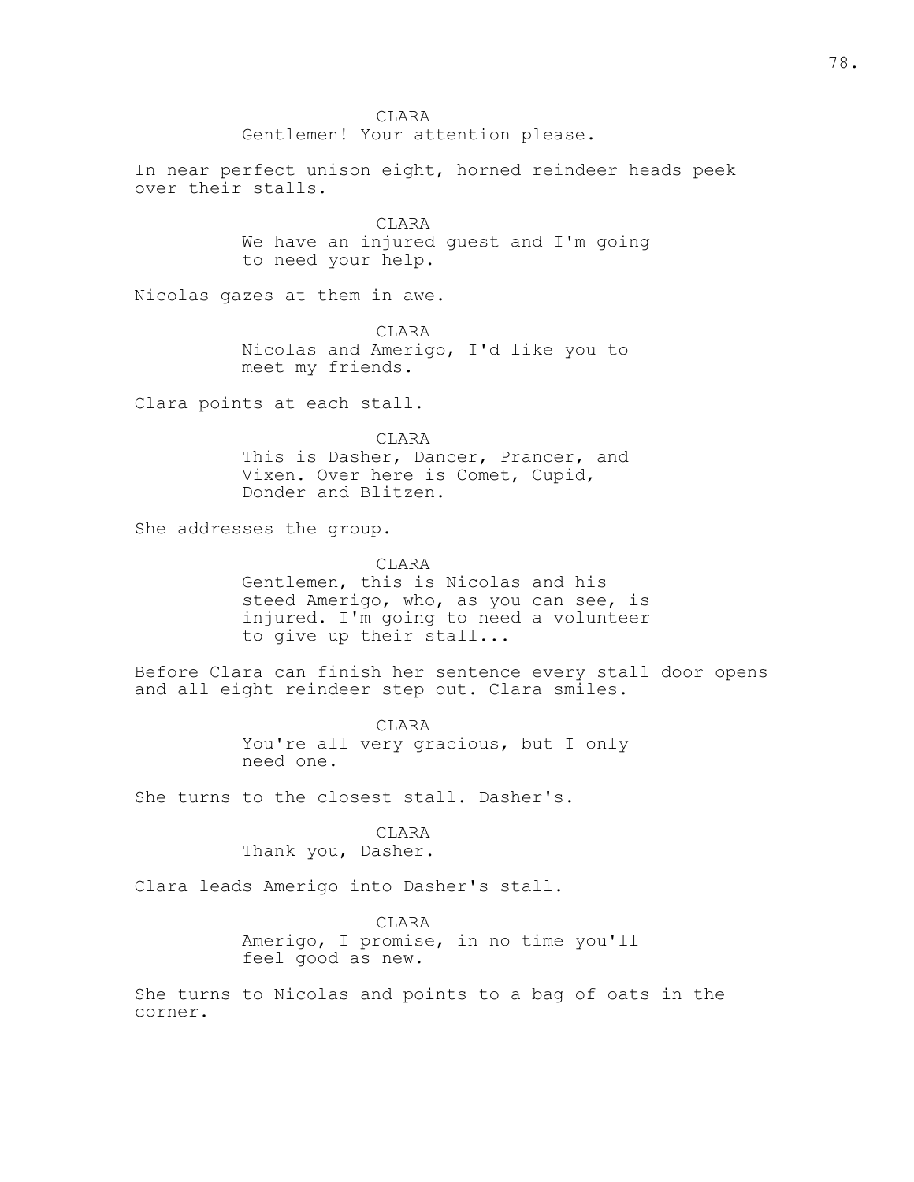CLARA
Gentlemen! Your attention please.

In near perfect unison eight, horned reindeer heads peek over their stalls.

CLARA
We have an injured guest and I'm going to need your help.

Nicolas gazes at them in awe.

CLARA
Nicolas and Amerigo, I'd like you to meet my friends.

Clara points at each stall.

CLARA
This is Dasher, Dancer, Prancer, and Vixen. Over here is Comet, Cupid, Donder and Blitzen.

She addresses the group.

CLARA
Gentlemen, this is Nicolas and his steed Amerigo, who, as you can see, is injured. I'm going to need a volunteer to give up their stall...

Before Clara can finish her sentence every stall door opens and all eight reindeer step out. Clara smiles.

CLARA
You're all very gracious, but I only need one.

She turns to the closest stall. Dasher's.

CLARA
Thank you, Dasher.

Clara leads Amerigo into Dasher's stall.

CLARA
Amerigo, I promise, in no time you'll feel good as new.

She turns to Nicolas and points to a bag of oats in the corner.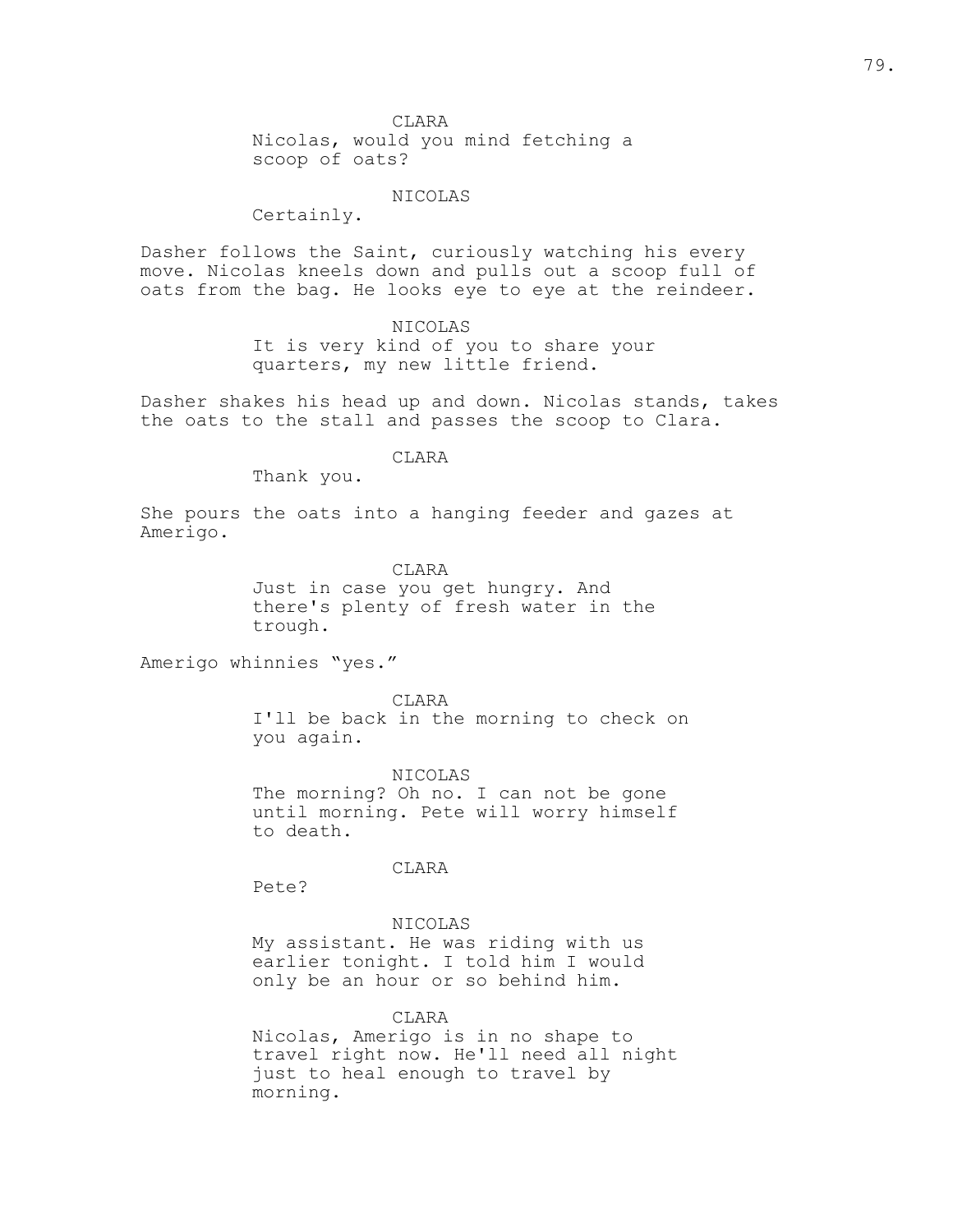CLARA

Nicolas, would you mind fetching a scoop of oats?

NICOLAS

Certainly.

Dasher follows the Saint, curiously watching his every move. Nicolas kneels down and pulls out a scoop full of oats from the bag. He looks eye to eye at the reindeer.

NICOLAS

It is very kind of you to share your quarters, my new little friend.

Dasher shakes his head up and down. Nicolas stands, takes the oats to the stall and passes the scoop to Clara.

CLARA

Thank you.

She pours the oats into a hanging feeder and gazes at Amerigo.

CLARA

Just in case you get hungry. And there's plenty of fresh water in the trough.

Amerigo whinnies “yes.”

CLARA

I'll be back in the morning to check on you again.

NICOLAS

The morning? Oh no. I can not be gone until morning. Pete will worry himself to death.

CLARA

Pete?

NICOLAS

My assistant. He was riding with us earlier tonight. I told him I would only be an hour or so behind him.

CLARA

Nicolas, Amerigo is in no shape to travel right now. He'll need all night just to heal enough to travel by morning.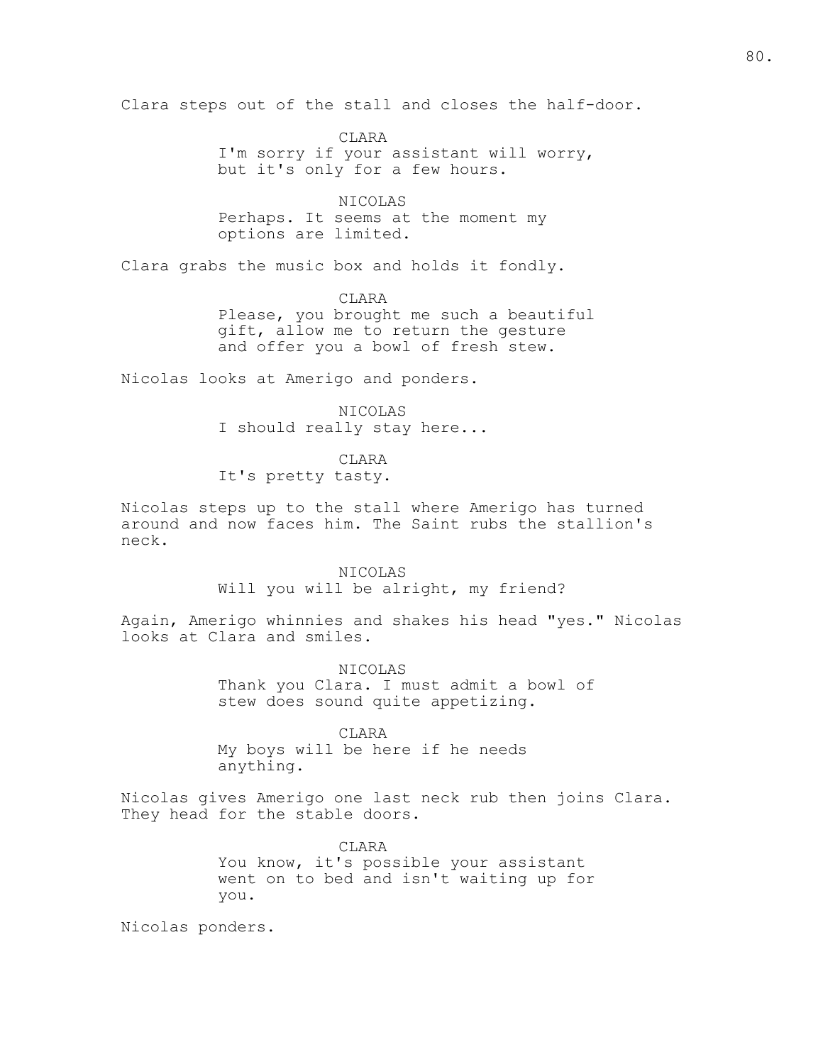Clara steps out of the stall and closes the half-door.

CLARA
I'm sorry if your assistant will worry, but it's only for a few hours.

NICOLAS
Perhaps. It seems at the moment my options are limited.

Clara grabs the music box and holds it fondly.

CLARA
Please, you brought me such a beautiful gift, allow me to return the gesture and offer you a bowl of fresh stew.

Nicolas looks at Amerigo and ponders.

NICOLAS
I should really stay here...

CLARA
It's pretty tasty.

Nicolas steps up to the stall where Amerigo has turned around and now faces him. The Saint rubs the stallion's neck.

NICOLAS
Will you will be alright, my friend?

Again, Amerigo whinnies and shakes his head "yes." Nicolas looks at Clara and smiles.

NICOLAS
Thank you Clara. I must admit a bowl of stew does sound quite appetizing.

CLARA
My boys will be here if he needs anything.

Nicolas gives Amerigo one last neck rub then joins Clara. They head for the stable doors.

CLARA
You know, it's possible your assistant went on to bed and isn't waiting up for you.

Nicolas ponders.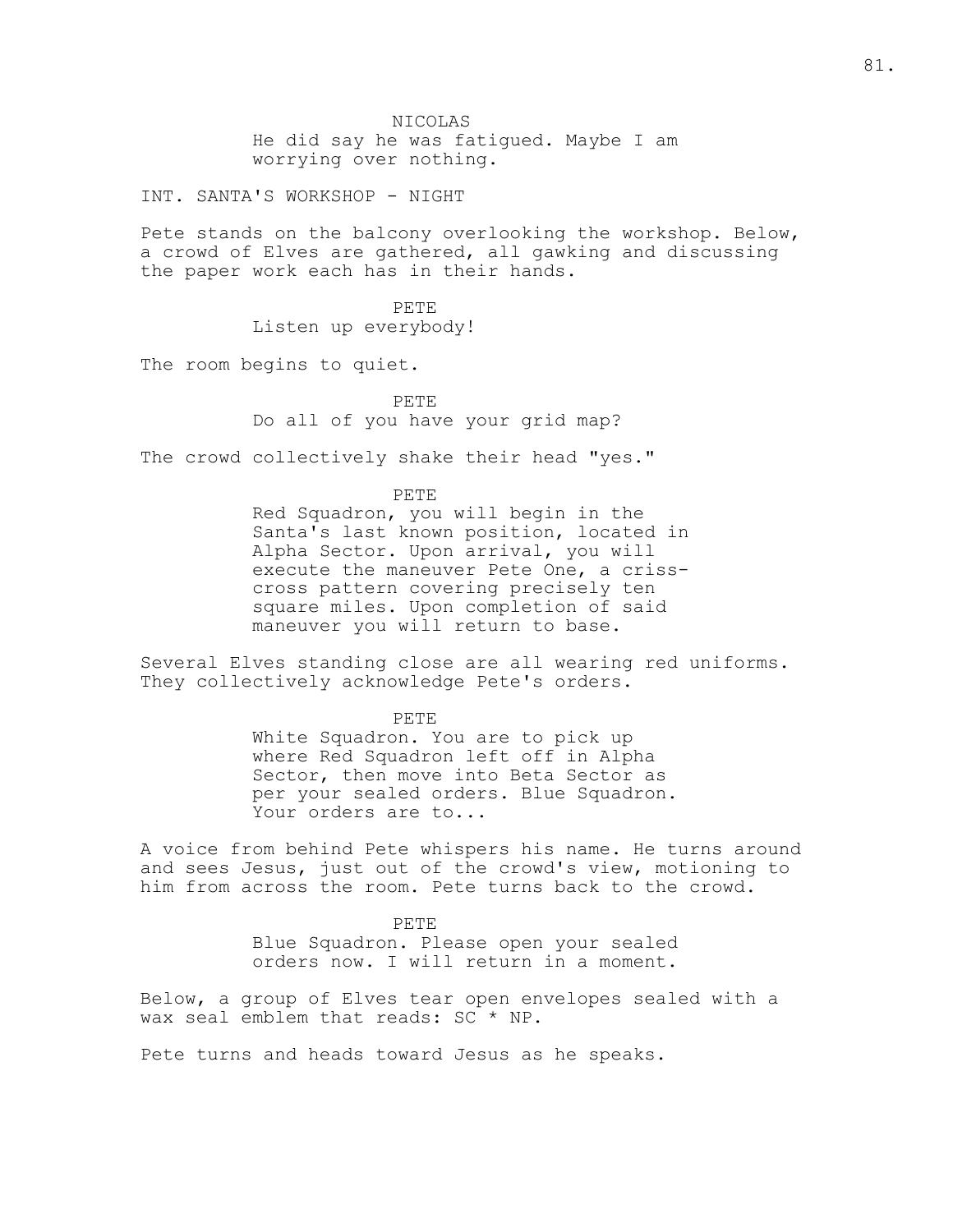NICOLAS
He did say he was fatigued. Maybe I am worrying over nothing.

INT. SANTA'S WORKSHOP - NIGHT

Pete stands on the balcony overlooking the workshop. Below, a crowd of Elves are gathered, all gawking and discussing the paper work each has in their hands.

PETE
Listen up everybody!

The room begins to quiet.

PETE
Do all of you have your grid map?

The crowd collectively shake their head "yes."

PETE
Red Squadron, you will begin in the Santa's last known position, located in Alpha Sector. Upon arrival, you will execute the maneuver Pete One, a criss-cross pattern covering precisely ten square miles. Upon completion of said maneuver you will return to base.

Several Elves standing close are all wearing red uniforms. They collectively acknowledge Pete's orders.

PETE
White Squadron. You are to pick up where Red Squadron left off in Alpha Sector, then move into Beta Sector as per your sealed orders. Blue Squadron. Your orders are to...

A voice from behind Pete whispers his name. He turns around and sees Jesus, just out of the crowd's view, motioning to him from across the room. Pete turns back to the crowd.

PETE
Blue Squadron. Please open your sealed orders now. I will return in a moment.

Below, a group of Elves tear open envelopes sealed with a wax seal emblem that reads: SC * NP.

Pete turns and heads toward Jesus as he speaks.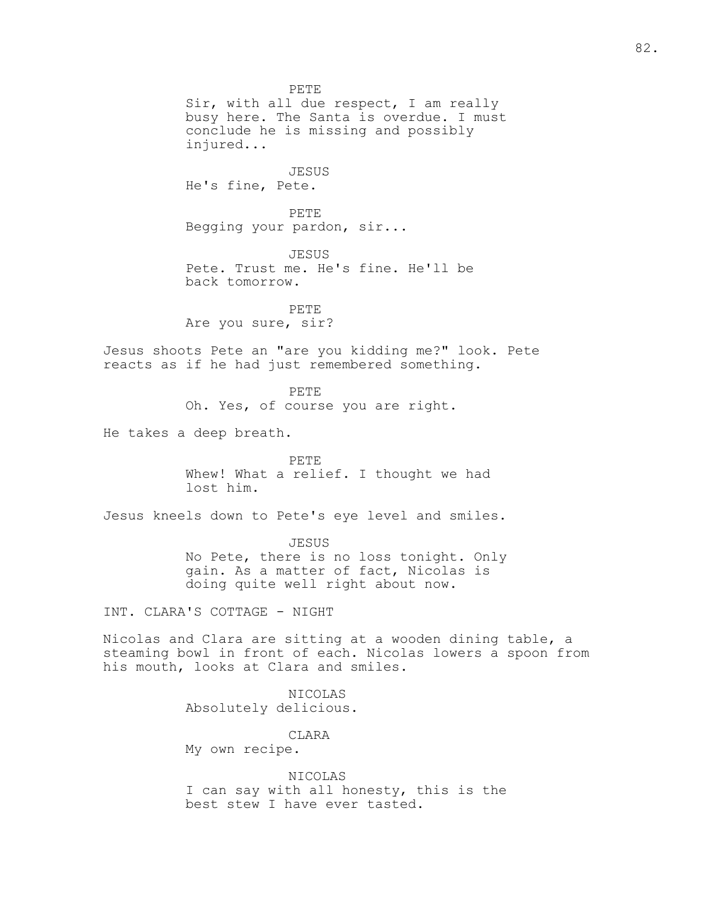PETE
Sir, with all due respect, I am really busy here. The Santa is overdue. I must conclude he is missing and possibly injured...

JESUS
He's fine, Pete.

PETE
Begging your pardon, sir...

JESUS
Pete. Trust me. He's fine. He'll be back tomorrow.

PETE
Are you sure, sir?

Jesus shoots Pete an "are you kidding me?" look. Pete reacts as if he had just remembered something.

PETE
Oh. Yes, of course you are right.

He takes a deep breath.

PETE
Whew! What a relief. I thought we had lost him.

Jesus kneels down to Pete's eye level and smiles.

JESUS
No Pete, there is no loss tonight. Only gain. As a matter of fact, Nicolas is doing quite well right about now.

INT. CLARA'S COTTAGE - NIGHT

Nicolas and Clara are sitting at a wooden dining table, a steaming bowl in front of each. Nicolas lowers a spoon from his mouth, looks at Clara and smiles.

NICOLAS
Absolutely delicious.

CLARA
My own recipe.

NICOLAS
I can say with all honesty, this is the best stew I have ever tasted.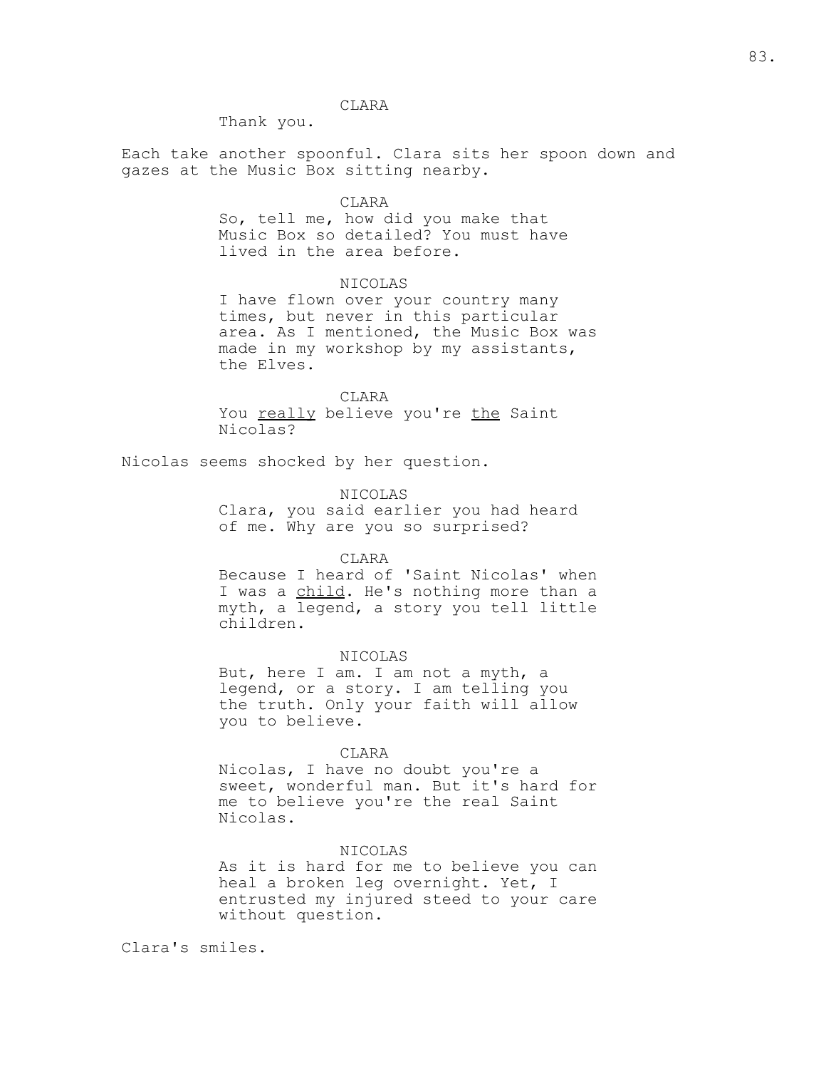CLARA
Thank you.

Each take another spoonful. Clara sits her spoon down and gazes at the Music Box sitting nearby.

CLARA
So, tell me, how did you make that Music Box so detailed? You must have lived in the area before.

NICOLAS
I have flown over your country many times, but never in this particular area. As I mentioned, the Music Box was made in my workshop by my assistants, the Elves.

CLARA
You <u>really</u> believe you're <u>the</u> Saint Nicolas?

Nicolas seems shocked by her question.

NICOLAS
Clara, you said earlier you had heard of me. Why are you so surprised?

CLARA
Because I heard of 'Saint Nicolas' when I was a <u>child</u>. He's nothing more than a myth, a legend, a story you tell little children.

NICOLAS
But, here I am. I am not a myth, a legend, or a story. I am telling you the truth. Only your faith will allow you to believe.

CLARA
Nicolas, I have no doubt you're a sweet, wonderful man. But it's hard for me to believe you're the real Saint Nicolas.

NICOLAS
As it is hard for me to believe you can heal a broken leg overnight. Yet, I entrusted my injured steed to your care without question.

Clara's smiles.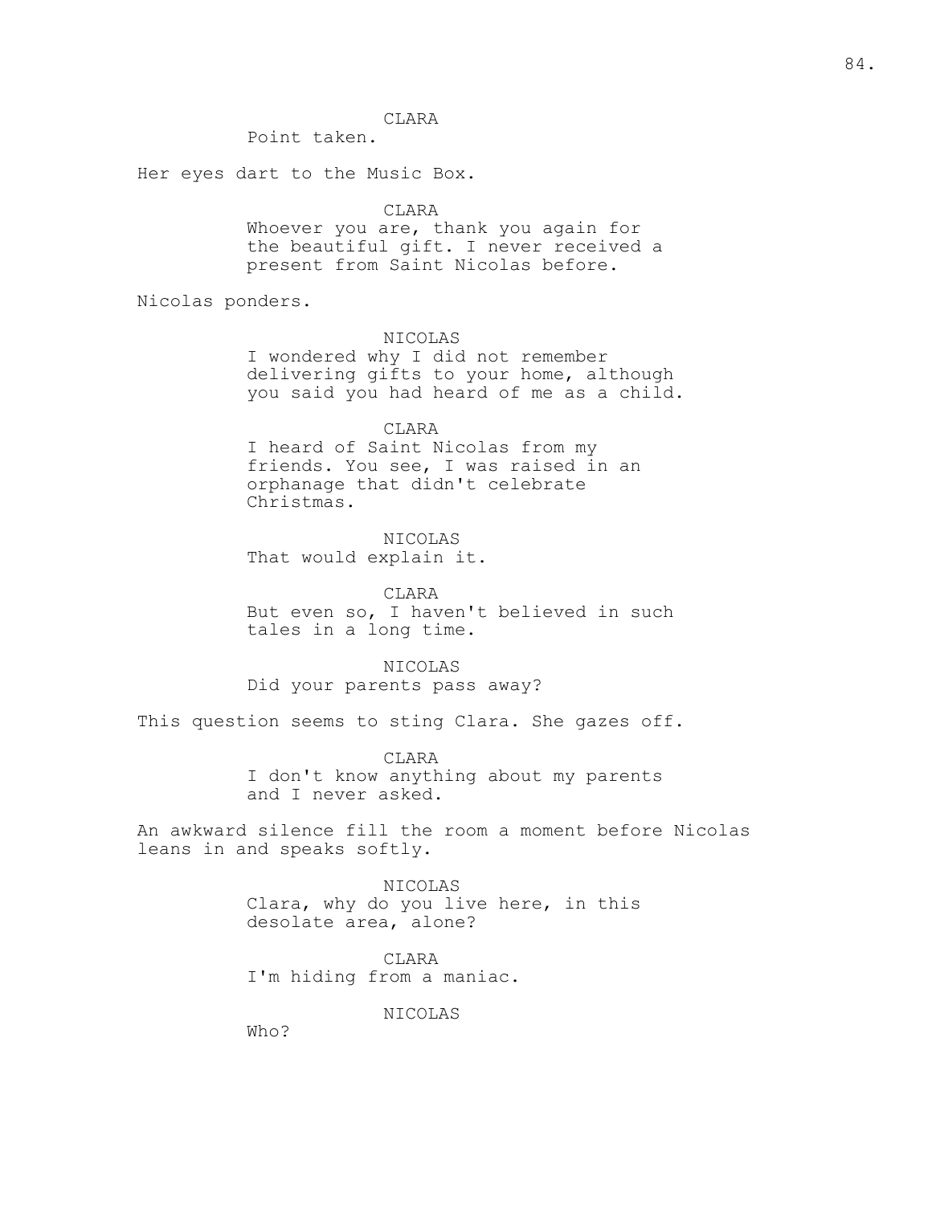CLARA

Point taken.

Her eyes dart to the Music Box.

CLARA

Whoever you are, thank you again for the beautiful gift. I never received a present from Saint Nicolas before.

Nicolas ponders.

NICOLAS

I wondered why I did not remember delivering gifts to your home, although you said you had heard of me as a child.

CLARA

I heard of Saint Nicolas from my friends. You see, I was raised in an orphanage that didn't celebrate Christmas.

NICOLAS

That would explain it.

CLARA

But even so, I haven't believed in such tales in a long time.

NICOLAS

Did your parents pass away?

This question seems to sting Clara. She gazes off.

CLARA

I don't know anything about my parents and I never asked.

An awkward silence fill the room a moment before Nicolas leans in and speaks softly.

NICOLAS

Clara, why do you live here, in this desolate area, alone?

CLARA

I'm hiding from a maniac.

NICOLAS

Who?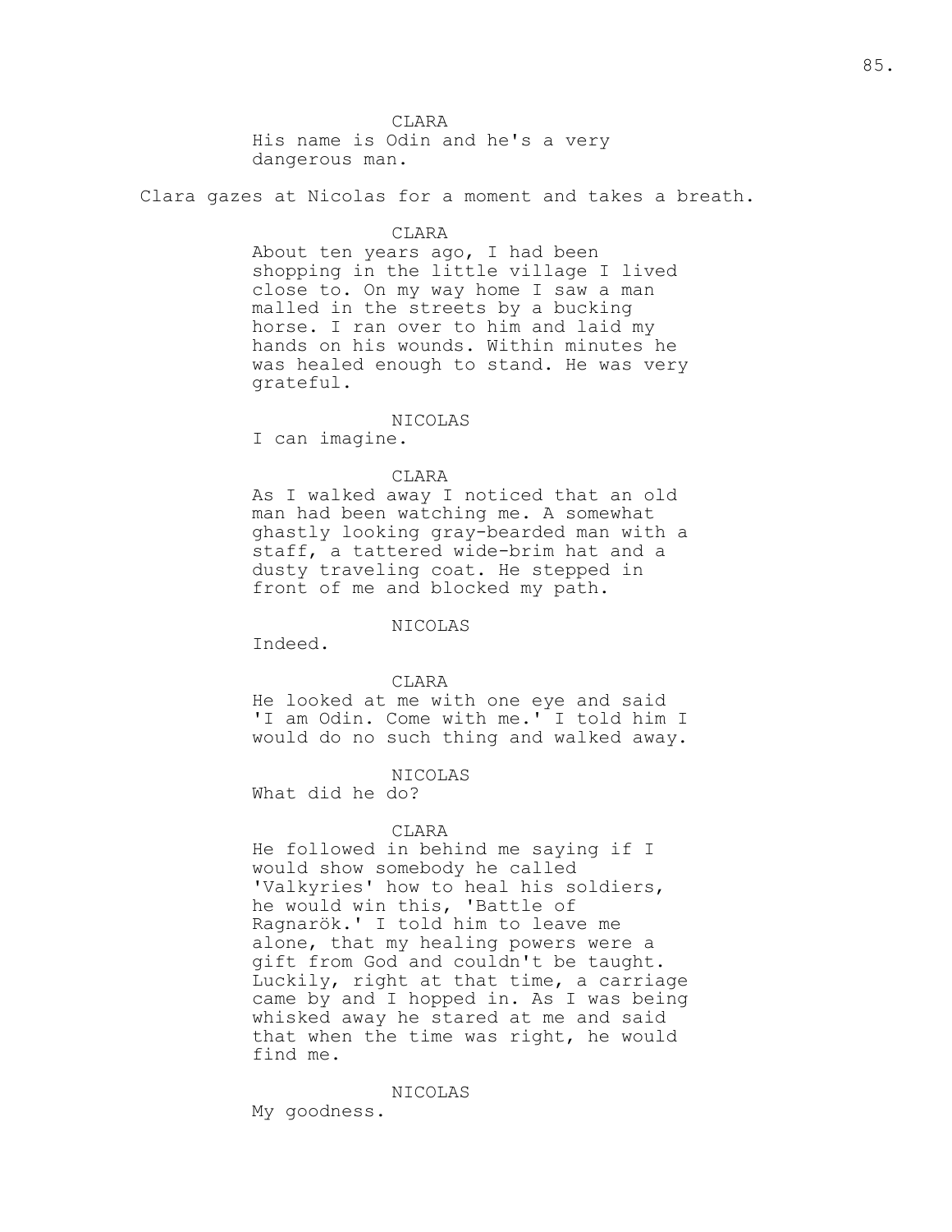CLARA
His name is Odin and he's a very dangerous man.

Clara gazes at Nicolas for a moment and takes a breath.

CLARA
About ten years ago, I had been shopping in the little village I lived close to. On my way home I saw a man malled in the streets by a bucking horse. I ran over to him and laid my hands on his wounds. Within minutes he was healed enough to stand. He was very grateful.

NICOLAS
I can imagine.

CLARA
As I walked away I noticed that an old man had been watching me. A somewhat ghastly looking gray-bearded man with a staff, a tattered wide-brim hat and a dusty traveling coat. He stepped in front of me and blocked my path.

NICOLAS
Indeed.

CLARA
He looked at me with one eye and said 'I am Odin. Come with me.' I told him I would do no such thing and walked away.

NICOLAS
What did he do?

CLARA
He followed in behind me saying if I would show somebody he called 'Valkyries' how to heal his soldiers, he would win this, 'Battle of Ragnarök.' I told him to leave me alone, that my healing powers were a gift from God and couldn't be taught. Luckily, right at that time, a carriage came by and I hopped in. As I was being whisked away he stared at me and said that when the time was right, he would find me.

NICOLAS
My goodness.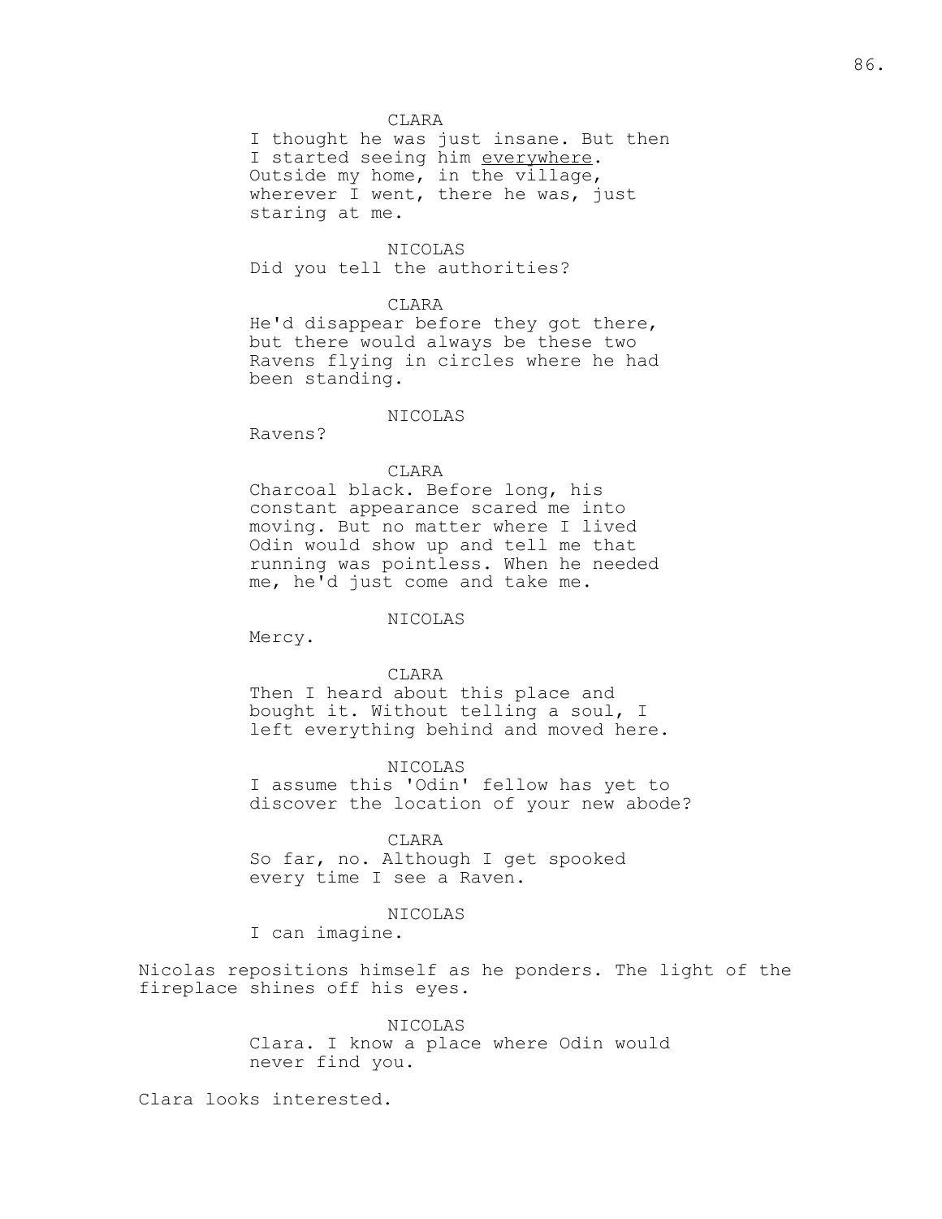CLARA
I thought he was just insane. But then I started seeing him <u>everywhere</u>. Outside my home, in the village, wherever I went, there he was, just staring at me.

NICOLAS
Did you tell the authorities?

CLARA
He'd disappear before they got there, but there would always be these two Ravens flying in circles where he had been standing.

NICOLAS
Ravens?

CLARA
Charcoal black. Before long, his constant appearance scared me into moving. But no matter where I lived Odin would show up and tell me that running was pointless. When he needed me, he'd just come and take me.

NICOLAS
Mercy.

CLARA
Then I heard about this place and bought it. Without telling a soul, I left everything behind and moved here.

NICOLAS
I assume this 'Odin' fellow has yet to discover the location of your new abode?

CLARA
So far, no. Although I get spooked every time I see a Raven.

NICOLAS
I can imagine.

Nicolas repositions himself as he ponders. The light of the fireplace shines off his eyes.

NICOLAS
Clara. I know a place where Odin would never find you.

Clara looks interested.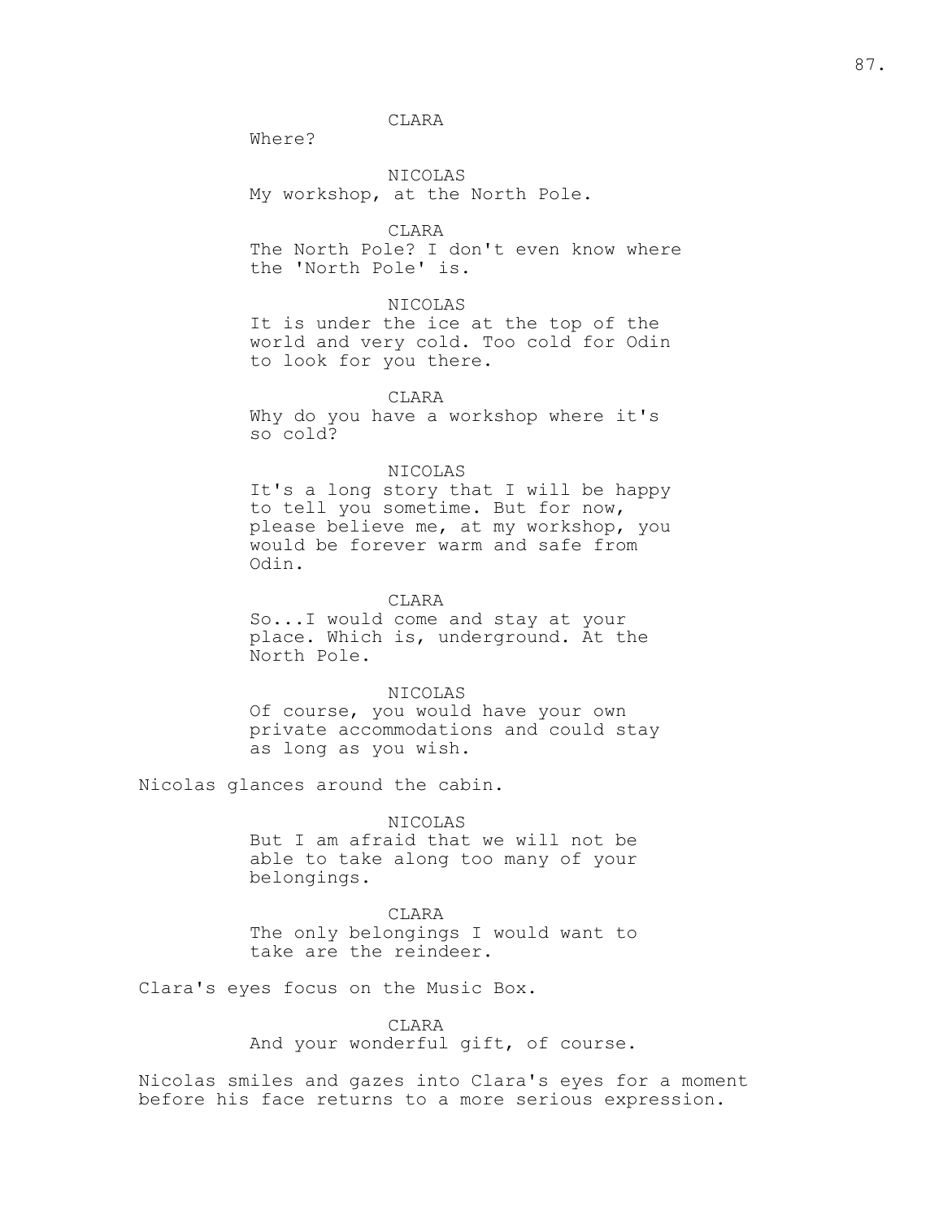CLARA

Where?

NICOLAS

My workshop, at the North Pole.

CLARA

The North Pole? I don't even know where the 'North Pole' is.

NICOLAS

It is under the ice at the top of the world and very cold. Too cold for Odin to look for you there.

CLARA

Why do you have a workshop where it's so cold?

NICOLAS

It's a long story that I will be happy to tell you sometime. But for now, please believe me, at my workshop, you would be forever warm and safe from Odin.

CLARA

So...I would come and stay at your place. Which is, underground. At the North Pole.

NICOLAS

Of course, you would have your own private accommodations and could stay as long as you wish.

Nicolas glances around the cabin.

NICOLAS

But I am afraid that we will not be able to take along too many of your belongings.

CLARA

The only belongings I would want to take are the reindeer.

Clara's eyes focus on the Music Box.

CLARA

And your wonderful gift, of course.

Nicolas smiles and gazes into Clara's eyes for a moment before his face returns to a more serious expression.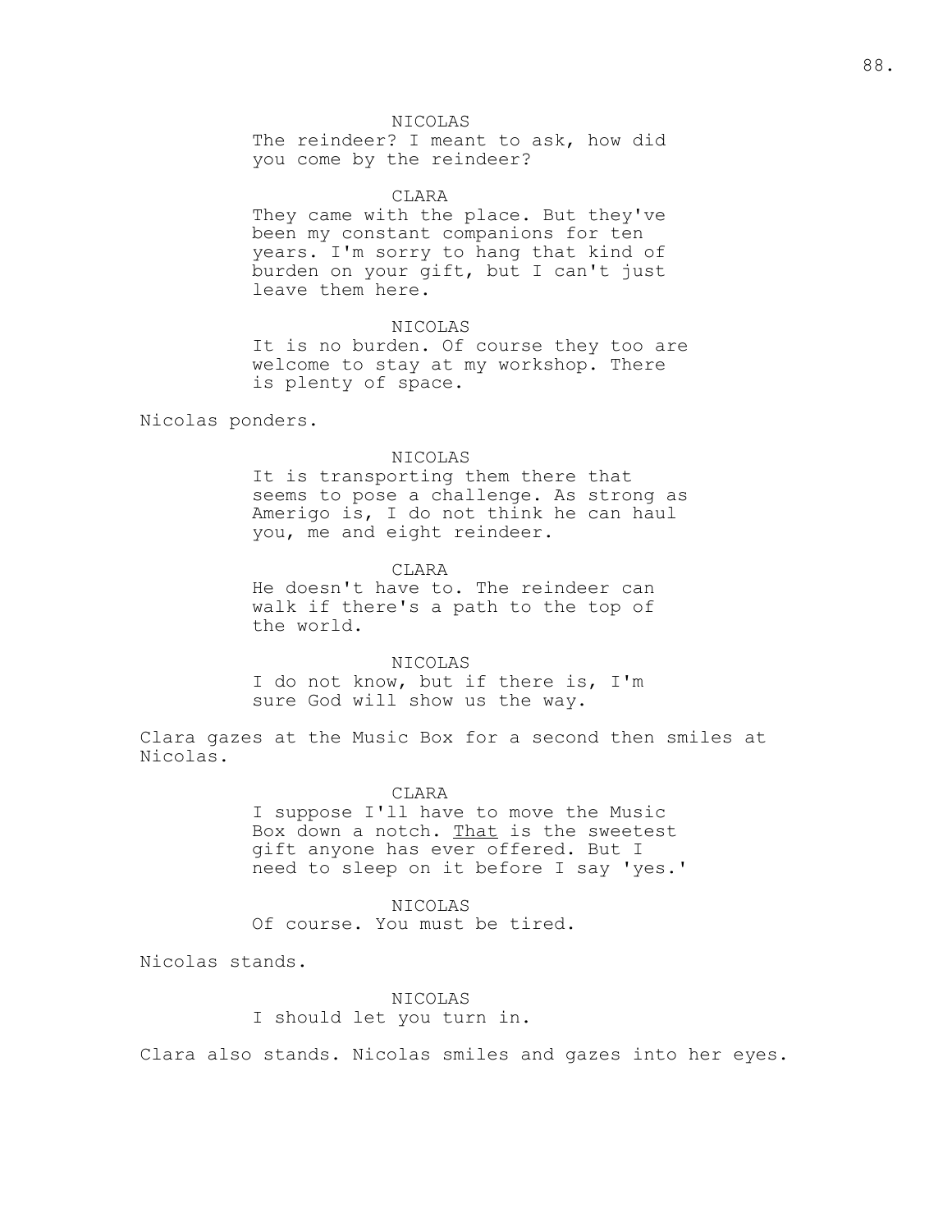NICOLAS

The reindeer? I meant to ask, how did you come by the reindeer?

CLARA

They came with the place. But they've been my constant companions for ten years. I'm sorry to hang that kind of burden on your gift, but I can't just leave them here.

NICOLAS

It is no burden. Of course they too are welcome to stay at my workshop. There is plenty of space.

Nicolas ponders.

NICOLAS

It is transporting them there that seems to pose a challenge. As strong as Amerigo is, I do not think he can haul you, me and eight reindeer.

CLARA

He doesn't have to. The reindeer can walk if there's a path to the top of the world.

NICOLAS

I do not know, but if there is, I'm sure God will show us the way.

Clara gazes at the Music Box for a second then smiles at Nicolas.

CLARA

I suppose I'll have to move the Music Box down a notch. <u>That</u> is the sweetest gift anyone has ever offered. But I need to sleep on it before I say 'yes.'

NICOLAS

Of course. You must be tired.

Nicolas stands.

NICOLAS

I should let you turn in.

Clara also stands. Nicolas smiles and gazes into her eyes.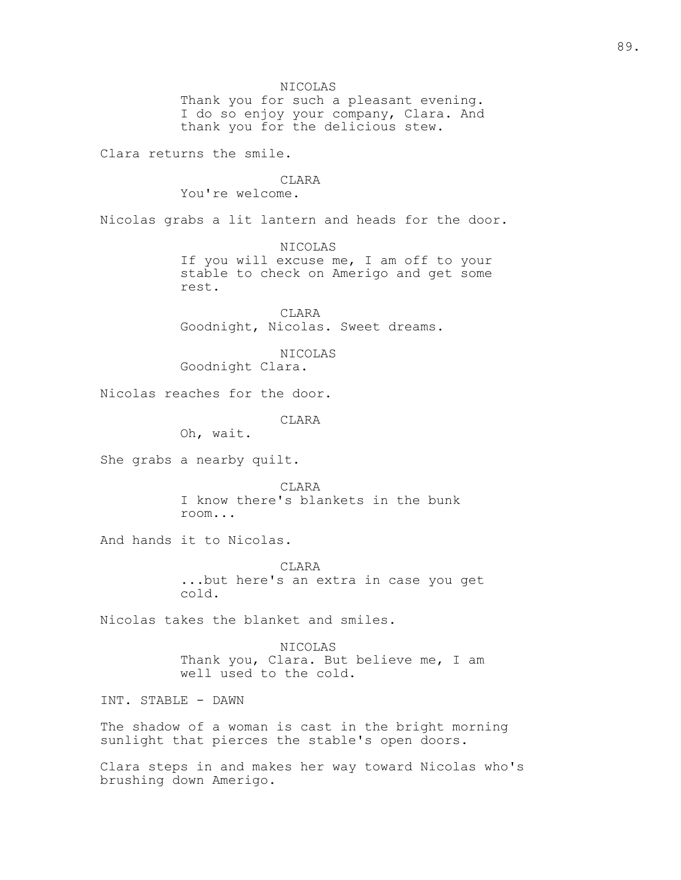NICOLAS
Thank you for such a pleasant evening. I do so enjoy your company, Clara. And thank you for the delicious stew.

Clara returns the smile.

CLARA
You're welcome.

Nicolas grabs a lit lantern and heads for the door.

NICOLAS
If you will excuse me, I am off to your stable to check on Amerigo and get some rest.

CLARA
Goodnight, Nicolas. Sweet dreams.

NICOLAS
Goodnight Clara.

Nicolas reaches for the door.

CLARA
Oh, wait.

She grabs a nearby quilt.

CLARA
I know there's blankets in the bunk room...

And hands it to Nicolas.

CLARA
...but here's an extra in case you get cold.

Nicolas takes the blanket and smiles.

NICOLAS
Thank you, Clara. But believe me, I am well used to the cold.

INT. STABLE - DAWN

The shadow of a woman is cast in the bright morning sunlight that pierces the stable's open doors.

Clara steps in and makes her way toward Nicolas who's brushing down Amerigo.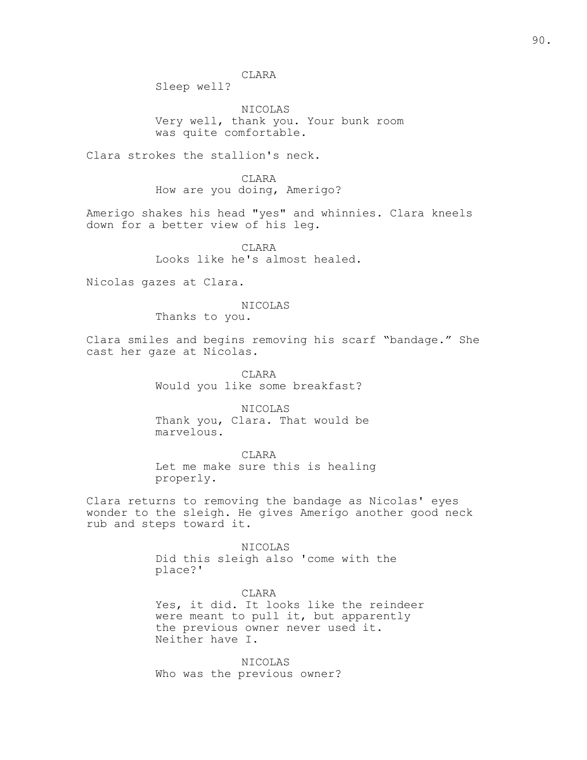CLARA
Sleep well?

NICOLAS
Very well, thank you. Your bunk room was quite comfortable.

Clara strokes the stallion's neck.

CLARA
How are you doing, Amerigo?

Amerigo shakes his head "yes" and whinnies. Clara kneels down for a better view of his leg.

CLARA
Looks like he's almost healed.

Nicolas gazes at Clara.

NICOLAS
Thanks to you.

Clara smiles and begins removing his scarf “bandage.” She cast her gaze at Nicolas.

CLARA
Would you like some breakfast?

NICOLAS
Thank you, Clara. That would be marvelous.

CLARA
Let me make sure this is healing properly.

Clara returns to removing the bandage as Nicolas' eyes wonder to the sleigh. He gives Amerigo another good neck rub and steps toward it.

NICOLAS
Did this sleigh also 'come with the place?'

CLARA
Yes, it did. It looks like the reindeer were meant to pull it, but apparently the previous owner never used it. Neither have I.

NICOLAS
Who was the previous owner?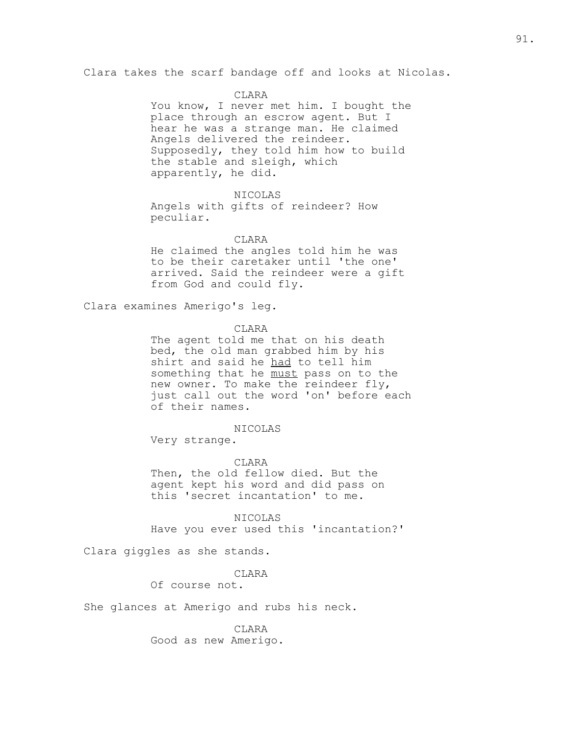Clara takes the scarf bandage off and looks at Nicolas.

CLARA
You know, I never met him. I bought the place through an escrow agent. But I hear he was a strange man. He claimed Angels delivered the reindeer. Supposedly, they told him how to build the stable and sleigh, which apparently, he did.

NICOLAS
Angels with gifts of reindeer? How peculiar.

CLARA
He claimed the angles told him he was to be their caretaker until 'the one' arrived. Said the reindeer were a gift from God and could fly.

Clara examines Amerigo's leg.

CLARA
The agent told me that on his death bed, the old man grabbed him by his shirt and said he <u>had</u> to tell him something that he <u>must</u> pass on to the new owner. To make the reindeer fly, just call out the word 'on' before each of their names.

NICOLAS
Very strange.

CLARA
Then, the old fellow died. But the agent kept his word and did pass on this 'secret incantation' to me.

NICOLAS
Have you ever used this 'incantation?'

Clara giggles as she stands.

CLARA
Of course not.

She glances at Amerigo and rubs his neck.

CLARA
Good as new Amerigo.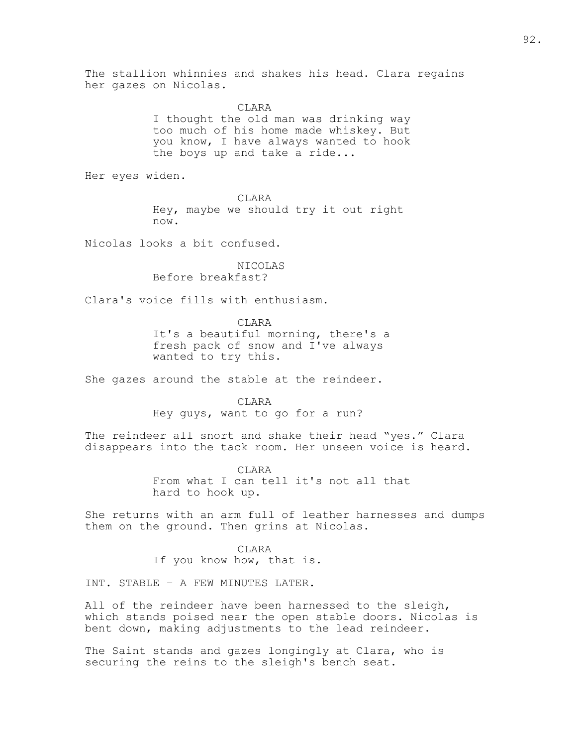The stallion whinnies and shakes his head. Clara regains her gazes on Nicolas.

CLARA
I thought the old man was drinking way too much of his home made whiskey. But you know, I have always wanted to hook the boys up and take a ride...

Her eyes widen.

CLARA
Hey, maybe we should try it out right now.

Nicolas looks a bit confused.

NICOLAS
Before breakfast?

Clara's voice fills with enthusiasm.

CLARA
It's a beautiful morning, there's a fresh pack of snow and I've always wanted to try this.

She gazes around the stable at the reindeer.

CLARA
Hey guys, want to go for a run?

The reindeer all snort and shake their head "yes." Clara disappears into the tack room. Her unseen voice is heard.

CLARA
From what I can tell it's not all that hard to hook up.

She returns with an arm full of leather harnesses and dumps them on the ground. Then grins at Nicolas.

CLARA
If you know how, that is.

INT. STABLE - A FEW MINUTES LATER.

All of the reindeer have been harnessed to the sleigh, which stands poised near the open stable doors. Nicolas is bent down, making adjustments to the lead reindeer.

The Saint stands and gazes longingly at Clara, who is securing the reins to the sleigh's bench seat.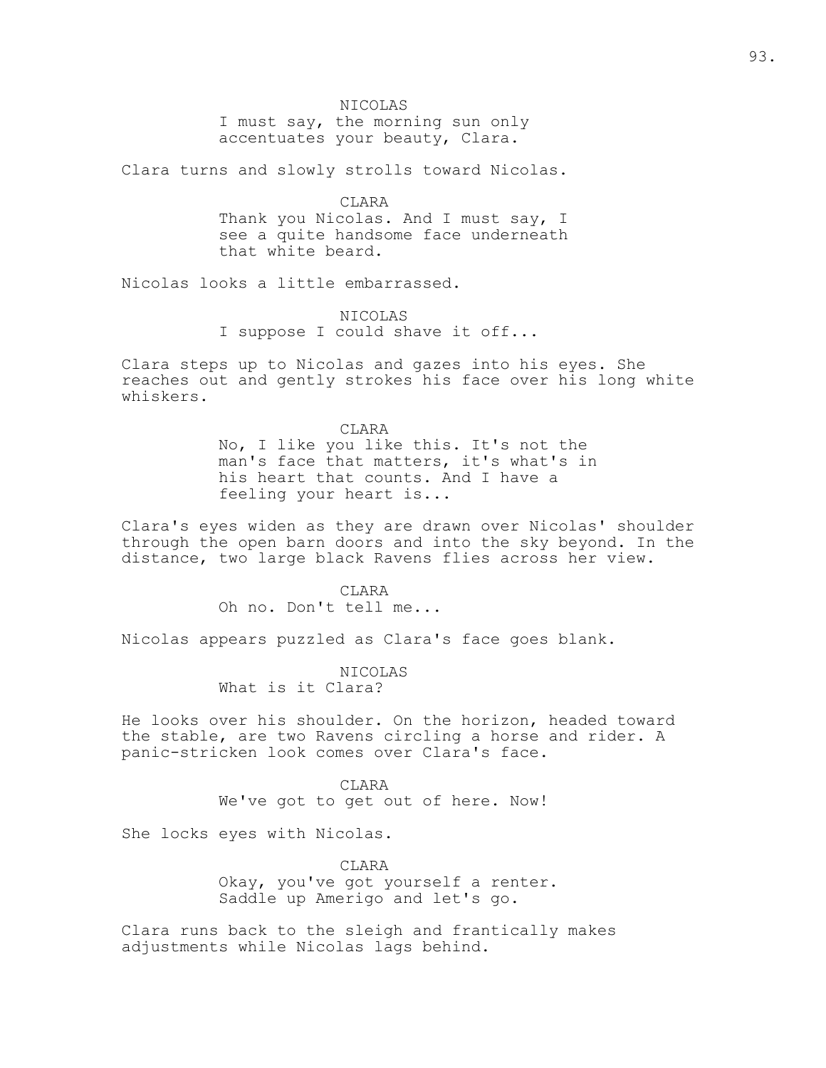NICOLAS

I must say, the morning sun only accentuates your beauty, Clara.

Clara turns and slowly strolls toward Nicolas.

CLARA

Thank you Nicolas. And I must say, I see a quite handsome face underneath that white beard.

Nicolas looks a little embarrassed.

NICOLAS

I suppose I could shave it off...

Clara steps up to Nicolas and gazes into his eyes. She reaches out and gently strokes his face over his long white whiskers.

CLARA

No, I like you like this. It's not the man's face that matters, it's what's in his heart that counts. And I have a feeling your heart is...

Clara's eyes widen as they are drawn over Nicolas' shoulder through the open barn doors and into the sky beyond. In the distance, two large black Ravens flies across her view.

CLARA

Oh no. Don't tell me...

Nicolas appears puzzled as Clara's face goes blank.

NICOLAS

What is it Clara?

He looks over his shoulder. On the horizon, headed toward the stable, are two Ravens circling a horse and rider. A panic-stricken look comes over Clara's face.

CLARA

We've got to get out of here. Now!

She locks eyes with Nicolas.

CLARA

Okay, you've got yourself a renter. Saddle up Amerigo and let's go.

Clara runs back to the sleigh and frantically makes adjustments while Nicolas lags behind.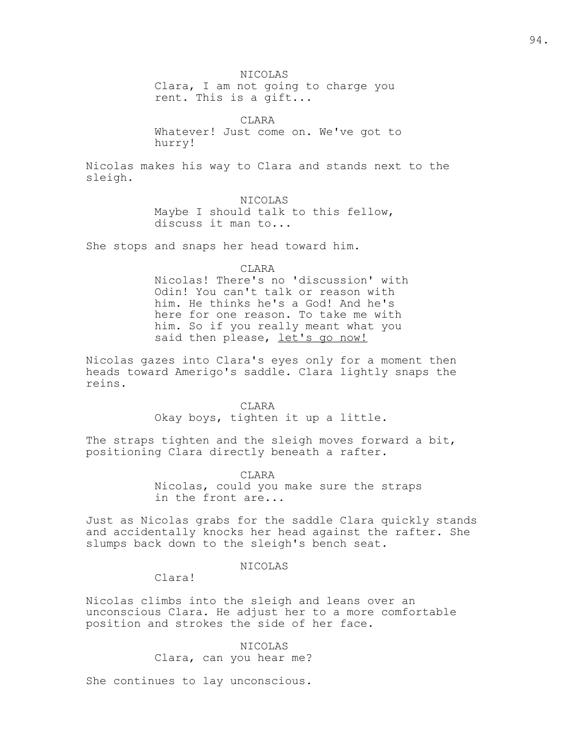NICOLAS

Clara, I am not going to charge you rent. This is a gift...

CLARA

Whatever! Just come on. We've got to hurry!

Nicolas makes his way to Clara and stands next to the sleigh.

NICOLAS

Maybe I should talk to this fellow, discuss it man to...

She stops and snaps her head toward him.

CLARA

Nicolas! There's no 'discussion' with Odin! You can't talk or reason with him. He thinks he's a God! And he's here for one reason. To take me with him. So if you really meant what you said then please, <u>let's go now!</u>

Nicolas gazes into Clara's eyes only for a moment then heads toward Amerigo's saddle. Clara lightly snaps the reins.

CLARA

Okay boys, tighten it up a little.

The straps tighten and the sleigh moves forward a bit, positioning Clara directly beneath a rafter.

CLARA

Nicolas, could you make sure the straps in the front are...

Just as Nicolas grabs for the saddle Clara quickly stands and accidentally knocks her head against the rafter. She slumps back down to the sleigh's bench seat.

NICOLAS

Clara!

Nicolas climbs into the sleigh and leans over an unconscious Clara. He adjust her to a more comfortable position and strokes the side of her face.

NICOLAS

Clara, can you hear me?

She continues to lay unconscious.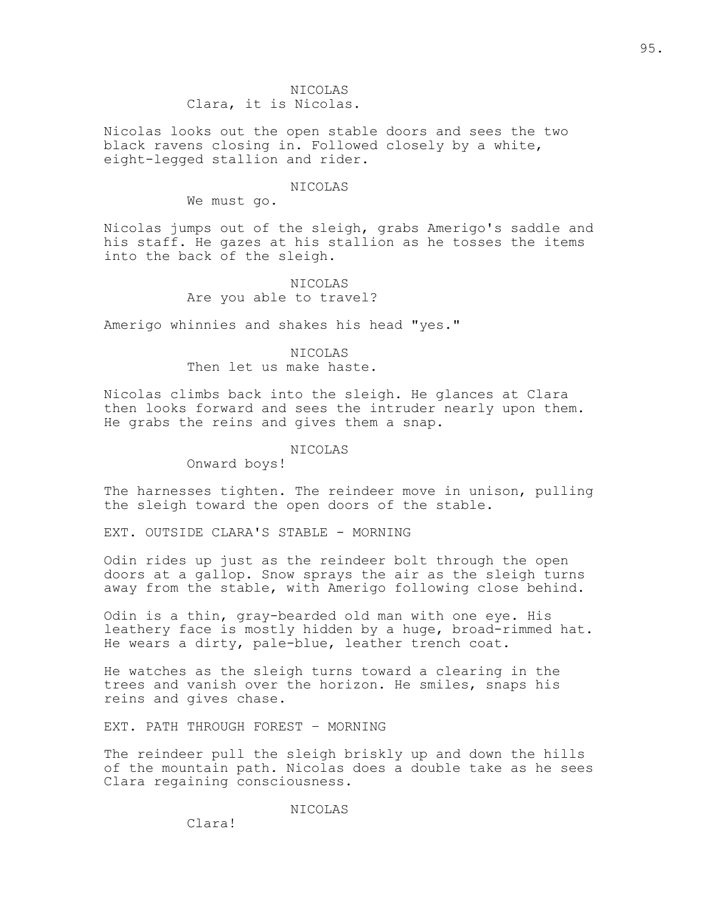NICOLAS

Clara, it is Nicolas.

Nicolas looks out the open stable doors and sees the two black ravens closing in. Followed closely by a white, eight-legged stallion and rider.

NICOLAS

We must go.

Nicolas jumps out of the sleigh, grabs Amerigo's saddle and his staff. He gazes at his stallion as he tosses the items into the back of the sleigh.

NICOLAS

Are you able to travel?

Amerigo whinnies and shakes his head "yes."

NICOLAS

Then let us make haste.

Nicolas climbs back into the sleigh. He glances at Clara then looks forward and sees the intruder nearly upon them. He grabs the reins and gives them a snap.

NICOLAS

Onward boys!

The harnesses tighten. The reindeer move in unison, pulling the sleigh toward the open doors of the stable.

EXT. OUTSIDE CLARA'S STABLE - MORNING

Odin rides up just as the reindeer bolt through the open doors at a gallop. Snow sprays the air as the sleigh turns away from the stable, with Amerigo following close behind.

Odin is a thin, gray-bearded old man with one eye. His leathery face is mostly hidden by a huge, broad-rimmed hat. He wears a dirty, pale-blue, leather trench coat.

He watches as the sleigh turns toward a clearing in the trees and vanish over the horizon. He smiles, snaps his reins and gives chase.

EXT. PATH THROUGH FOREST – MORNING

The reindeer pull the sleigh briskly up and down the hills of the mountain path. Nicolas does a double take as he sees Clara regaining consciousness.

NICOLAS

Clara!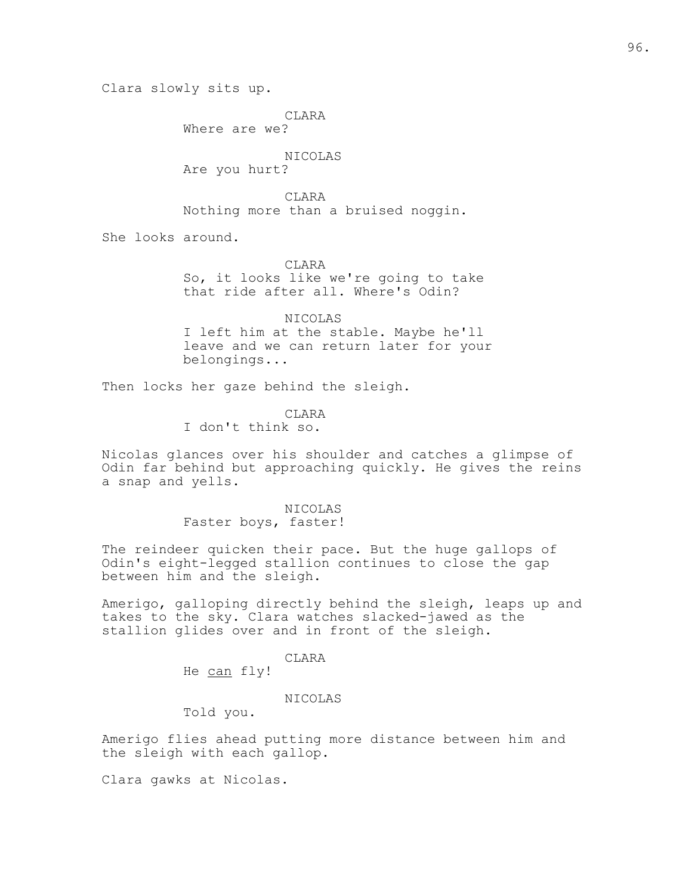Clara slowly sits up.

CLARA
Where are we?

NICOLAS
Are you hurt?

CLARA
Nothing more than a bruised noggin.

She looks around.

CLARA
So, it looks like we're going to take that ride after all. Where's Odin?

NICOLAS
I left him at the stable. Maybe he'll leave and we can return later for your belongings...

Then locks her gaze behind the sleigh.

CLARA
I don't think so.

Nicolas glances over his shoulder and catches a glimpse of Odin far behind but approaching quickly. He gives the reins a snap and yells.

NICOLAS
Faster boys, faster!

The reindeer quicken their pace. But the huge gallops of Odin's eight-legged stallion continues to close the gap between him and the sleigh.

Amerigo, galloping directly behind the sleigh, leaps up and takes to the sky. Clara watches slacked-jawed as the stallion glides over and in front of the sleigh.

CLARA
He <u>can</u> fly!

NICOLAS
Told you.

Amerigo flies ahead putting more distance between him and the sleigh with each gallop.

Clara gawks at Nicolas.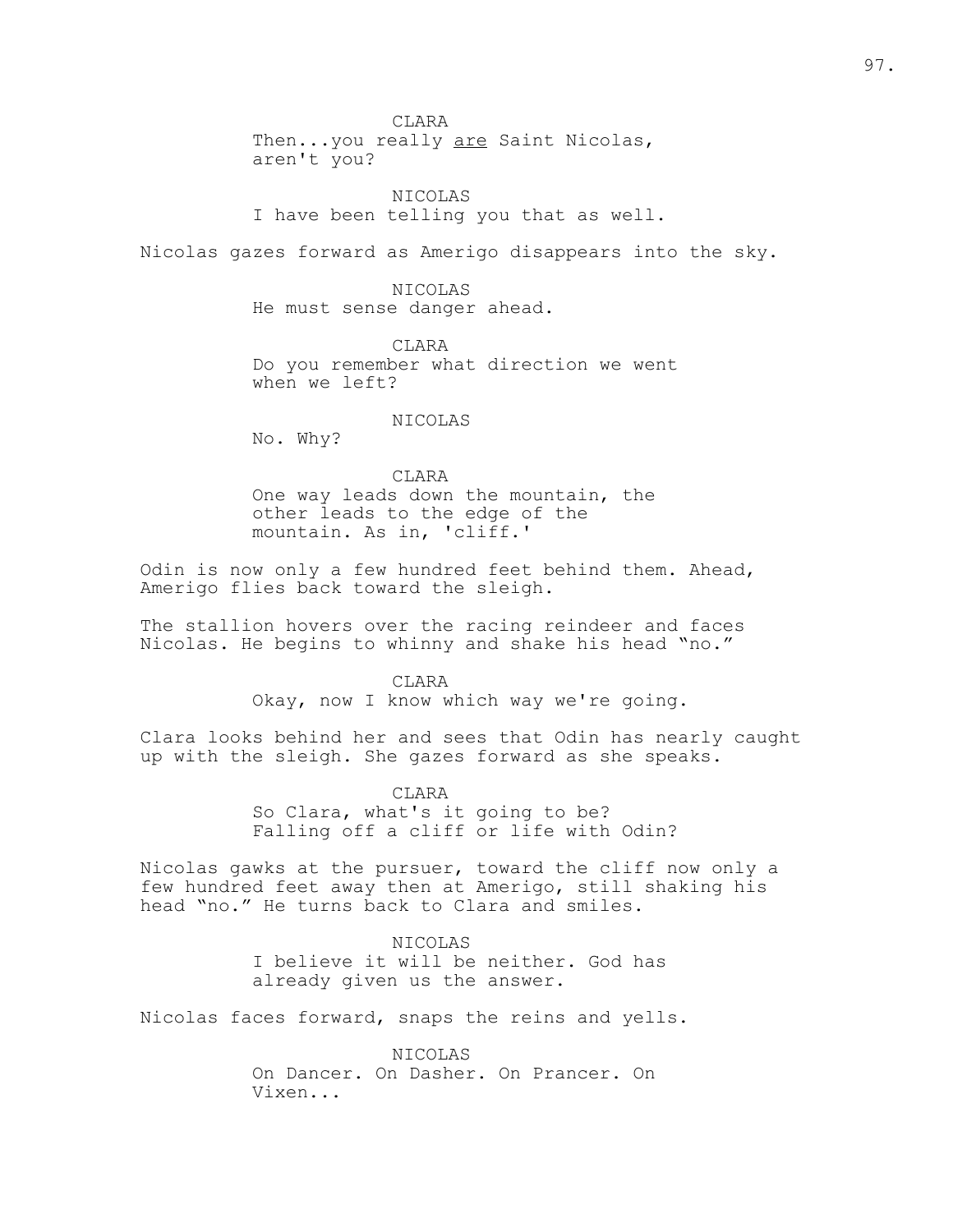CLARA
Then...you really <u>are</u> Saint Nicolas, aren't you?

NICOLAS
I have been telling you that as well.

Nicolas gazes forward as Amerigo disappears into the sky.

NICOLAS
He must sense danger ahead.

CLARA
Do you remember what direction we went when we left?

NICOLAS
No. Why?

CLARA
One way leads down the mountain, the other leads to the edge of the mountain. As in, 'cliff.'

Odin is now only a few hundred feet behind them. Ahead, Amerigo flies back toward the sleigh.

The stallion hovers over the racing reindeer and faces Nicolas. He begins to whinny and shake his head "no."

CLARA
Okay, now I know which way we're going.

Clara looks behind her and sees that Odin has nearly caught up with the sleigh. She gazes forward as she speaks.

CLARA
So Clara, what's it going to be? Falling off a cliff or life with Odin?

Nicolas gawks at the pursuer, toward the cliff now only a few hundred feet away then at Amerigo, still shaking his head "no." He turns back to Clara and smiles.

NICOLAS
I believe it will be neither. God has already given us the answer.

Nicolas faces forward, snaps the reins and yells.

NICOLAS
On Dancer. On Dasher. On Prancer. On Vixen...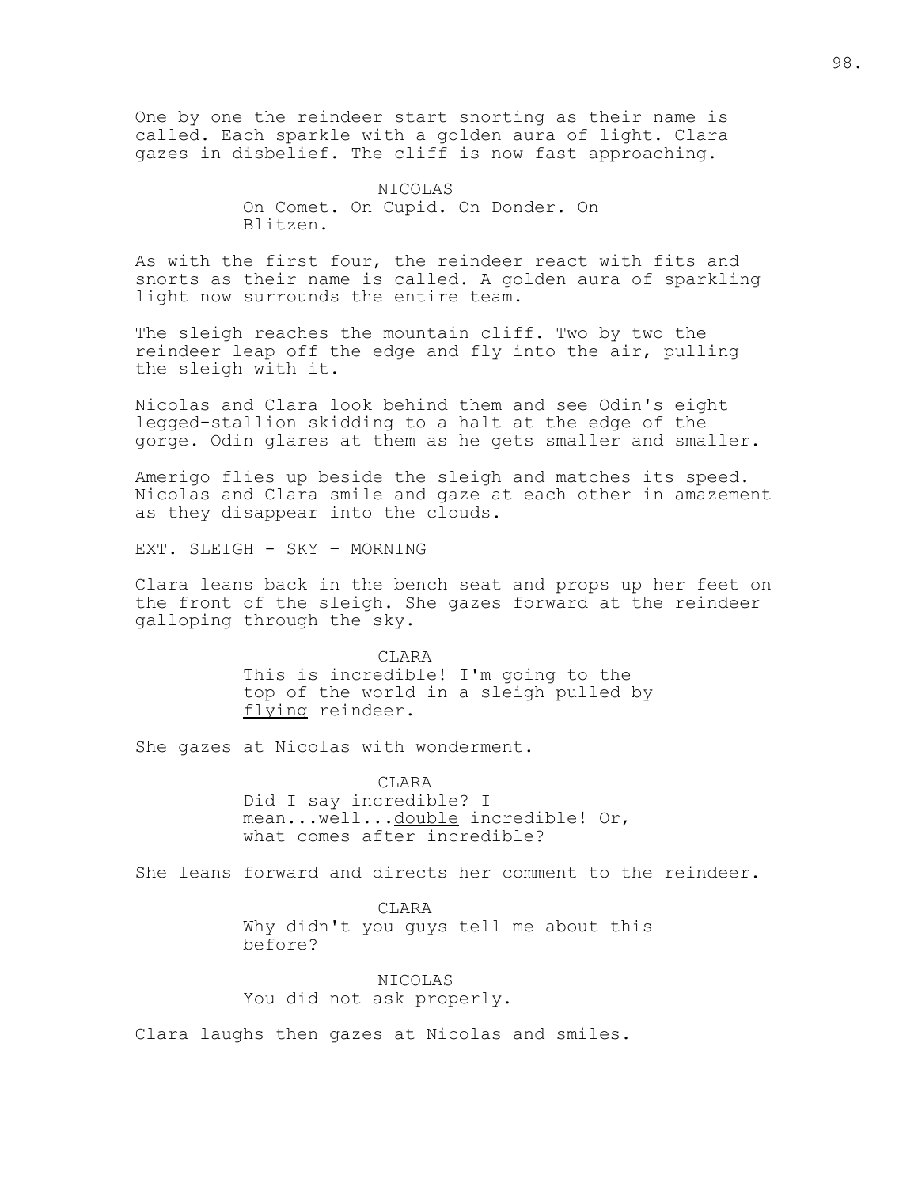One by one the reindeer start snorting as their name is called. Each sparkle with a golden aura of light. Clara gazes in disbelief. The cliff is now fast approaching.

NICOLAS
On Comet. On Cupid. On Donder. On Blitzen.

As with the first four, the reindeer react with fits and snorts as their name is called. A golden aura of sparkling light now surrounds the entire team.

The sleigh reaches the mountain cliff. Two by two the reindeer leap off the edge and fly into the air, pulling the sleigh with it.

Nicolas and Clara look behind them and see Odin's eight legged-stallion skidding to a halt at the edge of the gorge. Odin glares at them as he gets smaller and smaller.

Amerigo flies up beside the sleigh and matches its speed. Nicolas and Clara smile and gaze at each other in amazement as they disappear into the clouds.

EXT. SLEIGH - SKY – MORNING

Clara leans back in the bench seat and props up her feet on the front of the sleigh. She gazes forward at the reindeer galloping through the sky.

CLARA
This is incredible! I'm going to the top of the world in a sleigh pulled by <u>flying</u> reindeer.

She gazes at Nicolas with wonderment.

CLARA
Did I say incredible? I mean...well...<u>double</u> incredible! Or, what comes after incredible?

She leans forward and directs her comment to the reindeer.

CLARA
Why didn't you guys tell me about this before?

NICOLAS
You did not ask properly.

Clara laughs then gazes at Nicolas and smiles.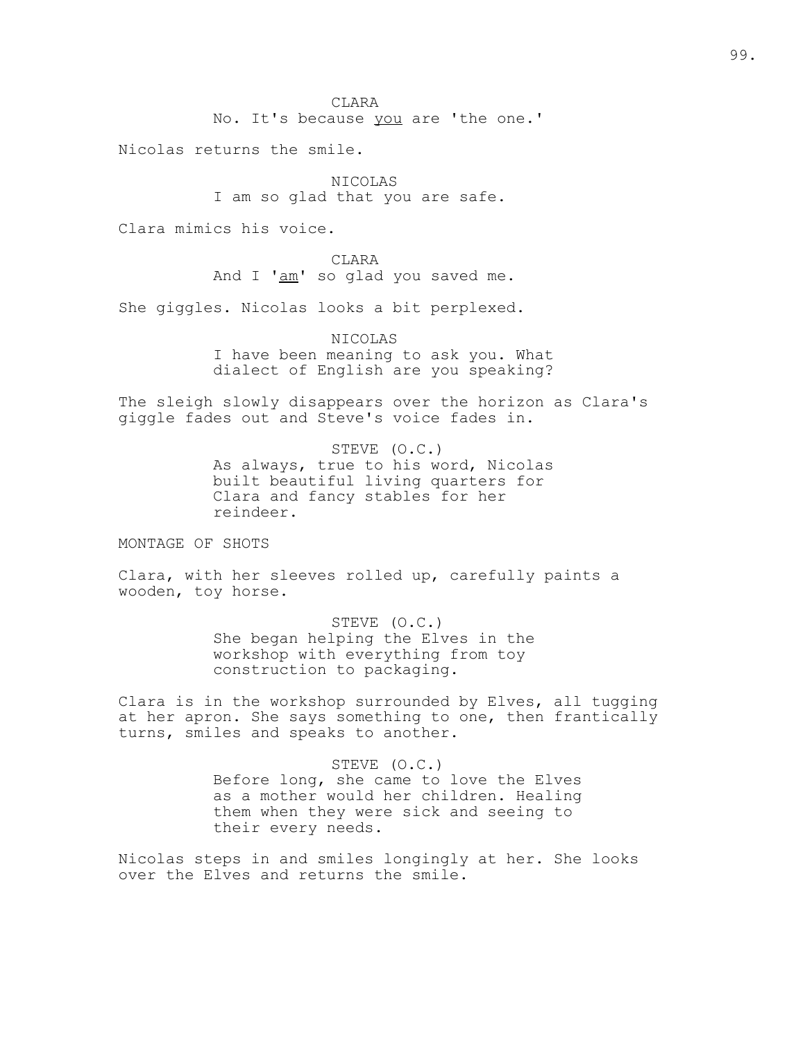CLARA
No. It's because _you_ are 'the one.'

Nicolas returns the smile.

NICOLAS
I am so glad that you are safe.

Clara mimics his voice.

CLARA
And I '_am_' so glad you saved me.

She giggles. Nicolas looks a bit perplexed.

NICOLAS
I have been meaning to ask you. What dialect of English are you speaking?

The sleigh slowly disappears over the horizon as Clara's giggle fades out and Steve's voice fades in.

STEVE (O.C.)
As always, true to his word, Nicolas built beautiful living quarters for Clara and fancy stables for her reindeer.

MONTAGE OF SHOTS

Clara, with her sleeves rolled up, carefully paints a wooden, toy horse.

STEVE (O.C.)
She began helping the Elves in the workshop with everything from toy construction to packaging.

Clara is in the workshop surrounded by Elves, all tugging at her apron. She says something to one, then frantically turns, smiles and speaks to another.

STEVE (O.C.)
Before long, she came to love the Elves as a mother would her children. Healing them when they were sick and seeing to their every needs.

Nicolas steps in and smiles longingly at her. She looks over the Elves and returns the smile.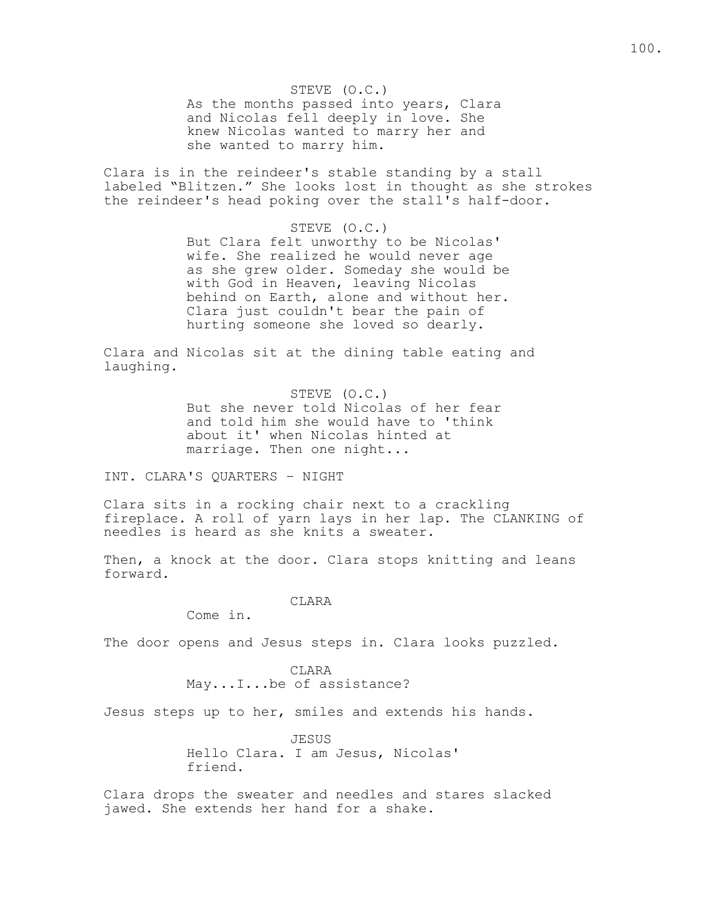STEVE (O.C.)
As the months passed into years, Clara and Nicolas fell deeply in love. She knew Nicolas wanted to marry her and she wanted to marry him.

Clara is in the reindeer's stable standing by a stall labeled "Blitzen." She looks lost in thought as she strokes the reindeer's head poking over the stall's half-door.

STEVE (O.C.)
But Clara felt unworthy to be Nicolas' wife. She realized he would never age as she grew older. Someday she would be with God in Heaven, leaving Nicolas behind on Earth, alone and without her. Clara just couldn't bear the pain of hurting someone she loved so dearly.

Clara and Nicolas sit at the dining table eating and laughing.

STEVE (O.C.)
But she never told Nicolas of her fear and told him she would have to 'think about it' when Nicolas hinted at marriage. Then one night...

INT. CLARA'S QUARTERS - NIGHT

Clara sits in a rocking chair next to a crackling fireplace. A roll of yarn lays in her lap. The CLANKING of needles is heard as she knits a sweater.

Then, a knock at the door. Clara stops knitting and leans forward.

CLARA
Come in.

The door opens and Jesus steps in. Clara looks puzzled.

CLARA
May...I...be of assistance?

Jesus steps up to her, smiles and extends his hands.

JESUS
Hello Clara. I am Jesus, Nicolas' friend.

Clara drops the sweater and needles and stares slacked jawed. She extends her hand for a shake.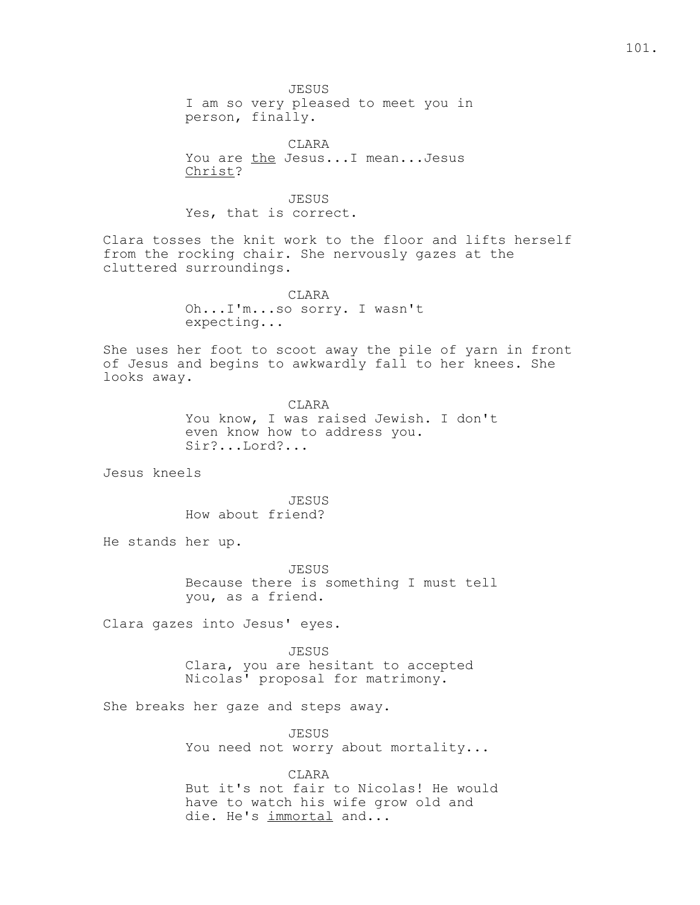JESUS
I am so very pleased to meet you in person, finally.

CLARA
You are the Jesus...I mean...Jesus Christ?

JESUS
Yes, that is correct.

Clara tosses the knit work to the floor and lifts herself from the rocking chair. She nervously gazes at the cluttered surroundings.

CLARA
Oh...I'm...so sorry. I wasn't expecting...

She uses her foot to scoot away the pile of yarn in front of Jesus and begins to awkwardly fall to her knees. She looks away.

CLARA
You know, I was raised Jewish. I don't even know how to address you. Sir?...Lord?...

Jesus kneels

JESUS
How about friend?

He stands her up.

JESUS
Because there is something I must tell you, as a friend.

Clara gazes into Jesus' eyes.

JESUS
Clara, you are hesitant to accepted Nicolas' proposal for matrimony.

She breaks her gaze and steps away.

JESUS
You need not worry about mortality...

CLARA
But it's not fair to Nicolas! He would have to watch his wife grow old and die. He's immortal and...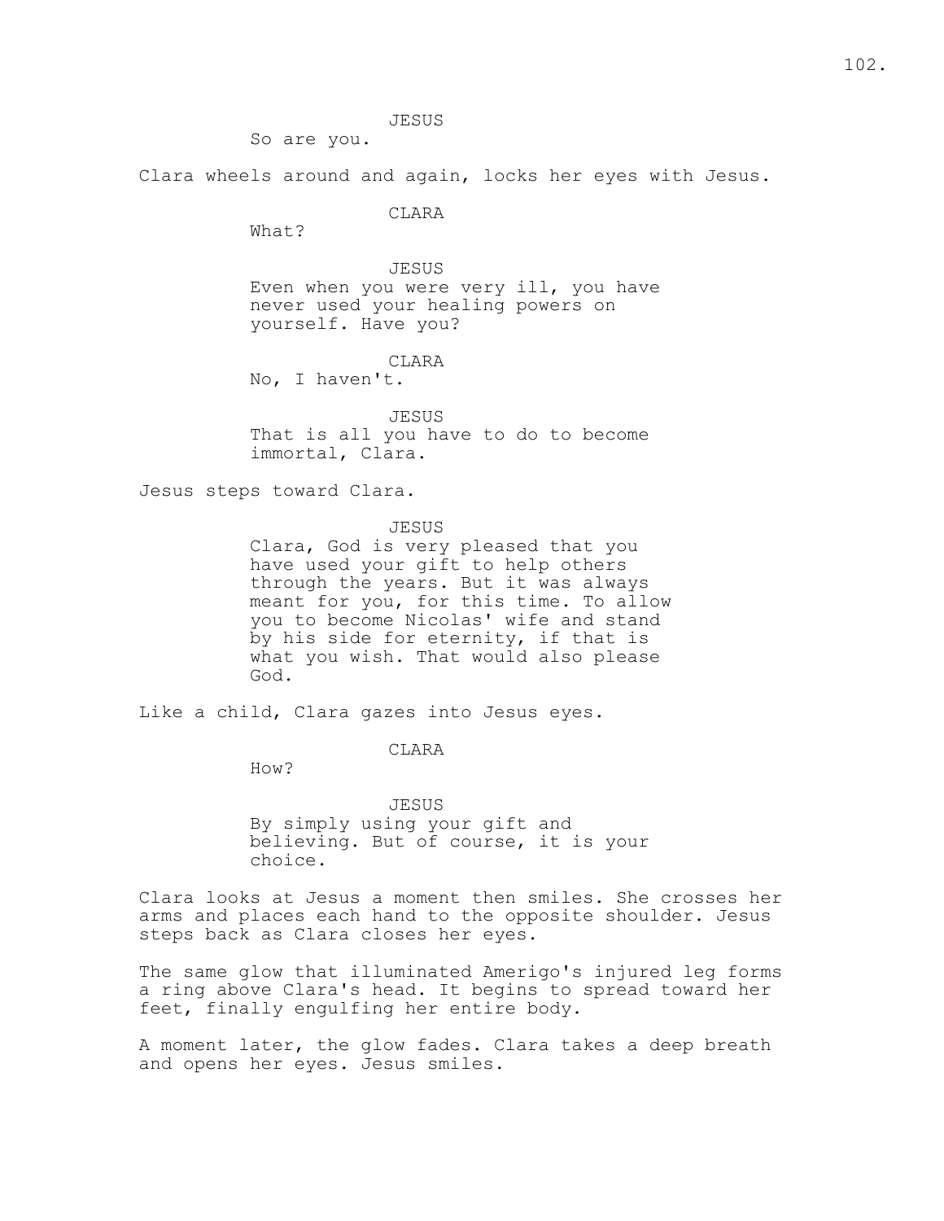JESUS

So are you.

Clara wheels around and again, locks her eyes with Jesus.

CLARA

What?

JESUS

Even when you were very ill, you have never used your healing powers on yourself. Have you?

CLARA

No, I haven't.

JESUS

That is all you have to do to become immortal, Clara.

Jesus steps toward Clara.

JESUS

Clara, God is very pleased that you have used your gift to help others through the years. But it was always meant for you, for this time. To allow you to become Nicolas' wife and stand by his side for eternity, if that is what you wish. That would also please God.

Like a child, Clara gazes into Jesus eyes.

CLARA

How?

JESUS

By simply using your gift and believing. But of course, it is your choice.

Clara looks at Jesus a moment then smiles. She crosses her arms and places each hand to the opposite shoulder. Jesus steps back as Clara closes her eyes.

The same glow that illuminated Amerigo's injured leg forms a ring above Clara's head. It begins to spread toward her feet, finally engulfing her entire body.

A moment later, the glow fades. Clara takes a deep breath and opens her eyes. Jesus smiles.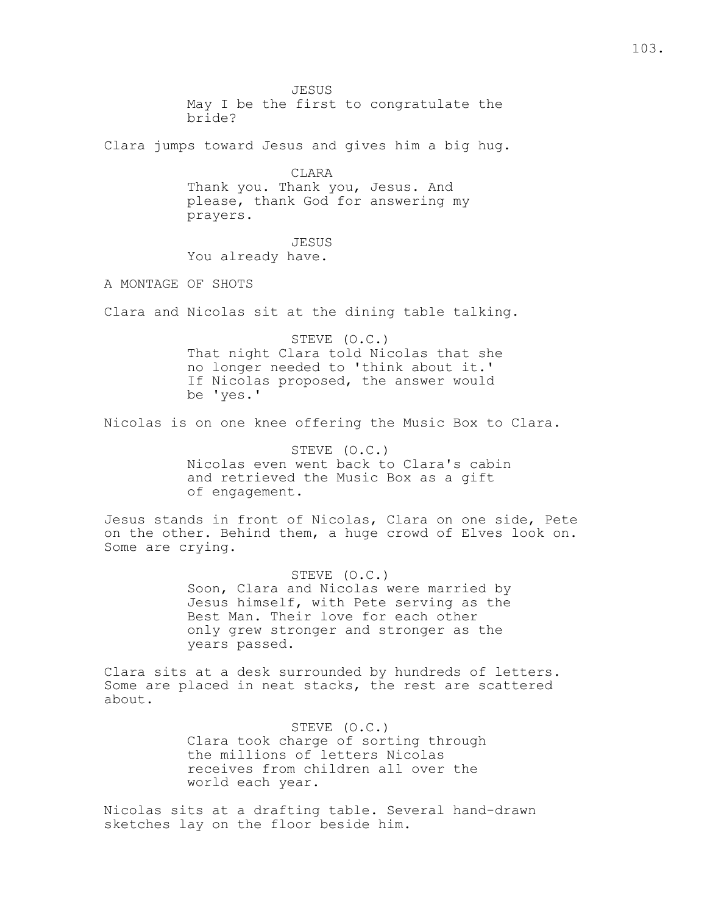JESUS

May I be the first to congratulate the bride?

Clara jumps toward Jesus and gives him a big hug.

CLARA

Thank you. Thank you, Jesus. And please, thank God for answering my prayers.

JESUS

You already have.

A MONTAGE OF SHOTS

Clara and Nicolas sit at the dining table talking.

STEVE (O.C.)

That night Clara told Nicolas that she no longer needed to 'think about it.' If Nicolas proposed, the answer would be 'yes.'

Nicolas is on one knee offering the Music Box to Clara.

STEVE (O.C.)

Nicolas even went back to Clara's cabin and retrieved the Music Box as a gift of engagement.

Jesus stands in front of Nicolas, Clara on one side, Pete on the other. Behind them, a huge crowd of Elves look on. Some are crying.

STEVE (O.C.)

Soon, Clara and Nicolas were married by Jesus himself, with Pete serving as the Best Man. Their love for each other only grew stronger and stronger as the years passed.

Clara sits at a desk surrounded by hundreds of letters. Some are placed in neat stacks, the rest are scattered about.

STEVE (O.C.)

Clara took charge of sorting through the millions of letters Nicolas receives from children all over the world each year.

Nicolas sits at a drafting table. Several hand-drawn sketches lay on the floor beside him.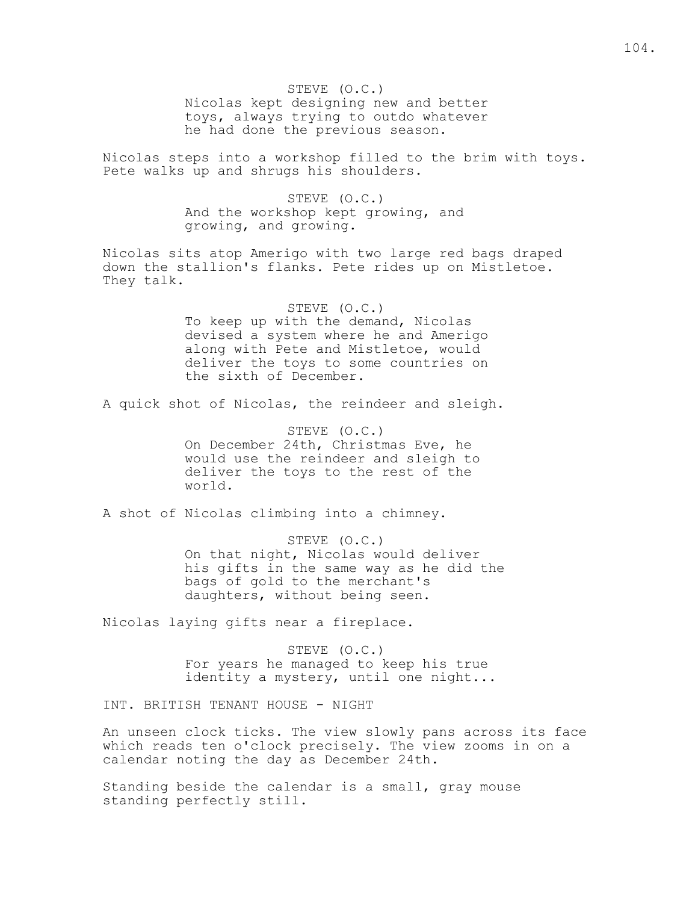STEVE (O.C.)
Nicolas kept designing new and better toys, always trying to outdo whatever he had done the previous season.

Nicolas steps into a workshop filled to the brim with toys. Pete walks up and shrugs his shoulders.

STEVE (O.C.)
And the workshop kept growing, and growing, and growing.

Nicolas sits atop Amerigo with two large red bags draped down the stallion's flanks. Pete rides up on Mistletoe. They talk.

STEVE (O.C.)
To keep up with the demand, Nicolas devised a system where he and Amerigo along with Pete and Mistletoe, would deliver the toys to some countries on the sixth of December.

A quick shot of Nicolas, the reindeer and sleigh.

STEVE (O.C.)
On December 24th, Christmas Eve, he would use the reindeer and sleigh to deliver the toys to the rest of the world.

A shot of Nicolas climbing into a chimney.

STEVE (O.C.)
On that night, Nicolas would deliver his gifts in the same way as he did the bags of gold to the merchant's daughters, without being seen.

Nicolas laying gifts near a fireplace.

STEVE (O.C.)
For years he managed to keep his true identity a mystery, until one night...

INT. BRITISH TENANT HOUSE - NIGHT

An unseen clock ticks. The view slowly pans across its face which reads ten o'clock precisely. The view zooms in on a calendar noting the day as December 24th.

Standing beside the calendar is a small, gray mouse standing perfectly still.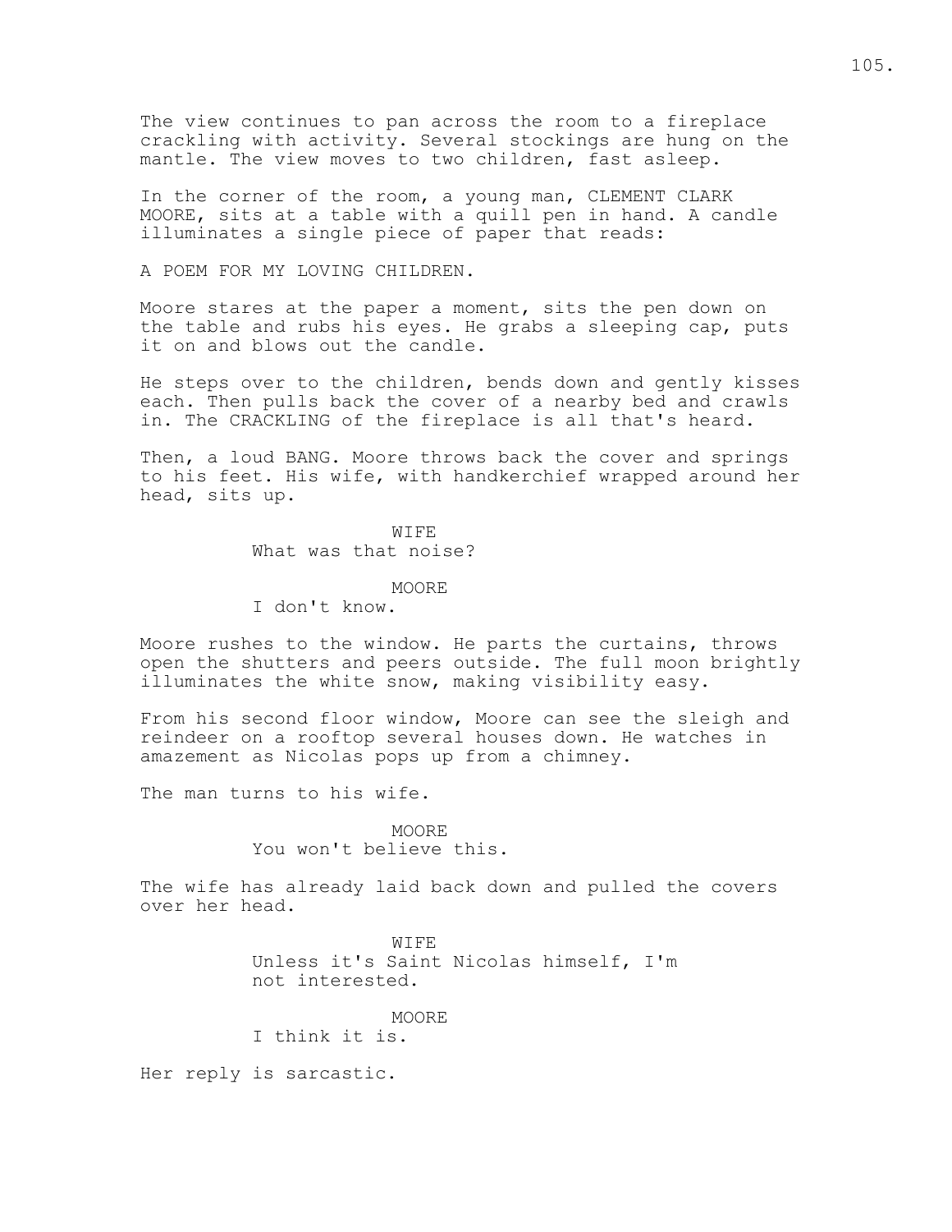The view continues to pan across the room to a fireplace crackling with activity. Several stockings are hung on the mantle. The view moves to two children, fast asleep.

In the corner of the room, a young man, CLEMENT CLARK MOORE, sits at a table with a quill pen in hand. A candle illuminates a single piece of paper that reads:

A POEM FOR MY LOVING CHILDREN.

Moore stares at the paper a moment, sits the pen down on the table and rubs his eyes. He grabs a sleeping cap, puts it on and blows out the candle.

He steps over to the children, bends down and gently kisses each. Then pulls back the cover of a nearby bed and crawls in. The CRACKLING of the fireplace is all that's heard.

Then, a loud BANG. Moore throws back the cover and springs to his feet. His wife, with handkerchief wrapped around her head, sits up.

WIFE
What was that noise?

MOORE
I don't know.

Moore rushes to the window. He parts the curtains, throws open the shutters and peers outside. The full moon brightly illuminates the white snow, making visibility easy.

From his second floor window, Moore can see the sleigh and reindeer on a rooftop several houses down. He watches in amazement as Nicolas pops up from a chimney.

The man turns to his wife.

MOORE
You won't believe this.

The wife has already laid back down and pulled the covers over her head.

WIFE
Unless it's Saint Nicolas himself, I'm not interested.

MOORE
I think it is.

Her reply is sarcastic.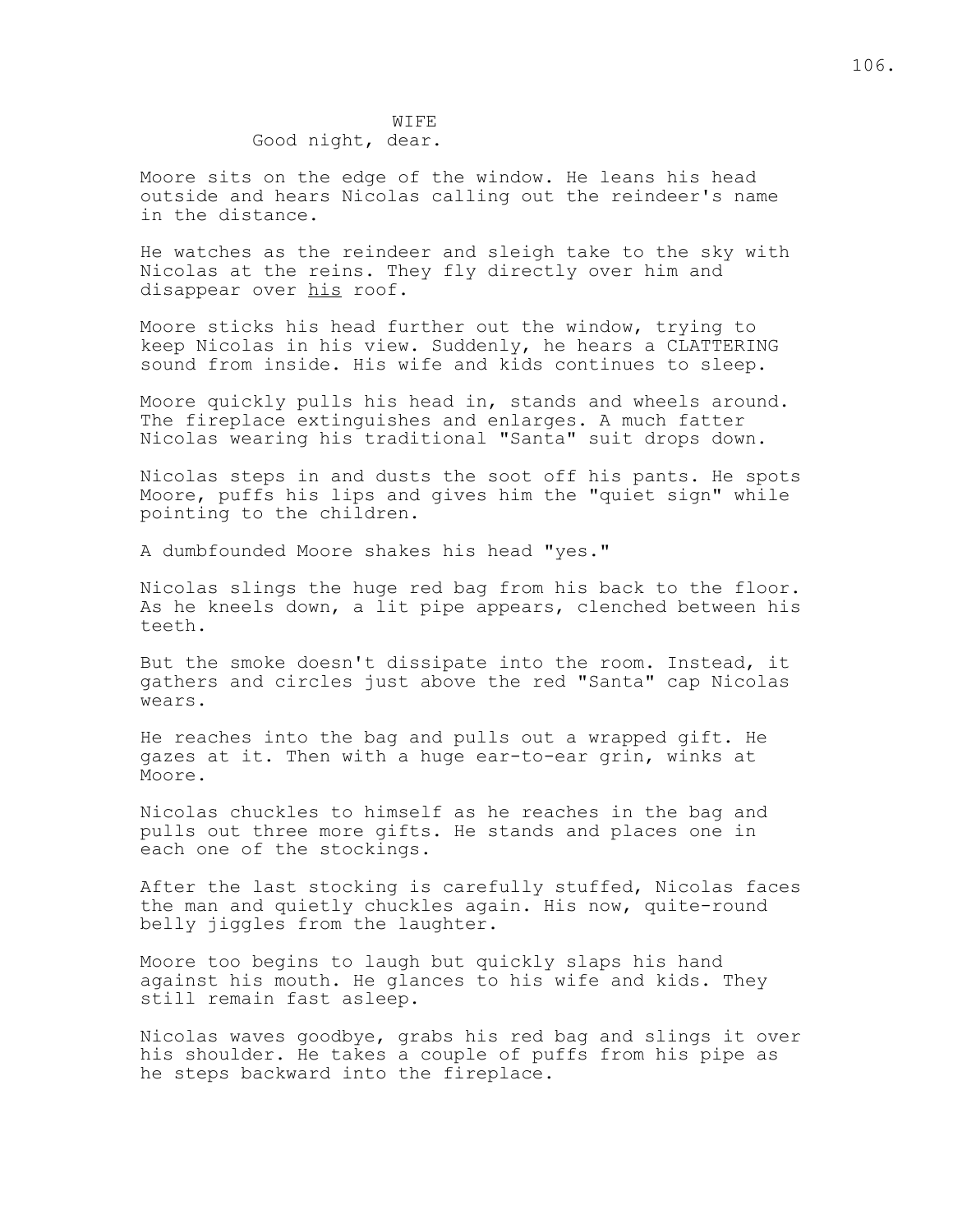WIFE
Good night, dear.

Moore sits on the edge of the window. He leans his head outside and hears Nicolas calling out the reindeer's name in the distance.

He watches as the reindeer and sleigh take to the sky with Nicolas at the reins. They fly directly over him and disappear over <u>his</u> roof.

Moore sticks his head further out the window, trying to keep Nicolas in his view. Suddenly, he hears a CLATTERING sound from inside. His wife and kids continues to sleep.

Moore quickly pulls his head in, stands and wheels around. The fireplace extinguishes and enlarges. A much fatter Nicolas wearing his traditional "Santa" suit drops down.

Nicolas steps in and dusts the soot off his pants. He spots Moore, puffs his lips and gives him the "quiet sign" while pointing to the children.

A dumbfounded Moore shakes his head "yes."

Nicolas slings the huge red bag from his back to the floor. As he kneels down, a lit pipe appears, clenched between his teeth.

But the smoke doesn't dissipate into the room. Instead, it gathers and circles just above the red "Santa" cap Nicolas wears.

He reaches into the bag and pulls out a wrapped gift. He gazes at it. Then with a huge ear-to-ear grin, winks at Moore.

Nicolas chuckles to himself as he reaches in the bag and pulls out three more gifts. He stands and places one in each one of the stockings.

After the last stocking is carefully stuffed, Nicolas faces the man and quietly chuckles again. His now, quite-round belly jiggles from the laughter.

Moore too begins to laugh but quickly slaps his hand against his mouth. He glances to his wife and kids. They still remain fast asleep.

Nicolas waves goodbye, grabs his red bag and slings it over his shoulder. He takes a couple of puffs from his pipe as he steps backward into the fireplace.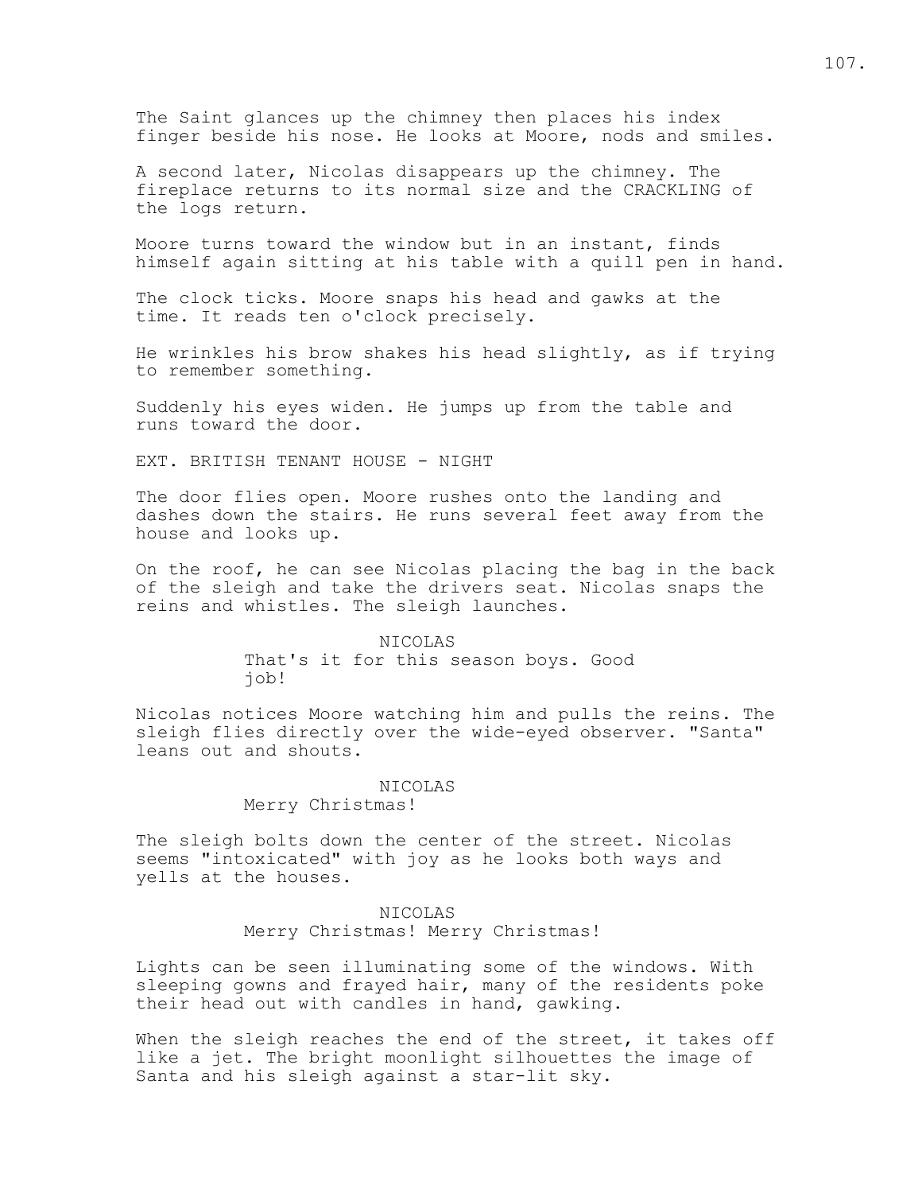The Saint glances up the chimney then places his index finger beside his nose. He looks at Moore, nods and smiles.

A second later, Nicolas disappears up the chimney. The fireplace returns to its normal size and the CRACKLING of the logs return.

Moore turns toward the window but in an instant, finds himself again sitting at his table with a quill pen in hand.

The clock ticks. Moore snaps his head and gawks at the time. It reads ten o'clock precisely.

He wrinkles his brow shakes his head slightly, as if trying to remember something.

Suddenly his eyes widen. He jumps up from the table and runs toward the door.

EXT. BRITISH TENANT HOUSE - NIGHT

The door flies open. Moore rushes onto the landing and dashes down the stairs. He runs several feet away from the house and looks up.

On the roof, he can see Nicolas placing the bag in the back of the sleigh and take the drivers seat. Nicolas snaps the reins and whistles. The sleigh launches.

NICOLAS
That's it for this season boys. Good job!

Nicolas notices Moore watching him and pulls the reins. The sleigh flies directly over the wide-eyed observer. "Santa" leans out and shouts.

NICOLAS
Merry Christmas!

The sleigh bolts down the center of the street. Nicolas seems "intoxicated" with joy as he looks both ways and yells at the houses.

NICOLAS
Merry Christmas! Merry Christmas!

Lights can be seen illuminating some of the windows. With sleeping gowns and frayed hair, many of the residents poke their head out with candles in hand, gawking.

When the sleigh reaches the end of the street, it takes off like a jet. The bright moonlight silhouettes the image of Santa and his sleigh against a star-lit sky.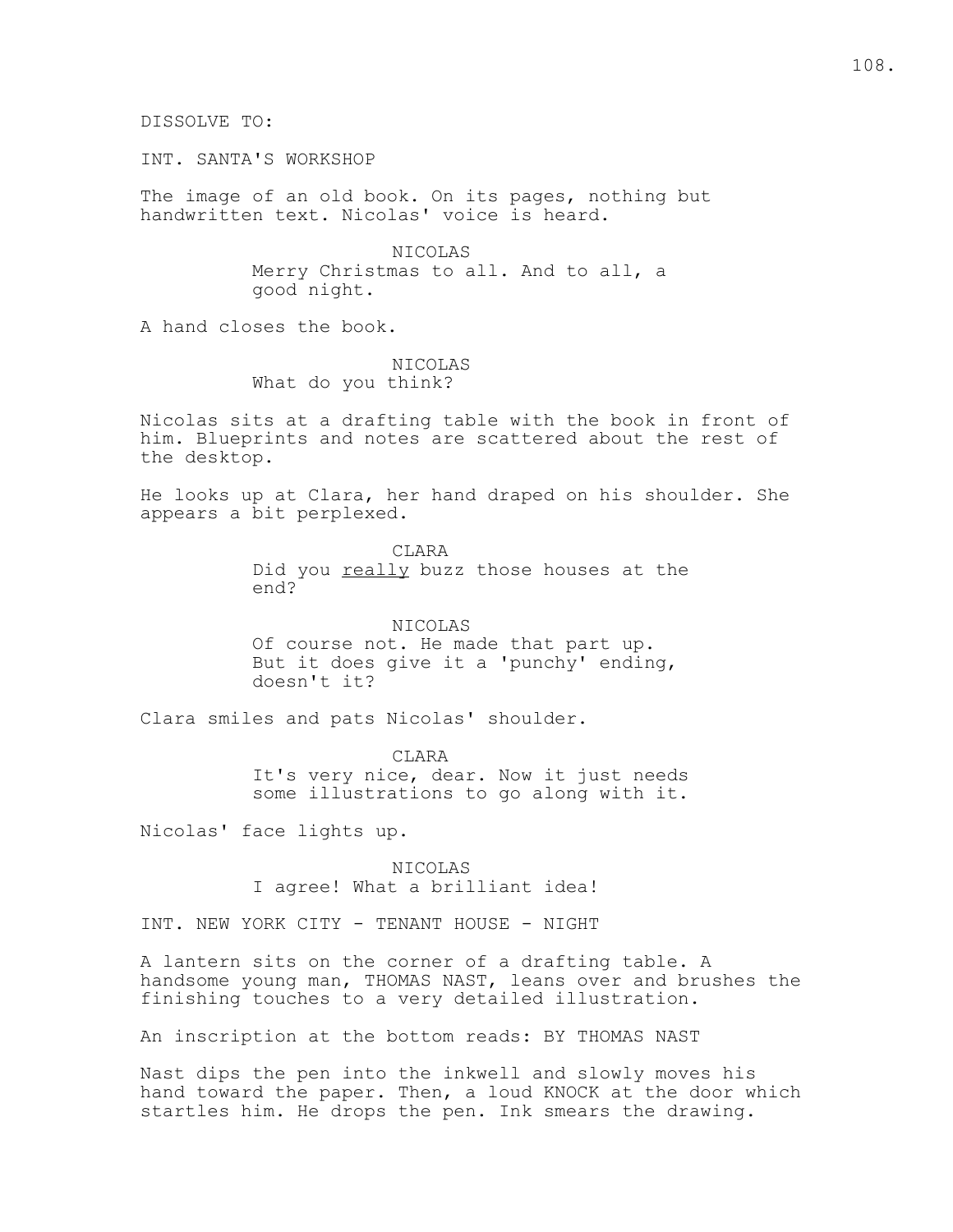DISSOLVE TO:

INT. SANTA'S WORKSHOP

The image of an old book. On its pages, nothing but handwritten text. Nicolas' voice is heard.

NICOLAS
Merry Christmas to all. And to all, a good night.

A hand closes the book.

NICOLAS
What do you think?

Nicolas sits at a drafting table with the book in front of him. Blueprints and notes are scattered about the rest of the desktop.

He looks up at Clara, her hand draped on his shoulder. She appears a bit perplexed.

CLARA
Did you <u>really</u> buzz those houses at the end?

NICOLAS
Of course not. He made that part up. But it does give it a 'punchy' ending, doesn't it?

Clara smiles and pats Nicolas' shoulder.

CLARA
It's very nice, dear. Now it just needs some illustrations to go along with it.

Nicolas' face lights up.

NICOLAS
I agree! What a brilliant idea!

INT. NEW YORK CITY - TENANT HOUSE - NIGHT

A lantern sits on the corner of a drafting table. A handsome young man, THOMAS NAST, leans over and brushes the finishing touches to a very detailed illustration.

An inscription at the bottom reads: BY THOMAS NAST

Nast dips the pen into the inkwell and slowly moves his hand toward the paper. Then, a loud KNOCK at the door which startles him. He drops the pen. Ink smears the drawing.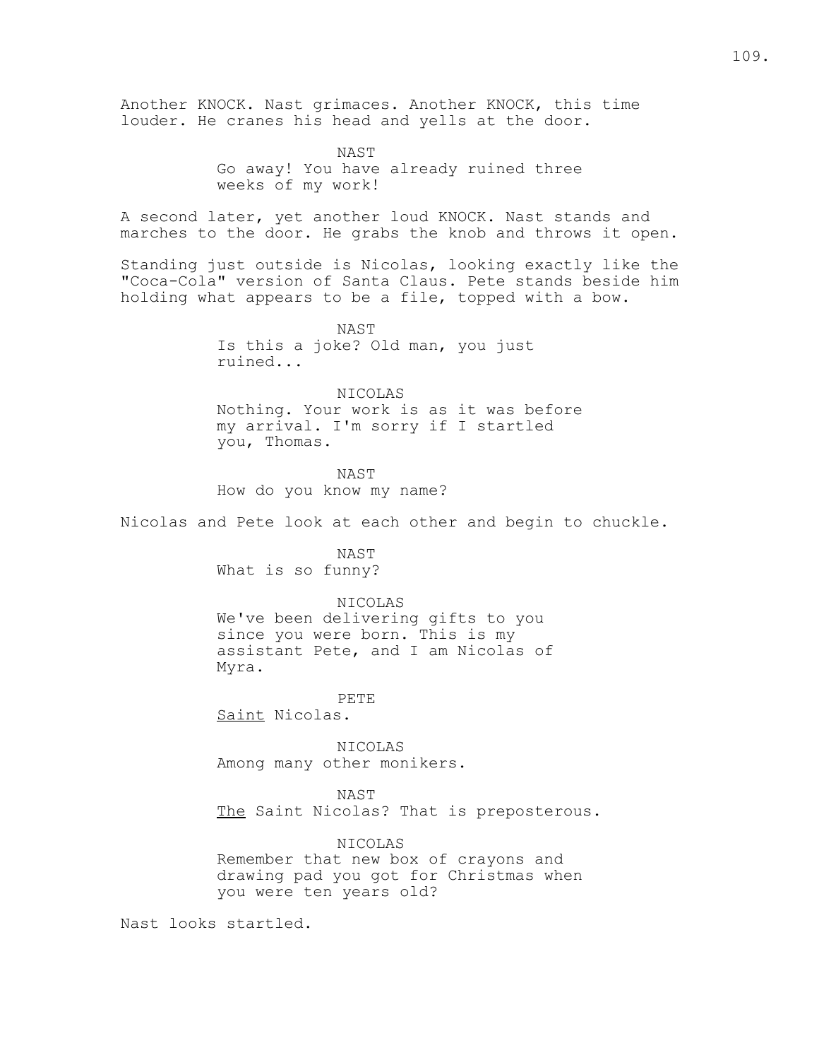Another KNOCK. Nast grimaces. Another KNOCK, this time louder. He cranes his head and yells at the door.

NAST
Go away! You have already ruined three weeks of my work!

A second later, yet another loud KNOCK. Nast stands and marches to the door. He grabs the knob and throws it open.

Standing just outside is Nicolas, looking exactly like the "Coca-Cola" version of Santa Claus. Pete stands beside him holding what appears to be a file, topped with a bow.

NAST
Is this a joke? Old man, you just ruined...

NICOLAS
Nothing. Your work is as it was before my arrival. I'm sorry if I startled you, Thomas.

NAST
How do you know my name?

Nicolas and Pete look at each other and begin to chuckle.

NAST
What is so funny?

NICOLAS
We've been delivering gifts to you since you were born. This is my assistant Pete, and I am Nicolas of Myra.

PETE
<u>Saint</u> Nicolas.

NICOLAS
Among many other monikers.

NAST
<u>The</u> Saint Nicolas? That is preposterous.

NICOLAS
Remember that new box of crayons and drawing pad you got for Christmas when you were ten years old?

Nast looks startled.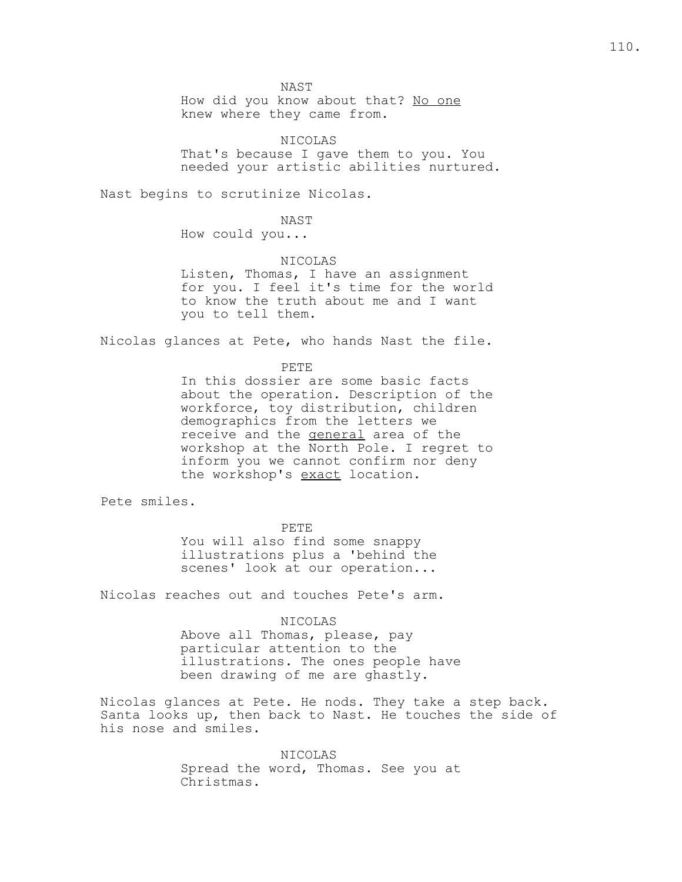NAST
How did you know about that? <u>No one</u> knew where they came from.

NICOLAS
That's because I gave them to you. You needed your artistic abilities nurtured.

Nast begins to scrutinize Nicolas.

NAST
How could you...

NICOLAS
Listen, Thomas, I have an assignment for you. I feel it's time for the world to know the truth about me and I want you to tell them.

Nicolas glances at Pete, who hands Nast the file.

PETE
In this dossier are some basic facts about the operation. Description of the workforce, toy distribution, children demographics from the letters we receive and the <u>general</u> area of the workshop at the North Pole. I regret to inform you we cannot confirm nor deny the workshop's <u>exact</u> location.

Pete smiles.

PETE
You will also find some snappy illustrations plus a 'behind the scenes' look at our operation...

Nicolas reaches out and touches Pete's arm.

NICOLAS
Above all Thomas, please, pay particular attention to the illustrations. The ones people have been drawing of me are ghastly.

Nicolas glances at Pete. He nods. They take a step back. Santa looks up, then back to Nast. He touches the side of his nose and smiles.

NICOLAS
Spread the word, Thomas. See you at Christmas.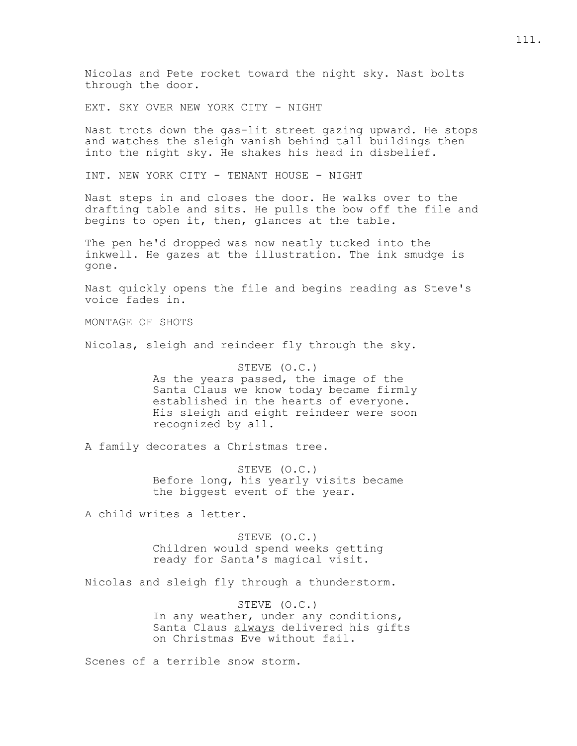Nicolas and Pete rocket toward the night sky. Nast bolts through the door.

EXT. SKY OVER NEW YORK CITY - NIGHT

Nast trots down the gas-lit street gazing upward. He stops and watches the sleigh vanish behind tall buildings then into the night sky. He shakes his head in disbelief.

INT. NEW YORK CITY - TENANT HOUSE - NIGHT

Nast steps in and closes the door. He walks over to the drafting table and sits. He pulls the bow off the file and begins to open it, then, glances at the table.

The pen he'd dropped was now neatly tucked into the inkwell. He gazes at the illustration. The ink smudge is gone.

Nast quickly opens the file and begins reading as Steve's voice fades in.

MONTAGE OF SHOTS

Nicolas, sleigh and reindeer fly through the sky.

STEVE (O.C.)
As the years passed, the image of the Santa Claus we know today became firmly established in the hearts of everyone. His sleigh and eight reindeer were soon recognized by all.

A family decorates a Christmas tree.

STEVE (O.C.)
Before long, his yearly visits became the biggest event of the year.

A child writes a letter.

STEVE (O.C.)
Children would spend weeks getting ready for Santa's magical visit.

Nicolas and sleigh fly through a thunderstorm.

STEVE (O.C.)
In any weather, under any conditions, Santa Claus <u>always</u> delivered his gifts on Christmas Eve without fail.

Scenes of a terrible snow storm.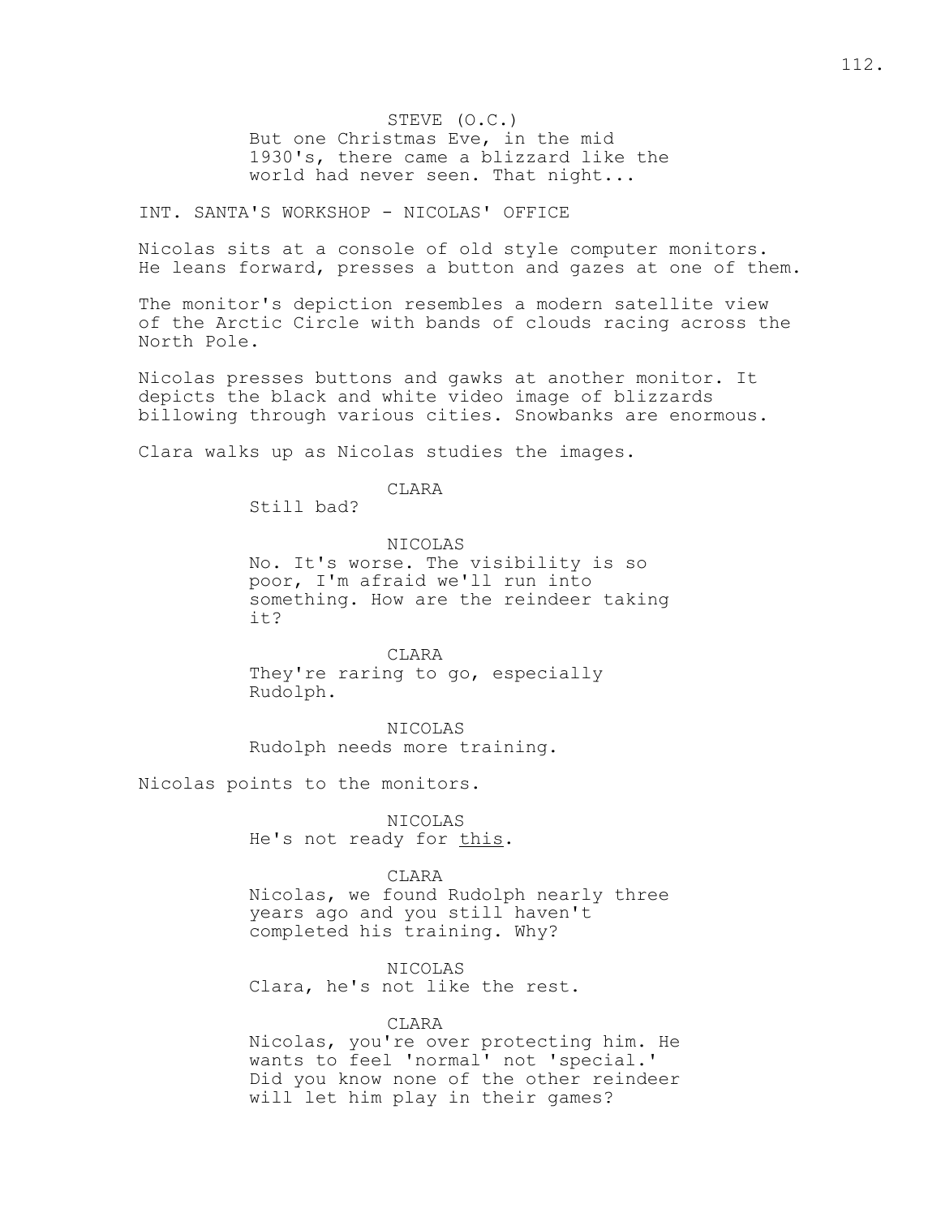STEVE (O.C.)
But one Christmas Eve, in the mid 1930's, there came a blizzard like the world had never seen. That night...

INT. SANTA'S WORKSHOP - NICOLAS' OFFICE

Nicolas sits at a console of old style computer monitors. He leans forward, presses a button and gazes at one of them.

The monitor's depiction resembles a modern satellite view of the Arctic Circle with bands of clouds racing across the North Pole.

Nicolas presses buttons and gawks at another monitor. It depicts the black and white video image of blizzards billowing through various cities. Snowbanks are enormous.

Clara walks up as Nicolas studies the images.

CLARA
Still bad?

NICOLAS
No. It's worse. The visibility is so poor, I'm afraid we'll run into something. How are the reindeer taking it?

CLARA
They're raring to go, especially Rudolph.

NICOLAS
Rudolph needs more training.

Nicolas points to the monitors.

NICOLAS
He's not ready for <u>this</u>.

CLARA
Nicolas, we found Rudolph nearly three years ago and you still haven't completed his training. Why?

NICOLAS
Clara, he's not like the rest.

CLARA
Nicolas, you're over protecting him. He wants to feel 'normal' not 'special.' Did you know none of the other reindeer will let him play in their games?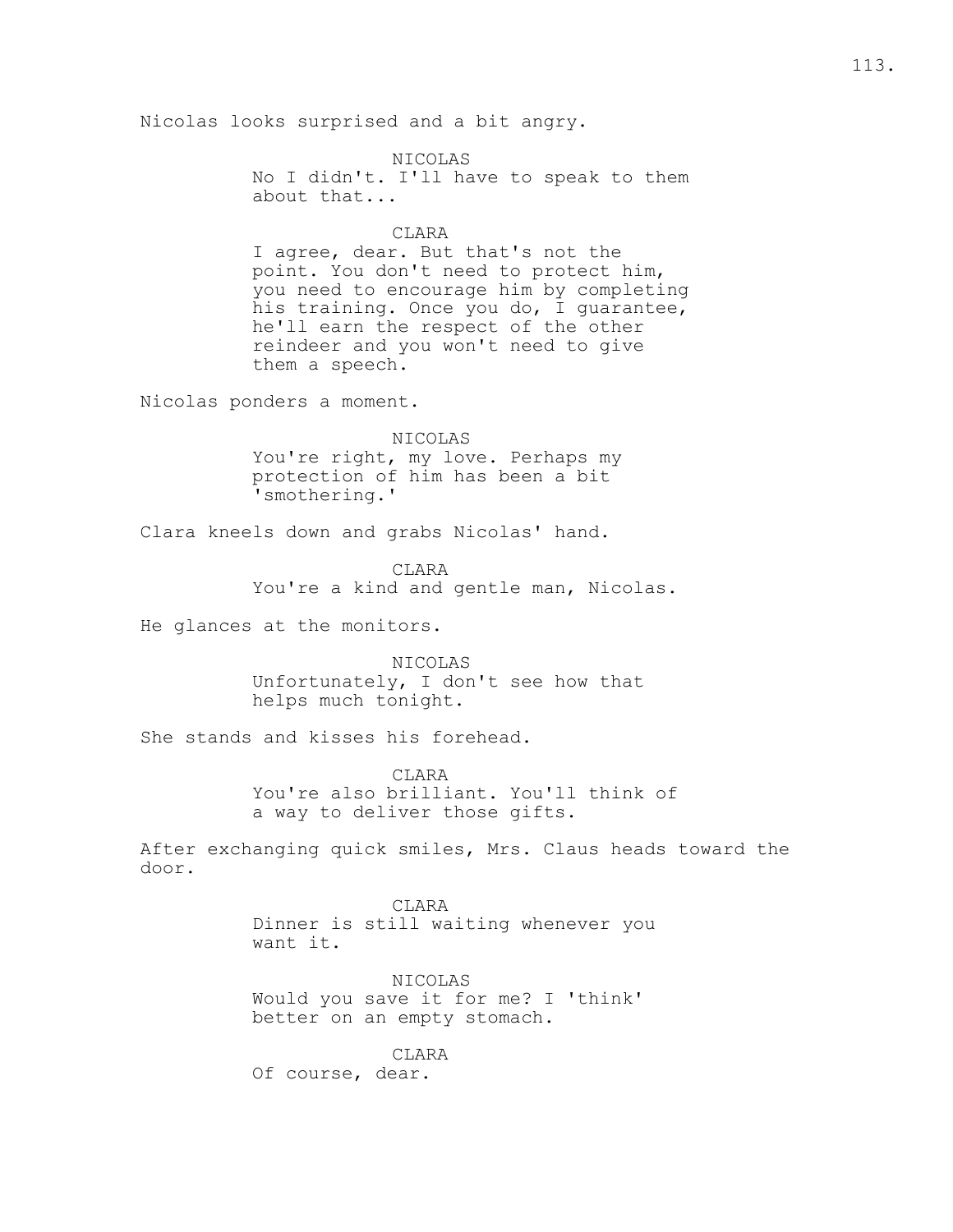Nicolas looks surprised and a bit angry.

NICOLAS
No I didn't. I'll have to speak to them about that...

CLARA
I agree, dear. But that's not the point. You don't need to protect him, you need to encourage him by completing his training. Once you do, I guarantee, he'll earn the respect of the other reindeer and you won't need to give them a speech.

Nicolas ponders a moment.

NICOLAS
You're right, my love. Perhaps my protection of him has been a bit 'smothering.'

Clara kneels down and grabs Nicolas' hand.

CLARA
You're a kind and gentle man, Nicolas.

He glances at the monitors.

NICOLAS
Unfortunately, I don't see how that helps much tonight.

She stands and kisses his forehead.

CLARA
You're also brilliant. You'll think of a way to deliver those gifts.

After exchanging quick smiles, Mrs. Claus heads toward the door.

CLARA
Dinner is still waiting whenever you want it.

NICOLAS
Would you save it for me? I 'think' better on an empty stomach.

CLARA
Of course, dear.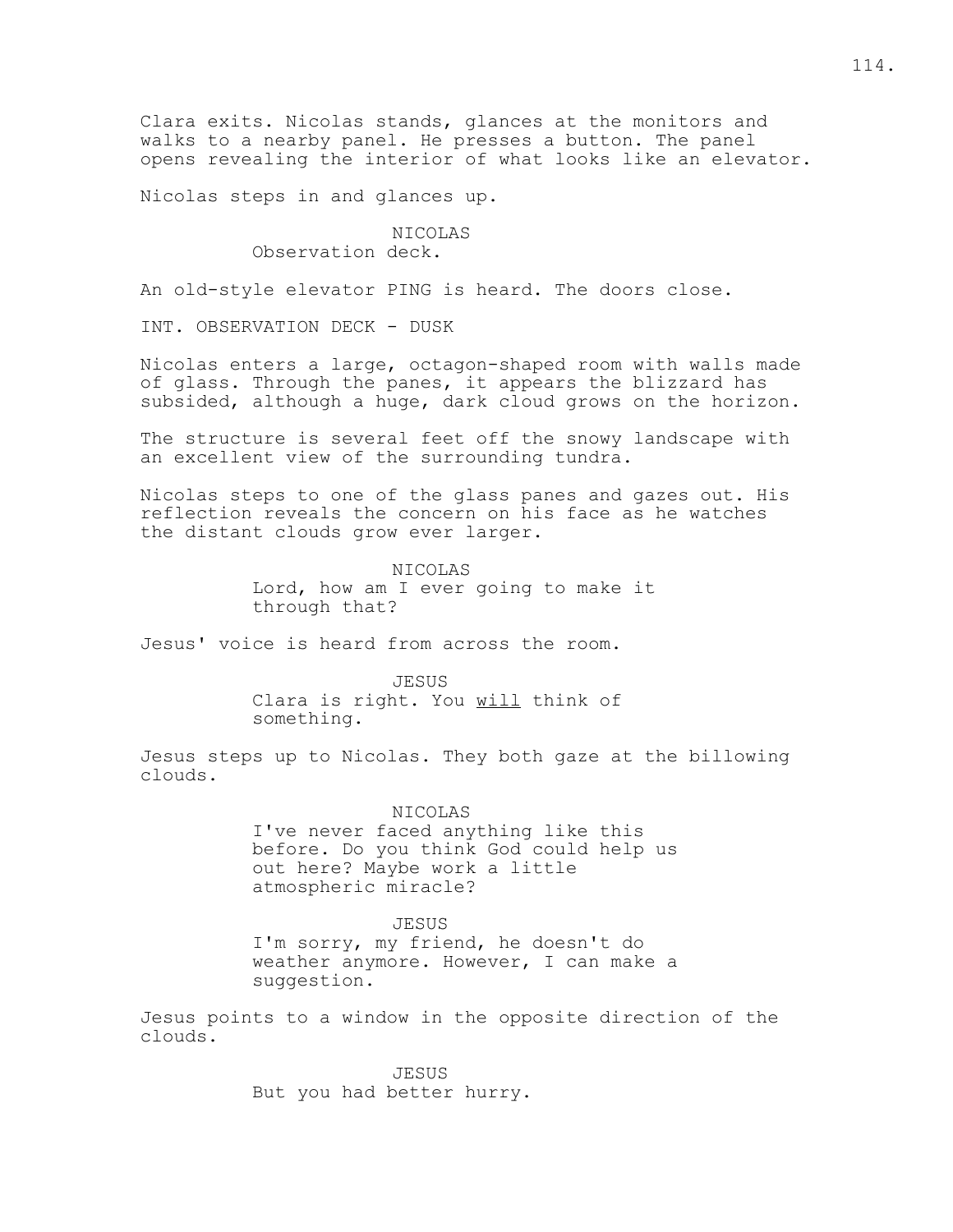Clara exits. Nicolas stands, glances at the monitors and walks to a nearby panel. He presses a button. The panel opens revealing the interior of what looks like an elevator.

Nicolas steps in and glances up.

NICOLAS
Observation deck.

An old-style elevator PING is heard. The doors close.

INT. OBSERVATION DECK - DUSK

Nicolas enters a large, octagon-shaped room with walls made of glass. Through the panes, it appears the blizzard has subsided, although a huge, dark cloud grows on the horizon.

The structure is several feet off the snowy landscape with an excellent view of the surrounding tundra.

Nicolas steps to one of the glass panes and gazes out. His reflection reveals the concern on his face as he watches the distant clouds grow ever larger.

NICOLAS
Lord, how am I ever going to make it through that?

Jesus' voice is heard from across the room.

JESUS
Clara is right. You <u>will</u> think of something.

Jesus steps up to Nicolas. They both gaze at the billowing clouds.

NICOLAS
I've never faced anything like this before. Do you think God could help us out here? Maybe work a little atmospheric miracle?

JESUS
I'm sorry, my friend, he doesn't do weather anymore. However, I can make a suggestion.

Jesus points to a window in the opposite direction of the clouds.

JESUS
But you had better hurry.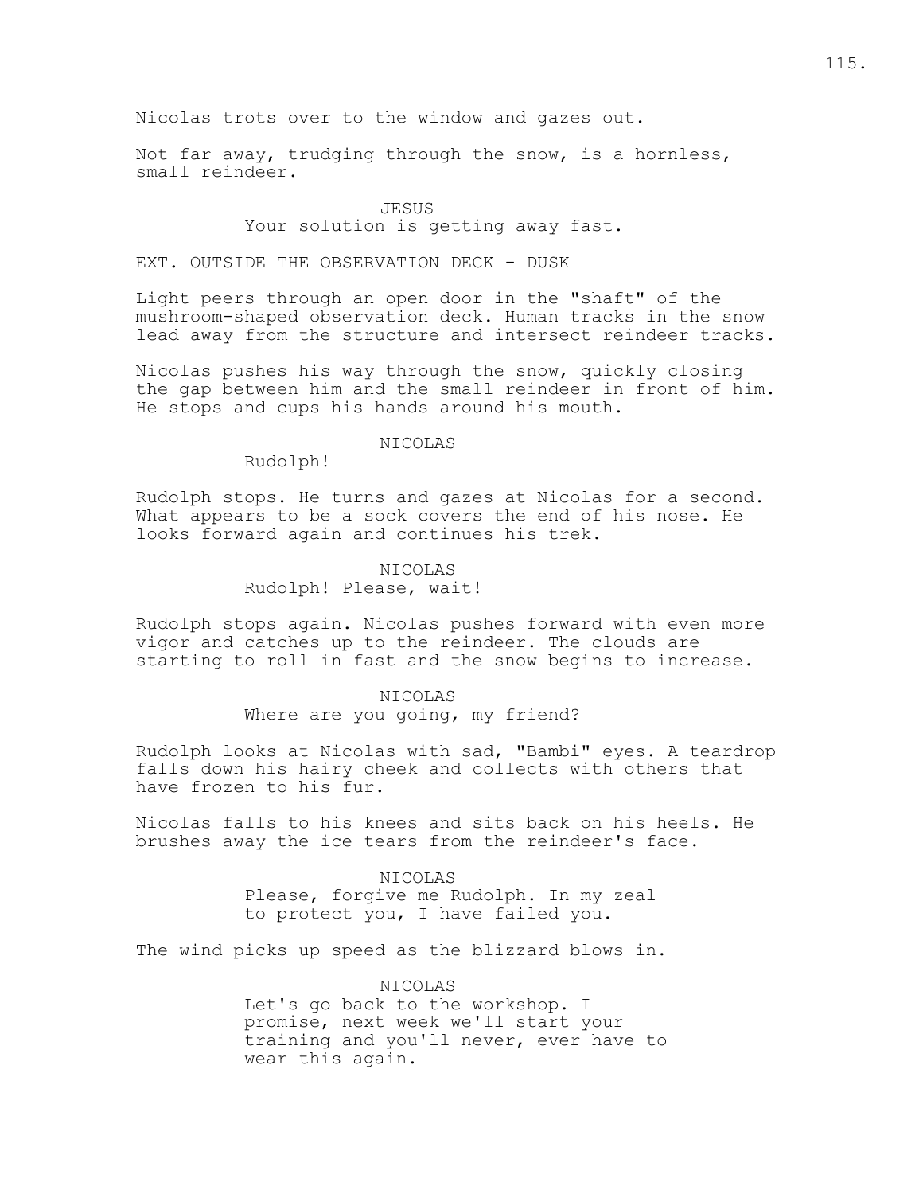Nicolas trots over to the window and gazes out.

Not far away, trudging through the snow, is a hornless, small reindeer.

JESUS
Your solution is getting away fast.

EXT. OUTSIDE THE OBSERVATION DECK - DUSK

Light peers through an open door in the "shaft" of the mushroom-shaped observation deck. Human tracks in the snow lead away from the structure and intersect reindeer tracks.

Nicolas pushes his way through the snow, quickly closing the gap between him and the small reindeer in front of him. He stops and cups his hands around his mouth.

NICOLAS
Rudolph!

Rudolph stops. He turns and gazes at Nicolas for a second. What appears to be a sock covers the end of his nose. He looks forward again and continues his trek.

NICOLAS
Rudolph! Please, wait!

Rudolph stops again. Nicolas pushes forward with even more vigor and catches up to the reindeer. The clouds are starting to roll in fast and the snow begins to increase.

NICOLAS
Where are you going, my friend?

Rudolph looks at Nicolas with sad, "Bambi" eyes. A teardrop falls down his hairy cheek and collects with others that have frozen to his fur.

Nicolas falls to his knees and sits back on his heels. He brushes away the ice tears from the reindeer's face.

NICOLAS
Please, forgive me Rudolph. In my zeal to protect you, I have failed you.

The wind picks up speed as the blizzard blows in.

NICOLAS
Let's go back to the workshop. I promise, next week we'll start your training and you'll never, ever have to wear this again.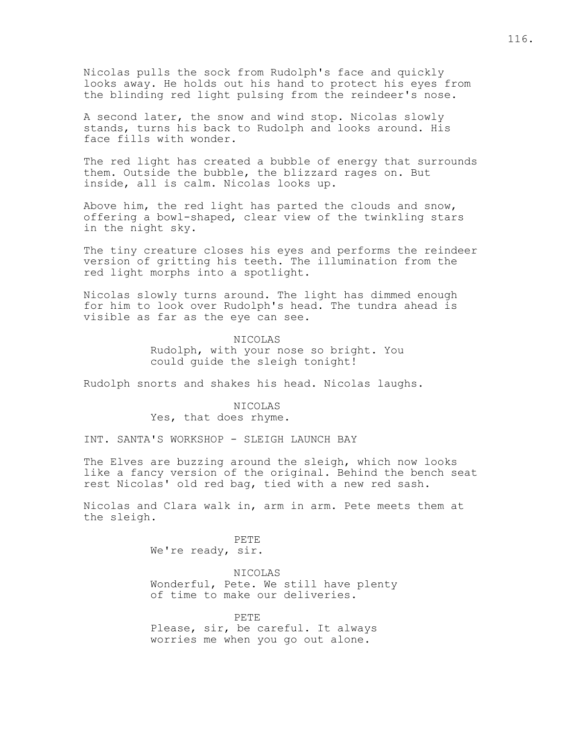Nicolas pulls the sock from Rudolph's face and quickly looks away. He holds out his hand to protect his eyes from the blinding red light pulsing from the reindeer's nose.

A second later, the snow and wind stop. Nicolas slowly stands, turns his back to Rudolph and looks around. His face fills with wonder.

The red light has created a bubble of energy that surrounds them. Outside the bubble, the blizzard rages on. But inside, all is calm. Nicolas looks up.

Above him, the red light has parted the clouds and snow, offering a bowl-shaped, clear view of the twinkling stars in the night sky.

The tiny creature closes his eyes and performs the reindeer version of gritting his teeth. The illumination from the red light morphs into a spotlight.

Nicolas slowly turns around. The light has dimmed enough for him to look over Rudolph's head. The tundra ahead is visible as far as the eye can see.

NICOLAS
Rudolph, with your nose so bright. You could guide the sleigh tonight!

Rudolph snorts and shakes his head. Nicolas laughs.

NICOLAS
Yes, that does rhyme.

INT. SANTA'S WORKSHOP - SLEIGH LAUNCH BAY

The Elves are buzzing around the sleigh, which now looks like a fancy version of the original. Behind the bench seat rest Nicolas' old red bag, tied with a new red sash.

Nicolas and Clara walk in, arm in arm. Pete meets them at the sleigh.

PETE
We're ready, sir.

NICOLAS
Wonderful, Pete. We still have plenty of time to make our deliveries.

PETE
Please, sir, be careful. It always worries me when you go out alone.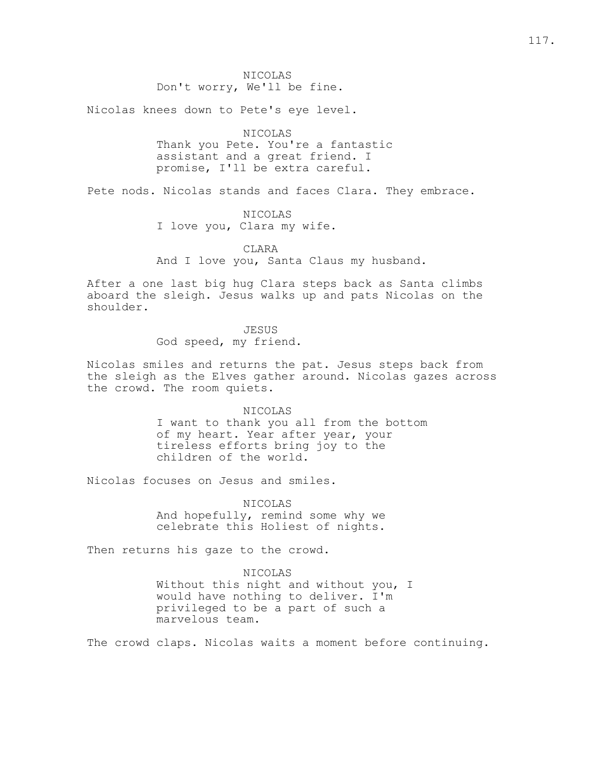NICOLAS
Don't worry, We'll be fine.

Nicolas knees down to Pete's eye level.

NICOLAS
Thank you Pete. You're a fantastic assistant and a great friend. I promise, I'll be extra careful.

Pete nods. Nicolas stands and faces Clara. They embrace.

NICOLAS
I love you, Clara my wife.

CLARA
And I love you, Santa Claus my husband.

After a one last big hug Clara steps back as Santa climbs aboard the sleigh. Jesus walks up and pats Nicolas on the shoulder.

JESUS
God speed, my friend.

Nicolas smiles and returns the pat. Jesus steps back from the sleigh as the Elves gather around. Nicolas gazes across the crowd. The room quiets.

NICOLAS
I want to thank you all from the bottom of my heart. Year after year, your tireless efforts bring joy to the children of the world.

Nicolas focuses on Jesus and smiles.

NICOLAS
And hopefully, remind some why we celebrate this Holiest of nights.

Then returns his gaze to the crowd.

NICOLAS
Without this night and without you, I would have nothing to deliver. I'm privileged to be a part of such a marvelous team.

The crowd claps. Nicolas waits a moment before continuing.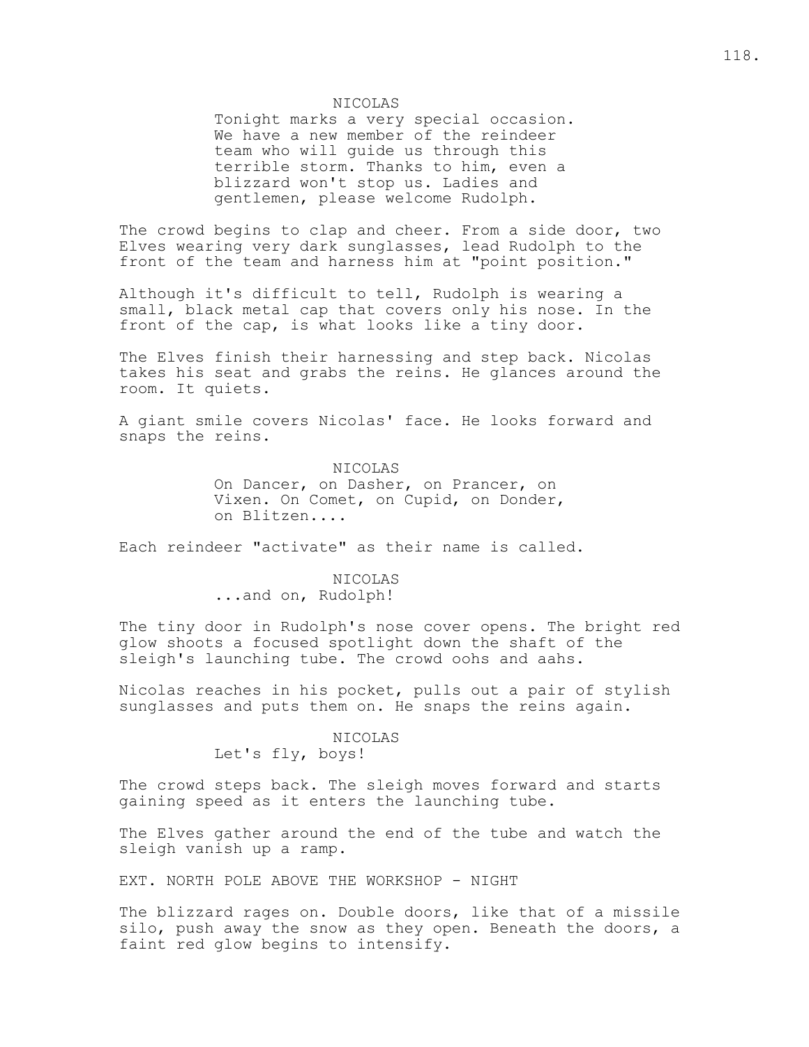NICOLAS

Tonight marks a very special occasion. We have a new member of the reindeer team who will guide us through this terrible storm. Thanks to him, even a blizzard won't stop us. Ladies and gentlemen, please welcome Rudolph.

The crowd begins to clap and cheer. From a side door, two Elves wearing very dark sunglasses, lead Rudolph to the front of the team and harness him at "point position."

Although it's difficult to tell, Rudolph is wearing a small, black metal cap that covers only his nose. In the front of the cap, is what looks like a tiny door.

The Elves finish their harnessing and step back. Nicolas takes his seat and grabs the reins. He glances around the room. It quiets.

A giant smile covers Nicolas' face. He looks forward and snaps the reins.

NICOLAS

On Dancer, on Dasher, on Prancer, on Vixen. On Comet, on Cupid, on Donder, on Blitzen....

Each reindeer "activate" as their name is called.

NICOLAS

...and on, Rudolph!

The tiny door in Rudolph's nose cover opens. The bright red glow shoots a focused spotlight down the shaft of the sleigh's launching tube. The crowd oohs and aahs.

Nicolas reaches in his pocket, pulls out a pair of stylish sunglasses and puts them on. He snaps the reins again.

NICOLAS

Let's fly, boys!

The crowd steps back. The sleigh moves forward and starts gaining speed as it enters the launching tube.

The Elves gather around the end of the tube and watch the sleigh vanish up a ramp.

EXT. NORTH POLE ABOVE THE WORKSHOP - NIGHT

The blizzard rages on. Double doors, like that of a missile silo, push away the snow as they open. Beneath the doors, a faint red glow begins to intensify.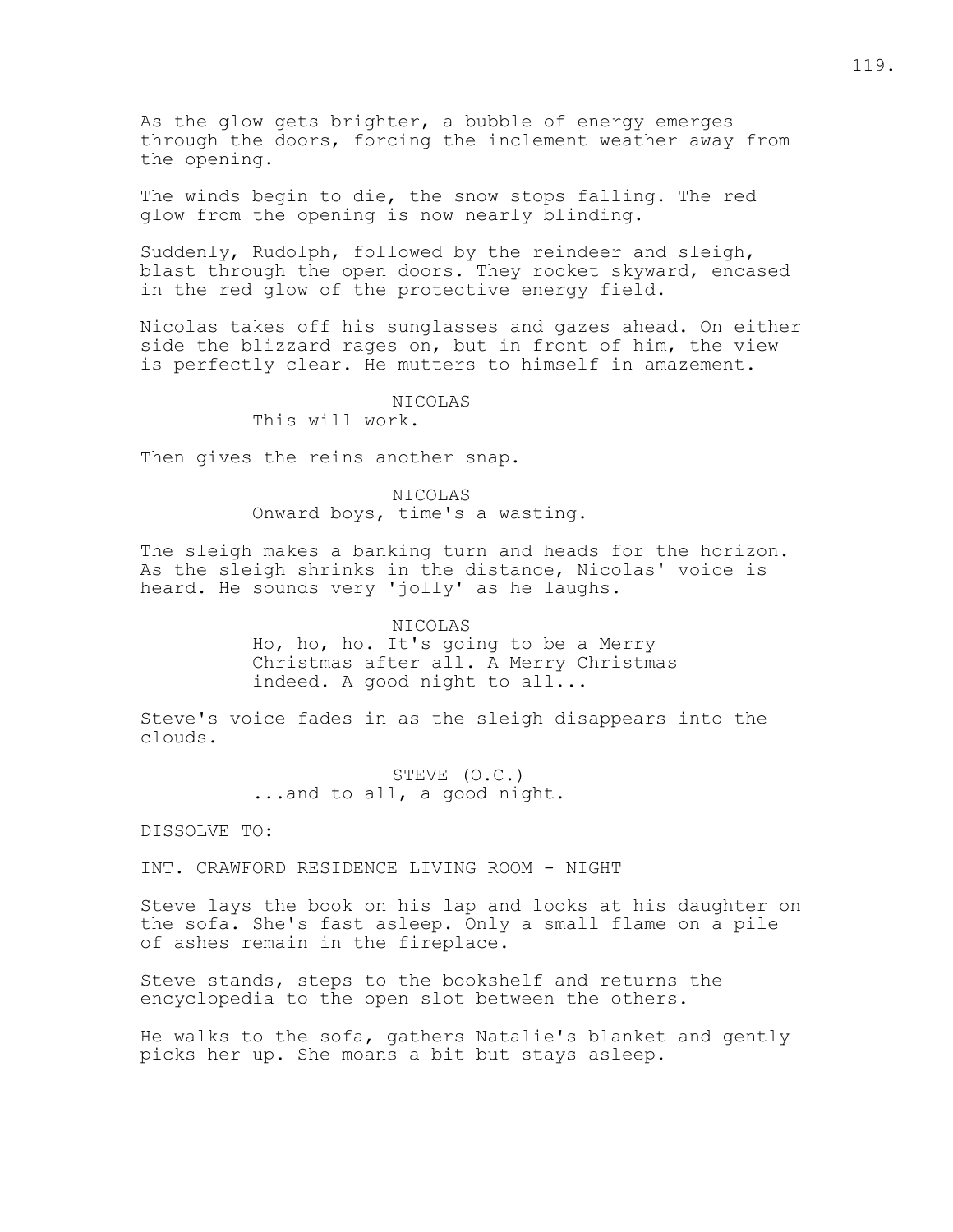As the glow gets brighter, a bubble of energy emerges through the doors, forcing the inclement weather away from the opening.

The winds begin to die, the snow stops falling. The red glow from the opening is now nearly blinding.

Suddenly, Rudolph, followed by the reindeer and sleigh, blast through the open doors. They rocket skyward, encased in the red glow of the protective energy field.

Nicolas takes off his sunglasses and gazes ahead. On either side the blizzard rages on, but in front of him, the view is perfectly clear. He mutters to himself in amazement.

NICOLAS
This will work.

Then gives the reins another snap.

NICOLAS
Onward boys, time's a wasting.

The sleigh makes a banking turn and heads for the horizon. As the sleigh shrinks in the distance, Nicolas' voice is heard. He sounds very 'jolly' as he laughs.

NICOLAS
Ho, ho, ho. It's going to be a Merry Christmas after all. A Merry Christmas indeed. A good night to all...

Steve's voice fades in as the sleigh disappears into the clouds.

STEVE (O.C.)
...and to all, a good night.

DISSOLVE TO:

INT. CRAWFORD RESIDENCE LIVING ROOM - NIGHT

Steve lays the book on his lap and looks at his daughter on the sofa. She's fast asleep. Only a small flame on a pile of ashes remain in the fireplace.

Steve stands, steps to the bookshelf and returns the encyclopedia to the open slot between the others.

He walks to the sofa, gathers Natalie's blanket and gently picks her up. She moans a bit but stays asleep.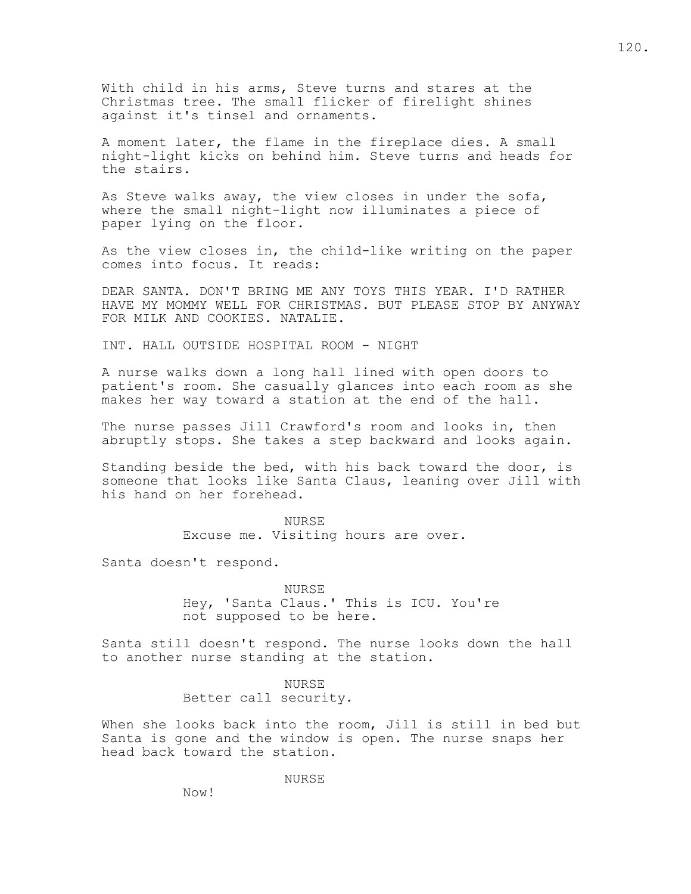With child in his arms, Steve turns and stares at the Christmas tree. The small flicker of firelight shines against it's tinsel and ornaments.

A moment later, the flame in the fireplace dies. A small night-light kicks on behind him. Steve turns and heads for the stairs.

As Steve walks away, the view closes in under the sofa, where the small night-light now illuminates a piece of paper lying on the floor.

As the view closes in, the child-like writing on the paper comes into focus. It reads:

DEAR SANTA. DON'T BRING ME ANY TOYS THIS YEAR. I'D RATHER HAVE MY MOMMY WELL FOR CHRISTMAS. BUT PLEASE STOP BY ANYWAY FOR MILK AND COOKIES. NATALIE.

INT. HALL OUTSIDE HOSPITAL ROOM - NIGHT

A nurse walks down a long hall lined with open doors to patient's room. She casually glances into each room as she makes her way toward a station at the end of the hall.

The nurse passes Jill Crawford's room and looks in, then abruptly stops. She takes a step backward and looks again.

Standing beside the bed, with his back toward the door, is someone that looks like Santa Claus, leaning over Jill with his hand on her forehead.

NURSE

Excuse me. Visiting hours are over.

Santa doesn't respond.

NURSE

Hey, 'Santa Claus.' This is ICU. You're not supposed to be here.

Santa still doesn't respond. The nurse looks down the hall to another nurse standing at the station.

NURSE

Better call security.

When she looks back into the room, Jill is still in bed but Santa is gone and the window is open. The nurse snaps her head back toward the station.

NURSE

Now!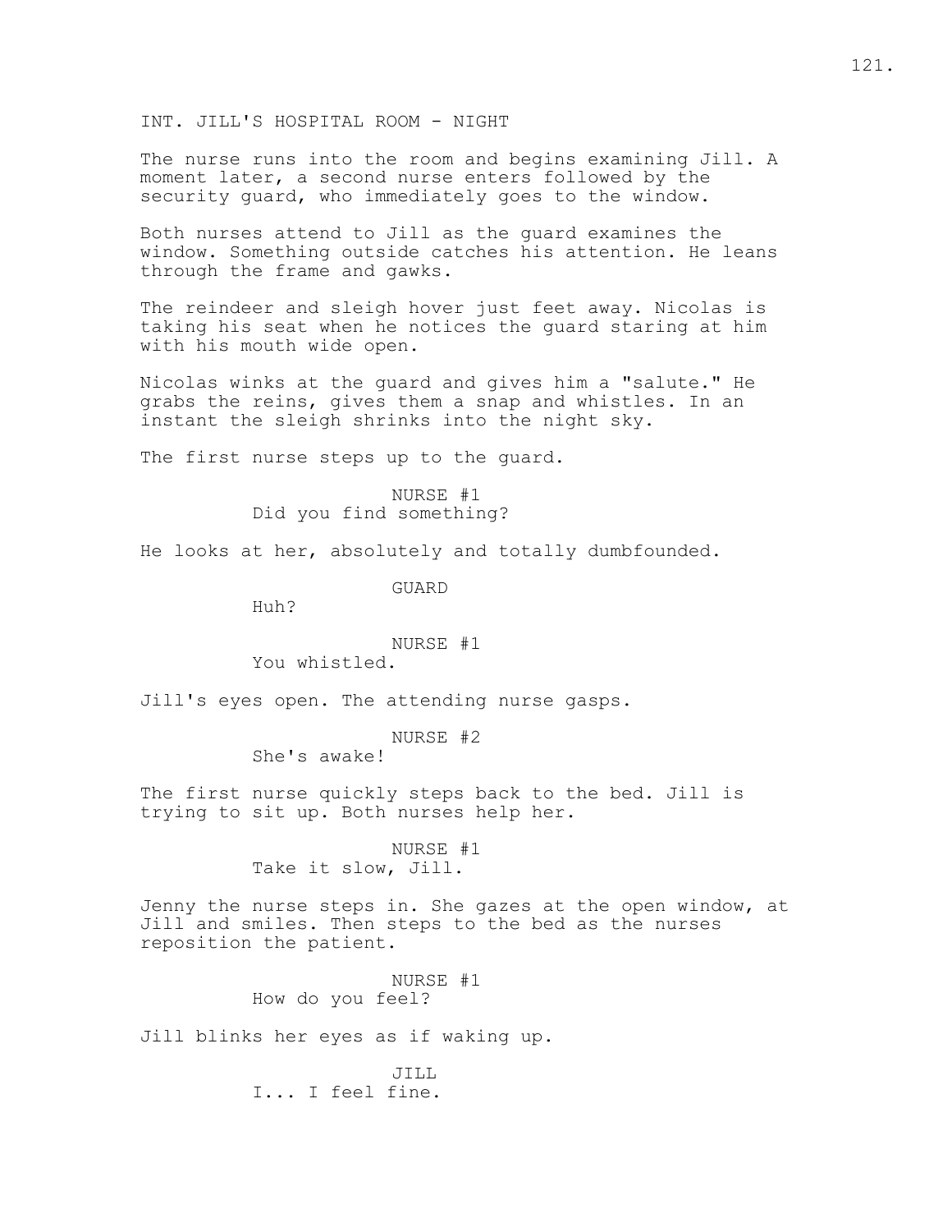INT. JILL'S HOSPITAL ROOM - NIGHT

The nurse runs into the room and begins examining Jill. A moment later, a second nurse enters followed by the security guard, who immediately goes to the window.

Both nurses attend to Jill as the guard examines the window. Something outside catches his attention. He leans through the frame and gawks.

The reindeer and sleigh hover just feet away. Nicolas is taking his seat when he notices the guard staring at him with his mouth wide open.

Nicolas winks at the guard and gives him a "salute." He grabs the reins, gives them a snap and whistles. In an instant the sleigh shrinks into the night sky.

The first nurse steps up to the guard.

NURSE #1
Did you find something?

He looks at her, absolutely and totally dumbfounded.

GUARD
Huh?

NURSE #1
You whistled.

Jill's eyes open. The attending nurse gasps.

NURSE #2
She's awake!

The first nurse quickly steps back to the bed. Jill is trying to sit up. Both nurses help her.

NURSE #1
Take it slow, Jill.

Jenny the nurse steps in. She gazes at the open window, at Jill and smiles. Then steps to the bed as the nurses reposition the patient.

NURSE #1
How do you feel?

Jill blinks her eyes as if waking up.

JILL
I... I feel fine.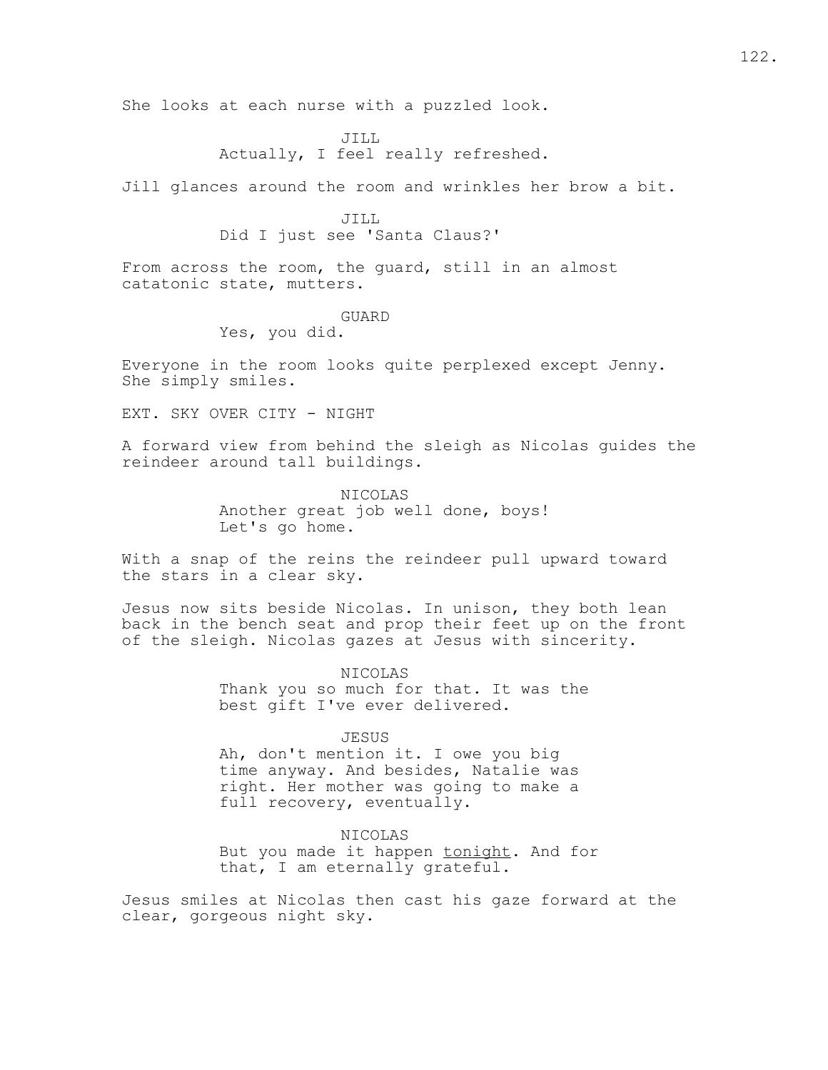She looks at each nurse with a puzzled look.

JILL
Actually, I feel really refreshed.

Jill glances around the room and wrinkles her brow a bit.

JILL
Did I just see 'Santa Claus?'

From across the room, the guard, still in an almost catatonic state, mutters.

GUARD
Yes, you did.

Everyone in the room looks quite perplexed except Jenny. She simply smiles.

EXT. SKY OVER CITY - NIGHT

A forward view from behind the sleigh as Nicolas guides the reindeer around tall buildings.

NICOLAS
Another great job well done, boys! Let's go home.

With a snap of the reins the reindeer pull upward toward the stars in a clear sky.

Jesus now sits beside Nicolas. In unison, they both lean back in the bench seat and prop their feet up on the front of the sleigh. Nicolas gazes at Jesus with sincerity.

NICOLAS
Thank you so much for that. It was the best gift I've ever delivered.

JESUS
Ah, don't mention it. I owe you big time anyway. And besides, Natalie was right. Her mother was going to make a full recovery, eventually.

NICOLAS
But you made it happen <u>tonight</u>. And for that, I am eternally grateful.

Jesus smiles at Nicolas then cast his gaze forward at the clear, gorgeous night sky.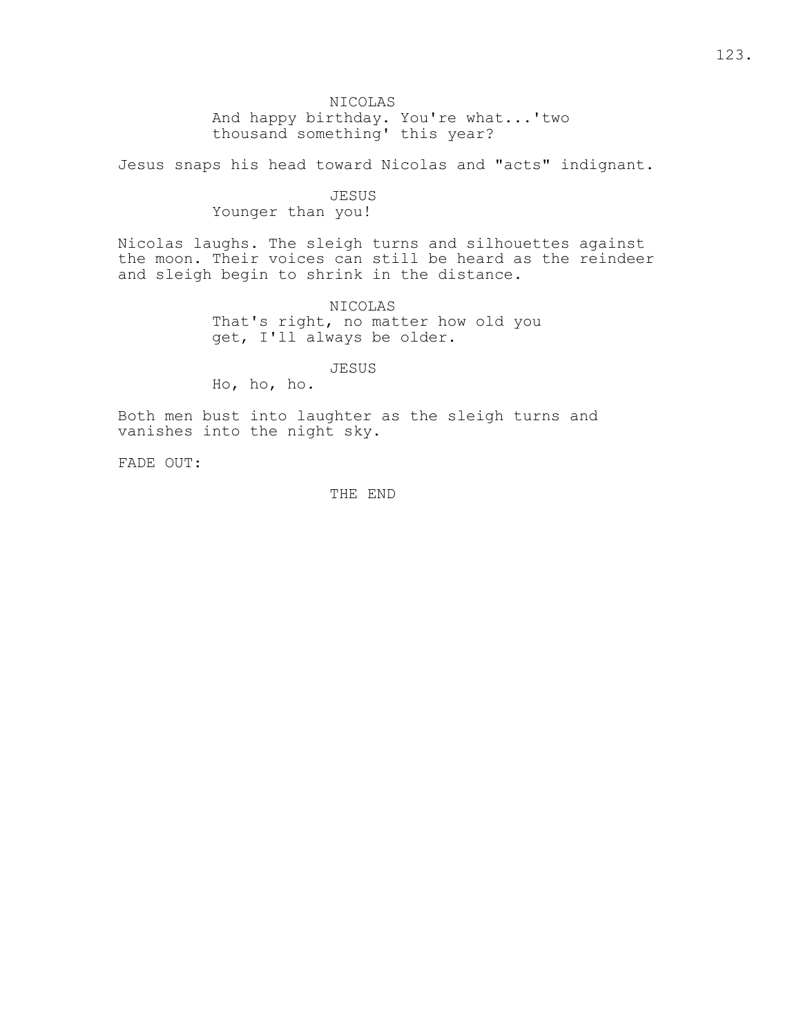NICOLAS
And happy birthday. You're what...'two thousand something' this year?

Jesus snaps his head toward Nicolas and "acts" indignant.

JESUS
Younger than you!

Nicolas laughs. The sleigh turns and silhouettes against the moon. Their voices can still be heard as the reindeer and sleigh begin to shrink in the distance.

NICOLAS
That's right, no matter how old you get, I'll always be older.

JESUS
Ho, ho, ho.

Both men bust into laughter as the sleigh turns and vanishes into the night sky.

FADE OUT:

THE END